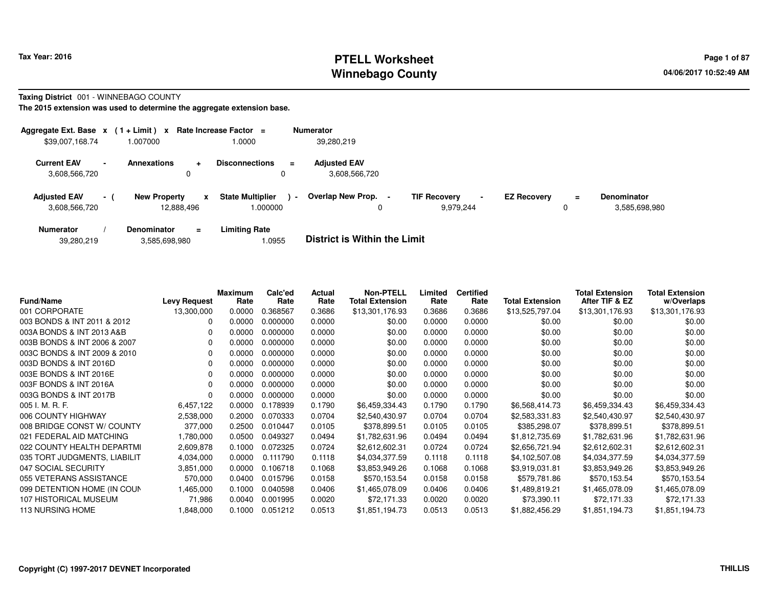# PTELL Worksheet
# Winnebago County

Tax Year: 2016

04/06/2017 10:52:49 AM

**Taxing District** 001 - WINNEBAGO COUNTY

**The 2015 extension was used to determine the aggregate extension base.**

| Aggregate Ext. Base | x | (1 + Limit) | x | Rate Increase Factor | = | Numerator |
|---|---|---|---|---|---|---|
| $39,007,168.74 | | 1.007000 | | 1.0000 | | 39,280,219 |

| Current EAV | - | Annexations | + | Disconnections | = | Adjusted EAV |
|---|---|---|---|---|---|---|
| 3,608,566,720 | | 0 | | 0 | | 3,608,566,720 |

| Adjusted EAV | - ( | New Property | x | State Multiplier | ) - | Overlap New Prop. | - | TIF Recovery | - | EZ Recovery | = | Denominator |
|---|---|---|---|---|---|---|---|---|---|---|---|---|
| 3,608,566,720 | | 12,888,496 | | 1.000000 | | 0 | | 9,979,244 | | 0 | | 3,585,698,980 |

| Numerator | / | Denominator | = | Limiting Rate |
|---|---|---|---|---|
| 39,280,219 | | 3,585,698,980 | | 1.0955 |

**District is Within the Limit**

| Fund/Name | Levy Request | Maximum Rate | Calc'ed Rate | Actual Rate | Non-PTELL Total Extension | Limited Rate | Certified Rate | Total Extension | Total Extension After TIF & EZ | Total Extension w/Overlaps |
|---|---|---|---|---|---|---|---|---|---|---|
| 001 CORPORATE | 13,300,000 | 0.0000 | 0.368567 | 0.3686 | $13,301,176.93 | 0.3686 | 0.3686 | $13,525,797.04 | $13,301,176.93 | $13,301,176.93 |
| 003 BONDS & INT 2011 & 2012 | 0 | 0.0000 | 0.000000 | 0.0000 | $0.00 | 0.0000 | 0.0000 | $0.00 | $0.00 | $0.00 |
| 003A BONDS & INT 2013 A&B | 0 | 0.0000 | 0.000000 | 0.0000 | $0.00 | 0.0000 | 0.0000 | $0.00 | $0.00 | $0.00 |
| 003B BONDS & INT 2006 & 2007 | 0 | 0.0000 | 0.000000 | 0.0000 | $0.00 | 0.0000 | 0.0000 | $0.00 | $0.00 | $0.00 |
| 003C BONDS & INT 2009 & 2010 | 0 | 0.0000 | 0.000000 | 0.0000 | $0.00 | 0.0000 | 0.0000 | $0.00 | $0.00 | $0.00 |
| 003D BONDS & INT 2016D | 0 | 0.0000 | 0.000000 | 0.0000 | $0.00 | 0.0000 | 0.0000 | $0.00 | $0.00 | $0.00 |
| 003E BONDS & INT 2016E | 0 | 0.0000 | 0.000000 | 0.0000 | $0.00 | 0.0000 | 0.0000 | $0.00 | $0.00 | $0.00 |
| 003F BONDS & INT 2016A | 0 | 0.0000 | 0.000000 | 0.0000 | $0.00 | 0.0000 | 0.0000 | $0.00 | $0.00 | $0.00 |
| 003G BONDS & INT 2017B | 0 | 0.0000 | 0.000000 | 0.0000 | $0.00 | 0.0000 | 0.0000 | $0.00 | $0.00 | $0.00 |
| 005 I. M. R. F. | 6,457,122 | 0.0000 | 0.178939 | 0.1790 | $6,459,334.43 | 0.1790 | 0.1790 | $6,568,414.73 | $6,459,334.43 | $6,459,334.43 |
| 006 COUNTY HIGHWAY | 2,538,000 | 0.2000 | 0.070333 | 0.0704 | $2,540,430.97 | 0.0704 | 0.0704 | $2,583,331.83 | $2,540,430.97 | $2,540,430.97 |
| 008 BRIDGE CONST W/ COUNTY | 377,000 | 0.2500 | 0.010447 | 0.0105 | $378,899.51 | 0.0105 | 0.0105 | $385,298.07 | $378,899.51 | $378,899.51 |
| 021 FEDERAL AID MATCHING | 1,780,000 | 0.0500 | 0.049327 | 0.0494 | $1,782,631.96 | 0.0494 | 0.0494 | $1,812,735.69 | $1,782,631.96 | $1,782,631.96 |
| 022 COUNTY HEALTH DEPARTMI | 2,609,878 | 0.1000 | 0.072325 | 0.0724 | $2,612,602.31 | 0.0724 | 0.0724 | $2,656,721.94 | $2,612,602.31 | $2,612,602.31 |
| 035 TORT JUDGMENTS, LIABILIT | 4,034,000 | 0.0000 | 0.111790 | 0.1118 | $4,034,377.59 | 0.1118 | 0.1118 | $4,102,507.08 | $4,034,377.59 | $4,034,377.59 |
| 047 SOCIAL SECURITY | 3,851,000 | 0.0000 | 0.106718 | 0.1068 | $3,853,949.26 | 0.1068 | 0.1068 | $3,919,031.81 | $3,853,949.26 | $3,853,949.26 |
| 055 VETERANS ASSISTANCE | 570,000 | 0.0400 | 0.015796 | 0.0158 | $570,153.54 | 0.0158 | 0.0158 | $579,781.86 | $570,153.54 | $570,153.54 |
| 099 DETENTION HOME (IN COUN | 1,465,000 | 0.1000 | 0.040598 | 0.0406 | $1,465,078.09 | 0.0406 | 0.0406 | $1,489,819.21 | $1,465,078.09 | $1,465,078.09 |
| 107 HISTORICAL MUSEUM | 71,986 | 0.0040 | 0.001995 | 0.0020 | $72,171.33 | 0.0020 | 0.0020 | $73,390.11 | $72,171.33 | $72,171.33 |
| 113 NURSING HOME | 1,848,000 | 0.1000 | 0.051212 | 0.0513 | $1,851,194.73 | 0.0513 | 0.0513 | $1,882,456.29 | $1,851,194.73 | $1,851,194.73 |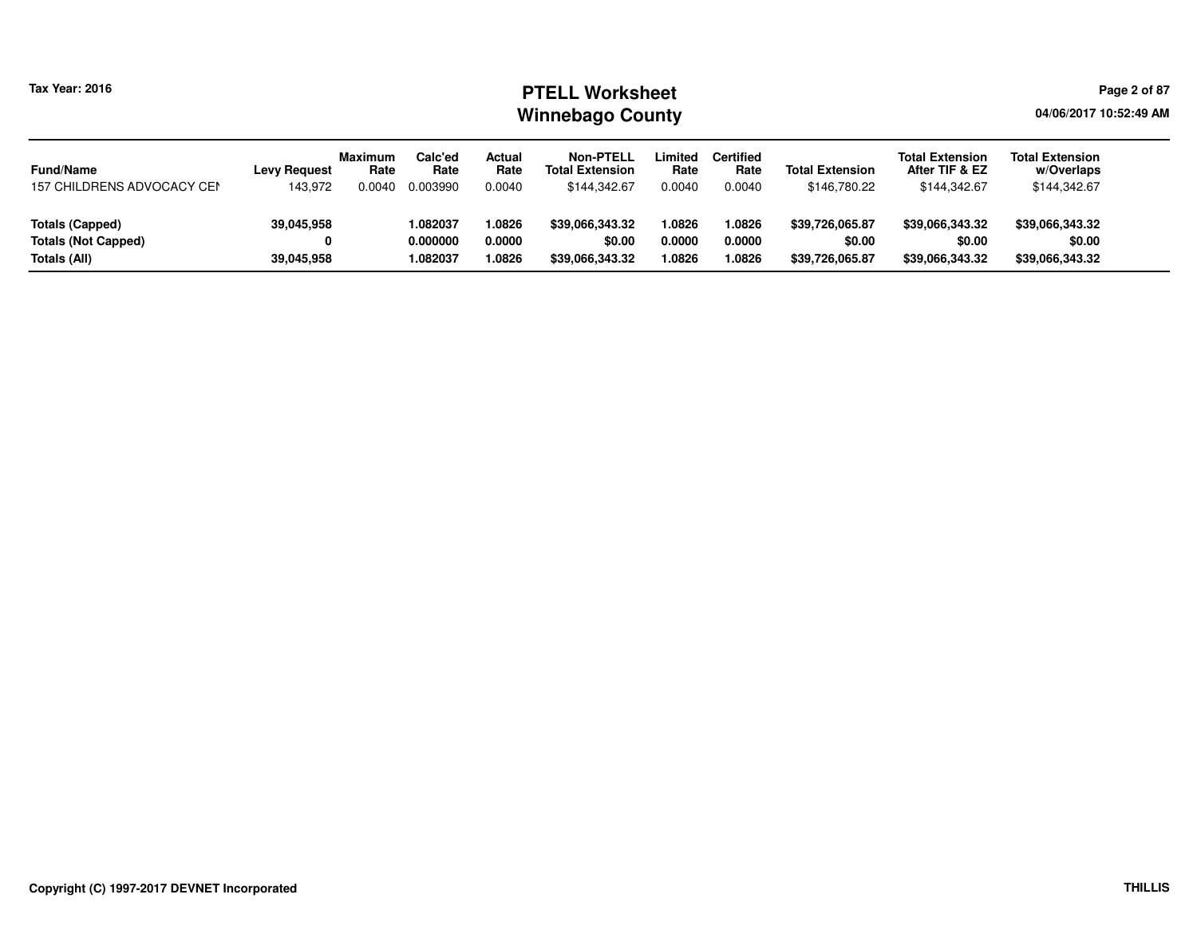| Fund/Name | Levy Request | Maximum Rate | Calc'ed Rate | Actual Rate | Non-PTELL Total Extension | Limited Rate | Certified Rate | Total Extension | Total Extension After TIF & EZ | Total Extension w/Overlaps |
|---|---|---|---|---|---|---|---|---|---|---|
| 157 CHILDRENS ADVOCACY CEN | 143,972 | 0.0040 | 0.003990 | 0.0040 | $144,342.67 | 0.0040 | 0.0040 | $146,780.22 | $144,342.67 | $144,342.67 |
| **Totals (Capped)** | **39,045,958** | | **1.082037** | **1.0826** | **$39,066,343.32** | **1.0826** | **1.0826** | **$39,726,065.87** | **$39,066,343.32** | **$39,066,343.32** |
| **Totals (Not Capped)** | **0** | | **0.000000** | **0.0000** | **$0.00** | **0.0000** | **0.0000** | **$0.00** | **$0.00** | **$0.00** |
| **Totals (All)** | **39,045,958** | | **1.082037** | **1.0826** | **$39,066,343.32** | **1.0826** | **1.0826** | **$39,726,065.87** | **$39,066,343.32** | **$39,066,343.32** |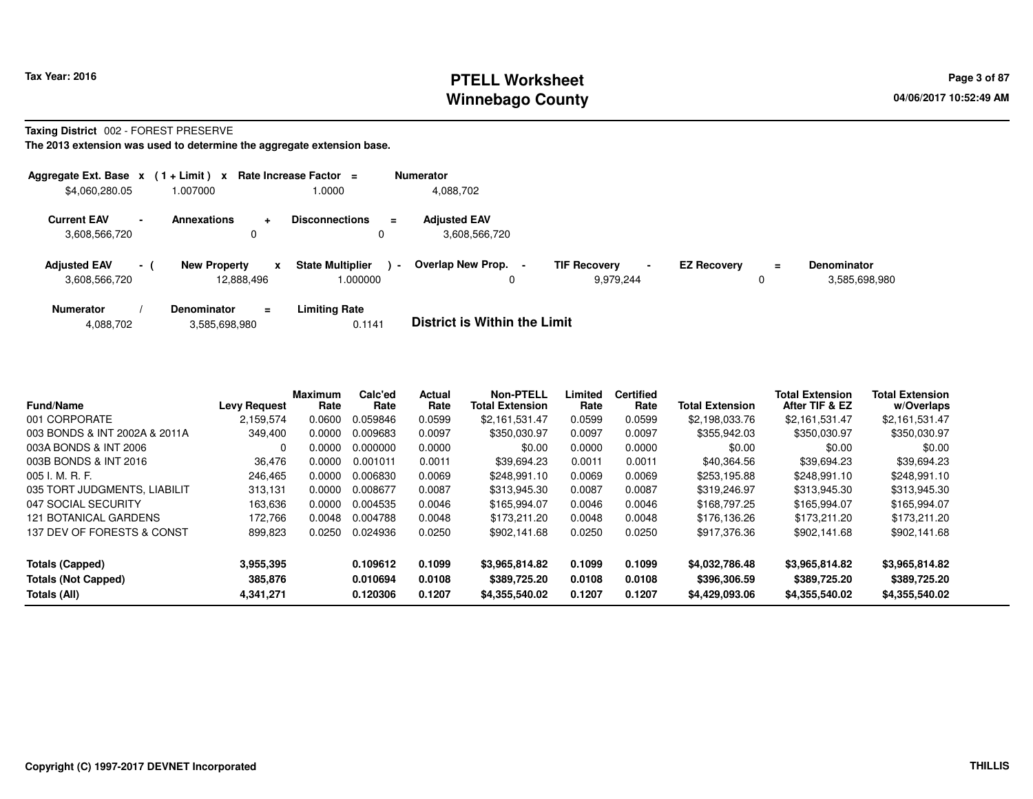**Taxing District** 002 - FOREST PRESERVE

**The 2013 extension was used to determine the aggregate extension base.**

| Aggregate Ext. Base | x | (1 + Limit) | x | Rate Increase Factor | = | Numerator |
|---|---|---|---|---|---|---|
| $4,060,280.05 | | 1.007000 | | 1.0000 | | 4,088,702 |

| Current EAV | - | Annexations | + | Disconnections | = | Adjusted EAV |
|---|---|---|---|---|---|---|
| 3,608,566,720 | | 0 | | 0 | | 3,608,566,720 |

| Adjusted EAV | - ( | New Property | x | State Multiplier | ) - | Overlap New Prop. | - | TIF Recovery | - | EZ Recovery | = | Denominator |
|---|---|---|---|---|---|---|---|---|---|---|---|---|
| 3,608,566,720 | | 12,888,496 | | 1.000000 | | 0 | | 9,979,244 | | 0 | | 3,585,698,980 |

| Numerator | / | Denominator | = | Limiting Rate |
|---|---|---|---|---|
| 4,088,702 | | 3,585,698,980 | | 0.1141 |

**District is Within the Limit**

| Fund/Name | Levy Request | Maximum Rate | Calc'ed Rate | Actual Rate | Non-PTELL Total Extension | Limited Rate | Certified Rate | Total Extension | Total Extension After TIF & EZ | Total Extension w/Overlaps |
|---|---|---|---|---|---|---|---|---|---|---|
| 001 CORPORATE | 2,159,574 | 0.0600 | 0.059846 | 0.0599 | $2,161,531.47 | 0.0599 | 0.0599 | $2,198,033.76 | $2,161,531.47 | $2,161,531.47 |
| 003 BONDS & INT 2002A & 2011A | 349,400 | 0.0000 | 0.009683 | 0.0097 | $350,030.97 | 0.0097 | 0.0097 | $355,942.03 | $350,030.97 | $350,030.97 |
| 003A BONDS & INT 2006 | 0 | 0.0000 | 0.000000 | 0.0000 | $0.00 | 0.0000 | 0.0000 | $0.00 | $0.00 | $0.00 |
| 003B BONDS & INT 2016 | 36,476 | 0.0000 | 0.001011 | 0.0011 | $39,694.23 | 0.0011 | 0.0011 | $40,364.56 | $39,694.23 | $39,694.23 |
| 005 I. M. R. F. | 246,465 | 0.0000 | 0.006830 | 0.0069 | $248,991.10 | 0.0069 | 0.0069 | $253,195.88 | $248,991.10 | $248,991.10 |
| 035 TORT JUDGMENTS, LIABILIT | 313,131 | 0.0000 | 0.008677 | 0.0087 | $313,945.30 | 0.0087 | 0.0087 | $319,246.97 | $313,945.30 | $313,945.30 |
| 047 SOCIAL SECURITY | 163,636 | 0.0000 | 0.004535 | 0.0046 | $165,994.07 | 0.0046 | 0.0046 | $168,797.25 | $165,994.07 | $165,994.07 |
| 121 BOTANICAL GARDENS | 172,766 | 0.0048 | 0.004788 | 0.0048 | $173,211.20 | 0.0048 | 0.0048 | $176,136.26 | $173,211.20 | $173,211.20 |
| 137 DEV OF FORESTS & CONST | 899,823 | 0.0250 | 0.024936 | 0.0250 | $902,141.68 | 0.0250 | 0.0250 | $917,376.36 | $902,141.68 | $902,141.68 |
| **Totals (Capped)** | **3,955,395** | | **0.109612** | **0.1099** | **$3,965,814.82** | **0.1099** | **0.1099** | **$4,032,786.48** | **$3,965,814.82** | **$3,965,814.82** |
| **Totals (Not Capped)** | **385,876** | | **0.010694** | **0.0108** | **$389,725.20** | **0.0108** | **0.0108** | **$396,306.59** | **$389,725.20** | **$389,725.20** |
| **Totals (All)** | **4,341,271** | | **0.120306** | **0.1207** | **$4,355,540.02** | **0.1207** | **0.1207** | **$4,429,093.06** | **$4,355,540.02** | **$4,355,540.02** |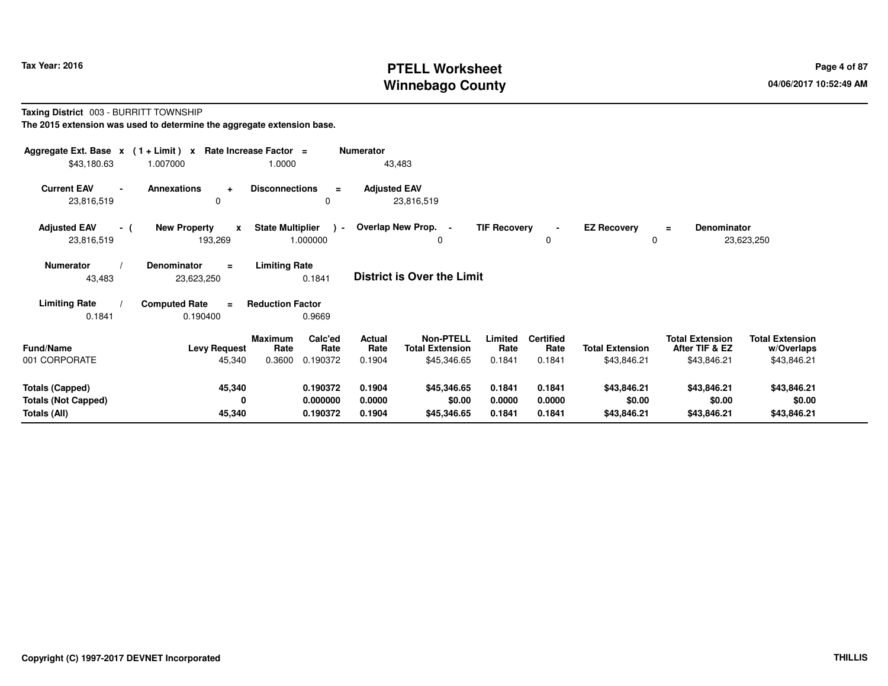# PTELL Worksheet
# Winnebago County

Tax Year: 2016

04/06/2017 10:52:49 AM

**Taxing District** 003 - BURRITT TOWNSHIP

**The 2015 extension was used to determine the aggregate extension base.**

| Aggregate Ext. Base | x | (1 + Limit) | x | Rate Increase Factor | = | Numerator |
|---|---|---|---|---|---|---|
| $43,180.63 | | 1.007000 | | 1.0000 | | 43,483 |

| Current EAV | - | Annexations | + | Disconnections | = | Adjusted EAV |
|---|---|---|---|---|---|---|
| 23,816,519 | | 0 | | 0 | | 23,816,519 |

| Adjusted EAV | - ( | New Property | x | State Multiplier | ) - | Overlap New Prop. | - | TIF Recovery | - | EZ Recovery | = | Denominator |
|---|---|---|---|---|---|---|---|---|---|---|---|---|
| 23,816,519 | | 193,269 | | 1.000000 | | 0 | | 0 | | 0 | | 23,623,250 |

| Numerator | / | Denominator | = | Limiting Rate |
|---|---|---|---|---|
| 43,483 | | 23,623,250 | | 0.1841 |

**District is Over the Limit**

| Limiting Rate | / | Computed Rate | = | Reduction Factor |
|---|---|---|---|---|
| 0.1841 | | 0.190400 | | 0.9669 |

| Fund/Name | Levy Request | Maximum Rate | Calc'ed Rate | Actual Rate | Non-PTELL Total Extension | Limited Rate | Certified Rate | Total Extension | Total Extension After TIF & EZ | Total Extension w/Overlaps |
|---|---|---|---|---|---|---|---|---|---|---|
| 001 CORPORATE | 45,340 | 0.3600 | 0.190372 | 0.1904 | $45,346.65 | 0.1841 | 0.1841 | $43,846.21 | $43,846.21 | $43,846.21 |
| **Totals (Capped)** | **45,340** | | **0.190372** | **0.1904** | **$45,346.65** | **0.1841** | **0.1841** | **$43,846.21** | **$43,846.21** | **$43,846.21** |
| **Totals (Not Capped)** | **0** | | **0.000000** | **0.0000** | **$0.00** | **0.0000** | **0.0000** | **$0.00** | **$0.00** | **$0.00** |
| **Totals (All)** | **45,340** | | **0.190372** | **0.1904** | **$45,346.65** | **0.1841** | **0.1841** | **$43,846.21** | **$43,846.21** | **$43,846.21** |

**Copyright (C) 1997-2017 DEVNET Incorporated** **THILLIS**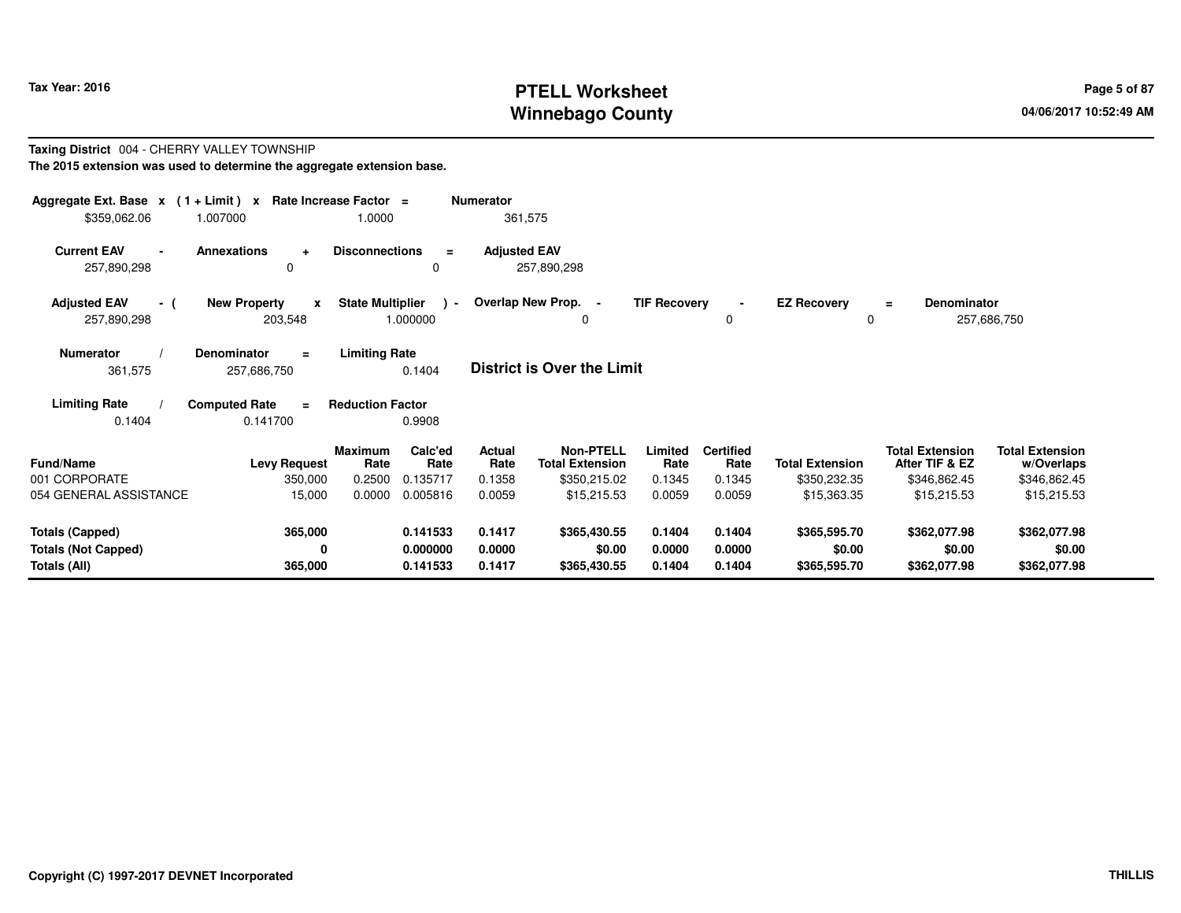# PTELL Worksheet
# Winnebago County

Tax Year: 2016

04/06/2017 10:52:49 AM

**Taxing District** 004 - CHERRY VALLEY TOWNSHIP

**The 2015 extension was used to determine the aggregate extension base.**

| Aggregate Ext. Base | x | (1 + Limit) | x | Rate Increase Factor | = | Numerator |
|---|---|---|---|---|---|---|
| $359,062.06 | | 1.007000 | | 1.0000 | | 361,575 |

| Current EAV | - | Annexations | + | Disconnections | = | Adjusted EAV |
|---|---|---|---|---|---|---|
| 257,890,298 | | 0 | | 0 | | 257,890,298 |

| Adjusted EAV | - ( | New Property | x | State Multiplier | ) - | Overlap New Prop. | - | TIF Recovery | - | EZ Recovery | = | Denominator |
|---|---|---|---|---|---|---|---|---|---|---|---|---|
| 257,890,298 | | 203,548 | | 1.000000 | | 0 | | 0 | | 0 | | 257,686,750 |

| Numerator | / | Denominator | = | Limiting Rate |
|---|---|---|---|---|
| 361,575 | | 257,686,750 | | 0.1404 |

**District is Over the Limit**

| Limiting Rate | / | Computed Rate | = | Reduction Factor |
|---|---|---|---|---|
| 0.1404 | | 0.141700 | | 0.9908 |

| Fund/Name | Levy Request | Maximum Rate | Calc'ed Rate | Actual Rate | Non-PTELL Total Extension | Limited Rate | Certified Rate | Total Extension | Total Extension After TIF & EZ | Total Extension w/Overlaps |
|---|---|---|---|---|---|---|---|---|---|---|
| 001 CORPORATE | 350,000 | 0.2500 | 0.135717 | 0.1358 | $350,215.02 | 0.1345 | 0.1345 | $350,232.35 | $346,862.45 | $346,862.45 |
| 054 GENERAL ASSISTANCE | 15,000 | 0.0000 | 0.005816 | 0.0059 | $15,215.53 | 0.0059 | 0.0059 | $15,363.35 | $15,215.53 | $15,215.53 |
| **Totals (Capped)** | **365,000** | | **0.141533** | **0.1417** | **$365,430.55** | **0.1404** | **0.1404** | **$365,595.70** | **$362,077.98** | **$362,077.98** |
| **Totals (Not Capped)** | **0** | | **0.000000** | **0.0000** | **$0.00** | **0.0000** | **0.0000** | **$0.00** | **$0.00** | **$0.00** |
| **Totals (All)** | **365,000** | | **0.141533** | **0.1417** | **$365,430.55** | **0.1404** | **0.1404** | **$365,595.70** | **$362,077.98** | **$362,077.98** |

Copyright (C) 1997-2017 DEVNET Incorporated

THILLIS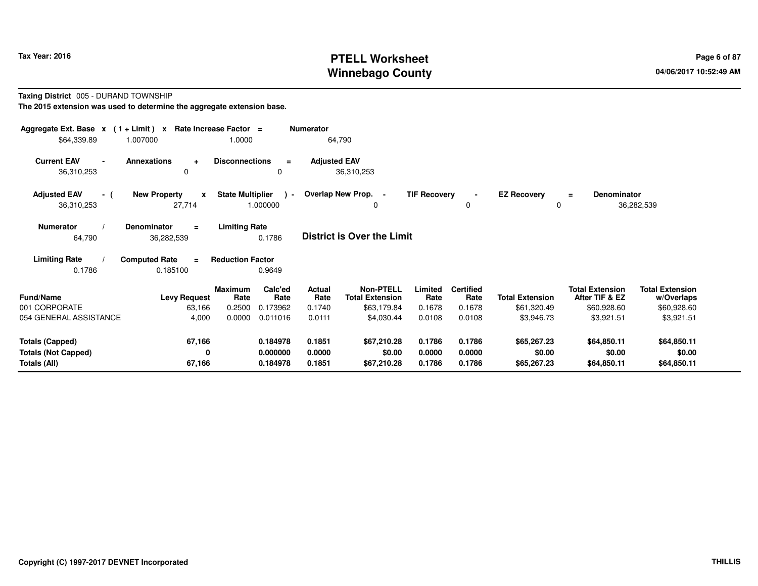# PTELL Worksheet
# Winnebago County

Tax Year: 2016

04/06/2017 10:52:49 AM

**Taxing District** 005 - DURAND TOWNSHIP

**The 2015 extension was used to determine the aggregate extension base.**

| Aggregate Ext. Base | x | (1 + Limit) | x | Rate Increase Factor | = | Numerator |
|---|---|---|---|---|---|---|
| $64,339.89 | | 1.007000 | | 1.0000 | | 64,790 |

| Current EAV | - | Annexations | + | Disconnections | = | Adjusted EAV |
|---|---|---|---|---|---|---|
| 36,310,253 | | 0 | | 0 | | 36,310,253 |

| Adjusted EAV | - ( | New Property | x | State Multiplier | ) - | Overlap New Prop. | - | TIF Recovery | - | EZ Recovery | = | Denominator |
|---|---|---|---|---|---|---|---|---|---|---|---|---|
| 36,310,253 | | 27,714 | | 1.000000 | | 0 | | 0 | | 0 | | 36,282,539 |

| Numerator | / | Denominator | = | Limiting Rate |
|---|---|---|---|---|
| 64,790 | | 36,282,539 | | 0.1786 |

**District is Over the Limit**

| Limiting Rate | / | Computed Rate | = | Reduction Factor |
|---|---|---|---|---|
| 0.1786 | | 0.185100 | | 0.9649 |

| Fund/Name | Levy Request | Maximum Rate | Calc'ed Rate | Actual Rate | Non-PTELL Total Extension | Limited Rate | Certified Rate | Total Extension | Total Extension After TIF & EZ | Total Extension w/Overlaps |
|---|---|---|---|---|---|---|---|---|---|---|
| 001 CORPORATE | 63,166 | 0.2500 | 0.173962 | 0.1740 | $63,179.84 | 0.1678 | 0.1678 | $61,320.49 | $60,928.60 | $60,928.60 |
| 054 GENERAL ASSISTANCE | 4,000 | 0.0000 | 0.011016 | 0.0111 | $4,030.44 | 0.0108 | 0.0108 | $3,946.73 | $3,921.51 | $3,921.51 |
| **Totals (Capped)** | **67,166** | | **0.184978** | **0.1851** | **$67,210.28** | **0.1786** | **0.1786** | **$65,267.23** | **$64,850.11** | **$64,850.11** |
| **Totals (Not Capped)** | **0** | | **0.000000** | **0.0000** | **$0.00** | **0.0000** | **0.0000** | **$0.00** | **$0.00** | **$0.00** |
| **Totals (All)** | **67,166** | | **0.184978** | **0.1851** | **$67,210.28** | **0.1786** | **0.1786** | **$65,267.23** | **$64,850.11** | **$64,850.11** |

Copyright (C) 1997-2017 DEVNET Incorporated

THILLIS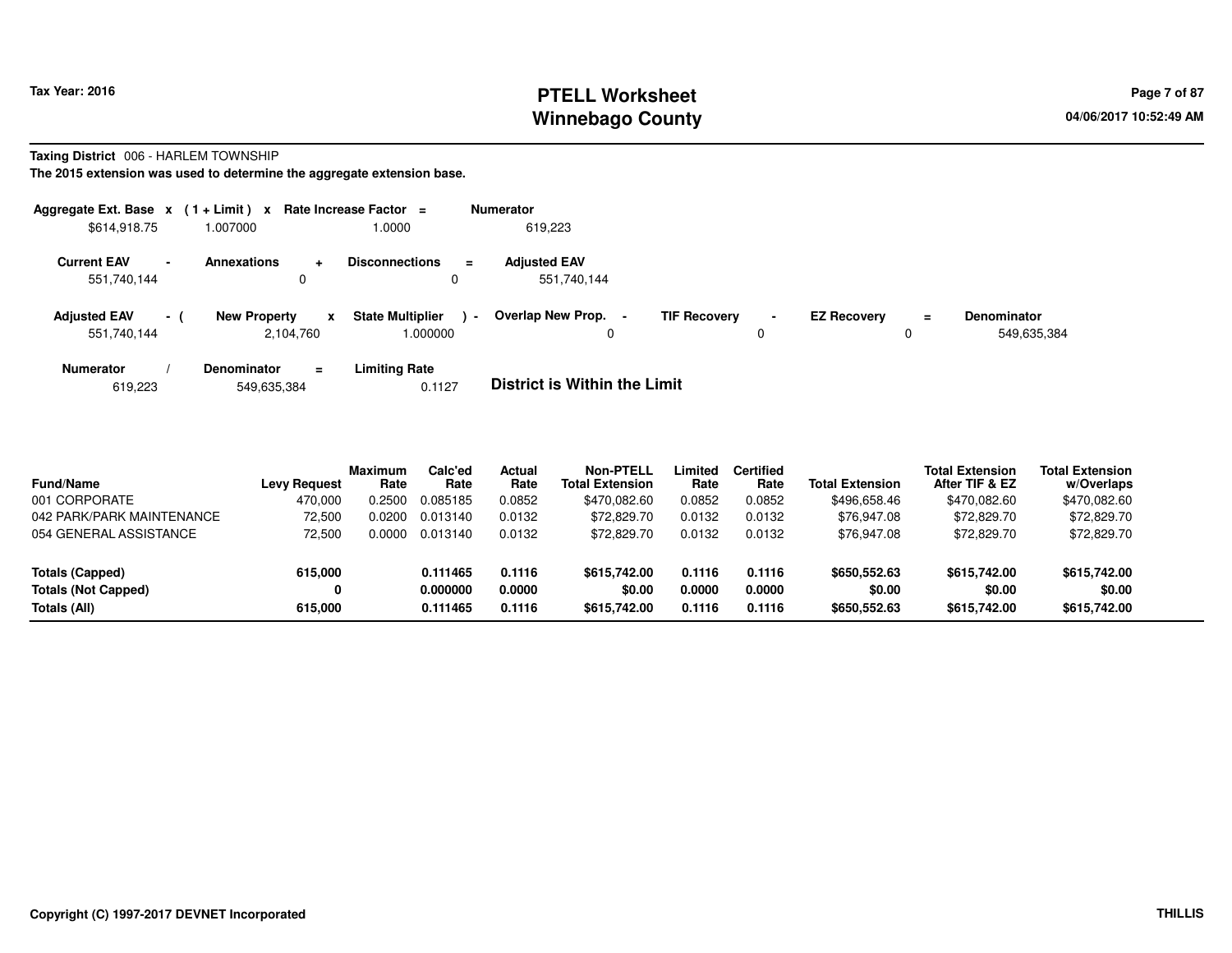**Tax Year: 2016**

# PTELL Worksheet
## Winnebago County

04/06/2017 10:52:49 AM

**Taxing District** 006 - HARLEM TOWNSHIP

**The 2015 extension was used to determine the aggregate extension base.**

| Aggregate Ext. Base | x | (1 + Limit) | x | Rate Increase Factor | = | Numerator |
|---|---|---|---|---|---|---|
| $614,918.75 | | 1.007000 | | 1.0000 | | 619,223 |

| Current EAV | - | Annexations | + | Disconnections | = | Adjusted EAV |
|---|---|---|---|---|---|---|
| 551,740,144 | | 0 | | 0 | | 551,740,144 |

| Adjusted EAV | - ( | New Property | x | State Multiplier | ) - | Overlap New Prop. | - | TIF Recovery | - | EZ Recovery | = | Denominator |
|---|---|---|---|---|---|---|---|---|---|---|---|---|
| 551,740,144 | | 2,104,760 | | 1.000000 | | 0 | | 0 | | 0 | | 549,635,384 |

| Numerator | / | Denominator | = | Limiting Rate |
|---|---|---|---|---|
| 619,223 | | 549,635,384 | | 0.1127 |

**District is Within the Limit**

| Fund/Name | Levy Request | Maximum Rate | Calc'ed Rate | Actual Rate | Non-PTELL Total Extension | Limited Rate | Certified Rate | Total Extension | Total Extension After TIF & EZ | Total Extension w/Overlaps |
|---|---|---|---|---|---|---|---|---|---|---|
| 001 CORPORATE | 470,000 | 0.2500 | 0.085185 | 0.0852 | $470,082.60 | 0.0852 | 0.0852 | $496,658.46 | $470,082.60 | $470,082.60 |
| 042 PARK/PARK MAINTENANCE | 72,500 | 0.0200 | 0.013140 | 0.0132 | $72,829.70 | 0.0132 | 0.0132 | $76,947.08 | $72,829.70 | $72,829.70 |
| 054 GENERAL ASSISTANCE | 72,500 | 0.0000 | 0.013140 | 0.0132 | $72,829.70 | 0.0132 | 0.0132 | $76,947.08 | $72,829.70 | $72,829.70 |
| **Totals (Capped)** | **615,000** | | **0.111465** | **0.1116** | **$615,742.00** | **0.1116** | **0.1116** | **$650,552.63** | **$615,742.00** | **$615,742.00** |
| **Totals (Not Capped)** | **0** | | **0.000000** | **0.0000** | **$0.00** | **0.0000** | **0.0000** | **$0.00** | **$0.00** | **$0.00** |
| **Totals (All)** | **615,000** | | **0.111465** | **0.1116** | **$615,742.00** | **0.1116** | **0.1116** | **$650,552.63** | **$615,742.00** | **$615,742.00** |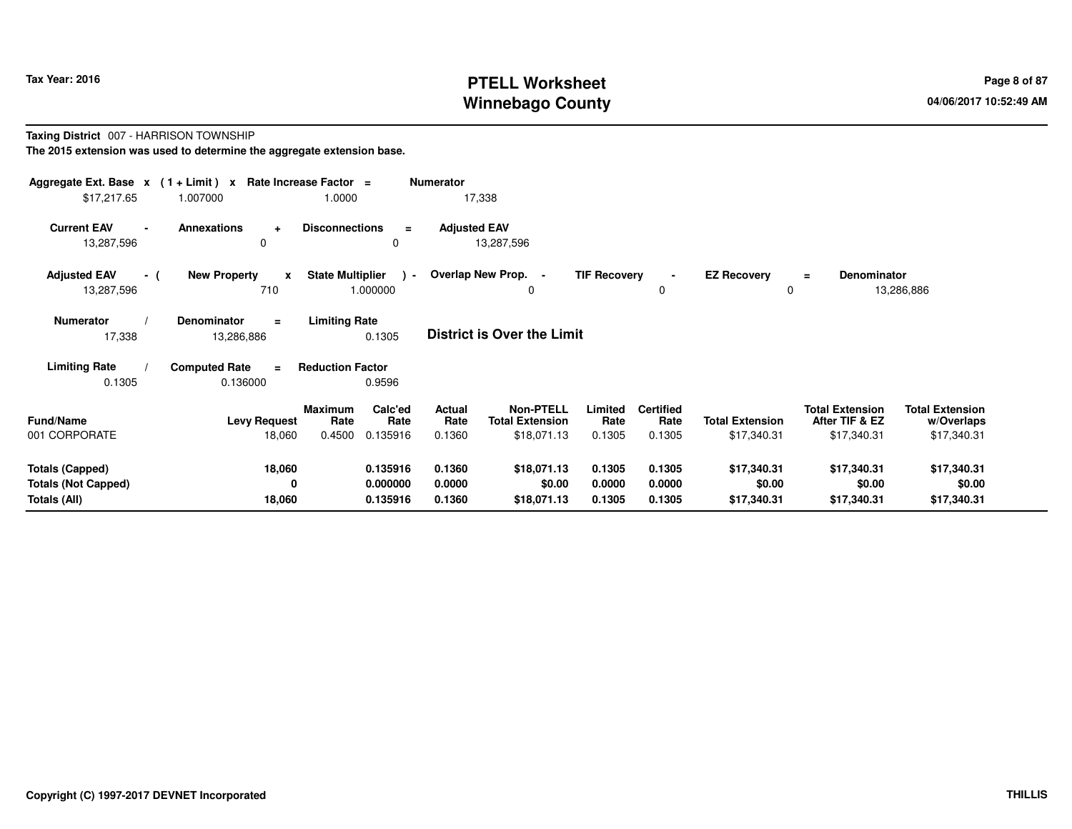**Tax Year: 2016**

# PTELL Worksheet
# Winnebago County

**Taxing District** 007 - HARRISON TOWNSHIP

**The 2015 extension was used to determine the aggregate extension base.**

| Aggregate Ext. Base | x | (1 + Limit) | x | Rate Increase Factor | = | Numerator |
|---|---|---|---|---|---|---|
| $17,217.65 | | 1.007000 | | 1.0000 | | 17,338 |

| Current EAV | - | Annexations | + | Disconnections | = | Adjusted EAV |
|---|---|---|---|---|---|---|
| 13,287,596 | | 0 | | 0 | | 13,287,596 |

| Adjusted EAV | - ( | New Property | x | State Multiplier | ) - | Overlap New Prop. | - | TIF Recovery | - | EZ Recovery | = | Denominator |
|---|---|---|---|---|---|---|---|---|---|---|---|---|
| 13,287,596 | | 710 | | 1.000000 | | 0 | | 0 | | 0 | | 13,286,886 |

| Numerator | / | Denominator | = | Limiting Rate |
|---|---|---|---|---|
| 17,338 | | 13,286,886 | | 0.1305 |

**District is Over the Limit**

| Limiting Rate | / | Computed Rate | = | Reduction Factor |
|---|---|---|---|---|
| 0.1305 | | 0.136000 | | 0.9596 |

| Fund/Name | Levy Request | Maximum Rate | Calc'ed Rate | Actual Rate | Non-PTELL Total Extension | Limited Rate | Certified Rate | Total Extension | Total Extension After TIF & EZ | Total Extension w/Overlaps |
|---|---|---|---|---|---|---|---|---|---|---|
| 001 CORPORATE | 18,060 | 0.4500 | 0.135916 | 0.1360 | $18,071.13 | 0.1305 | 0.1305 | $17,340.31 | $17,340.31 | $17,340.31 |
| **Totals (Capped)** | **18,060** | | **0.135916** | **0.1360** | **$18,071.13** | **0.1305** | **0.1305** | **$17,340.31** | **$17,340.31** | **$17,340.31** |
| **Totals (Not Capped)** | **0** | | **0.000000** | **0.0000** | **$0.00** | **0.0000** | **0.0000** | **$0.00** | **$0.00** | **$0.00** |
| **Totals (All)** | **18,060** | | **0.135916** | **0.1360** | **$18,071.13** | **0.1305** | **0.1305** | **$17,340.31** | **$17,340.31** | **$17,340.31** |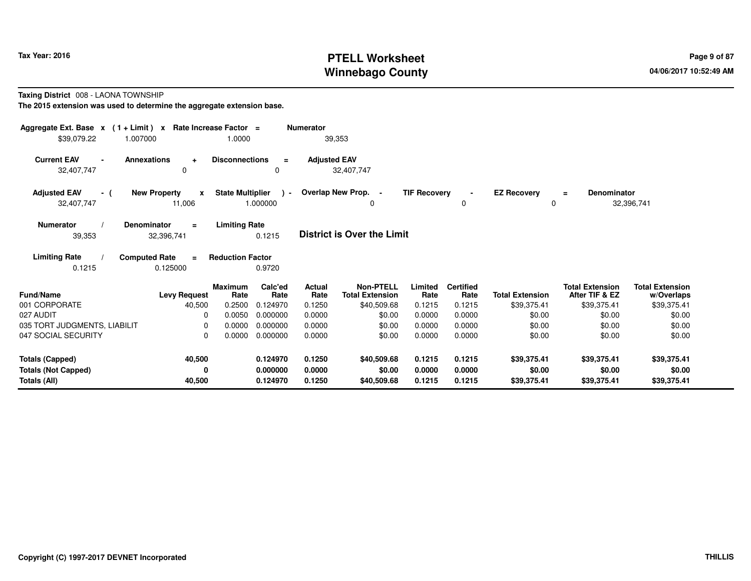**Taxing District** 008 - LAONA TOWNSHIP

**The 2015 extension was used to determine the aggregate extension base.**

| Aggregate Ext. Base | x | (1 + Limit) | x | Rate Increase Factor | = | Numerator |
|---|---|---|---|---|---|---|
| $39,079.22 | | 1.007000 | | 1.0000 | | 39,353 |

| Current EAV | - | Annexations | + | Disconnections | = | Adjusted EAV |
|---|---|---|---|---|---|---|
| 32,407,747 | | 0 | | 0 | | 32,407,747 |

| Adjusted EAV | - ( | New Property | x | State Multiplier | ) - | Overlap New Prop. | - | TIF Recovery | - | EZ Recovery | = | Denominator |
|---|---|---|---|---|---|---|---|---|---|---|---|---|
| 32,407,747 | | 11,006 | | 1.000000 | | 0 | | 0 | | 0 | | 32,396,741 |

| Numerator | / | Denominator | = | Limiting Rate |
|---|---|---|---|---|
| 39,353 | | 32,396,741 | | 0.1215 |

**District is Over the Limit**

| Limiting Rate | / | Computed Rate | = | Reduction Factor |
|---|---|---|---|---|
| 0.1215 | | 0.125000 | | 0.9720 |

| Fund/Name | Levy Request | Maximum Rate | Calc'ed Rate | Actual Rate | Non-PTELL Total Extension | Limited Rate | Certified Rate | Total Extension | Total Extension After TIF & EZ | Total Extension w/Overlaps |
|---|---|---|---|---|---|---|---|---|---|---|
| 001 CORPORATE | 40,500 | 0.2500 | 0.124970 | 0.1250 | $40,509.68 | 0.1215 | 0.1215 | $39,375.41 | $39,375.41 | $39,375.41 |
| 027 AUDIT | 0 | 0.0050 | 0.000000 | 0.0000 | $0.00 | 0.0000 | 0.0000 | $0.00 | $0.00 | $0.00 |
| 035 TORT JUDGMENTS, LIABILIT | 0 | 0.0000 | 0.000000 | 0.0000 | $0.00 | 0.0000 | 0.0000 | $0.00 | $0.00 | $0.00 |
| 047 SOCIAL SECURITY | 0 | 0.0000 | 0.000000 | 0.0000 | $0.00 | 0.0000 | 0.0000 | $0.00 | $0.00 | $0.00 |
| **Totals (Capped)** | **40,500** | | **0.124970** | **0.1250** | **$40,509.68** | **0.1215** | **0.1215** | **$39,375.41** | **$39,375.41** | **$39,375.41** |
| **Totals (Not Capped)** | **0** | | **0.000000** | **0.0000** | **$0.00** | **0.0000** | **0.0000** | **$0.00** | **$0.00** | **$0.00** |
| **Totals (All)** | **40,500** | | **0.124970** | **0.1250** | **$40,509.68** | **0.1215** | **0.1215** | **$39,375.41** | **$39,375.41** | **$39,375.41** |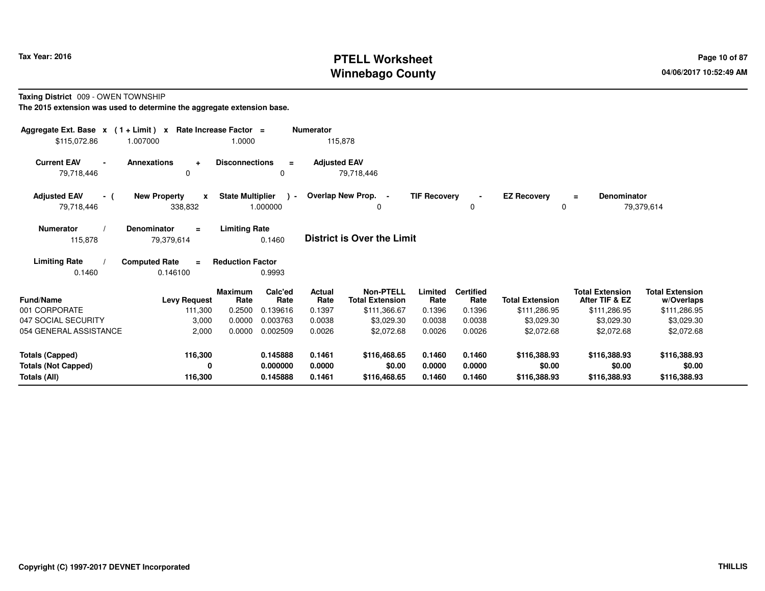# PTELL Worksheet
# Winnebago County

Tax Year: 2016

**Taxing District** 009 - OWEN TOWNSHIP

**The 2015 extension was used to determine the aggregate extension base.**

| Aggregate Ext. Base x | (1 + Limit) x | Rate Increase Factor = | Numerator |
|---|---|---|---|
| $115,072.86 | 1.007000 | 1.0000 | 115,878 |

| Current EAV - | Annexations + | Disconnections = | Adjusted EAV |
|---|---|---|---|
| 79,718,446 | 0 | 0 | 79,718,446 |

| Adjusted EAV - ( | New Property x | State Multiplier ) - | Overlap New Prop. - | TIF Recovery - | EZ Recovery = | Denominator |
|---|---|---|---|---|---|---|
| 79,718,446 | 338,832 | 1.000000 | 0 | 0 | 0 | 79,379,614 |

| Numerator / | Denominator = | Limiting Rate |
|---|---|---|
| 115,878 | 79,379,614 | 0.1460 |

**District is Over the Limit**

| Limiting Rate / | Computed Rate = | Reduction Factor |
|---|---|---|
| 0.1460 | 0.146100 | 0.9993 |

| Fund/Name | Levy Request | Maximum Rate | Calc'ed Rate | Actual Rate | Non-PTELL Total Extension | Limited Rate | Certified Rate | Total Extension | Total Extension After TIF & EZ | Total Extension w/Overlaps |
|---|---|---|---|---|---|---|---|---|---|---|
| 001 CORPORATE | 111,300 | 0.2500 | 0.139616 | 0.1397 | $111,366.67 | 0.1396 | 0.1396 | $111,286.95 | $111,286.95 | $111,286.95 |
| 047 SOCIAL SECURITY | 3,000 | 0.0000 | 0.003763 | 0.0038 | $3,029.30 | 0.0038 | 0.0038 | $3,029.30 | $3,029.30 | $3,029.30 |
| 054 GENERAL ASSISTANCE | 2,000 | 0.0000 | 0.002509 | 0.0026 | $2,072.68 | 0.0026 | 0.0026 | $2,072.68 | $2,072.68 | $2,072.68 |
| **Totals (Capped)** | **116,300** | | **0.145888** | **0.1461** | **$116,468.65** | **0.1460** | **0.1460** | **$116,388.93** | **$116,388.93** | **$116,388.93** |
| **Totals (Not Capped)** | **0** | | **0.000000** | **0.0000** | **$0.00** | **0.0000** | **0.0000** | **$0.00** | **$0.00** | **$0.00** |
| **Totals (All)** | **116,300** | | **0.145888** | **0.1461** | **$116,468.65** | **0.1460** | **0.1460** | **$116,388.93** | **$116,388.93** | **$116,388.93** |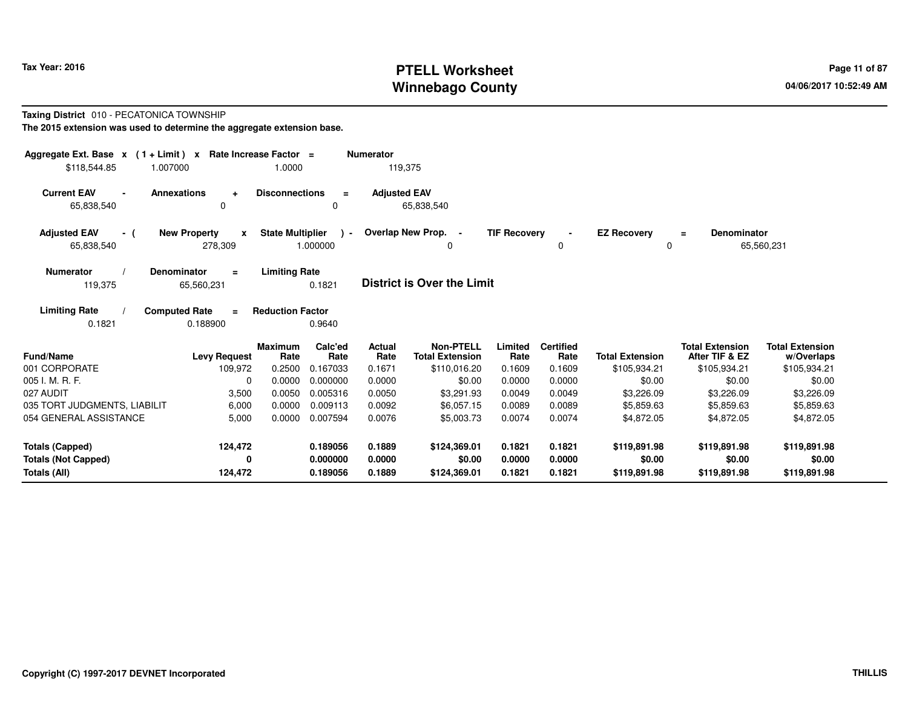**Taxing District** 010 - PECATONICA TOWNSHIP

**The 2015 extension was used to determine the aggregate extension base.**

| Aggregate Ext. Base | x | (1 + Limit) | x | Rate Increase Factor | = | Numerator |
|---|---|---|---|---|---|---|
| $118,544.85 | | 1.007000 | | 1.0000 | | 119,375 |

| Current EAV | - | Annexations | + | Disconnections | = | Adjusted EAV |
|---|---|---|---|---|---|---|
| 65,838,540 | | 0 | | 0 | | 65,838,540 |

| Adjusted EAV | - ( | New Property | x | State Multiplier | ) - | Overlap New Prop. | - | TIF Recovery | - | EZ Recovery | = | Denominator |
|---|---|---|---|---|---|---|---|---|---|---|---|---|
| 65,838,540 | | 278,309 | | 1.000000 | | 0 | | 0 | | 0 | | 65,560,231 |

| Numerator | / | Denominator | = | Limiting Rate |
|---|---|---|---|---|
| 119,375 | | 65,560,231 | | 0.1821 |

**District is Over the Limit**

| Limiting Rate | / | Computed Rate | = | Reduction Factor |
|---|---|---|---|---|
| 0.1821 | | 0.188900 | | 0.9640 |

| Fund/Name | Levy Request | Maximum Rate | Calc'ed Rate | Actual Rate | Non-PTELL Total Extension | Limited Rate | Certified Rate | Total Extension | Total Extension After TIF & EZ | Total Extension w/Overlaps |
|---|---|---|---|---|---|---|---|---|---|---|
| 001 CORPORATE | 109,972 | 0.2500 | 0.167033 | 0.1671 | $110,016.20 | 0.1609 | 0.1609 | $105,934.21 | $105,934.21 | $105,934.21 |
| 005 I. M. R. F. | 0 | 0.0000 | 0.000000 | 0.0000 | $0.00 | 0.0000 | 0.0000 | $0.00 | $0.00 | $0.00 |
| 027 AUDIT | 3,500 | 0.0050 | 0.005316 | 0.0050 | $3,291.93 | 0.0049 | 0.0049 | $3,226.09 | $3,226.09 | $3,226.09 |
| 035 TORT JUDGMENTS, LIABILIT | 6,000 | 0.0000 | 0.009113 | 0.0092 | $6,057.15 | 0.0089 | 0.0089 | $5,859.63 | $5,859.63 | $5,859.63 |
| 054 GENERAL ASSISTANCE | 5,000 | 0.0000 | 0.007594 | 0.0076 | $5,003.73 | 0.0074 | 0.0074 | $4,872.05 | $4,872.05 | $4,872.05 |
| **Totals (Capped)** | **124,472** | | **0.189056** | **0.1889** | **$124,369.01** | **0.1821** | **0.1821** | **$119,891.98** | **$119,891.98** | **$119,891.98** |
| **Totals (Not Capped)** | **0** | | **0.000000** | **0.0000** | **$0.00** | **0.0000** | **0.0000** | **$0.00** | **$0.00** | **$0.00** |
| **Totals (All)** | **124,472** | | **0.189056** | **0.1889** | **$124,369.01** | **0.1821** | **0.1821** | **$119,891.98** | **$119,891.98** | **$119,891.98** |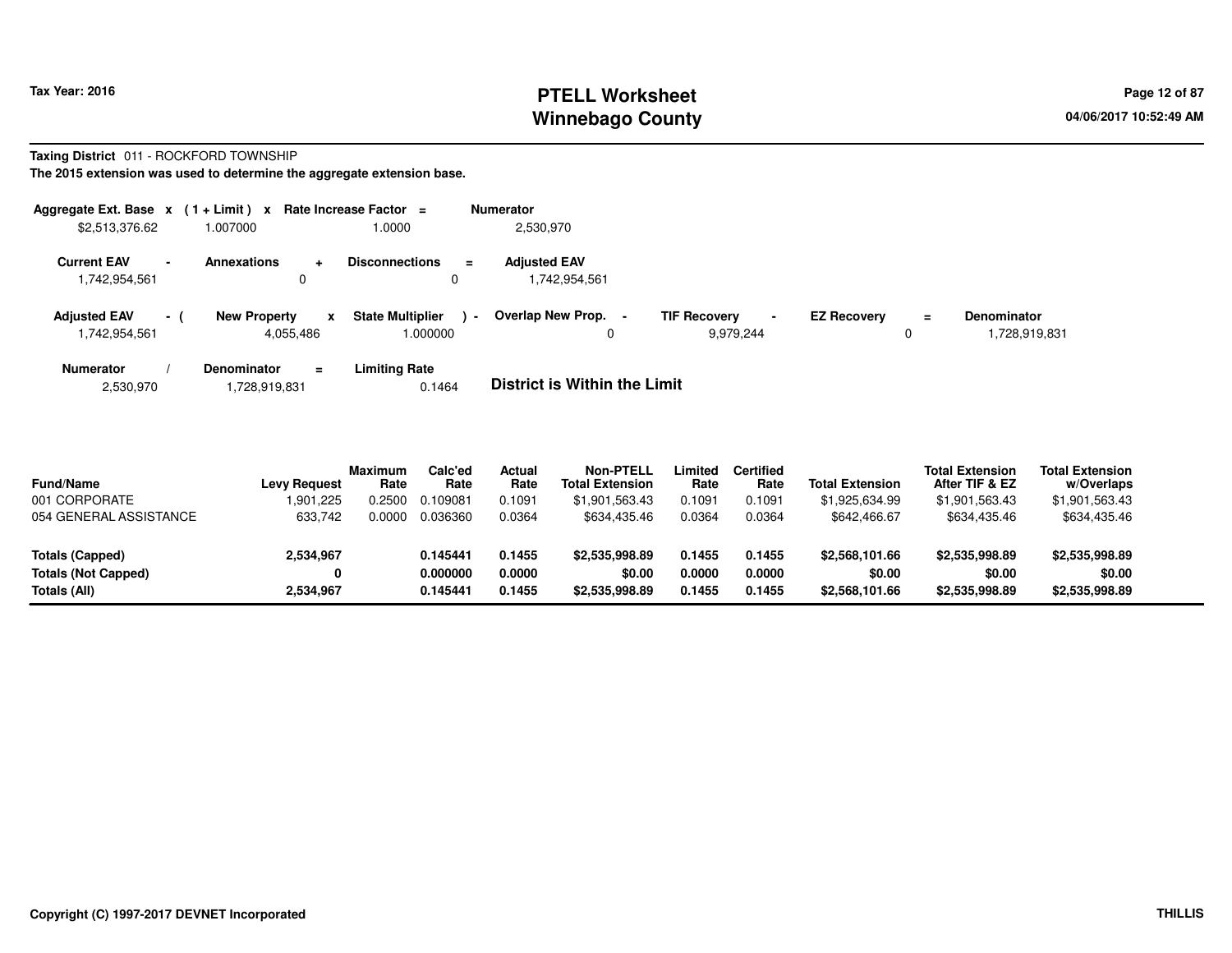Tax Year: 2016

# PTELL Worksheet
# Winnebago County

04/06/2017 10:52:49 AM

**Taxing District** 011 - ROCKFORD TOWNSHIP

**The 2015 extension was used to determine the aggregate extension base.**

| Aggregate Ext. Base | x | (1 + Limit) | x | Rate Increase Factor | = | Numerator |
|---|---|---|---|---|---|---|
| $2,513,376.62 | | 1.007000 | | 1.0000 | | 2,530,970 |

| Current EAV | - | Annexations | + | Disconnections | = | Adjusted EAV |
|---|---|---|---|---|---|---|
| 1,742,954,561 | | 0 | | 0 | | 1,742,954,561 |

| Adjusted EAV | - ( | New Property | x | State Multiplier | ) - | Overlap New Prop. | - | TIF Recovery | - | EZ Recovery | = | Denominator |
|---|---|---|---|---|---|---|---|---|---|---|---|---|
| 1,742,954,561 | | 4,055,486 | | 1.000000 | | 0 | | 9,979,244 | | 0 | | 1,728,919,831 |

| Numerator | / | Denominator | = | Limiting Rate |
|---|---|---|---|---|
| 2,530,970 | | 1,728,919,831 | | 0.1464 |

**District is Within the Limit**

| Fund/Name | Levy Request | Maximum Rate | Calc'ed Rate | Actual Rate | Non-PTELL Total Extension | Limited Rate | Certified Rate | Total Extension | Total Extension After TIF & EZ | Total Extension w/Overlaps |
|---|---|---|---|---|---|---|---|---|---|---|
| 001 CORPORATE | 1,901,225 | 0.2500 | 0.109081 | 0.1091 | $1,901,563.43 | 0.1091 | 0.1091 | $1,925,634.99 | $1,901,563.43 | $1,901,563.43 |
| 054 GENERAL ASSISTANCE | 633,742 | 0.0000 | 0.036360 | 0.0364 | $634,435.46 | 0.0364 | 0.0364 | $642,466.67 | $634,435.46 | $634,435.46 |
| **Totals (Capped)** | **2,534,967** | | **0.145441** | **0.1455** | **$2,535,998.89** | **0.1455** | **0.1455** | **$2,568,101.66** | **$2,535,998.89** | **$2,535,998.89** |
| **Totals (Not Capped)** | **0** | | **0.000000** | **0.0000** | **$0.00** | **0.0000** | **0.0000** | **$0.00** | **$0.00** | **$0.00** |
| **Totals (All)** | **2,534,967** | | **0.145441** | **0.1455** | **$2,535,998.89** | **0.1455** | **0.1455** | **$2,568,101.66** | **$2,535,998.89** | **$2,535,998.89** |

Copyright (C) 1997-2017 DEVNET Incorporated

THILLIS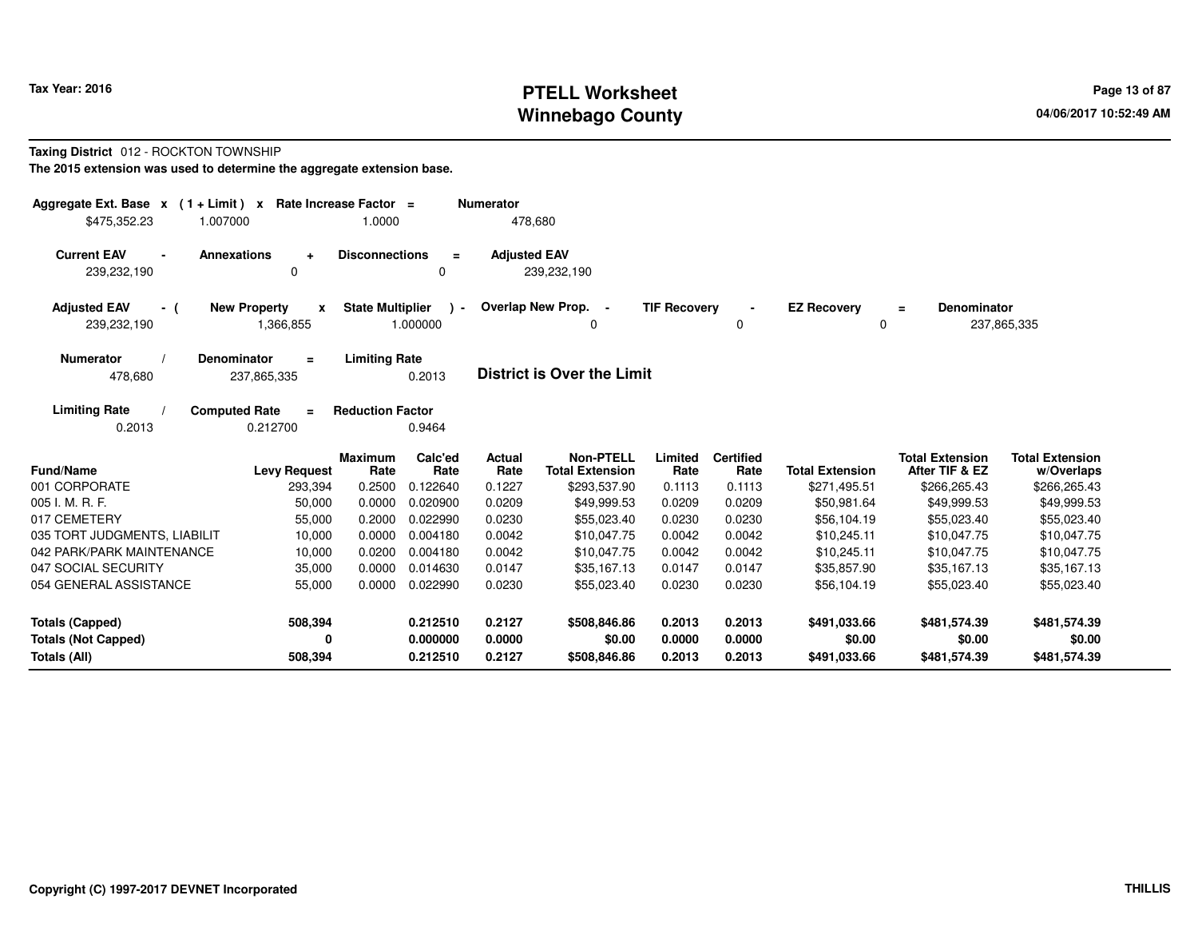**Tax Year: 2016**

# PTELL Worksheet
## Winnebago County

**Taxing District** 012 - ROCKTON TOWNSHIP

**The 2015 extension was used to determine the aggregate extension base.**

| Aggregate Ext. Base x | ( 1 + Limit ) x | Rate Increase Factor = | Numerator |
|---|---|---|---|
| $475,352.23 | 1.007000 | 1.0000 | 478,680 |

| Current EAV - | Annexations + | Disconnections = | Adjusted EAV |
|---|---|---|---|
| 239,232,190 | 0 | 0 | 239,232,190 |

| Adjusted EAV - ( | New Property x | State Multiplier ) - | Overlap New Prop. - | TIF Recovery - | EZ Recovery = | Denominator |
|---|---|---|---|---|---|---|
| 239,232,190 | 1,366,855 | 1.000000 | 0 | 0 | 0 | 237,865,335 |

| Numerator / | Denominator = | Limiting Rate |
|---|---|---|
| 478,680 | 237,865,335 | 0.2013 |

**District is Over the Limit**

| Limiting Rate / | Computed Rate = | Reduction Factor |
|---|---|---|
| 0.2013 | 0.212700 | 0.9464 |

| Fund/Name | Levy Request | Maximum Rate | Calc'ed Rate | Actual Rate | Non-PTELL Total Extension | Limited Rate | Certified Rate | Total Extension | Total Extension After TIF & EZ | Total Extension w/Overlaps |
|---|---|---|---|---|---|---|---|---|---|---|
| 001 CORPORATE | 293,394 | 0.2500 | 0.122640 | 0.1227 | $293,537.90 | 0.1113 | 0.1113 | $271,495.51 | $266,265.43 | $266,265.43 |
| 005 I. M. R. F. | 50,000 | 0.0000 | 0.020900 | 0.0209 | $49,999.53 | 0.0209 | 0.0209 | $50,981.64 | $49,999.53 | $49,999.53 |
| 017 CEMETERY | 55,000 | 0.2000 | 0.022990 | 0.0230 | $55,023.40 | 0.0230 | 0.0230 | $56,104.19 | $55,023.40 | $55,023.40 |
| 035 TORT JUDGMENTS, LIABILIT | 10,000 | 0.0000 | 0.004180 | 0.0042 | $10,047.75 | 0.0042 | 0.0042 | $10,245.11 | $10,047.75 | $10,047.75 |
| 042 PARK/PARK MAINTENANCE | 10,000 | 0.0200 | 0.004180 | 0.0042 | $10,047.75 | 0.0042 | 0.0042 | $10,245.11 | $10,047.75 | $10,047.75 |
| 047 SOCIAL SECURITY | 35,000 | 0.0000 | 0.014630 | 0.0147 | $35,167.13 | 0.0147 | 0.0147 | $35,857.90 | $35,167.13 | $35,167.13 |
| 054 GENERAL ASSISTANCE | 55,000 | 0.0000 | 0.022990 | 0.0230 | $55,023.40 | 0.0230 | 0.0230 | $56,104.19 | $55,023.40 | $55,023.40 |
| **Totals (Capped)** | **508,394** | | **0.212510** | **0.2127** | **$508,846.86** | **0.2013** | **0.2013** | **$491,033.66** | **$481,574.39** | **$481,574.39** |
| **Totals (Not Capped)** | **0** | | **0.000000** | **0.0000** | **$0.00** | **0.0000** | **0.0000** | **$0.00** | **$0.00** | **$0.00** |
| **Totals (All)** | **508,394** | | **0.212510** | **0.2127** | **$508,846.86** | **0.2013** | **0.2013** | **$491,033.66** | **$481,574.39** | **$481,574.39** |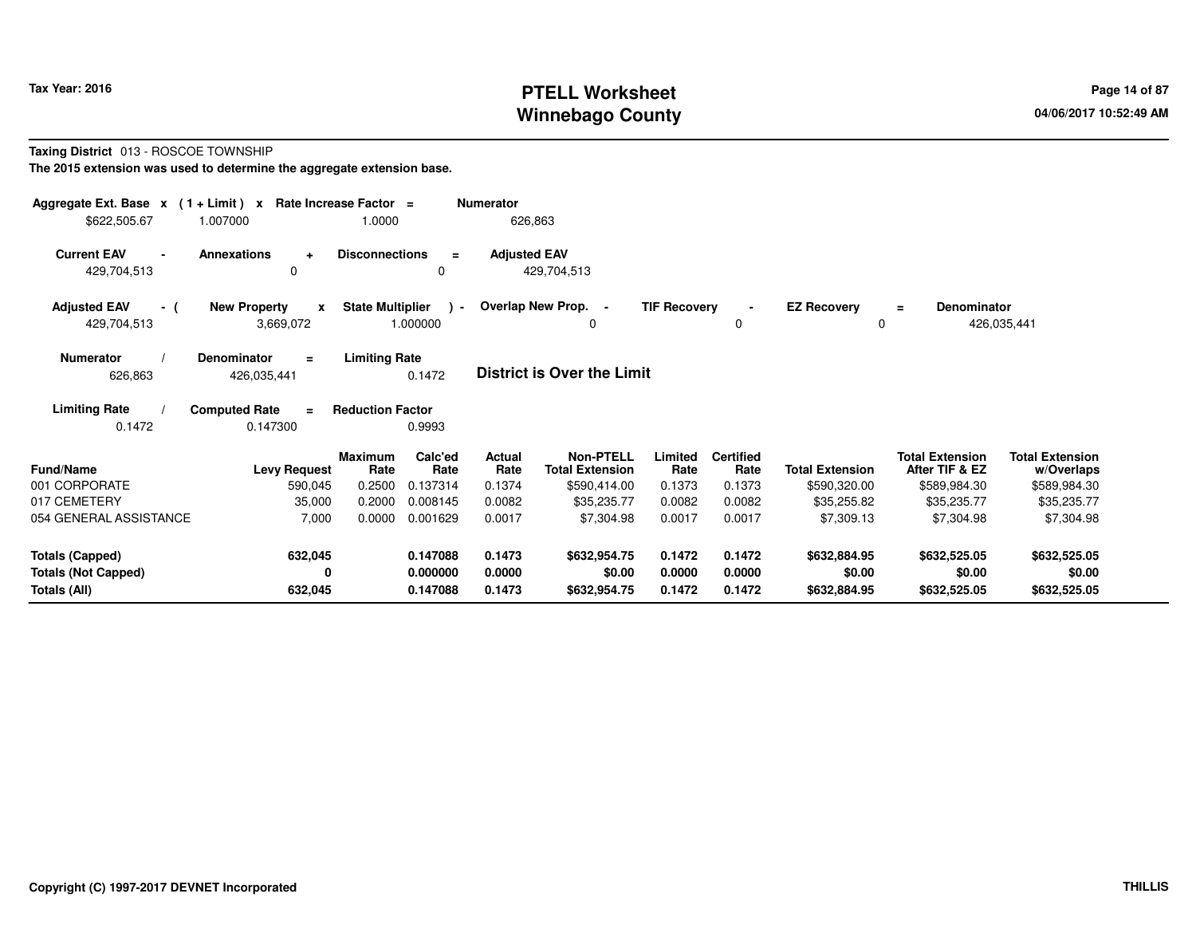**Tax Year: 2016**

# PTELL Worksheet
## Winnebago County

**Taxing District** 013 - ROSCOE TOWNSHIP

**The 2015 extension was used to determine the aggregate extension base.**

| Aggregate Ext. Base | x | (1 + Limit) | x | Rate Increase Factor | = | Numerator |
|---|---|---|---|---|---|---|
| $622,505.67 | | 1.007000 | | 1.0000 | | 626,863 |

| Current EAV | - | Annexations | + | Disconnections | = | Adjusted EAV |
|---|---|---|---|---|---|---|
| 429,704,513 | | 0 | | 0 | | 429,704,513 |

| Adjusted EAV | - ( | New Property | x | State Multiplier | ) - | Overlap New Prop. | - | TIF Recovery | - | EZ Recovery | = | Denominator |
|---|---|---|---|---|---|---|---|---|---|---|---|---|
| 429,704,513 | | 3,669,072 | | 1.000000 | | 0 | | 0 | | 0 | | 426,035,441 |

| Numerator | / | Denominator | = | Limiting Rate |
|---|---|---|---|---|
| 626,863 | | 426,035,441 | | 0.1472 |

**District is Over the Limit**

| Limiting Rate | / | Computed Rate | = | Reduction Factor |
|---|---|---|---|---|
| 0.1472 | | 0.147300 | | 0.9993 |

| Fund/Name | Levy Request | Maximum Rate | Calc'ed Rate | Actual Rate | Non-PTELL Total Extension | Limited Rate | Certified Rate | Total Extension | Total Extension After TIF & EZ | Total Extension w/Overlaps |
|---|---|---|---|---|---|---|---|---|---|---|
| 001 CORPORATE | 590,045 | 0.2500 | 0.137314 | 0.1374 | $590,414.00 | 0.1373 | 0.1373 | $590,320.00 | $589,984.30 | $589,984.30 |
| 017 CEMETERY | 35,000 | 0.2000 | 0.008145 | 0.0082 | $35,235.77 | 0.0082 | 0.0082 | $35,255.82 | $35,235.77 | $35,235.77 |
| 054 GENERAL ASSISTANCE | 7,000 | 0.0000 | 0.001629 | 0.0017 | $7,304.98 | 0.0017 | 0.0017 | $7,309.13 | $7,304.98 | $7,304.98 |
| **Totals (Capped)** | **632,045** | | **0.147088** | **0.1473** | **$632,954.75** | **0.1472** | **0.1472** | **$632,884.95** | **$632,525.05** | **$632,525.05** |
| **Totals (Not Capped)** | **0** | | **0.000000** | **0.0000** | **$0.00** | **0.0000** | **0.0000** | **$0.00** | **$0.00** | **$0.00** |
| **Totals (All)** | **632,045** | | **0.147088** | **0.1473** | **$632,954.75** | **0.1472** | **0.1472** | **$632,884.95** | **$632,525.05** | **$632,525.05** |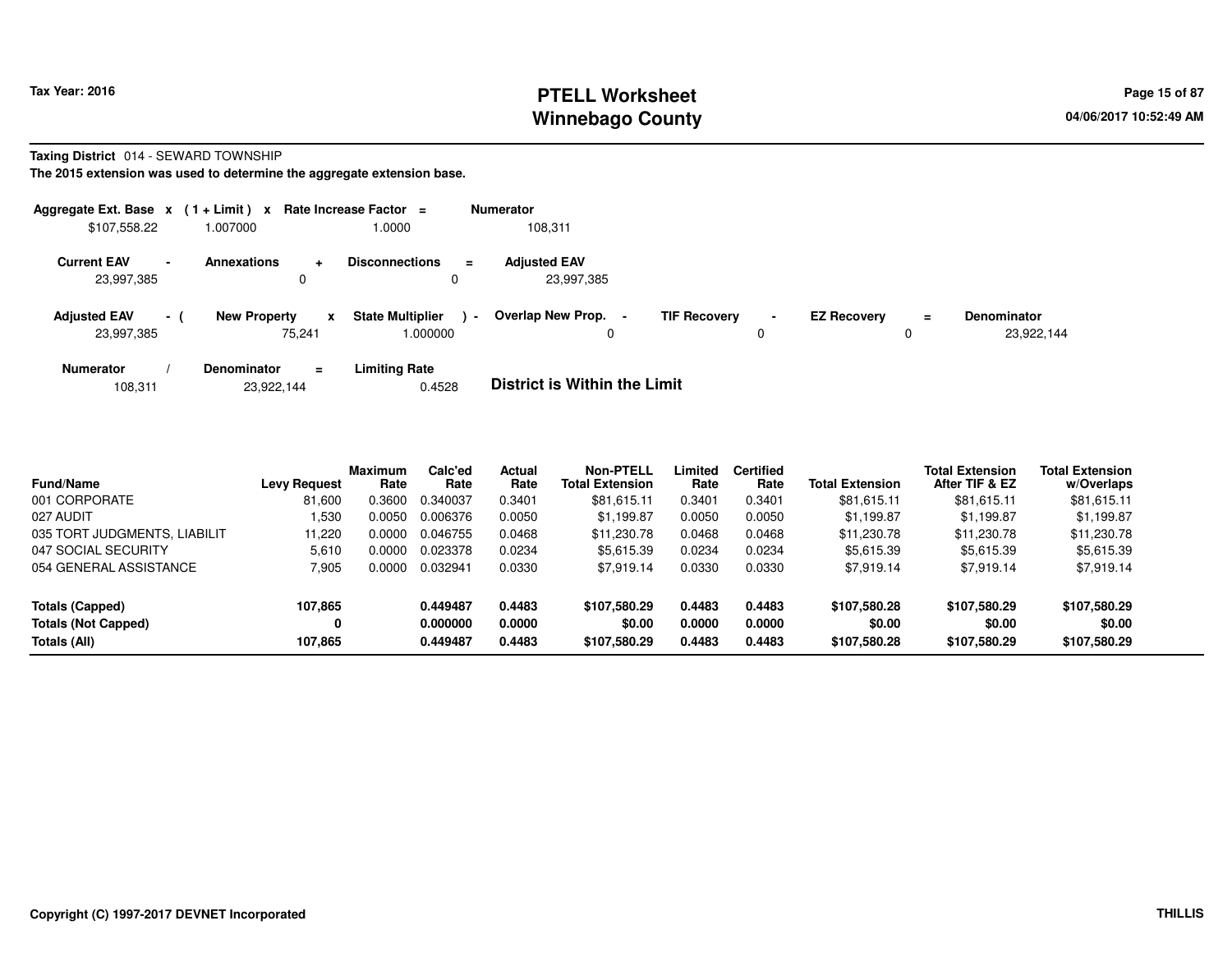**Tax Year: 2016**

# PTELL Worksheet
## Winnebago County

**Taxing District** 014 - SEWARD TOWNSHIP

**The 2015 extension was used to determine the aggregate extension base.**

| Aggregate Ext. Base | x | (1 + Limit) | x | Rate Increase Factor | = | Numerator |
|---|---|---|---|---|---|---|
| $107,558.22 | | 1.007000 | | 1.0000 | | 108,311 |

| Current EAV | - | Annexations | + | Disconnections | = | Adjusted EAV |
|---|---|---|---|---|---|---|
| 23,997,385 | | 0 | | 0 | | 23,997,385 |

| Adjusted EAV | - ( | New Property | x | State Multiplier | ) - | Overlap New Prop. | - | TIF Recovery | - | EZ Recovery | = | Denominator |
|---|---|---|---|---|---|---|---|---|---|---|---|---|
| 23,997,385 | | 75,241 | | 1.000000 | | 0 | | 0 | | 0 | | 23,922,144 |

| Numerator | / | Denominator | = | Limiting Rate |
|---|---|---|---|---|
| 108,311 | | 23,922,144 | | 0.4528 |

**District is Within the Limit**

| Fund/Name | Levy Request | Maximum Rate | Calc'ed Rate | Actual Rate | Non-PTELL Total Extension | Limited Rate | Certified Rate | Total Extension | Total Extension After TIF & EZ | Total Extension w/Overlaps |
|---|---|---|---|---|---|---|---|---|---|---|
| 001 CORPORATE | 81,600 | 0.3600 | 0.340037 | 0.3401 | $81,615.11 | 0.3401 | 0.3401 | $81,615.11 | $81,615.11 | $81,615.11 |
| 027 AUDIT | 1,530 | 0.0050 | 0.006376 | 0.0050 | $1,199.87 | 0.0050 | 0.0050 | $1,199.87 | $1,199.87 | $1,199.87 |
| 035 TORT JUDGMENTS, LIABILIT | 11,220 | 0.0000 | 0.046755 | 0.0468 | $11,230.78 | 0.0468 | 0.0468 | $11,230.78 | $11,230.78 | $11,230.78 |
| 047 SOCIAL SECURITY | 5,610 | 0.0000 | 0.023378 | 0.0234 | $5,615.39 | 0.0234 | 0.0234 | $5,615.39 | $5,615.39 | $5,615.39 |
| 054 GENERAL ASSISTANCE | 7,905 | 0.0000 | 0.032941 | 0.0330 | $7,919.14 | 0.0330 | 0.0330 | $7,919.14 | $7,919.14 | $7,919.14 |
| **Totals (Capped)** | **107,865** | | **0.449487** | **0.4483** | **$107,580.29** | **0.4483** | **0.4483** | **$107,580.28** | **$107,580.29** | **$107,580.29** |
| **Totals (Not Capped)** | **0** | | **0.000000** | **0.0000** | **$0.00** | **0.0000** | **0.0000** | **$0.00** | **$0.00** | **$0.00** |
| **Totals (All)** | **107,865** | | **0.449487** | **0.4483** | **$107,580.29** | **0.4483** | **0.4483** | **$107,580.28** | **$107,580.29** | **$107,580.29** |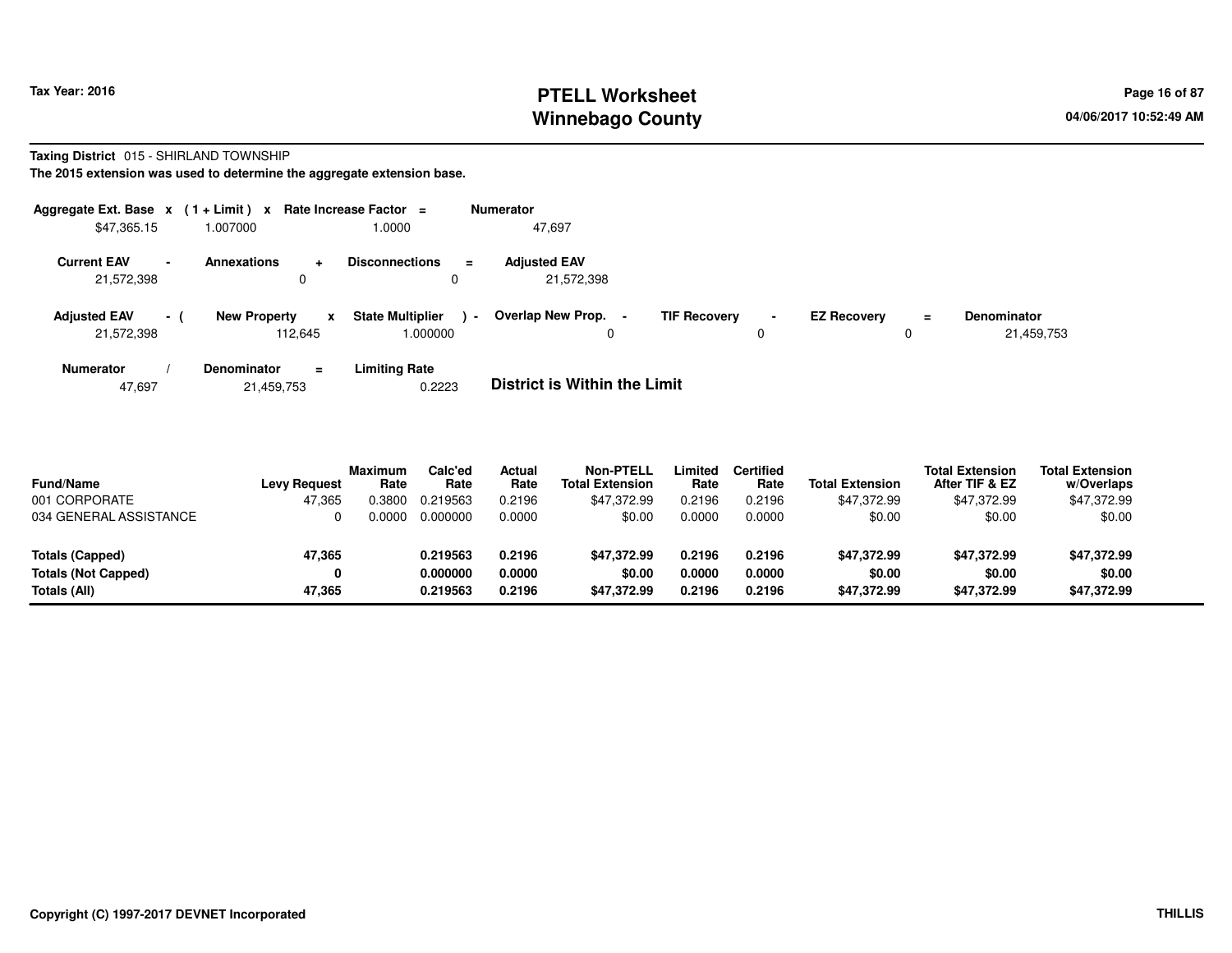# PTELL Worksheet
# Winnebago County

Tax Year: 2016

04/06/2017 10:52:49 AM

**Taxing District** 015 - SHIRLAND TOWNSHIP

**The 2015 extension was used to determine the aggregate extension base.**

| Aggregate Ext. Base | x | (1 + Limit) | x | Rate Increase Factor | = | Numerator |
|---|---|---|---|---|---|---|
| $47,365.15 | | 1.007000 | | 1.0000 | | 47,697 |

| Current EAV | - | Annexations | + | Disconnections | = | Adjusted EAV |
|---|---|---|---|---|---|---|
| 21,572,398 | | 0 | | 0 | | 21,572,398 |

| Adjusted EAV | - ( | New Property | x | State Multiplier | ) - | Overlap New Prop. | - | TIF Recovery | - | EZ Recovery | = | Denominator |
|---|---|---|---|---|---|---|---|---|---|---|---|---|
| 21,572,398 | | 112,645 | | 1.000000 | | 0 | | 0 | | 0 | | 21,459,753 |

| Numerator | / | Denominator | = | Limiting Rate |
|---|---|---|---|---|
| 47,697 | | 21,459,753 | | 0.2223 |

**District is Within the Limit**

| Fund/Name | Levy Request | Maximum Rate | Calc'ed Rate | Actual Rate | Non-PTELL Total Extension | Limited Rate | Certified Rate | Total Extension | Total Extension After TIF & EZ | Total Extension w/Overlaps |
|---|---|---|---|---|---|---|---|---|---|---|
| 001 CORPORATE | 47,365 | 0.3800 | 0.219563 | 0.2196 | $47,372.99 | 0.2196 | 0.2196 | $47,372.99 | $47,372.99 | $47,372.99 |
| 034 GENERAL ASSISTANCE | 0 | 0.0000 | 0.000000 | 0.0000 | $0.00 | 0.0000 | 0.0000 | $0.00 | $0.00 | $0.00 |
| **Totals (Capped)** | **47,365** | | **0.219563** | **0.2196** | **$47,372.99** | **0.2196** | **0.2196** | **$47,372.99** | **$47,372.99** | **$47,372.99** |
| **Totals (Not Capped)** | **0** | | **0.000000** | **0.0000** | **$0.00** | **0.0000** | **0.0000** | **$0.00** | **$0.00** | **$0.00** |
| **Totals (All)** | **47,365** | | **0.219563** | **0.2196** | **$47,372.99** | **0.2196** | **0.2196** | **$47,372.99** | **$47,372.99** | **$47,372.99** |

Copyright (C) 1997-2017 DEVNET Incorporated

THILLIS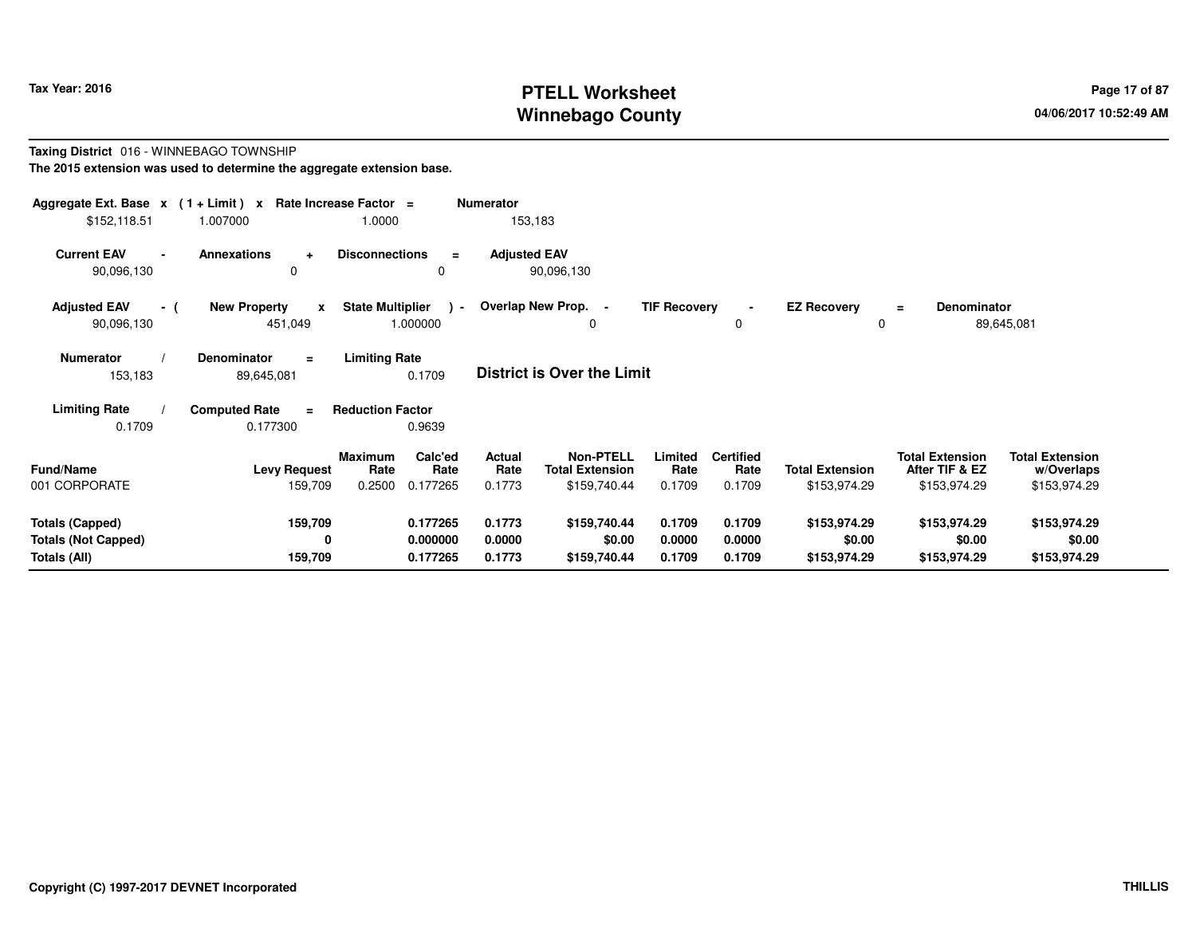**Tax Year: 2016**

# PTELL Worksheet
# Winnebago County

04/06/2017 10:52:49 AM

**Taxing District** 016 - WINNEBAGO TOWNSHIP

**The 2015 extension was used to determine the aggregate extension base.**

| Aggregate Ext. Base | x | (1 + Limit) | x | Rate Increase Factor | = | Numerator |
|---|---|---|---|---|---|---|
| $152,118.51 | | 1.007000 | | 1.0000 | | 153,183 |

| Current EAV | - | Annexations | + | Disconnections | = | Adjusted EAV |
|---|---|---|---|---|---|---|
| 90,096,130 | | 0 | | 0 | | 90,096,130 |

| Adjusted EAV | - ( | New Property | x | State Multiplier | ) - | Overlap New Prop. | - | TIF Recovery | - | EZ Recovery | = | Denominator |
|---|---|---|---|---|---|---|---|---|---|---|---|---|
| 90,096,130 | | 451,049 | | 1.000000 | | 0 | | 0 | | 0 | | 89,645,081 |

| Numerator | / | Denominator | = | Limiting Rate |
|---|---|---|---|---|
| 153,183 | | 89,645,081 | | 0.1709 |

**District is Over the Limit**

| Limiting Rate | / | Computed Rate | = | Reduction Factor |
|---|---|---|---|---|
| 0.1709 | | 0.177300 | | 0.9639 |

| Fund/Name | Levy Request | Maximum Rate | Calc'ed Rate | Actual Rate | Non-PTELL Total Extension | Limited Rate | Certified Rate | Total Extension | Total Extension After TIF & EZ | Total Extension w/Overlaps |
|---|---|---|---|---|---|---|---|---|---|---|
| 001 CORPORATE | 159,709 | 0.2500 | 0.177265 | 0.1773 | $159,740.44 | 0.1709 | 0.1709 | $153,974.29 | $153,974.29 | $153,974.29 |
| **Totals (Capped)** | **159,709** | | **0.177265** | **0.1773** | **$159,740.44** | **0.1709** | **0.1709** | **$153,974.29** | **$153,974.29** | **$153,974.29** |
| **Totals (Not Capped)** | **0** | | **0.000000** | **0.0000** | **$0.00** | **0.0000** | **0.0000** | **$0.00** | **$0.00** | **$0.00** |
| **Totals (All)** | **159,709** | | **0.177265** | **0.1773** | **$159,740.44** | **0.1709** | **0.1709** | **$153,974.29** | **$153,974.29** | **$153,974.29** |

**Copyright (C) 1997-2017 DEVNET Incorporated** **THILLIS**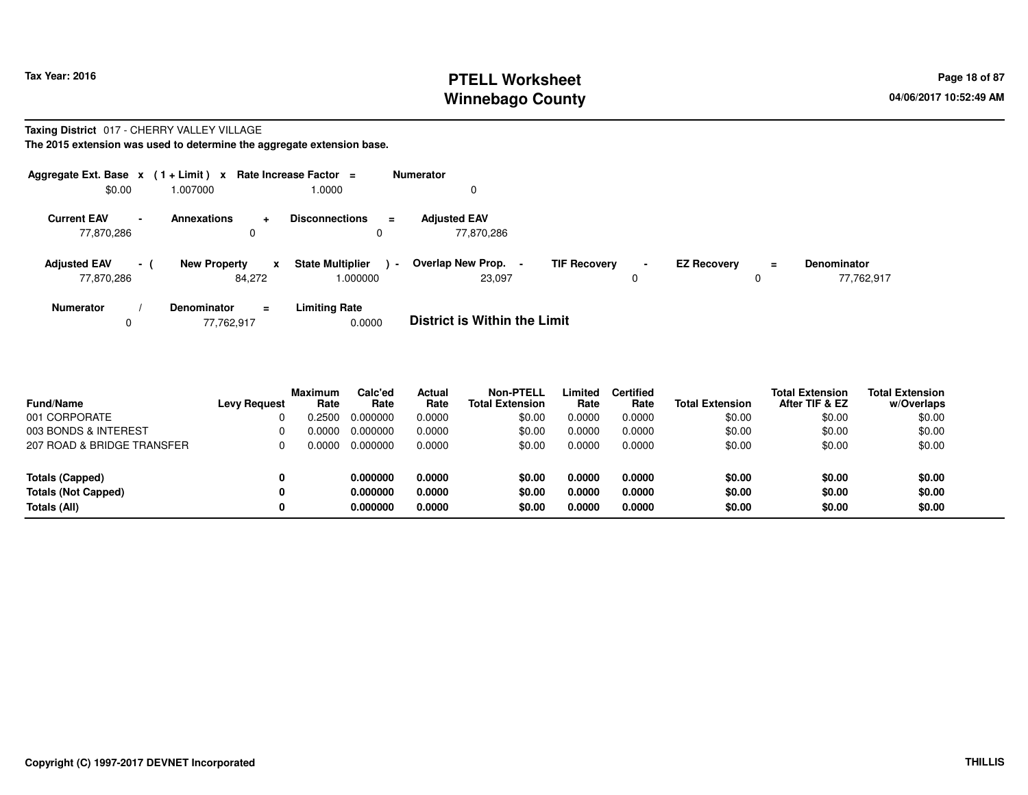**Tax Year: 2016**

# PTELL Worksheet
# Winnebago County

04/06/2017 10:52:49 AM

**Taxing District** 017 - CHERRY VALLEY VILLAGE

**The 2015 extension was used to determine the aggregate extension base.**

| Aggregate Ext. Base | x | (1 + Limit) | x | Rate Increase Factor | = | Numerator |
|---|---|---|---|---|---|---|
| $0.00 | | 1.007000 | | 1.0000 | | 0 |

| Current EAV | - | Annexations | + | Disconnections | = | Adjusted EAV |
|---|---|---|---|---|---|---|
| 77,870,286 | | 0 | | 0 | | 77,870,286 |

| Adjusted EAV | - ( | New Property | x | State Multiplier | ) - | Overlap New Prop. | - | TIF Recovery | - | EZ Recovery | = | Denominator |
|---|---|---|---|---|---|---|---|---|---|---|---|---|
| 77,870,286 | | 84,272 | | 1.000000 | | 23,097 | | 0 | | 0 | | 77,762,917 |

| Numerator | / | Denominator | = | Limiting Rate |
|---|---|---|---|---|
| 0 | | 77,762,917 | | 0.0000 |

**District is Within the Limit**

| Fund/Name | Levy Request | Maximum Rate | Calc'ed Rate | Actual Rate | Non-PTELL Total Extension | Limited Rate | Certified Rate | Total Extension | Total Extension After TIF & EZ | Total Extension w/Overlaps |
|---|---|---|---|---|---|---|---|---|---|---|
| 001 CORPORATE | 0 | 0.2500 | 0.000000 | 0.0000 | $0.00 | 0.0000 | 0.0000 | $0.00 | $0.00 | $0.00 |
| 003 BONDS & INTEREST | 0 | 0.0000 | 0.000000 | 0.0000 | $0.00 | 0.0000 | 0.0000 | $0.00 | $0.00 | $0.00 |
| 207 ROAD & BRIDGE TRANSFER | 0 | 0.0000 | 0.000000 | 0.0000 | $0.00 | 0.0000 | 0.0000 | $0.00 | $0.00 | $0.00 |
| **Totals (Capped)** | **0** | | **0.000000** | **0.0000** | **$0.00** | **0.0000** | **0.0000** | **$0.00** | **$0.00** | **$0.00** |
| **Totals (Not Capped)** | **0** | | **0.000000** | **0.0000** | **$0.00** | **0.0000** | **0.0000** | **$0.00** | **$0.00** | **$0.00** |
| **Totals (All)** | **0** | | **0.000000** | **0.0000** | **$0.00** | **0.0000** | **0.0000** | **$0.00** | **$0.00** | **$0.00** |

**Copyright (C) 1997-2017 DEVNET Incorporated** **THILLIS**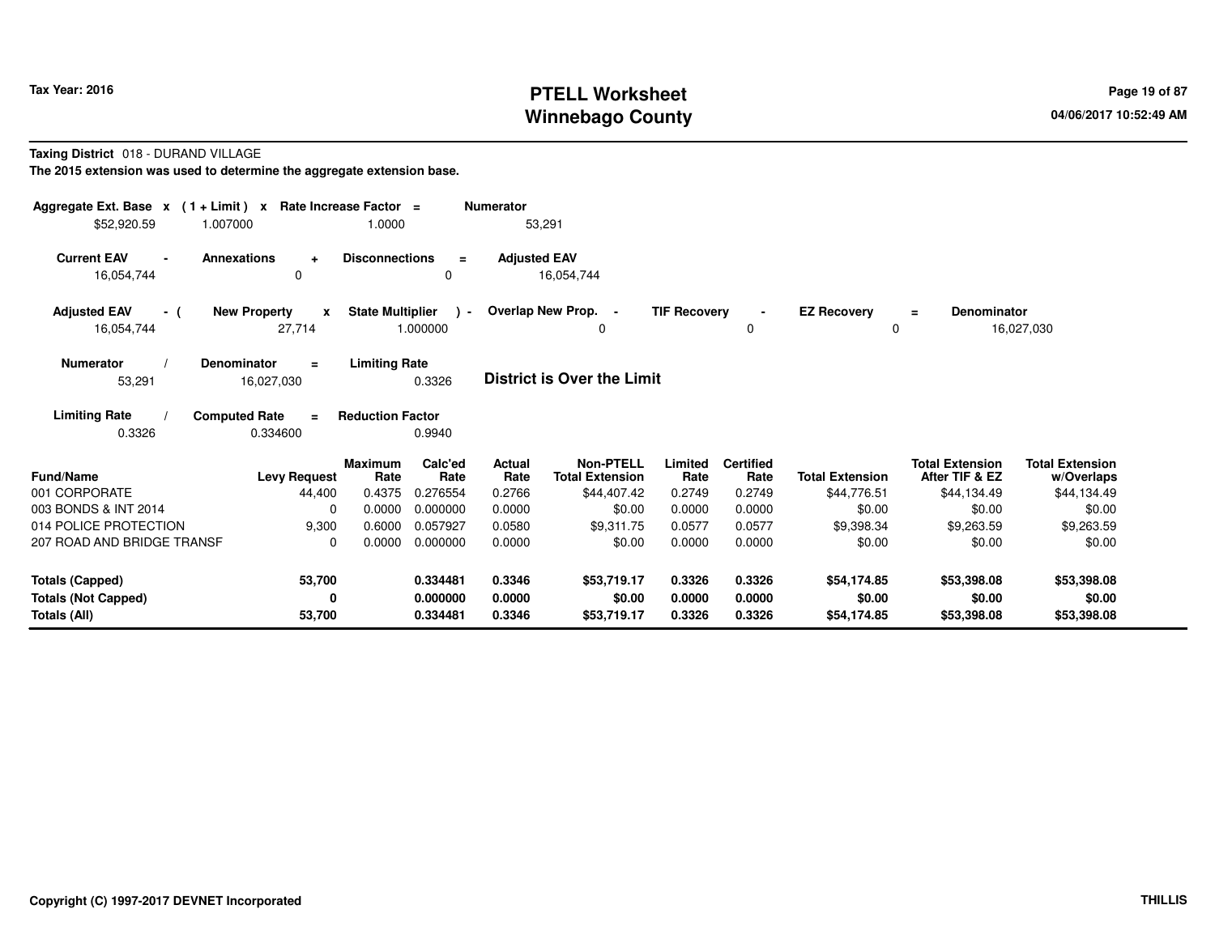**Taxing District** 018 - DURAND VILLAGE

**The 2015 extension was used to determine the aggregate extension base.**

| Aggregate Ext. Base | x | (1 + Limit) | x | Rate Increase Factor | = | Numerator |
|---|---|---|---|---|---|---|
| $52,920.59 | | 1.007000 | | 1.0000 | | 53,291 |

| Current EAV | - | Annexations | + | Disconnections | = | Adjusted EAV |
|---|---|---|---|---|---|---|
| 16,054,744 | | 0 | | 0 | | 16,054,744 |

| Adjusted EAV | - ( | New Property | x | State Multiplier | ) - | Overlap New Prop. | - | TIF Recovery | - | EZ Recovery | = | Denominator |
|---|---|---|---|---|---|---|---|---|---|---|---|---|
| 16,054,744 | | 27,714 | | 1.000000 | | 0 | | 0 | | 0 | | 16,027,030 |

| Numerator | / | Denominator | = | Limiting Rate |
|---|---|---|---|---|
| 53,291 | | 16,027,030 | | 0.3326 |

**District is Over the Limit**

| Limiting Rate | / | Computed Rate | = | Reduction Factor |
|---|---|---|---|---|
| 0.3326 | | 0.334600 | | 0.9940 |

| Fund/Name | Levy Request | Maximum Rate | Calc'ed Rate | Actual Rate | Non-PTELL Total Extension | Limited Rate | Certified Rate | Total Extension | Total Extension After TIF & EZ | Total Extension w/Overlaps |
|---|---|---|---|---|---|---|---|---|---|---|
| 001 CORPORATE | 44,400 | 0.4375 | 0.276554 | 0.2766 | $44,407.42 | 0.2749 | 0.2749 | $44,776.51 | $44,134.49 | $44,134.49 |
| 003 BONDS & INT 2014 | 0 | 0.0000 | 0.000000 | 0.0000 | $0.00 | 0.0000 | 0.0000 | $0.00 | $0.00 | $0.00 |
| 014 POLICE PROTECTION | 9,300 | 0.6000 | 0.057927 | 0.0580 | $9,311.75 | 0.0577 | 0.0577 | $9,398.34 | $9,263.59 | $9,263.59 |
| 207 ROAD AND BRIDGE TRANSF | 0 | 0.0000 | 0.000000 | 0.0000 | $0.00 | 0.0000 | 0.0000 | $0.00 | $0.00 | $0.00 |
| **Totals (Capped)** | **53,700** | | **0.334481** | **0.3346** | **$53,719.17** | **0.3326** | **0.3326** | **$54,174.85** | **$53,398.08** | **$53,398.08** |
| **Totals (Not Capped)** | **0** | | **0.000000** | **0.0000** | **$0.00** | **0.0000** | **0.0000** | **$0.00** | **$0.00** | **$0.00** |
| **Totals (All)** | **53,700** | | **0.334481** | **0.3346** | **$53,719.17** | **0.3326** | **0.3326** | **$54,174.85** | **$53,398.08** | **$53,398.08** |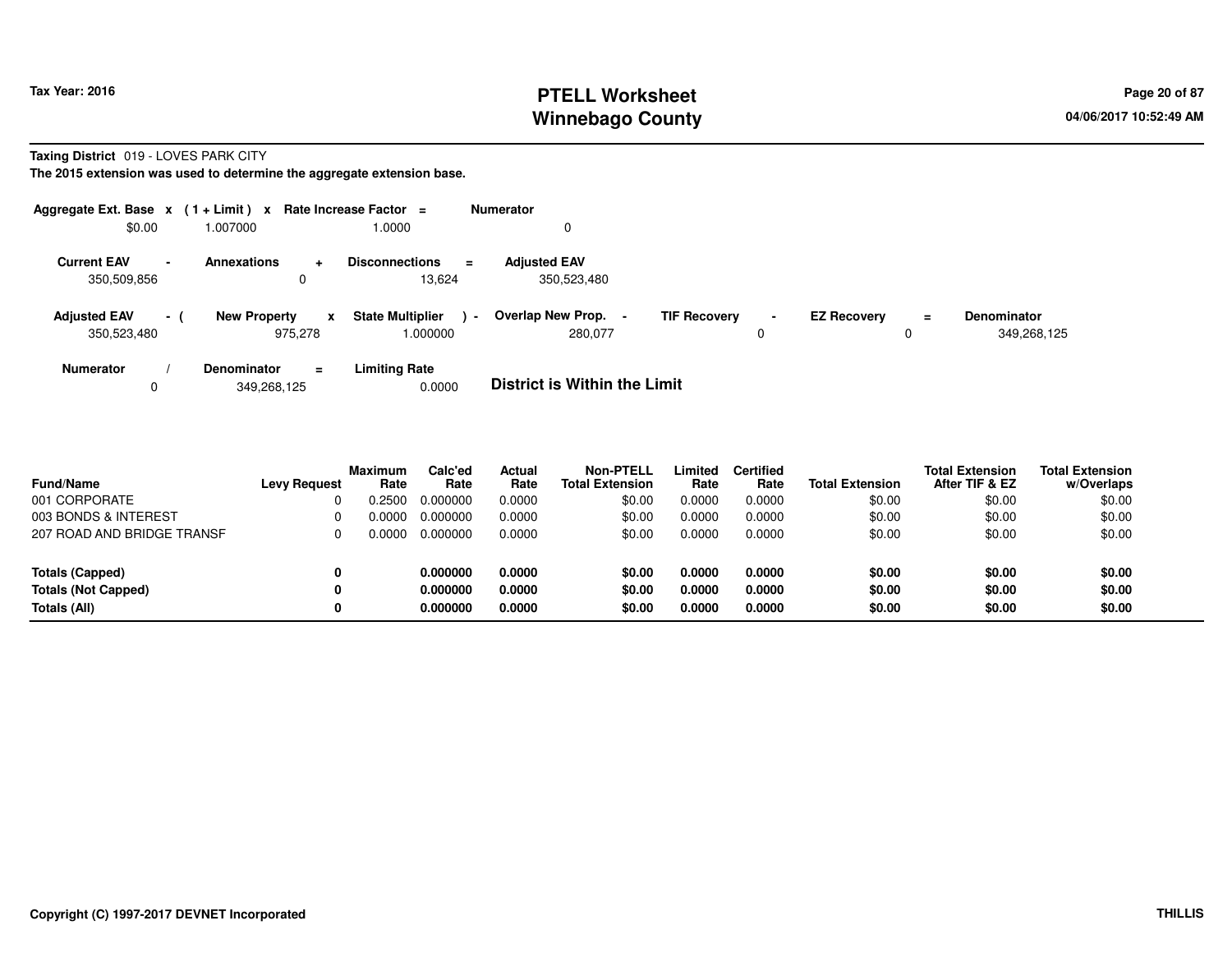**Taxing District** 019 - LOVES PARK CITY

**The 2015 extension was used to determine the aggregate extension base.**

| Aggregate Ext. Base | x | (1 + Limit) | x | Rate Increase Factor | = | Numerator |
|---|---|---|---|---|---|---|
| $0.00 | | 1.007000 | | 1.0000 | | 0 |

| Current EAV | - | Annexations | + | Disconnections | = | Adjusted EAV |
|---|---|---|---|---|---|---|
| 350,509,856 | | 0 | | 13,624 | | 350,523,480 |

| Adjusted EAV | - ( | New Property | x | State Multiplier | ) - | Overlap New Prop. | - | TIF Recovery | - | EZ Recovery | = | Denominator |
|---|---|---|---|---|---|---|---|---|---|---|---|---|
| 350,523,480 | | 975,278 | | 1.000000 | | 280,077 | | 0 | | 0 | | 349,268,125 |

| Numerator | / | Denominator | = | Limiting Rate |
|---|---|---|---|---|
| 0 | | 349,268,125 | | 0.0000 |

**District is Within the Limit**

| Fund/Name | Levy Request | Maximum Rate | Calc'ed Rate | Actual Rate | Non-PTELL Total Extension | Limited Rate | Certified Rate | Total Extension | Total Extension After TIF & EZ | Total Extension w/Overlaps |
|---|---|---|---|---|---|---|---|---|---|---|
| 001 CORPORATE | 0 | 0.2500 | 0.000000 | 0.0000 | $0.00 | 0.0000 | 0.0000 | $0.00 | $0.00 | $0.00 |
| 003 BONDS & INTEREST | 0 | 0.0000 | 0.000000 | 0.0000 | $0.00 | 0.0000 | 0.0000 | $0.00 | $0.00 | $0.00 |
| 207 ROAD AND BRIDGE TRANSF | 0 | 0.0000 | 0.000000 | 0.0000 | $0.00 | 0.0000 | 0.0000 | $0.00 | $0.00 | $0.00 |
| **Totals (Capped)** | **0** | | **0.000000** | **0.0000** | **$0.00** | **0.0000** | **0.0000** | **$0.00** | **$0.00** | **$0.00** |
| **Totals (Not Capped)** | **0** | | **0.000000** | **0.0000** | **$0.00** | **0.0000** | **0.0000** | **$0.00** | **$0.00** | **$0.00** |
| **Totals (All)** | **0** | | **0.000000** | **0.0000** | **$0.00** | **0.0000** | **0.0000** | **$0.00** | **$0.00** | **$0.00** |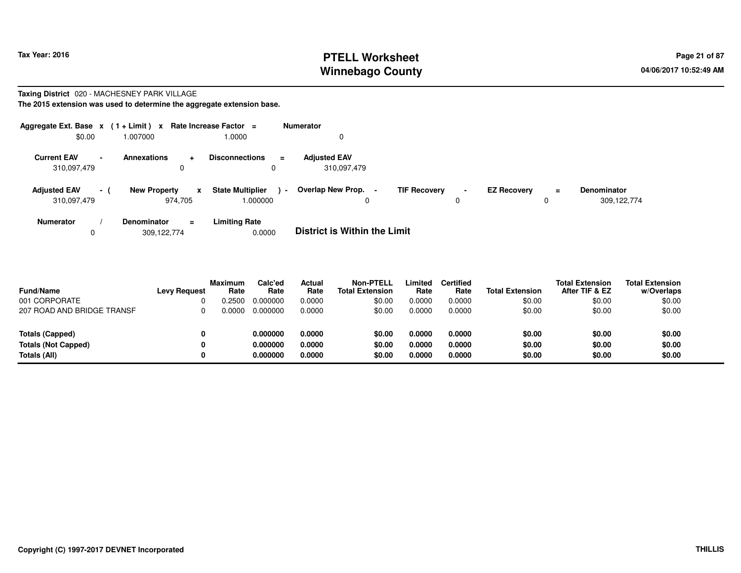**Taxing District** 020 - MACHESNEY PARK VILLAGE

**The 2015 extension was used to determine the aggregate extension base.**

| Aggregate Ext. Base | x | (1 + Limit) | x | Rate Increase Factor | = | Numerator |
|---|---|---|---|---|---|---|
| $0.00 | | 1.007000 | | 1.0000 | | 0 |

| Current EAV | - | Annexations | + | Disconnections | = | Adjusted EAV |
|---|---|---|---|---|---|---|
| 310,097,479 | | 0 | | 0 | | 310,097,479 |

| Adjusted EAV | - ( | New Property | x | State Multiplier | ) - | Overlap New Prop. | - | TIF Recovery | - | EZ Recovery | = | Denominator |
|---|---|---|---|---|---|---|---|---|---|---|---|---|
| 310,097,479 | | 974,705 | | 1.000000 | | 0 | | 0 | | 0 | | 309,122,774 |

| Numerator | / | Denominator | = | Limiting Rate |
|---|---|---|---|---|
| 0 | | 309,122,774 | | 0.0000 |

**District is Within the Limit**

| Fund/Name | Levy Request | Maximum Rate | Calc'ed Rate | Actual Rate | Non-PTELL Total Extension | Limited Rate | Certified Rate | Total Extension | Total Extension After TIF & EZ | Total Extension w/Overlaps |
|---|---|---|---|---|---|---|---|---|---|---|
| 001 CORPORATE | 0 | 0.2500 | 0.000000 | 0.0000 | $0.00 | 0.0000 | 0.0000 | $0.00 | $0.00 | $0.00 |
| 207 ROAD AND BRIDGE TRANSF | 0 | 0.0000 | 0.000000 | 0.0000 | $0.00 | 0.0000 | 0.0000 | $0.00 | $0.00 | $0.00 |
| **Totals (Capped)** | **0** | | **0.000000** | **0.0000** | **$0.00** | **0.0000** | **0.0000** | **$0.00** | **$0.00** | **$0.00** |
| **Totals (Not Capped)** | **0** | | **0.000000** | **0.0000** | **$0.00** | **0.0000** | **0.0000** | **$0.00** | **$0.00** | **$0.00** |
| **Totals (All)** | **0** | | **0.000000** | **0.0000** | **$0.00** | **0.0000** | **0.0000** | **$0.00** | **$0.00** | **$0.00** |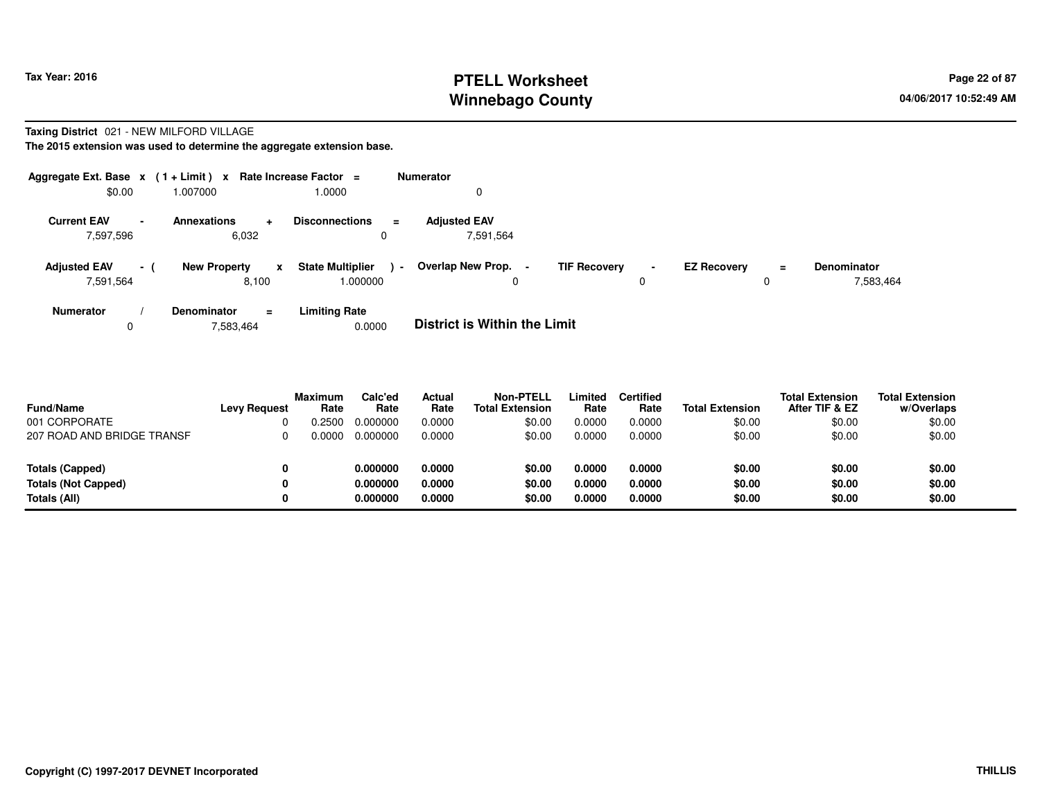# PTELL Worksheet
# Winnebago County

Tax Year: 2016

04/06/2017 10:52:49 AM

**Taxing District** 021 - NEW MILFORD VILLAGE

**The 2015 extension was used to determine the aggregate extension base.**

| Aggregate Ext. Base | x | (1 + Limit) | x | Rate Increase Factor | = | Numerator |
|---|---|---|---|---|---|---|
| $0.00 | | 1.007000 | | 1.0000 | | 0 |

| Current EAV | - | Annexations | + | Disconnections | = | Adjusted EAV |
|---|---|---|---|---|---|---|
| 7,597,596 | | 6,032 | | 0 | | 7,591,564 |

| Adjusted EAV | - ( | New Property | x | State Multiplier | ) - | Overlap New Prop. | - | TIF Recovery | - | EZ Recovery | = | Denominator |
|---|---|---|---|---|---|---|---|---|---|---|---|---|
| 7,591,564 | | 8,100 | | 1.000000 | | 0 | | 0 | | 0 | | 7,583,464 |

| Numerator | / | Denominator | = | Limiting Rate |
|---|---|---|---|---|
| 0 | | 7,583,464 | | 0.0000 |

**District is Within the Limit**

| Fund/Name | Levy Request | Maximum Rate | Calc'ed Rate | Actual Rate | Non-PTELL Total Extension | Limited Rate | Certified Rate | Total Extension | Total Extension After TIF & EZ | Total Extension w/Overlaps |
|---|---|---|---|---|---|---|---|---|---|---|
| 001 CORPORATE | 0 | 0.2500 | 0.000000 | 0.0000 | $0.00 | 0.0000 | 0.0000 | $0.00 | $0.00 | $0.00 |
| 207 ROAD AND BRIDGE TRANSF | 0 | 0.0000 | 0.000000 | 0.0000 | $0.00 | 0.0000 | 0.0000 | $0.00 | $0.00 | $0.00 |
| **Totals (Capped)** | **0** | | **0.000000** | **0.0000** | **$0.00** | **0.0000** | **0.0000** | **$0.00** | **$0.00** | **$0.00** |
| **Totals (Not Capped)** | **0** | | **0.000000** | **0.0000** | **$0.00** | **0.0000** | **0.0000** | **$0.00** | **$0.00** | **$0.00** |
| **Totals (All)** | **0** | | **0.000000** | **0.0000** | **$0.00** | **0.0000** | **0.0000** | **$0.00** | **$0.00** | **$0.00** |

**Copyright (C) 1997-2017 DEVNET Incorporated** **THILLIS**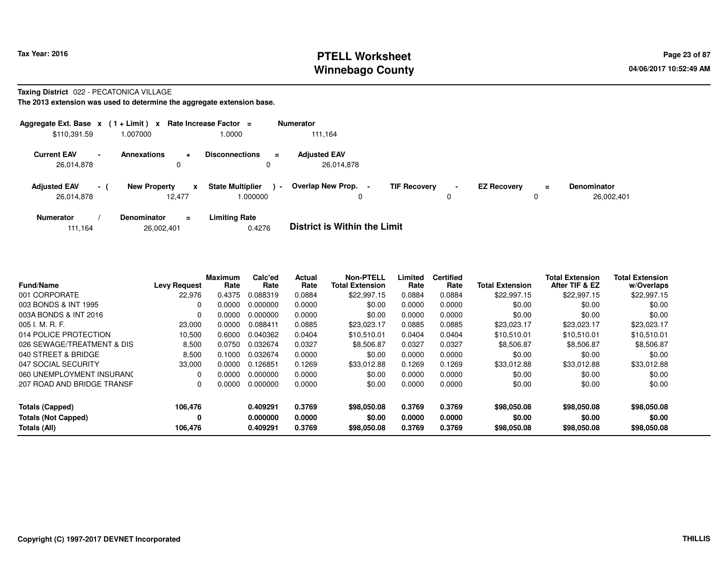Tax Year: 2016

# PTELL Worksheet
# Winnebago County

**Taxing District** 022 - PECATONICA VILLAGE

**The 2013 extension was used to determine the aggregate extension base.**

| Aggregate Ext. Base | x | ( 1 + Limit ) | x | Rate Increase Factor | = | Numerator |
|---|---|---|---|---|---|---|
| $110,391.59 | | 1.007000 | | 1.0000 | | 111,164 |

| Current EAV | - | Annexations | + | Disconnections | = | Adjusted EAV |
|---|---|---|---|---|---|---|
| 26,014,878 | | 0 | | 0 | | 26,014,878 |

| Adjusted EAV | - ( | New Property | x | State Multiplier | ) - | Overlap New Prop. | - | TIF Recovery | - | EZ Recovery | = | Denominator |
|---|---|---|---|---|---|---|---|---|---|---|---|---|
| 26,014,878 | | 12,477 | | 1.000000 | | 0 | | 0 | | 0 | | 26,002,401 |

| Numerator | / | Denominator | = | Limiting Rate |
|---|---|---|---|---|
| 111,164 | | 26,002,401 | | 0.4276 |

**District is Within the Limit**

| Fund/Name | Levy Request | Maximum Rate | Calc'ed Rate | Actual Rate | Non-PTELL Total Extension | Limited Rate | Certified Rate | Total Extension | Total Extension After TIF & EZ | Total Extension w/Overlaps |
|---|---|---|---|---|---|---|---|---|---|---|
| 001 CORPORATE | 22,976 | 0.4375 | 0.088319 | 0.0884 | $22,997.15 | 0.0884 | 0.0884 | $22,997.15 | $22,997.15 | $22,997.15 |
| 003 BONDS & INT 1995 | 0 | 0.0000 | 0.000000 | 0.0000 | $0.00 | 0.0000 | 0.0000 | $0.00 | $0.00 | $0.00 |
| 003A BONDS & INT 2016 | 0 | 0.0000 | 0.000000 | 0.0000 | $0.00 | 0.0000 | 0.0000 | $0.00 | $0.00 | $0.00 |
| 005 I. M. R. F. | 23,000 | 0.0000 | 0.088411 | 0.0885 | $23,023.17 | 0.0885 | 0.0885 | $23,023.17 | $23,023.17 | $23,023.17 |
| 014 POLICE PROTECTION | 10,500 | 0.6000 | 0.040362 | 0.0404 | $10,510.01 | 0.0404 | 0.0404 | $10,510.01 | $10,510.01 | $10,510.01 |
| 026 SEWAGE/TREATMENT & DIS | 8,500 | 0.0750 | 0.032674 | 0.0327 | $8,506.87 | 0.0327 | 0.0327 | $8,506.87 | $8,506.87 | $8,506.87 |
| 040 STREET & BRIDGE | 8,500 | 0.1000 | 0.032674 | 0.0000 | $0.00 | 0.0000 | 0.0000 | $0.00 | $0.00 | $0.00 |
| 047 SOCIAL SECURITY | 33,000 | 0.0000 | 0.126851 | 0.1269 | $33,012.88 | 0.1269 | 0.1269 | $33,012.88 | $33,012.88 | $33,012.88 |
| 060 UNEMPLOYMENT INSURANC | 0 | 0.0000 | 0.000000 | 0.0000 | $0.00 | 0.0000 | 0.0000 | $0.00 | $0.00 | $0.00 |
| 207 ROAD AND BRIDGE TRANSF | 0 | 0.0000 | 0.000000 | 0.0000 | $0.00 | 0.0000 | 0.0000 | $0.00 | $0.00 | $0.00 |
| **Totals (Capped)** | **106,476** | | **0.409291** | **0.3769** | **$98,050.08** | **0.3769** | **0.3769** | **$98,050.08** | **$98,050.08** | **$98,050.08** |
| **Totals (Not Capped)** | **0** | | **0.000000** | **0.0000** | **$0.00** | **0.0000** | **0.0000** | **$0.00** | **$0.00** | **$0.00** |
| **Totals (All)** | **106,476** | | **0.409291** | **0.3769** | **$98,050.08** | **0.3769** | **0.3769** | **$98,050.08** | **$98,050.08** | **$98,050.08** |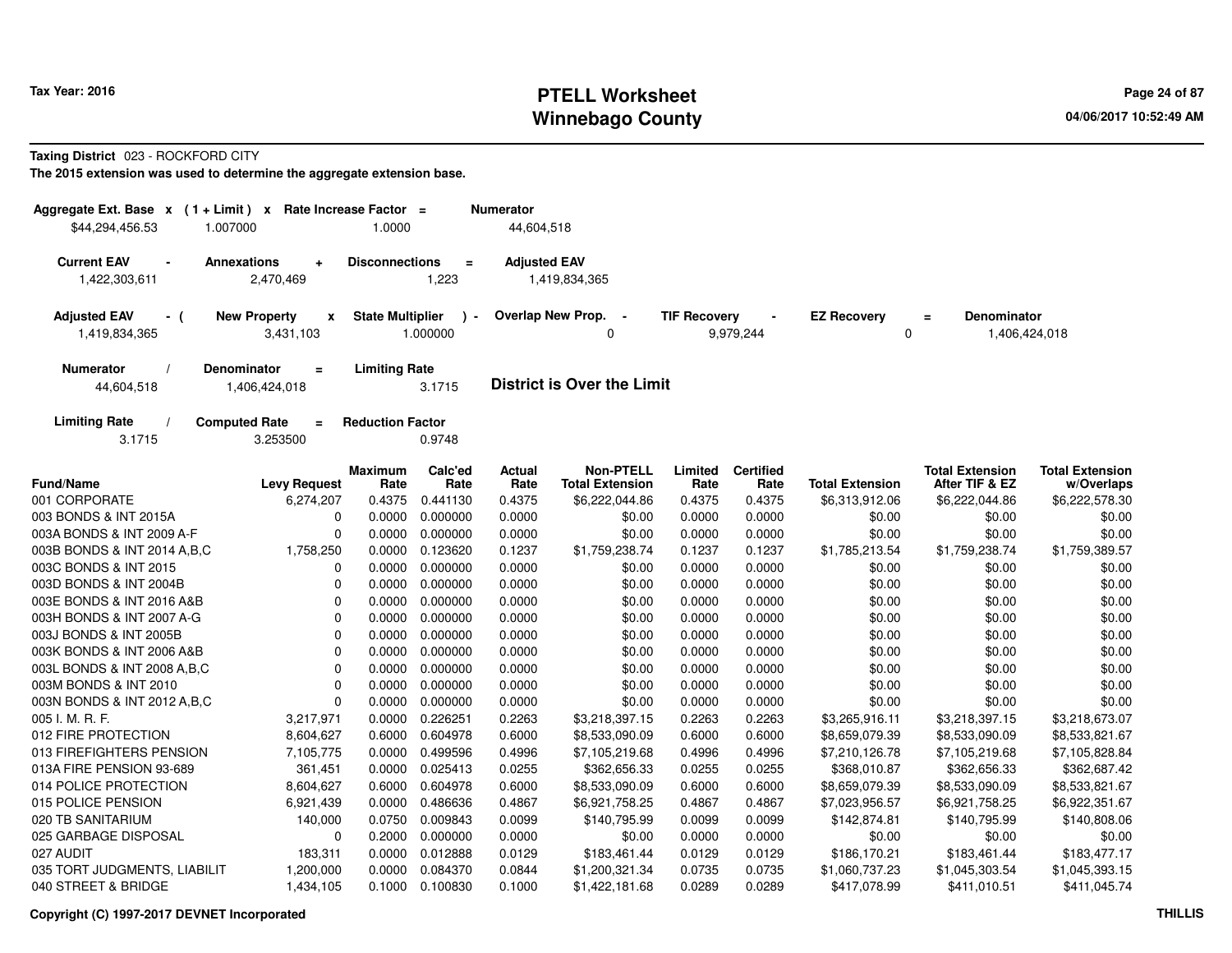**Taxing District** 023 - ROCKFORD CITY

**The 2015 extension was used to determine the aggregate extension base.**

| Aggregate Ext. Base | x | (1 + Limit) | x | Rate Increase Factor | = | Numerator |
|---|---|---|---|---|---|---|
| $44,294,456.53 | | 1.007000 | | 1.0000 | | 44,604,518 |

| Current EAV | - | Annexations | + | Disconnections | = | Adjusted EAV |
|---|---|---|---|---|---|---|
| 1,422,303,611 | | 2,470,469 | | 1,223 | | 1,419,834,365 |

| Adjusted EAV | - ( | New Property | x | State Multiplier | ) - | Overlap New Prop. | - | TIF Recovery | - | EZ Recovery | = | Denominator |
|---|---|---|---|---|---|---|---|---|---|---|---|---|
| 1,419,834,365 | | 3,431,103 | | 1.000000 | | 0 | | 9,979,244 | | 0 | | 1,406,424,018 |

| Numerator | / | Denominator | = | Limiting Rate |
|---|---|---|---|---|
| 44,604,518 | | 1,406,424,018 | | 3.1715 |

**District is Over the Limit**

| Limiting Rate | / | Computed Rate | = | Reduction Factor |
|---|---|---|---|---|
| 3.1715 | | 3.253500 | | 0.9748 |

| Fund/Name | Levy Request | Maximum Rate | Calc'ed Rate | Actual Rate | Non-PTELL Total Extension | Limited Rate | Certified Rate | Total Extension | Total Extension After TIF & EZ | Total Extension w/Overlaps |
|---|---|---|---|---|---|---|---|---|---|---|
| 001 CORPORATE | 6,274,207 | 0.4375 | 0.441130 | 0.4375 | $6,222,044.86 | 0.4375 | 0.4375 | $6,313,912.06 | $6,222,044.86 | $6,222,578.30 |
| 003 BONDS & INT 2015A | 0 | 0.0000 | 0.000000 | 0.0000 | $0.00 | 0.0000 | 0.0000 | $0.00 | $0.00 | $0.00 |
| 003A BONDS & INT 2009 A-F | 0 | 0.0000 | 0.000000 | 0.0000 | $0.00 | 0.0000 | 0.0000 | $0.00 | $0.00 | $0.00 |
| 003B BONDS & INT 2014 A,B,C | 1,758,250 | 0.0000 | 0.123620 | 0.1237 | $1,759,238.74 | 0.1237 | 0.1237 | $1,785,213.54 | $1,759,238.74 | $1,759,389.57 |
| 003C BONDS & INT 2015 | 0 | 0.0000 | 0.000000 | 0.0000 | $0.00 | 0.0000 | 0.0000 | $0.00 | $0.00 | $0.00 |
| 003D BONDS & INT 2004B | 0 | 0.0000 | 0.000000 | 0.0000 | $0.00 | 0.0000 | 0.0000 | $0.00 | $0.00 | $0.00 |
| 003E BONDS & INT 2016 A&B | 0 | 0.0000 | 0.000000 | 0.0000 | $0.00 | 0.0000 | 0.0000 | $0.00 | $0.00 | $0.00 |
| 003H BONDS & INT 2007 A-G | 0 | 0.0000 | 0.000000 | 0.0000 | $0.00 | 0.0000 | 0.0000 | $0.00 | $0.00 | $0.00 |
| 003J BONDS & INT 2005B | 0 | 0.0000 | 0.000000 | 0.0000 | $0.00 | 0.0000 | 0.0000 | $0.00 | $0.00 | $0.00 |
| 003K BONDS & INT 2006 A&B | 0 | 0.0000 | 0.000000 | 0.0000 | $0.00 | 0.0000 | 0.0000 | $0.00 | $0.00 | $0.00 |
| 003L BONDS & INT 2008 A,B,C | 0 | 0.0000 | 0.000000 | 0.0000 | $0.00 | 0.0000 | 0.0000 | $0.00 | $0.00 | $0.00 |
| 003M BONDS & INT 2010 | 0 | 0.0000 | 0.000000 | 0.0000 | $0.00 | 0.0000 | 0.0000 | $0.00 | $0.00 | $0.00 |
| 003N BONDS & INT 2012 A,B,C | 0 | 0.0000 | 0.000000 | 0.0000 | $0.00 | 0.0000 | 0.0000 | $0.00 | $0.00 | $0.00 |
| 005 I. M. R. F. | 3,217,971 | 0.0000 | 0.226251 | 0.2263 | $3,218,397.15 | 0.2263 | 0.2263 | $3,265,916.11 | $3,218,397.15 | $3,218,673.07 |
| 012 FIRE PROTECTION | 8,604,627 | 0.6000 | 0.604978 | 0.6000 | $8,533,090.09 | 0.6000 | 0.6000 | $8,659,079.39 | $8,533,090.09 | $8,533,821.67 |
| 013 FIREFIGHTERS PENSION | 7,105,775 | 0.0000 | 0.499596 | 0.4996 | $7,105,219.68 | 0.4996 | 0.4996 | $7,210,126.78 | $7,105,219.68 | $7,105,828.84 |
| 013A FIRE PENSION 93-689 | 361,451 | 0.0000 | 0.025413 | 0.0255 | $362,656.33 | 0.0255 | 0.0255 | $368,010.87 | $362,656.33 | $362,687.42 |
| 014 POLICE PROTECTION | 8,604,627 | 0.6000 | 0.604978 | 0.6000 | $8,533,090.09 | 0.6000 | 0.6000 | $8,659,079.39 | $8,533,090.09 | $8,533,821.67 |
| 015 POLICE PENSION | 6,921,439 | 0.0000 | 0.486636 | 0.4867 | $6,921,758.25 | 0.4867 | 0.4867 | $7,023,956.57 | $6,921,758.25 | $6,922,351.67 |
| 020 TB SANITARIUM | 140,000 | 0.0750 | 0.009843 | 0.0099 | $140,795.99 | 0.0099 | 0.0099 | $142,874.81 | $140,795.99 | $140,808.06 |
| 025 GARBAGE DISPOSAL | 0 | 0.2000 | 0.000000 | 0.0000 | $0.00 | 0.0000 | 0.0000 | $0.00 | $0.00 | $0.00 |
| 027 AUDIT | 183,311 | 0.0000 | 0.012888 | 0.0129 | $183,461.44 | 0.0129 | 0.0129 | $186,170.21 | $183,461.44 | $183,477.17 |
| 035 TORT JUDGMENTS, LIABILIT | 1,200,000 | 0.0000 | 0.084370 | 0.0844 | $1,200,321.34 | 0.0735 | 0.0735 | $1,060,737.23 | $1,045,303.54 | $1,045,393.15 |
| 040 STREET & BRIDGE | 1,434,105 | 0.1000 | 0.100830 | 0.1000 | $1,422,181.68 | 0.0289 | 0.0289 | $417,078.99 | $411,010.51 | $411,045.74 |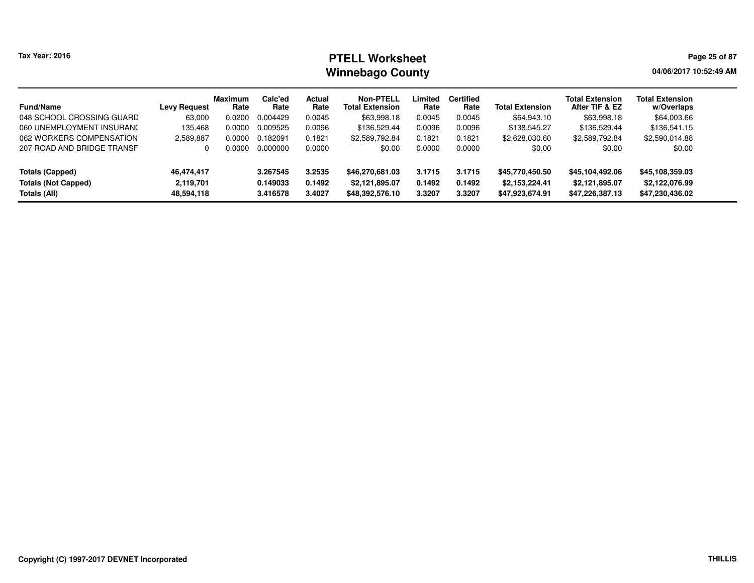# PTELL Worksheet
# Winnebago County

Tax Year: 2016

| Fund/Name | Levy Request | Maximum Rate | Calc'ed Rate | Actual Rate | Non-PTELL Total Extension | Limited Rate | Certified Rate | Total Extension | Total Extension After TIF & EZ | Total Extension w/Overlaps |
|---|---|---|---|---|---|---|---|---|---|---|
| 048 SCHOOL CROSSING GUARD | 63,000 | 0.0200 | 0.004429 | 0.0045 | $63,998.18 | 0.0045 | 0.0045 | $64,943.10 | $63,998.18 | $64,003.66 |
| 060 UNEMPLOYMENT INSURANC | 135,468 | 0.0000 | 0.009525 | 0.0096 | $136,529.44 | 0.0096 | 0.0096 | $138,545.27 | $136,529.44 | $136,541.15 |
| 062 WORKERS COMPENSATION | 2,589,887 | 0.0000 | 0.182091 | 0.1821 | $2,589,792.84 | 0.1821 | 0.1821 | $2,628,030.60 | $2,589,792.84 | $2,590,014.88 |
| 207 ROAD AND BRIDGE TRANSF | 0 | 0.0000 | 0.000000 | 0.0000 | $0.00 | 0.0000 | 0.0000 | $0.00 | $0.00 | $0.00 |
| **Totals (Capped)** | **46,474,417** | | **3.267545** | **3.2535** | **$46,270,681.03** | **3.1715** | **3.1715** | **$45,770,450.50** | **$45,104,492.06** | **$45,108,359.03** |
| **Totals (Not Capped)** | **2,119,701** | | **0.149033** | **0.1492** | **$2,121,895.07** | **0.1492** | **0.1492** | **$2,153,224.41** | **$2,121,895.07** | **$2,122,076.99** |
| **Totals (All)** | **48,594,118** | | **3.416578** | **3.4027** | **$48,392,576.10** | **3.3207** | **3.3207** | **$47,923,674.91** | **$47,226,387.13** | **$47,230,436.02** |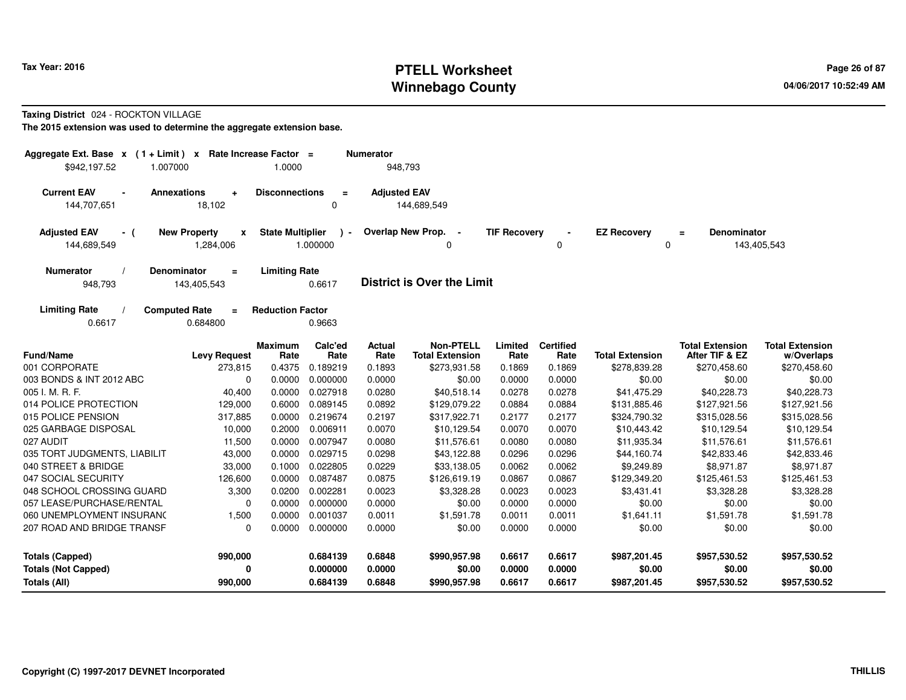Tax Year: 2016

# PTELL Worksheet
## Winnebago County

04/06/2017 10:52:49 AM

**Taxing District** 024 - ROCKTON VILLAGE

**The 2015 extension was used to determine the aggregate extension base.**

| Aggregate Ext. Base x | (1 + Limit) x | Rate Increase Factor = | Numerator |
|---|---|---|---|
| $942,197.52 | 1.007000 | 1.0000 | 948,793 |

| Current EAV - | Annexations + | Disconnections = | Adjusted EAV |
|---|---|---|---|
| 144,707,651 | 18,102 | 0 | 144,689,549 |

| Adjusted EAV - ( | New Property x | State Multiplier ) - | Overlap New Prop. - | TIF Recovery - | EZ Recovery = | Denominator |
|---|---|---|---|---|---|---|
| 144,689,549 | 1,284,006 | 1.000000 | 0 | 0 | 0 | 143,405,543 |

| Numerator / | Denominator = | Limiting Rate |
|---|---|---|
| 948,793 | 143,405,543 | 0.6617 |

**District is Over the Limit**

| Limiting Rate / | Computed Rate = | Reduction Factor |
|---|---|---|
| 0.6617 | 0.684800 | 0.9663 |

| Fund/Name | Levy Request | Maximum Rate | Calc'ed Rate | Actual Rate | Non-PTELL Total Extension | Limited Rate | Certified Rate | Total Extension | Total Extension After TIF & EZ | Total Extension w/Overlaps |
|---|---|---|---|---|---|---|---|---|---|---|
| 001 CORPORATE | 273,815 | 0.4375 | 0.189219 | 0.1893 | $273,931.58 | 0.1869 | 0.1869 | $278,839.28 | $270,458.60 | $270,458.60 |
| 003 BONDS & INT 2012 ABC | 0 | 0.0000 | 0.000000 | 0.0000 | $0.00 | 0.0000 | 0.0000 | $0.00 | $0.00 | $0.00 |
| 005 I. M. R. F. | 40,400 | 0.0000 | 0.027918 | 0.0280 | $40,518.14 | 0.0278 | 0.0278 | $41,475.29 | $40,228.73 | $40,228.73 |
| 014 POLICE PROTECTION | 129,000 | 0.6000 | 0.089145 | 0.0892 | $129,079.22 | 0.0884 | 0.0884 | $131,885.46 | $127,921.56 | $127,921.56 |
| 015 POLICE PENSION | 317,885 | 0.0000 | 0.219674 | 0.2197 | $317,922.71 | 0.2177 | 0.2177 | $324,790.32 | $315,028.56 | $315,028.56 |
| 025 GARBAGE DISPOSAL | 10,000 | 0.2000 | 0.006911 | 0.0070 | $10,129.54 | 0.0070 | 0.0070 | $10,443.42 | $10,129.54 | $10,129.54 |
| 027 AUDIT | 11,500 | 0.0000 | 0.007947 | 0.0080 | $11,576.61 | 0.0080 | 0.0080 | $11,935.34 | $11,576.61 | $11,576.61 |
| 035 TORT JUDGMENTS, LIABILIT | 43,000 | 0.0000 | 0.029715 | 0.0298 | $43,122.88 | 0.0296 | 0.0296 | $44,160.74 | $42,833.46 | $42,833.46 |
| 040 STREET & BRIDGE | 33,000 | 0.1000 | 0.022805 | 0.0229 | $33,138.05 | 0.0062 | 0.0062 | $9,249.89 | $8,971.87 | $8,971.87 |
| 047 SOCIAL SECURITY | 126,600 | 0.0000 | 0.087487 | 0.0875 | $126,619.19 | 0.0867 | 0.0867 | $129,349.20 | $125,461.53 | $125,461.53 |
| 048 SCHOOL CROSSING GUARD | 3,300 | 0.0200 | 0.002281 | 0.0023 | $3,328.28 | 0.0023 | 0.0023 | $3,431.41 | $3,328.28 | $3,328.28 |
| 057 LEASE/PURCHASE/RENTAL | 0 | 0.0000 | 0.000000 | 0.0000 | $0.00 | 0.0000 | 0.0000 | $0.00 | $0.00 | $0.00 |
| 060 UNEMPLOYMENT INSURANC | 1,500 | 0.0000 | 0.001037 | 0.0011 | $1,591.78 | 0.0011 | 0.0011 | $1,641.11 | $1,591.78 | $1,591.78 |
| 207 ROAD AND BRIDGE TRANSF | 0 | 0.0000 | 0.000000 | 0.0000 | $0.00 | 0.0000 | 0.0000 | $0.00 | $0.00 | $0.00 |
| **Totals (Capped)** | **990,000** | | **0.684139** | **0.6848** | **$990,957.98** | **0.6617** | **0.6617** | **$987,201.45** | **$957,530.52** | **$957,530.52** |
| **Totals (Not Capped)** | **0** | | **0.000000** | **0.0000** | **$0.00** | **0.0000** | **0.0000** | **$0.00** | **$0.00** | **$0.00** |
| **Totals (All)** | **990,000** | | **0.684139** | **0.6848** | **$990,957.98** | **0.6617** | **0.6617** | **$987,201.45** | **$957,530.52** | **$957,530.52** |

Copyright (C) 1997-2017 DEVNET Incorporated THILLIS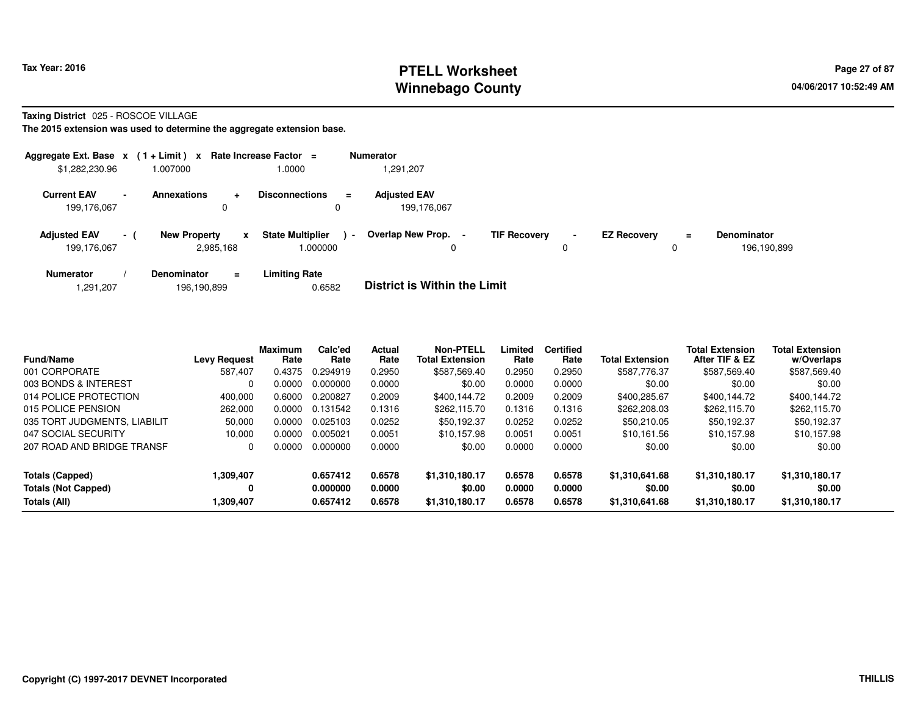Tax Year: 2016

# PTELL Worksheet
# Winnebago County

04/06/2017 10:52:49 AM

**Taxing District** 025 - ROSCOE VILLAGE

**The 2015 extension was used to determine the aggregate extension base.**

| Aggregate Ext. Base | x | (1 + Limit) | x | Rate Increase Factor | = | Numerator |
|---|---|---|---|---|---|---|
| $1,282,230.96 | | 1.007000 | | 1.0000 | | 1,291,207 |

| Current EAV | - | Annexations | + | Disconnections | = | Adjusted EAV |
|---|---|---|---|---|---|---|
| 199,176,067 | | 0 | | 0 | | 199,176,067 |

| Adjusted EAV | - ( | New Property | x | State Multiplier | ) - | Overlap New Prop. | - | TIF Recovery | - | EZ Recovery | = | Denominator |
|---|---|---|---|---|---|---|---|---|---|---|---|---|
| 199,176,067 | | 2,985,168 | | 1.000000 | | 0 | | 0 | | 0 | | 196,190,899 |

| Numerator | / | Denominator | = | Limiting Rate |
|---|---|---|---|---|
| 1,291,207 | | 196,190,899 | | 0.6582 |

**District is Within the Limit**

| Fund/Name | Levy Request | Maximum Rate | Calc'ed Rate | Actual Rate | Non-PTELL Total Extension | Limited Rate | Certified Rate | Total Extension | Total Extension After TIF & EZ | Total Extension w/Overlaps |
|---|---|---|---|---|---|---|---|---|---|---|
| 001 CORPORATE | 587,407 | 0.4375 | 0.294919 | 0.2950 | $587,569.40 | 0.2950 | 0.2950 | $587,776.37 | $587,569.40 | $587,569.40 |
| 003 BONDS & INTEREST | 0 | 0.0000 | 0.000000 | 0.0000 | $0.00 | 0.0000 | 0.0000 | $0.00 | $0.00 | $0.00 |
| 014 POLICE PROTECTION | 400,000 | 0.6000 | 0.200827 | 0.2009 | $400,144.72 | 0.2009 | 0.2009 | $400,285.67 | $400,144.72 | $400,144.72 |
| 015 POLICE PENSION | 262,000 | 0.0000 | 0.131542 | 0.1316 | $262,115.70 | 0.1316 | 0.1316 | $262,208.03 | $262,115.70 | $262,115.70 |
| 035 TORT JUDGMENTS, LIABILIT | 50,000 | 0.0000 | 0.025103 | 0.0252 | $50,192.37 | 0.0252 | 0.0252 | $50,210.05 | $50,192.37 | $50,192.37 |
| 047 SOCIAL SECURITY | 10,000 | 0.0000 | 0.005021 | 0.0051 | $10,157.98 | 0.0051 | 0.0051 | $10,161.56 | $10,157.98 | $10,157.98 |
| 207 ROAD AND BRIDGE TRANSF | 0 | 0.0000 | 0.000000 | 0.0000 | $0.00 | 0.0000 | 0.0000 | $0.00 | $0.00 | $0.00 |
| **Totals (Capped)** | **1,309,407** | | **0.657412** | **0.6578** | **$1,310,180.17** | **0.6578** | **0.6578** | **$1,310,641.68** | **$1,310,180.17** | **$1,310,180.17** |
| **Totals (Not Capped)** | **0** | | **0.000000** | **0.0000** | **$0.00** | **0.0000** | **0.0000** | **$0.00** | **$0.00** | **$0.00** |
| **Totals (All)** | **1,309,407** | | **0.657412** | **0.6578** | **$1,310,180.17** | **0.6578** | **0.6578** | **$1,310,641.68** | **$1,310,180.17** | **$1,310,180.17** |

Copyright (C) 1997-2017 DEVNET Incorporated

THILLIS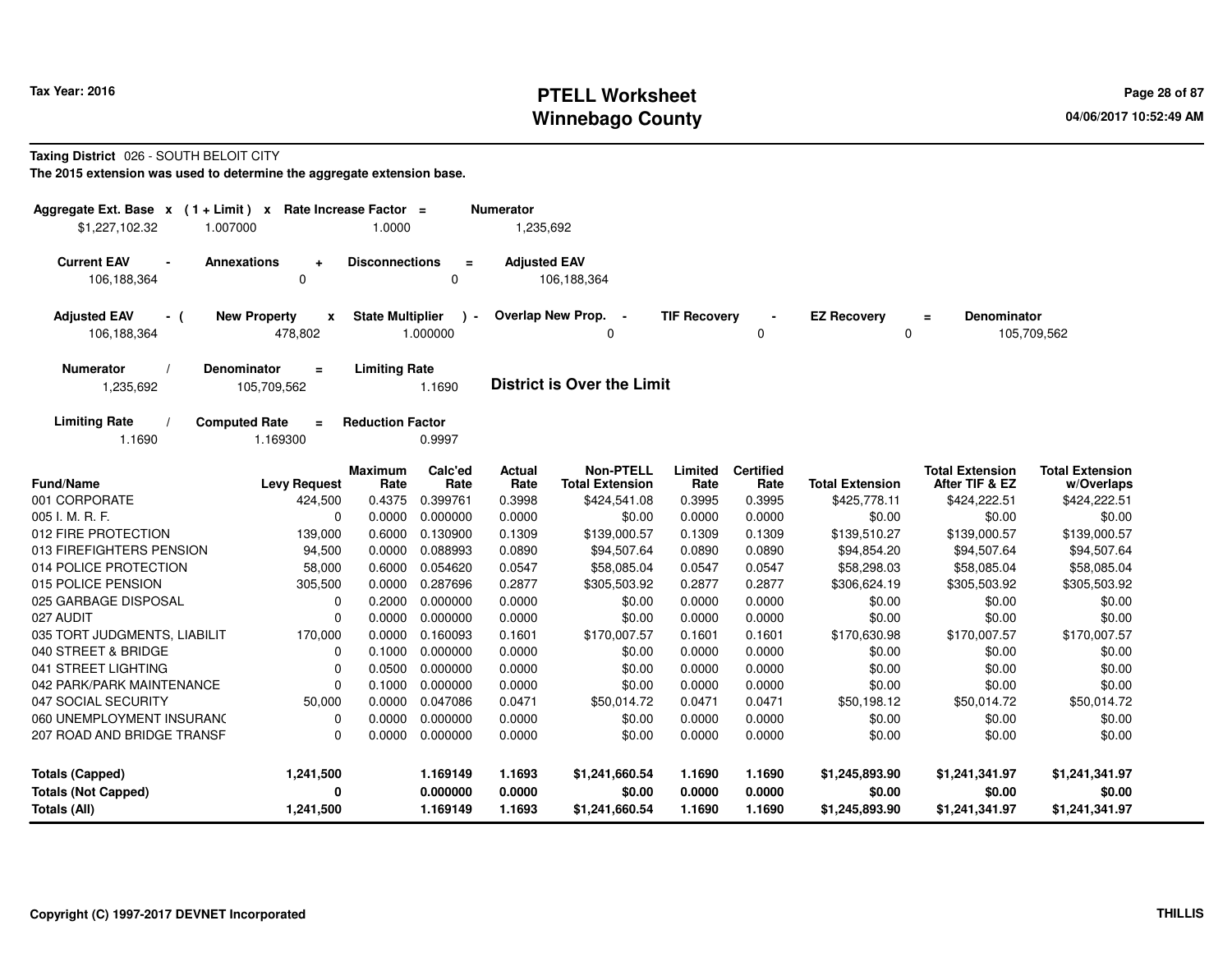**Tax Year: 2016**

# PTELL Worksheet
## Winnebago County

**Taxing District** 026 - SOUTH BELOIT CITY

**The 2015 extension was used to determine the aggregate extension base.**

| Aggregate Ext. Base | x | (1 + Limit) | x | Rate Increase Factor | = | Numerator |
|---|---|---|---|---|---|---|
| $1,227,102.32 | | 1.007000 | | 1.0000 | | 1,235,692 |

| Current EAV | - | Annexations | + | Disconnections | = | Adjusted EAV |
|---|---|---|---|---|---|---|
| 106,188,364 | | 0 | | 0 | | 106,188,364 |

| Adjusted EAV | - ( | New Property | x | State Multiplier | ) - | Overlap New Prop. | - | TIF Recovery | - | EZ Recovery | = | Denominator |
|---|---|---|---|---|---|---|---|---|---|---|---|---|
| 106,188,364 | | 478,802 | | 1.000000 | | 0 | | 0 | | 0 | | 105,709,562 |

| Numerator | / | Denominator | = | Limiting Rate |
|---|---|---|---|---|
| 1,235,692 | | 105,709,562 | | 1.1690 |

**District is Over the Limit**

| Limiting Rate | / | Computed Rate | = | Reduction Factor |
|---|---|---|---|---|
| 1.1690 | | 1.169300 | | 0.9997 |

| Fund/Name | Levy Request | Maximum Rate | Calc'ed Rate | Actual Rate | Non-PTELL Total Extension | Limited Rate | Certified Rate | Total Extension | Total Extension After TIF & EZ | Total Extension w/Overlaps |
|---|---|---|---|---|---|---|---|---|---|---|
| 001 CORPORATE | 424,500 | 0.4375 | 0.399761 | 0.3998 | $424,541.08 | 0.3995 | 0.3995 | $425,778.11 | $424,222.51 | $424,222.51 |
| 005 I. M. R. F. | 0 | 0.0000 | 0.000000 | 0.0000 | $0.00 | 0.0000 | 0.0000 | $0.00 | $0.00 | $0.00 |
| 012 FIRE PROTECTION | 139,000 | 0.6000 | 0.130900 | 0.1309 | $139,000.57 | 0.1309 | 0.1309 | $139,510.27 | $139,000.57 | $139,000.57 |
| 013 FIREFIGHTERS PENSION | 94,500 | 0.0000 | 0.088993 | 0.0890 | $94,507.64 | 0.0890 | 0.0890 | $94,854.20 | $94,507.64 | $94,507.64 |
| 014 POLICE PROTECTION | 58,000 | 0.6000 | 0.054620 | 0.0547 | $58,085.04 | 0.0547 | 0.0547 | $58,298.03 | $58,085.04 | $58,085.04 |
| 015 POLICE PENSION | 305,500 | 0.0000 | 0.287696 | 0.2877 | $305,503.92 | 0.2877 | 0.2877 | $306,624.19 | $305,503.92 | $305,503.92 |
| 025 GARBAGE DISPOSAL | 0 | 0.2000 | 0.000000 | 0.0000 | $0.00 | 0.0000 | 0.0000 | $0.00 | $0.00 | $0.00 |
| 027 AUDIT | 0 | 0.0000 | 0.000000 | 0.0000 | $0.00 | 0.0000 | 0.0000 | $0.00 | $0.00 | $0.00 |
| 035 TORT JUDGMENTS, LIABILIT | 170,000 | 0.0000 | 0.160093 | 0.1601 | $170,007.57 | 0.1601 | 0.1601 | $170,630.98 | $170,007.57 | $170,007.57 |
| 040 STREET & BRIDGE | 0 | 0.1000 | 0.000000 | 0.0000 | $0.00 | 0.0000 | 0.0000 | $0.00 | $0.00 | $0.00 |
| 041 STREET LIGHTING | 0 | 0.0500 | 0.000000 | 0.0000 | $0.00 | 0.0000 | 0.0000 | $0.00 | $0.00 | $0.00 |
| 042 PARK/PARK MAINTENANCE | 0 | 0.1000 | 0.000000 | 0.0000 | $0.00 | 0.0000 | 0.0000 | $0.00 | $0.00 | $0.00 |
| 047 SOCIAL SECURITY | 50,000 | 0.0000 | 0.047086 | 0.0471 | $50,014.72 | 0.0471 | 0.0471 | $50,198.12 | $50,014.72 | $50,014.72 |
| 060 UNEMPLOYMENT INSURANC | 0 | 0.0000 | 0.000000 | 0.0000 | $0.00 | 0.0000 | 0.0000 | $0.00 | $0.00 | $0.00 |
| 207 ROAD AND BRIDGE TRANSF | 0 | 0.0000 | 0.000000 | 0.0000 | $0.00 | 0.0000 | 0.0000 | $0.00 | $0.00 | $0.00 |
| **Totals (Capped)** | **1,241,500** | | **1.169149** | **1.1693** | **$1,241,660.54** | **1.1690** | **1.1690** | **$1,245,893.90** | **$1,241,341.97** | **$1,241,341.97** |
| **Totals (Not Capped)** | **0** | | **0.000000** | **0.0000** | **$0.00** | **0.0000** | **0.0000** | **$0.00** | **$0.00** | **$0.00** |
| **Totals (All)** | **1,241,500** | | **1.169149** | **1.1693** | **$1,241,660.54** | **1.1690** | **1.1690** | **$1,245,893.90** | **$1,241,341.97** | **$1,241,341.97** |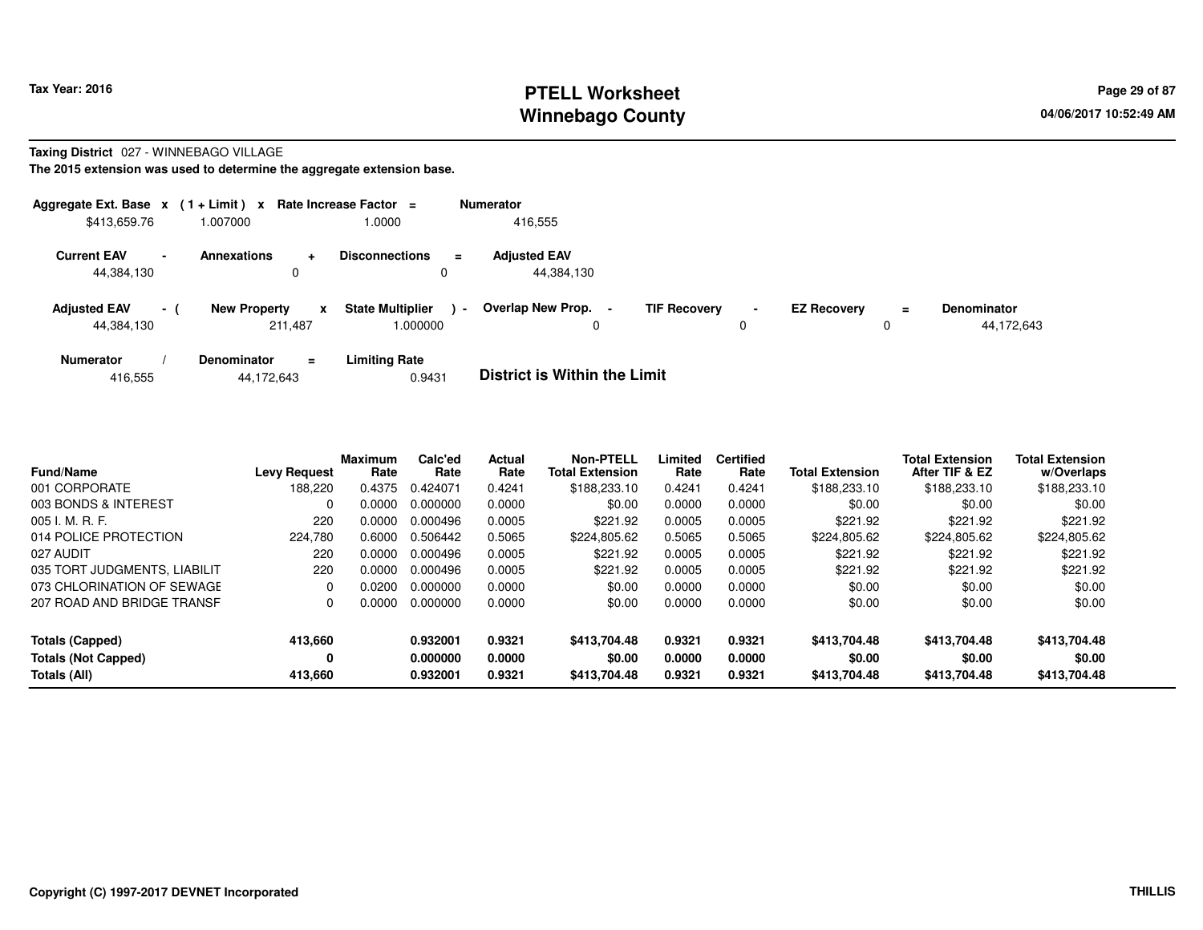**Tax Year: 2016**

# PTELL Worksheet
# Winnebago County

04/06/2017 10:52:49 AM

**Taxing District** 027 - WINNEBAGO VILLAGE

**The 2015 extension was used to determine the aggregate extension base.**

| Aggregate Ext. Base x | (1 + Limit) x | Rate Increase Factor = | Numerator |
|---|---|---|---|
| $413,659.76 | 1.007000 | 1.0000 | 416,555 |

| Current EAV - | Annexations + | Disconnections = | Adjusted EAV |
|---|---|---|---|
| 44,384,130 | 0 | 0 | 44,384,130 |

| Adjusted EAV - ( | New Property x | State Multiplier ) - | Overlap New Prop. - | TIF Recovery - | EZ Recovery = | Denominator |
|---|---|---|---|---|---|---|
| 44,384,130 | 211,487 | 1.000000 | 0 | 0 | 0 | 44,172,643 |

| Numerator / | Denominator = | Limiting Rate |
|---|---|---|
| 416,555 | 44,172,643 | 0.9431 |

**District is Within the Limit**

| Fund/Name | Levy Request | Maximum Rate | Calc'ed Rate | Actual Rate | Non-PTELL Total Extension | Limited Rate | Certified Rate | Total Extension | Total Extension After TIF & EZ | Total Extension w/Overlaps |
|---|---|---|---|---|---|---|---|---|---|---|
| 001 CORPORATE | 188,220 | 0.4375 | 0.424071 | 0.4241 | $188,233.10 | 0.4241 | 0.4241 | $188,233.10 | $188,233.10 | $188,233.10 |
| 003 BONDS & INTEREST | 0 | 0.0000 | 0.000000 | 0.0000 | $0.00 | 0.0000 | 0.0000 | $0.00 | $0.00 | $0.00 |
| 005 I. M. R. F. | 220 | 0.0000 | 0.000496 | 0.0005 | $221.92 | 0.0005 | 0.0005 | $221.92 | $221.92 | $221.92 |
| 014 POLICE PROTECTION | 224,780 | 0.6000 | 0.506442 | 0.5065 | $224,805.62 | 0.5065 | 0.5065 | $224,805.62 | $224,805.62 | $224,805.62 |
| 027 AUDIT | 220 | 0.0000 | 0.000496 | 0.0005 | $221.92 | 0.0005 | 0.0005 | $221.92 | $221.92 | $221.92 |
| 035 TORT JUDGMENTS, LIABILIT | 220 | 0.0000 | 0.000496 | 0.0005 | $221.92 | 0.0005 | 0.0005 | $221.92 | $221.92 | $221.92 |
| 073 CHLORINATION OF SEWAGE | 0 | 0.0200 | 0.000000 | 0.0000 | $0.00 | 0.0000 | 0.0000 | $0.00 | $0.00 | $0.00 |
| 207 ROAD AND BRIDGE TRANSF | 0 | 0.0000 | 0.000000 | 0.0000 | $0.00 | 0.0000 | 0.0000 | $0.00 | $0.00 | $0.00 |
| **Totals (Capped)** | **413,660** | | **0.932001** | **0.9321** | **$413,704.48** | **0.9321** | **0.9321** | **$413,704.48** | **$413,704.48** | **$413,704.48** |
| **Totals (Not Capped)** | **0** | | **0.000000** | **0.0000** | **$0.00** | **0.0000** | **0.0000** | **$0.00** | **$0.00** | **$0.00** |
| **Totals (All)** | **413,660** | | **0.932001** | **0.9321** | **$413,704.48** | **0.9321** | **0.9321** | **$413,704.48** | **$413,704.48** | **$413,704.48** |

**Copyright (C) 1997-2017 DEVNET Incorporated** **THILLIS**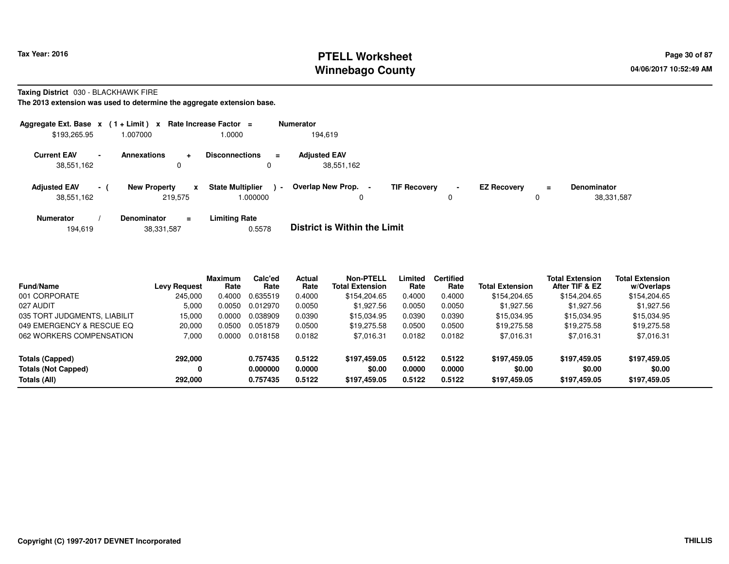Tax Year: 2016

# PTELL Worksheet
# Winnebago County

04/06/2017 10:52:49 AM

**Taxing District** 030 - BLACKHAWK FIRE

**The 2013 extension was used to determine the aggregate extension base.**

| Aggregate Ext. Base | x | (1 + Limit) | x | Rate Increase Factor | = | Numerator |
|---|---|---|---|---|---|---|
| $193,265.95 | | 1.007000 | | 1.0000 | | 194,619 |

| Current EAV | - | Annexations | + | Disconnections | = | Adjusted EAV |
|---|---|---|---|---|---|---|
| 38,551,162 | | 0 | | 0 | | 38,551,162 |

| Adjusted EAV | - ( | New Property | x | State Multiplier | ) - | Overlap New Prop. | - | TIF Recovery | - | EZ Recovery | = | Denominator |
|---|---|---|---|---|---|---|---|---|---|---|---|---|
| 38,551,162 | | 219,575 | | 1.000000 | | 0 | | 0 | | 0 | | 38,331,587 |

| Numerator | / | Denominator | = | Limiting Rate |
|---|---|---|---|---|
| 194,619 | | 38,331,587 | | 0.5578 |

**District is Within the Limit**

| Fund/Name | Levy Request | Maximum Rate | Calc'ed Rate | Actual Rate | Non-PTELL Total Extension | Limited Rate | Certified Rate | Total Extension | Total Extension After TIF & EZ | Total Extension w/Overlaps |
|---|---|---|---|---|---|---|---|---|---|---|
| 001 CORPORATE | 245,000 | 0.4000 | 0.635519 | 0.4000 | $154,204.65 | 0.4000 | 0.4000 | $154,204.65 | $154,204.65 | $154,204.65 |
| 027 AUDIT | 5,000 | 0.0050 | 0.012970 | 0.0050 | $1,927.56 | 0.0050 | 0.0050 | $1,927.56 | $1,927.56 | $1,927.56 |
| 035 TORT JUDGMENTS, LIABILIT | 15,000 | 0.0000 | 0.038909 | 0.0390 | $15,034.95 | 0.0390 | 0.0390 | $15,034.95 | $15,034.95 | $15,034.95 |
| 049 EMERGENCY & RESCUE EQ | 20,000 | 0.0500 | 0.051879 | 0.0500 | $19,275.58 | 0.0500 | 0.0500 | $19,275.58 | $19,275.58 | $19,275.58 |
| 062 WORKERS COMPENSATION | 7,000 | 0.0000 | 0.018158 | 0.0182 | $7,016.31 | 0.0182 | 0.0182 | $7,016.31 | $7,016.31 | $7,016.31 |
| **Totals (Capped)** | **292,000** | | **0.757435** | **0.5122** | **$197,459.05** | **0.5122** | **0.5122** | **$197,459.05** | **$197,459.05** | **$197,459.05** |
| **Totals (Not Capped)** | **0** | | **0.000000** | **0.0000** | **$0.00** | **0.0000** | **0.0000** | **$0.00** | **$0.00** | **$0.00** |
| **Totals (All)** | **292,000** | | **0.757435** | **0.5122** | **$197,459.05** | **0.5122** | **0.5122** | **$197,459.05** | **$197,459.05** | **$197,459.05** |

**Copyright (C) 1997-2017 DEVNET Incorporated** **THILLIS**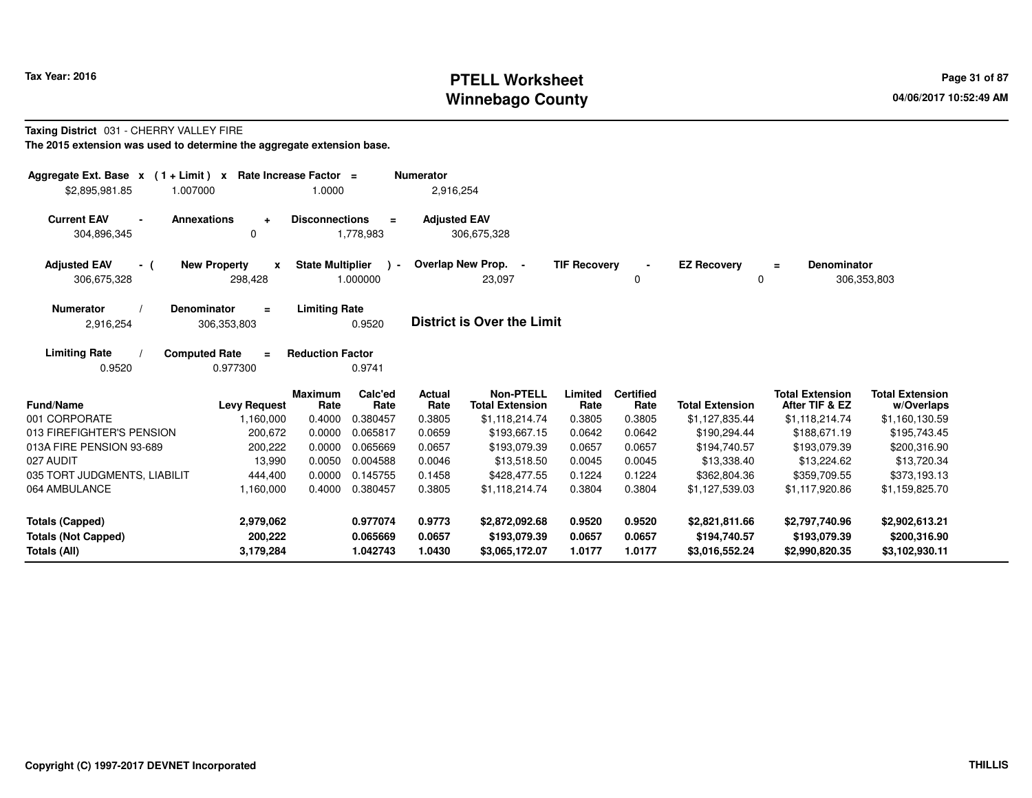**Taxing District** 031 - CHERRY VALLEY FIRE

**The 2015 extension was used to determine the aggregate extension base.**

| Aggregate Ext. Base | x | (1 + Limit) | x | Rate Increase Factor | = | Numerator |
|---|---|---|---|---|---|---|
| $2,895,981.85 | | 1.007000 | | 1.0000 | | 2,916,254 |

| Current EAV | - | Annexations | + | Disconnections | = | Adjusted EAV |
|---|---|---|---|---|---|---|
| 304,896,345 | | 0 | | 1,778,983 | | 306,675,328 |

| Adjusted EAV | - ( | New Property | x | State Multiplier | ) - | Overlap New Prop. | - | TIF Recovery | - | EZ Recovery | = | Denominator |
|---|---|---|---|---|---|---|---|---|---|---|---|---|
| 306,675,328 | | 298,428 | | 1.000000 | | 23,097 | | 0 | | 0 | | 306,353,803 |

| Numerator | / | Denominator | = | Limiting Rate |
|---|---|---|---|---|
| 2,916,254 | | 306,353,803 | | 0.9520 |

**District is Over the Limit**

| Limiting Rate | / | Computed Rate | = | Reduction Factor |
|---|---|---|---|---|
| 0.9520 | | 0.977300 | | 0.9741 |

| Fund/Name | Levy Request | Maximum Rate | Calc'ed Rate | Actual Rate | Non-PTELL Total Extension | Limited Rate | Certified Rate | Total Extension | Total Extension After TIF & EZ | Total Extension w/Overlaps |
|---|---|---|---|---|---|---|---|---|---|---|
| 001 CORPORATE | 1,160,000 | 0.4000 | 0.380457 | 0.3805 | $1,118,214.74 | 0.3805 | 0.3805 | $1,127,835.44 | $1,118,214.74 | $1,160,130.59 |
| 013 FIREFIGHTER'S PENSION | 200,672 | 0.0000 | 0.065817 | 0.0659 | $193,667.15 | 0.0642 | 0.0642 | $190,294.44 | $188,671.19 | $195,743.45 |
| 013A FIRE PENSION 93-689 | 200,222 | 0.0000 | 0.065669 | 0.0657 | $193,079.39 | 0.0657 | 0.0657 | $194,740.57 | $193,079.39 | $200,316.90 |
| 027 AUDIT | 13,990 | 0.0050 | 0.004588 | 0.0046 | $13,518.50 | 0.0045 | 0.0045 | $13,338.40 | $13,224.62 | $13,720.34 |
| 035 TORT JUDGMENTS, LIABILIT | 444,400 | 0.0000 | 0.145755 | 0.1458 | $428,477.55 | 0.1224 | 0.1224 | $362,804.36 | $359,709.55 | $373,193.13 |
| 064 AMBULANCE | 1,160,000 | 0.4000 | 0.380457 | 0.3805 | $1,118,214.74 | 0.3804 | 0.3804 | $1,127,539.03 | $1,117,920.86 | $1,159,825.70 |
| **Totals (Capped)** | **2,979,062** | | **0.977074** | **0.9773** | **$2,872,092.68** | **0.9520** | **0.9520** | **$2,821,811.66** | **$2,797,740.96** | **$2,902,613.21** |
| **Totals (Not Capped)** | **200,222** | | **0.065669** | **0.0657** | **$193,079.39** | **0.0657** | **0.0657** | **$194,740.57** | **$193,079.39** | **$200,316.90** |
| **Totals (All)** | **3,179,284** | | **1.042743** | **1.0430** | **$3,065,172.07** | **1.0177** | **1.0177** | **$3,016,552.24** | **$2,990,820.35** | **$3,102,930.11** |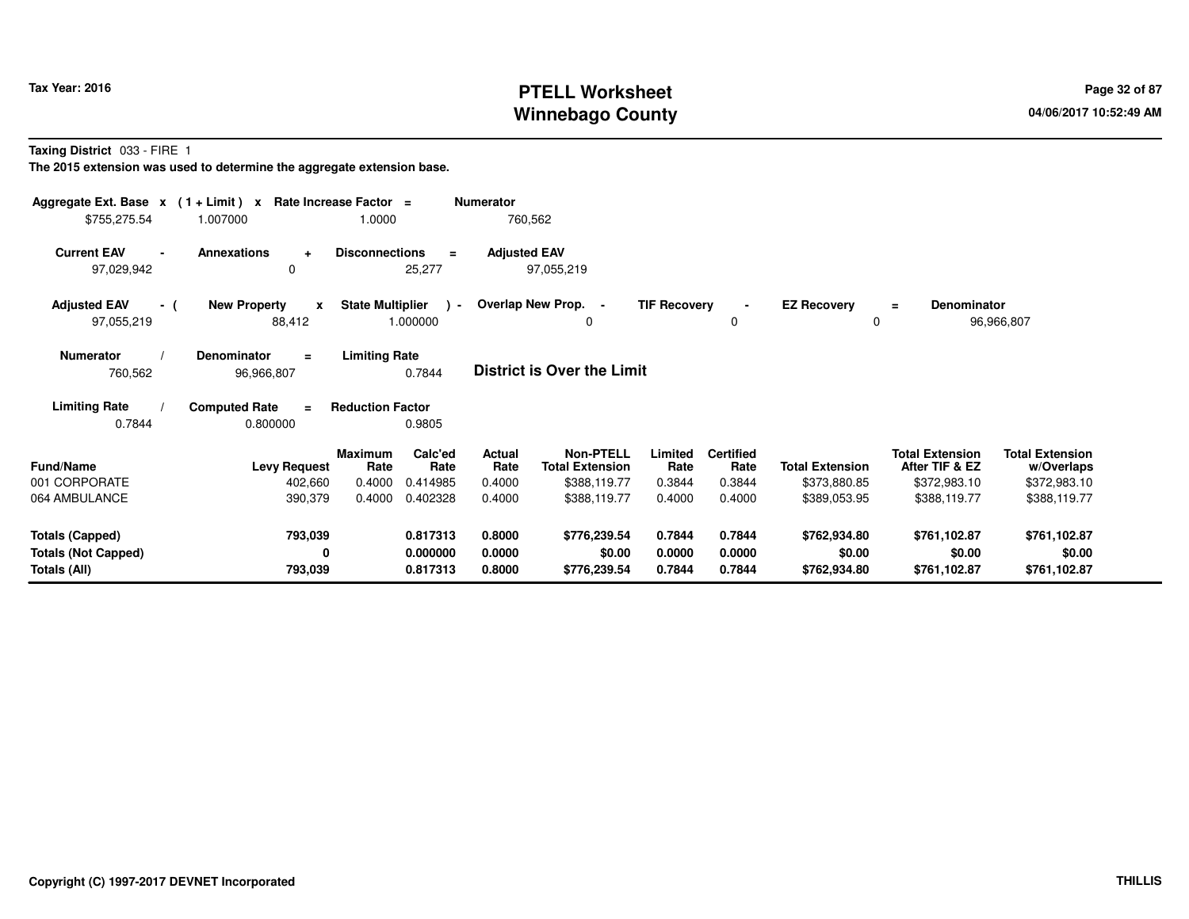# PTELL Worksheet
# Winnebago County

Tax Year: 2016

04/06/2017 10:52:49 AM

**Taxing District** 033 - FIRE 1

**The 2015 extension was used to determine the aggregate extension base.**

| Aggregate Ext. Base | x | (1 + Limit) | x | Rate Increase Factor | = | Numerator |
|---|---|---|---|---|---|---|
| $755,275.54 | | 1.007000 | | 1.0000 | | 760,562 |

| Current EAV | - | Annexations | + | Disconnections | = | Adjusted EAV |
|---|---|---|---|---|---|---|
| 97,029,942 | | 0 | | 25,277 | | 97,055,219 |

| Adjusted EAV | - ( | New Property | x | State Multiplier | ) - | Overlap New Prop. | - | TIF Recovery | - | EZ Recovery | = | Denominator |
|---|---|---|---|---|---|---|---|---|---|---|---|---|
| 97,055,219 | | 88,412 | | 1.000000 | | 0 | | 0 | | 0 | | 96,966,807 |

| Numerator | / | Denominator | = | Limiting Rate |
|---|---|---|---|---|
| 760,562 | | 96,966,807 | | 0.7844 |

**District is Over the Limit**

| Limiting Rate | / | Computed Rate | = | Reduction Factor |
|---|---|---|---|---|
| 0.7844 | | 0.800000 | | 0.9805 |

| Fund/Name | Levy Request | Maximum Rate | Calc'ed Rate | Actual Rate | Non-PTELL Total Extension | Limited Rate | Certified Rate | Total Extension | Total Extension After TIF & EZ | Total Extension w/Overlaps |
|---|---|---|---|---|---|---|---|---|---|---|
| 001 CORPORATE | 402,660 | 0.4000 | 0.414985 | 0.4000 | $388,119.77 | 0.3844 | 0.3844 | $373,880.85 | $372,983.10 | $372,983.10 |
| 064 AMBULANCE | 390,379 | 0.4000 | 0.402328 | 0.4000 | $388,119.77 | 0.4000 | 0.4000 | $389,053.95 | $388,119.77 | $388,119.77 |
| **Totals (Capped)** | **793,039** | | **0.817313** | **0.8000** | **$776,239.54** | **0.7844** | **0.7844** | **$762,934.80** | **$761,102.87** | **$761,102.87** |
| **Totals (Not Capped)** | **0** | | **0.000000** | **0.0000** | **$0.00** | **0.0000** | **0.0000** | **$0.00** | **$0.00** | **$0.00** |
| **Totals (All)** | **793,039** | | **0.817313** | **0.8000** | **$776,239.54** | **0.7844** | **0.7844** | **$762,934.80** | **$761,102.87** | **$761,102.87** |

Copyright (C) 1997-2017 DEVNET Incorporated

THILLIS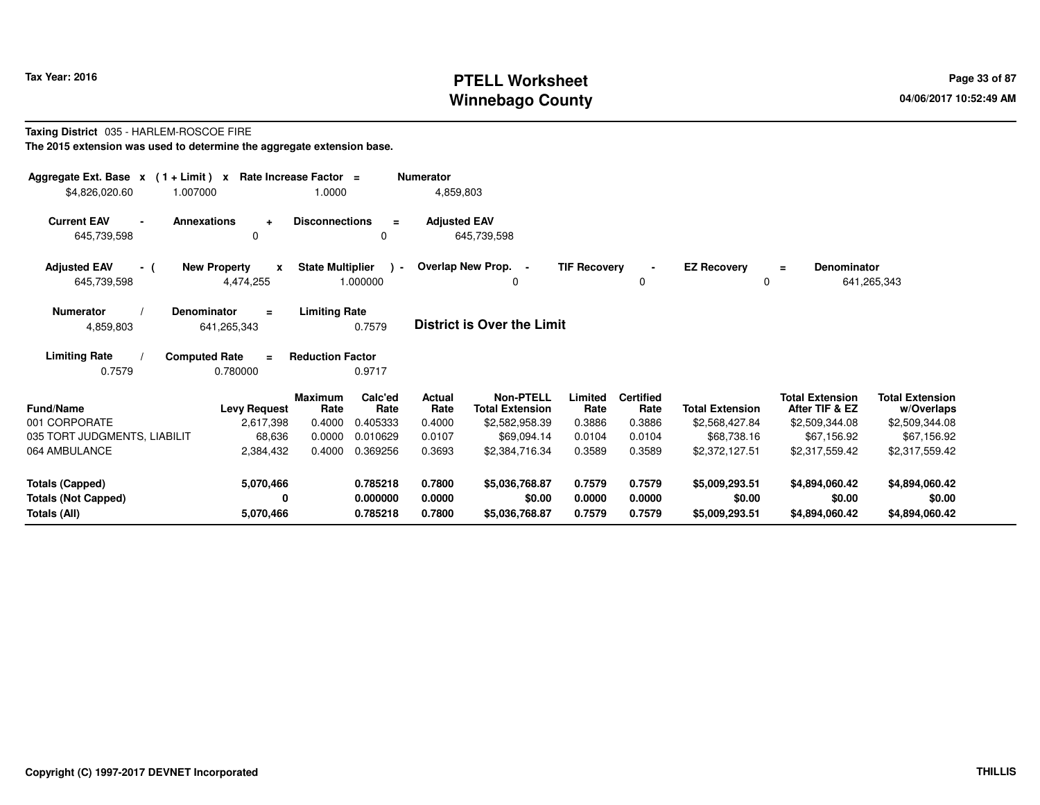# PTELL Worksheet
# Winnebago County

Tax Year: 2016

04/06/2017 10:52:49 AM

**Taxing District** 035 - HARLEM-ROSCOE FIRE

**The 2015 extension was used to determine the aggregate extension base.**

| Aggregate Ext. Base | x | (1 + Limit) | x | Rate Increase Factor | = | Numerator |
|---|---|---|---|---|---|---|
| $4,826,020.60 | | 1.007000 | | 1.0000 | | 4,859,803 |

| Current EAV | - | Annexations | + | Disconnections | = | Adjusted EAV |
|---|---|---|---|---|---|---|
| 645,739,598 | | 0 | | 0 | | 645,739,598 |

| Adjusted EAV | - ( | New Property | x | State Multiplier | ) - | Overlap New Prop. | - | TIF Recovery | - | EZ Recovery | = | Denominator |
|---|---|---|---|---|---|---|---|---|---|---|---|---|
| 645,739,598 | | 4,474,255 | | 1.000000 | | 0 | | 0 | | 0 | | 641,265,343 |

| Numerator | / | Denominator | = | Limiting Rate |
|---|---|---|---|---|
| 4,859,803 | | 641,265,343 | | 0.7579 |

**District is Over the Limit**

| Limiting Rate | / | Computed Rate | = | Reduction Factor |
|---|---|---|---|---|
| 0.7579 | | 0.780000 | | 0.9717 |

| Fund/Name | Levy Request | Maximum Rate | Calc'ed Rate | Actual Rate | Non-PTELL Total Extension | Limited Rate | Certified Rate | Total Extension | Total Extension After TIF & EZ | Total Extension w/Overlaps |
|---|---|---|---|---|---|---|---|---|---|---|
| 001 CORPORATE | 2,617,398 | 0.4000 | 0.405333 | 0.4000 | $2,582,958.39 | 0.3886 | 0.3886 | $2,568,427.84 | $2,509,344.08 | $2,509,344.08 |
| 035 TORT JUDGMENTS, LIABILIT | 68,636 | 0.0000 | 0.010629 | 0.0107 | $69,094.14 | 0.0104 | 0.0104 | $68,738.16 | $67,156.92 | $67,156.92 |
| 064 AMBULANCE | 2,384,432 | 0.4000 | 0.369256 | 0.3693 | $2,384,716.34 | 0.3589 | 0.3589 | $2,372,127.51 | $2,317,559.42 | $2,317,559.42 |
| **Totals (Capped)** | **5,070,466** | | **0.785218** | **0.7800** | **$5,036,768.87** | **0.7579** | **0.7579** | **$5,009,293.51** | **$4,894,060.42** | **$4,894,060.42** |
| **Totals (Not Capped)** | **0** | | **0.000000** | **0.0000** | **$0.00** | **0.0000** | **0.0000** | **$0.00** | **$0.00** | **$0.00** |
| **Totals (All)** | **5,070,466** | | **0.785218** | **0.7800** | **$5,036,768.87** | **0.7579** | **0.7579** | **$5,009,293.51** | **$4,894,060.42** | **$4,894,060.42** |

Copyright (C) 1997-2017 DEVNET Incorporated

THILLIS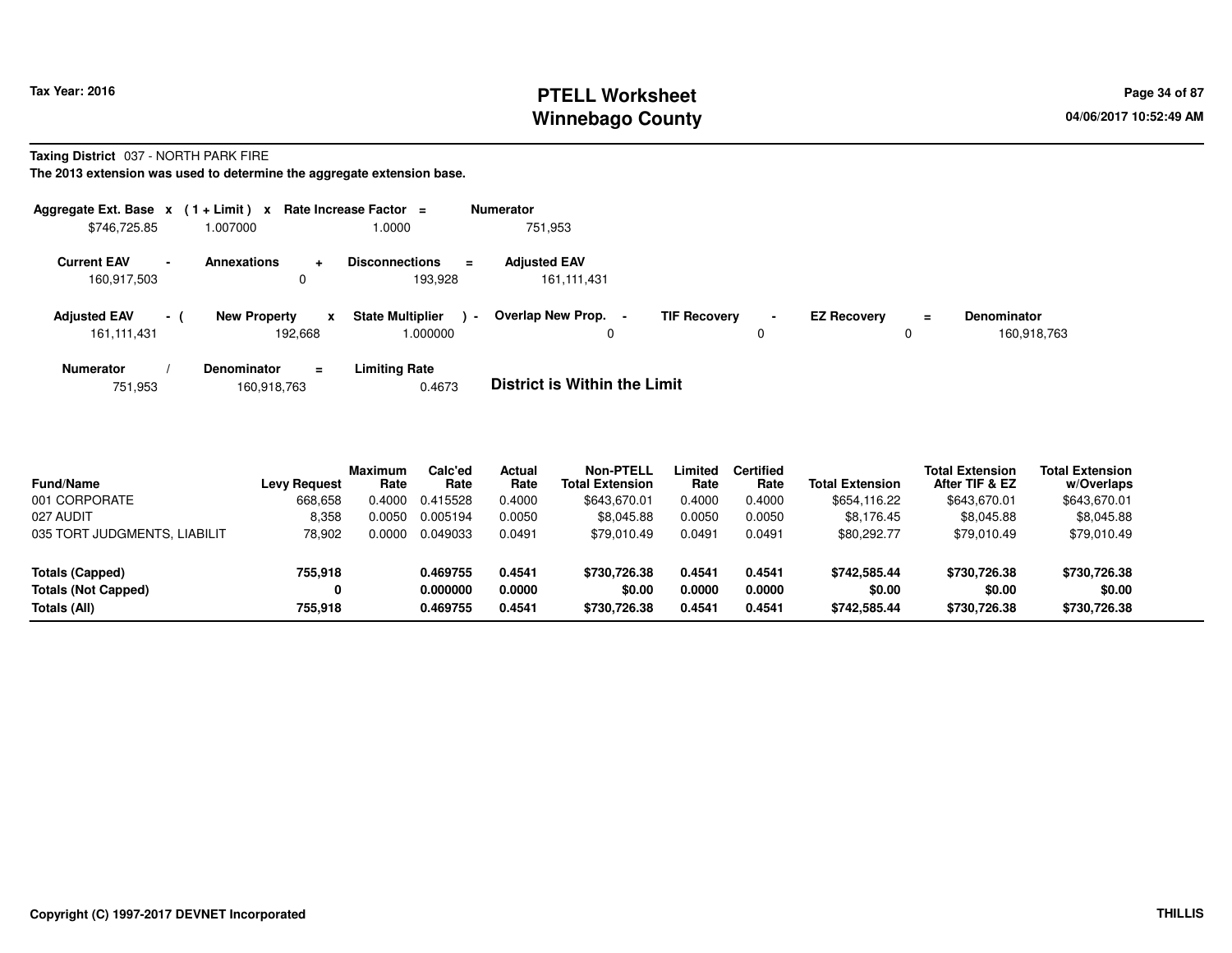**Tax Year: 2016**

# PTELL Worksheet
# Winnebago County

**Taxing District** 037 - NORTH PARK FIRE

**The 2013 extension was used to determine the aggregate extension base.**

| Aggregate Ext. Base | x | (1 + Limit) | x | Rate Increase Factor | = | Numerator |
|---|---|---|---|---|---|---|
| $746,725.85 | | 1.007000 | | 1.0000 | | 751,953 |

| Current EAV | - | Annexations | + | Disconnections | = | Adjusted EAV |
|---|---|---|---|---|---|---|
| 160,917,503 | | 0 | | 193,928 | | 161,111,431 |

| Adjusted EAV | - ( | New Property | x | State Multiplier | ) - | Overlap New Prop. | - | TIF Recovery | - | EZ Recovery | = | Denominator |
|---|---|---|---|---|---|---|---|---|---|---|---|---|
| 161,111,431 | | 192,668 | | 1.000000 | | 0 | | 0 | | 0 | | 160,918,763 |

| Numerator | / | Denominator | = | Limiting Rate |
|---|---|---|---|---|
| 751,953 | | 160,918,763 | | 0.4673 |

**District is Within the Limit**

| Fund/Name | Levy Request | Maximum Rate | Calc'ed Rate | Actual Rate | Non-PTELL Total Extension | Limited Rate | Certified Rate | Total Extension | Total Extension After TIF & EZ | Total Extension w/Overlaps |
|---|---|---|---|---|---|---|---|---|---|---|
| 001 CORPORATE | 668,658 | 0.4000 | 0.415528 | 0.4000 | $643,670.01 | 0.4000 | 0.4000 | $654,116.22 | $643,670.01 | $643,670.01 |
| 027 AUDIT | 8,358 | 0.0050 | 0.005194 | 0.0050 | $8,045.88 | 0.0050 | 0.0050 | $8,176.45 | $8,045.88 | $8,045.88 |
| 035 TORT JUDGMENTS, LIABILIT | 78,902 | 0.0000 | 0.049033 | 0.0491 | $79,010.49 | 0.0491 | 0.0491 | $80,292.77 | $79,010.49 | $79,010.49 |
| **Totals (Capped)** | **755,918** | | **0.469755** | **0.4541** | **$730,726.38** | **0.4541** | **0.4541** | **$742,585.44** | **$730,726.38** | **$730,726.38** |
| **Totals (Not Capped)** | **0** | | **0.000000** | **0.0000** | **$0.00** | **0.0000** | **0.0000** | **$0.00** | **$0.00** | **$0.00** |
| **Totals (All)** | **755,918** | | **0.469755** | **0.4541** | **$730,726.38** | **0.4541** | **0.4541** | **$742,585.44** | **$730,726.38** | **$730,726.38** |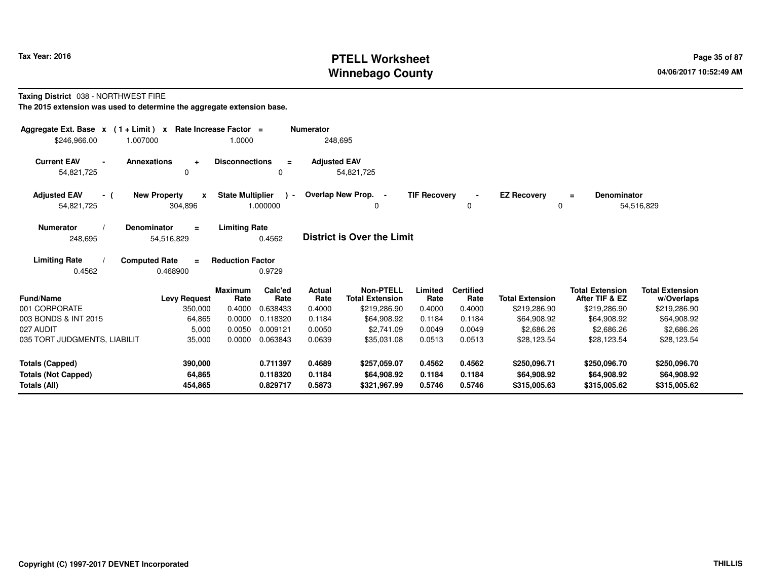**Taxing District** 038 - NORTHWEST FIRE

**The 2015 extension was used to determine the aggregate extension base.**

| Aggregate Ext. Base | x | (1 + Limit) | x | Rate Increase Factor | = | Numerator |
|---|---|---|---|---|---|---|
| $246,966.00 | | 1.007000 | | 1.0000 | | 248,695 |

| Current EAV | - | Annexations | + | Disconnections | = | Adjusted EAV |
|---|---|---|---|---|---|---|
| 54,821,725 | | 0 | | 0 | | 54,821,725 |

| Adjusted EAV | - ( | New Property | x | State Multiplier | ) - | Overlap New Prop. | - | TIF Recovery | - | EZ Recovery | = | Denominator |
|---|---|---|---|---|---|---|---|---|---|---|---|---|
| 54,821,725 | | 304,896 | | 1.000000 | | 0 | | 0 | | 0 | | 54,516,829 |

| Numerator | / | Denominator | = | Limiting Rate |
|---|---|---|---|---|
| 248,695 | | 54,516,829 | | 0.4562 |

**District is Over the Limit**

| Limiting Rate | / | Computed Rate | = | Reduction Factor |
|---|---|---|---|---|
| 0.4562 | | 0.468900 | | 0.9729 |

| Fund/Name | Levy Request | Maximum Rate | Calc'ed Rate | Actual Rate | Non-PTELL Total Extension | Limited Rate | Certified Rate | Total Extension | Total Extension After TIF & EZ | Total Extension w/Overlaps |
|---|---|---|---|---|---|---|---|---|---|---|
| 001 CORPORATE | 350,000 | 0.4000 | 0.638433 | 0.4000 | $219,286.90 | 0.4000 | 0.4000 | $219,286.90 | $219,286.90 | $219,286.90 |
| 003 BONDS & INT 2015 | 64,865 | 0.0000 | 0.118320 | 0.1184 | $64,908.92 | 0.1184 | 0.1184 | $64,908.92 | $64,908.92 | $64,908.92 |
| 027 AUDIT | 5,000 | 0.0050 | 0.009121 | 0.0050 | $2,741.09 | 0.0049 | 0.0049 | $2,686.26 | $2,686.26 | $2,686.26 |
| 035 TORT JUDGMENTS, LIABILIT | 35,000 | 0.0000 | 0.063843 | 0.0639 | $35,031.08 | 0.0513 | 0.0513 | $28,123.54 | $28,123.54 | $28,123.54 |
| **Totals (Capped)** | **390,000** | | **0.711397** | **0.4689** | **$257,059.07** | **0.4562** | **0.4562** | **$250,096.71** | **$250,096.70** | **$250,096.70** |
| **Totals (Not Capped)** | **64,865** | | **0.118320** | **0.1184** | **$64,908.92** | **0.1184** | **0.1184** | **$64,908.92** | **$64,908.92** | **$64,908.92** |
| **Totals (All)** | **454,865** | | **0.829717** | **0.5873** | **$321,967.99** | **0.5746** | **0.5746** | **$315,005.63** | **$315,005.62** | **$315,005.62** |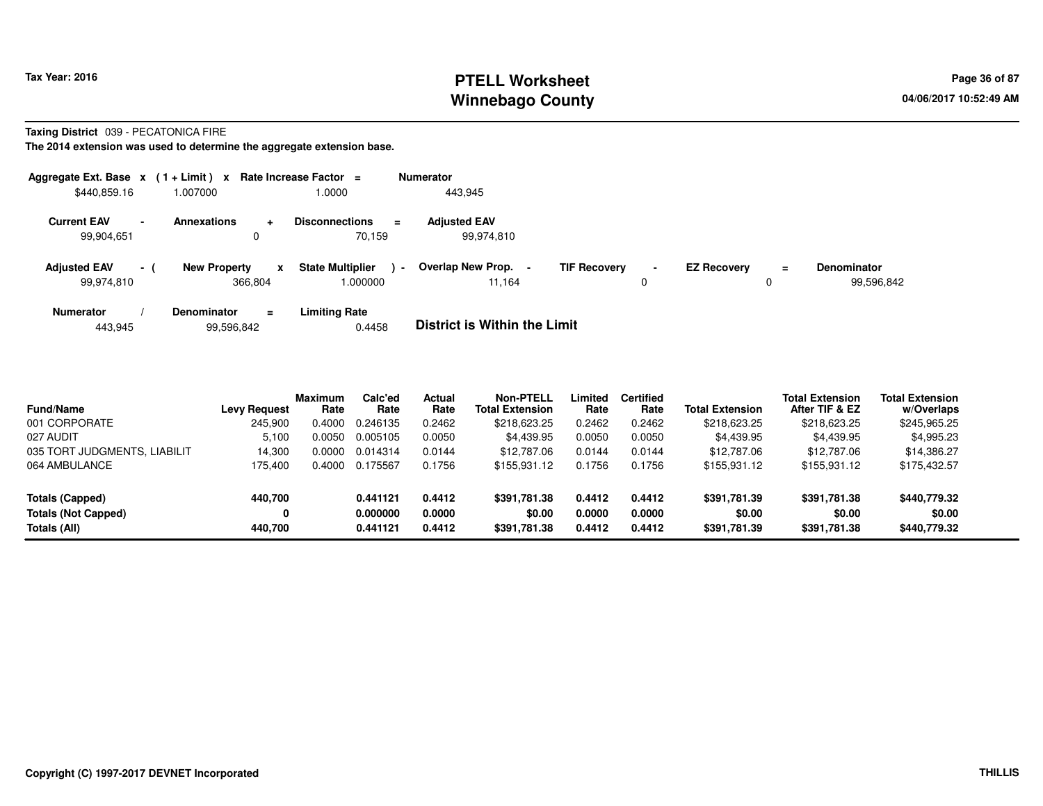# PTELL Worksheet
# Winnebago County

Tax Year: 2016

04/06/2017 10:52:49 AM

**Taxing District** 039 - PECATONICA FIRE

**The 2014 extension was used to determine the aggregate extension base.**

| Aggregate Ext. Base | x | (1 + Limit) | x | Rate Increase Factor | = | Numerator |
|---|---|---|---|---|---|---|
| $440,859.16 | | 1.007000 | | 1.0000 | | 443,945 |

| Current EAV | - | Annexations | + | Disconnections | = | Adjusted EAV |
|---|---|---|---|---|---|---|
| 99,904,651 | | 0 | | 70,159 | | 99,974,810 |

| Adjusted EAV | - ( | New Property | x | State Multiplier | ) - | Overlap New Prop. | - | TIF Recovery | - | EZ Recovery | = | Denominator |
|---|---|---|---|---|---|---|---|---|---|---|---|---|
| 99,974,810 | | 366,804 | | 1.000000 | | 11,164 | | 0 | | 0 | | 99,596,842 |

| Numerator | / | Denominator | = | Limiting Rate |
|---|---|---|---|---|
| 443,945 | | 99,596,842 | | 0.4458 |

**District is Within the Limit**

| Fund/Name | Levy Request | Maximum Rate | Calc'ed Rate | Actual Rate | Non-PTELL Total Extension | Limited Rate | Certified Rate | Total Extension | Total Extension After TIF & EZ | Total Extension w/Overlaps |
|---|---|---|---|---|---|---|---|---|---|---|
| 001 CORPORATE | 245,900 | 0.4000 | 0.246135 | 0.2462 | $218,623.25 | 0.2462 | 0.2462 | $218,623.25 | $218,623.25 | $245,965.25 |
| 027 AUDIT | 5,100 | 0.0050 | 0.005105 | 0.0050 | $4,439.95 | 0.0050 | 0.0050 | $4,439.95 | $4,439.95 | $4,995.23 |
| 035 TORT JUDGMENTS, LIABILIT | 14,300 | 0.0000 | 0.014314 | 0.0144 | $12,787.06 | 0.0144 | 0.0144 | $12,787.06 | $12,787.06 | $14,386.27 |
| 064 AMBULANCE | 175,400 | 0.4000 | 0.175567 | 0.1756 | $155,931.12 | 0.1756 | 0.1756 | $155,931.12 | $155,931.12 | $175,432.57 |
| **Totals (Capped)** | **440,700** | | **0.441121** | **0.4412** | **$391,781.38** | **0.4412** | **0.4412** | **$391,781.39** | **$391,781.38** | **$440,779.32** |
| **Totals (Not Capped)** | **0** | | **0.000000** | **0.0000** | **$0.00** | **0.0000** | **0.0000** | **$0.00** | **$0.00** | **$0.00** |
| **Totals (All)** | **440,700** | | **0.441121** | **0.4412** | **$391,781.38** | **0.4412** | **0.4412** | **$391,781.39** | **$391,781.38** | **$440,779.32** |

Copyright (C) 1997-2017 DEVNET Incorporated

THILLIS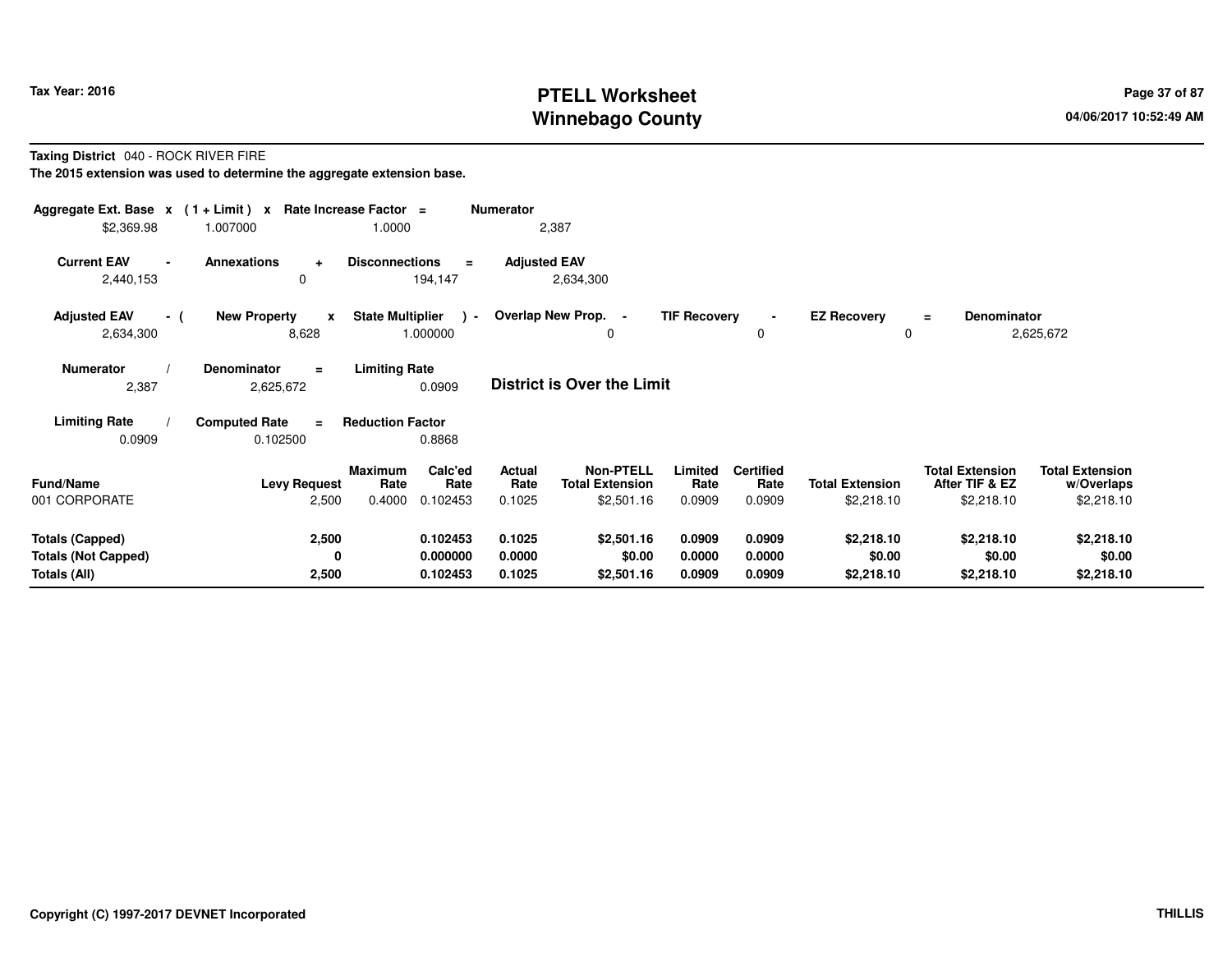**Taxing District** 040 - ROCK RIVER FIRE

**The 2015 extension was used to determine the aggregate extension base.**

| Aggregate Ext. Base | x | (1 + Limit) | x | Rate Increase Factor | = | Numerator |
|---|---|---|---|---|---|---|
| $2,369.98 | | 1.007000 | | 1.0000 | | 2,387 |

| Current EAV | - | Annexations | + | Disconnections | = | Adjusted EAV |
|---|---|---|---|---|---|---|
| 2,440,153 | | 0 | | 194,147 | | 2,634,300 |

| Adjusted EAV | - ( | New Property | x | State Multiplier | ) - | Overlap New Prop. | - | TIF Recovery | - | EZ Recovery | = | Denominator |
|---|---|---|---|---|---|---|---|---|---|---|---|---|
| 2,634,300 | | 8,628 | | 1.000000 | | 0 | | 0 | | 0 | | 2,625,672 |

| Numerator | / | Denominator | = | Limiting Rate |
|---|---|---|---|---|
| 2,387 | | 2,625,672 | | 0.0909 |

**District is Over the Limit**

| Limiting Rate | / | Computed Rate | = | Reduction Factor |
|---|---|---|---|---|
| 0.0909 | | 0.102500 | | 0.8868 |

| Fund/Name | Levy Request | Maximum Rate | Calc'ed Rate | Actual Rate | Non-PTELL Total Extension | Limited Rate | Certified Rate | Total Extension | Total Extension After TIF & EZ | Total Extension w/Overlaps |
|---|---|---|---|---|---|---|---|---|---|---|
| 001 CORPORATE | 2,500 | 0.4000 | 0.102453 | 0.1025 | $2,501.16 | 0.0909 | 0.0909 | $2,218.10 | $2,218.10 | $2,218.10 |
| **Totals (Capped)** | **2,500** | | **0.102453** | **0.1025** | **$2,501.16** | **0.0909** | **0.0909** | **$2,218.10** | **$2,218.10** | **$2,218.10** |
| **Totals (Not Capped)** | **0** | | **0.000000** | **0.0000** | **$0.00** | **0.0000** | **0.0000** | **$0.00** | **$0.00** | **$0.00** |
| **Totals (All)** | **2,500** | | **0.102453** | **0.1025** | **$2,501.16** | **0.0909** | **0.0909** | **$2,218.10** | **$2,218.10** | **$2,218.10** |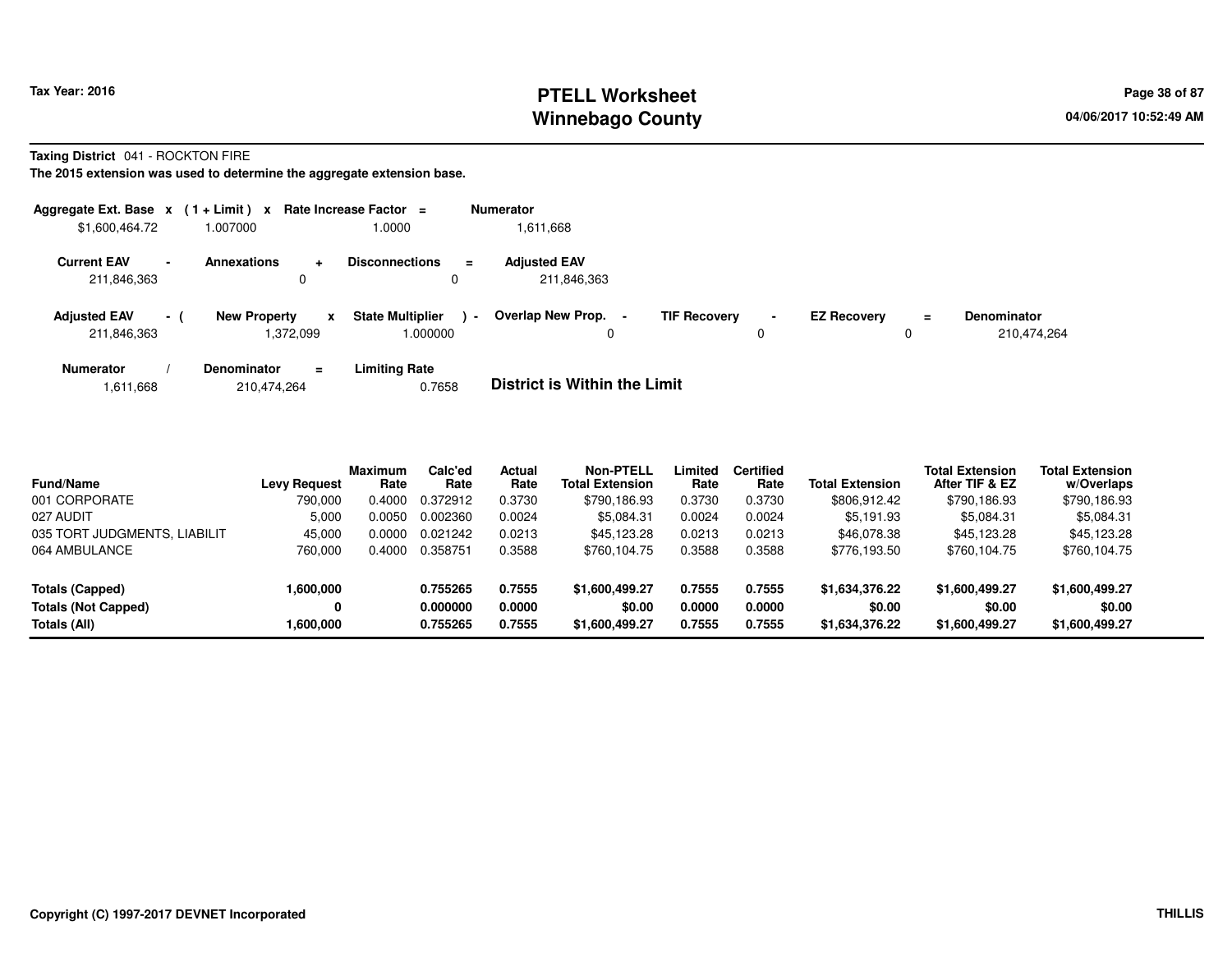Tax Year: 2016

# PTELL Worksheet
## Winnebago County

**Taxing District** 041 - ROCKTON FIRE

**The 2015 extension was used to determine the aggregate extension base.**

| Aggregate Ext. Base | x | (1 + Limit) | x | Rate Increase Factor | = | Numerator |
|---|---|---|---|---|---|---|
| $1,600,464.72 | | 1.007000 | | 1.0000 | | 1,611,668 |

| Current EAV | - | Annexations | + | Disconnections | = | Adjusted EAV |
|---|---|---|---|---|---|---|
| 211,846,363 | | 0 | | 0 | | 211,846,363 |

| Adjusted EAV | - ( | New Property | x | State Multiplier | ) - | Overlap New Prop. | - | TIF Recovery | - | EZ Recovery | = | Denominator |
|---|---|---|---|---|---|---|---|---|---|---|---|---|
| 211,846,363 | | 1,372,099 | | 1.000000 | | 0 | | 0 | | 0 | | 210,474,264 |

| Numerator | / | Denominator | = | Limiting Rate |
|---|---|---|---|---|
| 1,611,668 | | 210,474,264 | | 0.7658 |

**District is Within the Limit**

| Fund/Name | Levy Request | Maximum Rate | Calc'ed Rate | Actual Rate | Non-PTELL Total Extension | Limited Rate | Certified Rate | Total Extension | Total Extension After TIF & EZ | Total Extension w/Overlaps |
|---|---|---|---|---|---|---|---|---|---|---|
| 001 CORPORATE | 790,000 | 0.4000 | 0.372912 | 0.3730 | $790,186.93 | 0.3730 | 0.3730 | $806,912.42 | $790,186.93 | $790,186.93 |
| 027 AUDIT | 5,000 | 0.0050 | 0.002360 | 0.0024 | $5,084.31 | 0.0024 | 0.0024 | $5,191.93 | $5,084.31 | $5,084.31 |
| 035 TORT JUDGMENTS, LIABILIT | 45,000 | 0.0000 | 0.021242 | 0.0213 | $45,123.28 | 0.0213 | 0.0213 | $46,078.38 | $45,123.28 | $45,123.28 |
| 064 AMBULANCE | 760,000 | 0.4000 | 0.358751 | 0.3588 | $760,104.75 | 0.3588 | 0.3588 | $776,193.50 | $760,104.75 | $760,104.75 |
| **Totals (Capped)** | **1,600,000** | | **0.755265** | **0.7555** | **$1,600,499.27** | **0.7555** | **0.7555** | **$1,634,376.22** | **$1,600,499.27** | **$1,600,499.27** |
| **Totals (Not Capped)** | **0** | | **0.000000** | **0.0000** | **$0.00** | **0.0000** | **0.0000** | **$0.00** | **$0.00** | **$0.00** |
| **Totals (All)** | **1,600,000** | | **0.755265** | **0.7555** | **$1,600,499.27** | **0.7555** | **0.7555** | **$1,634,376.22** | **$1,600,499.27** | **$1,600,499.27** |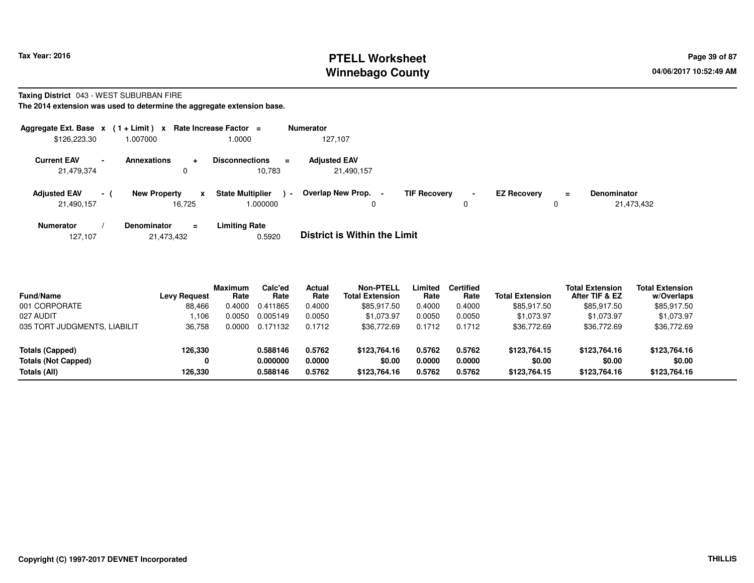**Tax Year: 2016**

# PTELL Worksheet
# Winnebago County

04/06/2017 10:52:49 AM

**Taxing District** 043 - WEST SUBURBAN FIRE

**The 2014 extension was used to determine the aggregate extension base.**

| Aggregate Ext. Base | x | (1 + Limit) | x | Rate Increase Factor | = | Numerator |
|---|---|---|---|---|---|---|
| $126,223.30 | | 1.007000 | | 1.0000 | | 127,107 |

| Current EAV | - | Annexations | + | Disconnections | = | Adjusted EAV |
|---|---|---|---|---|---|---|
| 21,479,374 | | 0 | | 10,783 | | 21,490,157 |

| Adjusted EAV | - ( | New Property | x | State Multiplier | ) - | Overlap New Prop. | - | TIF Recovery | - | EZ Recovery | = | Denominator |
|---|---|---|---|---|---|---|---|---|---|---|---|---|
| 21,490,157 | | 16,725 | | 1.000000 | | 0 | | 0 | | 0 | | 21,473,432 |

| Numerator | / | Denominator | = | Limiting Rate |
|---|---|---|---|---|
| 127,107 | | 21,473,432 | | 0.5920 |

**District is Within the Limit**

| Fund/Name | Levy Request | Maximum Rate | Calc'ed Rate | Actual Rate | Non-PTELL Total Extension | Limited Rate | Certified Rate | Total Extension | Total Extension After TIF & EZ | Total Extension w/Overlaps |
|---|---|---|---|---|---|---|---|---|---|---|
| 001 CORPORATE | 88,466 | 0.4000 | 0.411865 | 0.4000 | $85,917.50 | 0.4000 | 0.4000 | $85,917.50 | $85,917.50 | $85,917.50 |
| 027 AUDIT | 1,106 | 0.0050 | 0.005149 | 0.0050 | $1,073.97 | 0.0050 | 0.0050 | $1,073.97 | $1,073.97 | $1,073.97 |
| 035 TORT JUDGMENTS, LIABILIT | 36,758 | 0.0000 | 0.171132 | 0.1712 | $36,772.69 | 0.1712 | 0.1712 | $36,772.69 | $36,772.69 | $36,772.69 |
| **Totals (Capped)** | **126,330** | | **0.588146** | **0.5762** | **$123,764.16** | **0.5762** | **0.5762** | **$123,764.15** | **$123,764.16** | **$123,764.16** |
| **Totals (Not Capped)** | **0** | | **0.000000** | **0.0000** | **$0.00** | **0.0000** | **0.0000** | **$0.00** | **$0.00** | **$0.00** |
| **Totals (All)** | **126,330** | | **0.588146** | **0.5762** | **$123,764.16** | **0.5762** | **0.5762** | **$123,764.15** | **$123,764.16** | **$123,764.16** |

**Copyright (C) 1997-2017 DEVNET Incorporated** **THILLIS**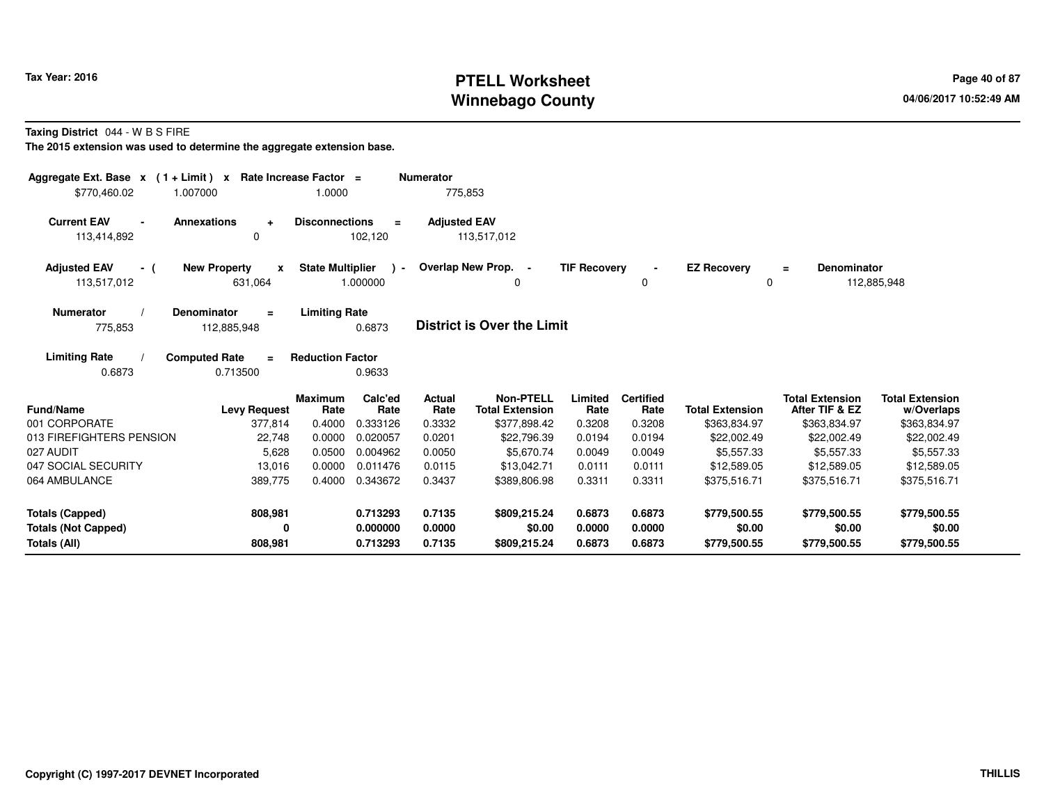# PTELL Worksheet
# Winnebago County

Tax Year: 2016

04/06/2017 10:52:49 AM

**Taxing District** 044 - W B S FIRE

**The 2015 extension was used to determine the aggregate extension base.**

| Aggregate Ext. Base | x | (1 + Limit) | x | Rate Increase Factor | = | Numerator |
|---|---|---|---|---|---|---|
| $770,460.02 | | 1.007000 | | 1.0000 | | 775,853 |

| Current EAV | - | Annexations | + | Disconnections | = | Adjusted EAV |
|---|---|---|---|---|---|---|
| 113,414,892 | | 0 | | 102,120 | | 113,517,012 |

| Adjusted EAV | - ( | New Property | x | State Multiplier | ) - | Overlap New Prop. | - | TIF Recovery | - | EZ Recovery | = | Denominator |
|---|---|---|---|---|---|---|---|---|---|---|---|---|
| 113,517,012 | | 631,064 | | 1.000000 | | 0 | | 0 | | 0 | | 112,885,948 |

| Numerator | / | Denominator | = | Limiting Rate |
|---|---|---|---|---|
| 775,853 | | 112,885,948 | | 0.6873 |

**District is Over the Limit**

| Limiting Rate | / | Computed Rate | = | Reduction Factor |
|---|---|---|---|---|
| 0.6873 | | 0.713500 | | 0.9633 |

| Fund/Name | Levy Request | Maximum Rate | Calc'ed Rate | Actual Rate | Non-PTELL Total Extension | Limited Rate | Certified Rate | Total Extension | Total Extension After TIF & EZ | Total Extension w/Overlaps |
|---|---|---|---|---|---|---|---|---|---|---|
| 001 CORPORATE | 377,814 | 0.4000 | 0.333126 | 0.3332 | $377,898.42 | 0.3208 | 0.3208 | $363,834.97 | $363,834.97 | $363,834.97 |
| 013 FIREFIGHTERS PENSION | 22,748 | 0.0000 | 0.020057 | 0.0201 | $22,796.39 | 0.0194 | 0.0194 | $22,002.49 | $22,002.49 | $22,002.49 |
| 027 AUDIT | 5,628 | 0.0500 | 0.004962 | 0.0050 | $5,670.74 | 0.0049 | 0.0049 | $5,557.33 | $5,557.33 | $5,557.33 |
| 047 SOCIAL SECURITY | 13,016 | 0.0000 | 0.011476 | 0.0115 | $13,042.71 | 0.0111 | 0.0111 | $12,589.05 | $12,589.05 | $12,589.05 |
| 064 AMBULANCE | 389,775 | 0.4000 | 0.343672 | 0.3437 | $389,806.98 | 0.3311 | 0.3311 | $375,516.71 | $375,516.71 | $375,516.71 |
| **Totals (Capped)** | **808,981** | | **0.713293** | **0.7135** | **$809,215.24** | **0.6873** | **0.6873** | **$779,500.55** | **$779,500.55** | **$779,500.55** |
| **Totals (Not Capped)** | **0** | | **0.000000** | **0.0000** | **$0.00** | **0.0000** | **0.0000** | **$0.00** | **$0.00** | **$0.00** |
| **Totals (All)** | **808,981** | | **0.713293** | **0.7135** | **$809,215.24** | **0.6873** | **0.6873** | **$779,500.55** | **$779,500.55** | **$779,500.55** |

Copyright (C) 1997-2017 DEVNET Incorporated

THILLIS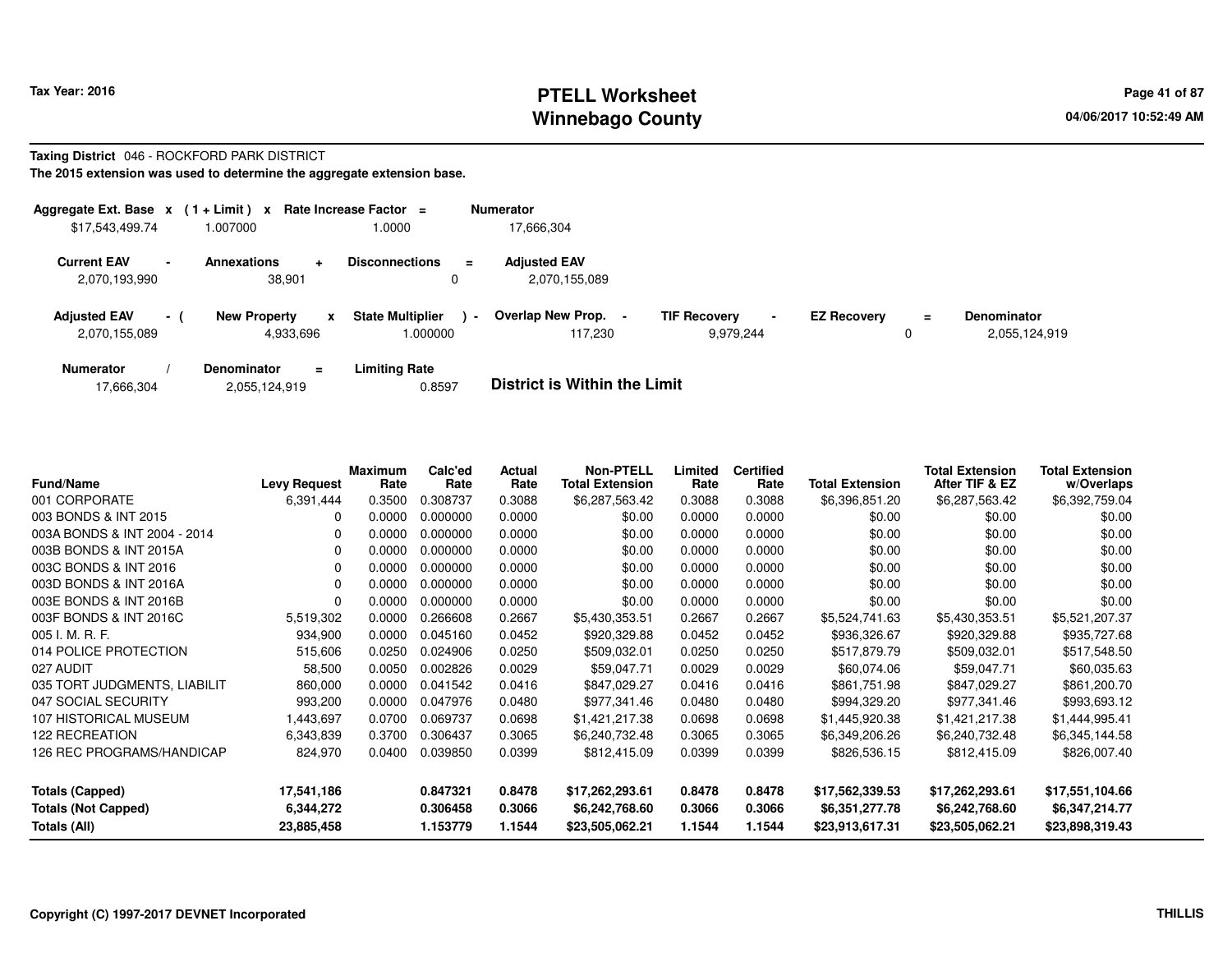Tax Year: 2016

# PTELL Worksheet
# Winnebago County

04/06/2017 10:52:49 AM

**Taxing District** 046 - ROCKFORD PARK DISTRICT

**The 2015 extension was used to determine the aggregate extension base.**

| Aggregate Ext. Base | x | ( 1 + Limit ) | x | Rate Increase Factor | = | Numerator |
|---|---|---|---|---|---|---|
| $17,543,499.74 | | 1.007000 | | 1.0000 | | 17,666,304 |

| Current EAV | - | Annexations | + | Disconnections | = | Adjusted EAV |
|---|---|---|---|---|---|---|
| 2,070,193,990 | | 38,901 | | 0 | | 2,070,155,089 |

| Adjusted EAV | - ( | New Property | x | State Multiplier | ) - | Overlap New Prop. | - | TIF Recovery | - | EZ Recovery | = | Denominator |
|---|---|---|---|---|---|---|---|---|---|---|---|---|
| 2,070,155,089 | | 4,933,696 | | 1.000000 | | 117,230 | | 9,979,244 | | 0 | | 2,055,124,919 |

| Numerator | / | Denominator | = | Limiting Rate |
|---|---|---|---|---|
| 17,666,304 | | 2,055,124,919 | | 0.8597 |

**District is Within the Limit**

| Fund/Name | Levy Request | Maximum Rate | Calc'ed Rate | Actual Rate | Non-PTELL Total Extension | Limited Rate | Certified Rate | Total Extension | Total Extension After TIF & EZ | Total Extension w/Overlaps |
|---|---|---|---|---|---|---|---|---|---|---|
| 001 CORPORATE | 6,391,444 | 0.3500 | 0.308737 | 0.3088 | $6,287,563.42 | 0.3088 | 0.3088 | $6,396,851.20 | $6,287,563.42 | $6,392,759.04 |
| 003 BONDS & INT 2015 | 0 | 0.0000 | 0.000000 | 0.0000 | $0.00 | 0.0000 | 0.0000 | $0.00 | $0.00 | $0.00 |
| 003A BONDS & INT 2004 - 2014 | 0 | 0.0000 | 0.000000 | 0.0000 | $0.00 | 0.0000 | 0.0000 | $0.00 | $0.00 | $0.00 |
| 003B BONDS & INT 2015A | 0 | 0.0000 | 0.000000 | 0.0000 | $0.00 | 0.0000 | 0.0000 | $0.00 | $0.00 | $0.00 |
| 003C BONDS & INT 2016 | 0 | 0.0000 | 0.000000 | 0.0000 | $0.00 | 0.0000 | 0.0000 | $0.00 | $0.00 | $0.00 |
| 003D BONDS & INT 2016A | 0 | 0.0000 | 0.000000 | 0.0000 | $0.00 | 0.0000 | 0.0000 | $0.00 | $0.00 | $0.00 |
| 003E BONDS & INT 2016B | 0 | 0.0000 | 0.000000 | 0.0000 | $0.00 | 0.0000 | 0.0000 | $0.00 | $0.00 | $0.00 |
| 003F BONDS & INT 2016C | 5,519,302 | 0.0000 | 0.266608 | 0.2667 | $5,430,353.51 | 0.2667 | 0.2667 | $5,524,741.63 | $5,430,353.51 | $5,521,207.37 |
| 005 I. M. R. F. | 934,900 | 0.0000 | 0.045160 | 0.0452 | $920,329.88 | 0.0452 | 0.0452 | $936,326.67 | $920,329.88 | $935,727.68 |
| 014 POLICE PROTECTION | 515,606 | 0.0250 | 0.024906 | 0.0250 | $509,032.01 | 0.0250 | 0.0250 | $517,879.79 | $509,032.01 | $517,548.50 |
| 027 AUDIT | 58,500 | 0.0050 | 0.002826 | 0.0029 | $59,047.71 | 0.0029 | 0.0029 | $60,074.06 | $59,047.71 | $60,035.63 |
| 035 TORT JUDGMENTS, LIABILIT | 860,000 | 0.0000 | 0.041542 | 0.0416 | $847,029.27 | 0.0416 | 0.0416 | $861,751.98 | $847,029.27 | $861,200.70 |
| 047 SOCIAL SECURITY | 993,200 | 0.0000 | 0.047976 | 0.0480 | $977,341.46 | 0.0480 | 0.0480 | $994,329.20 | $977,341.46 | $993,693.12 |
| 107 HISTORICAL MUSEUM | 1,443,697 | 0.0700 | 0.069737 | 0.0698 | $1,421,217.38 | 0.0698 | 0.0698 | $1,445,920.38 | $1,421,217.38 | $1,444,995.41 |
| 122 RECREATION | 6,343,839 | 0.3700 | 0.306437 | 0.3065 | $6,240,732.48 | 0.3065 | 0.3065 | $6,349,206.26 | $6,240,732.48 | $6,345,144.58 |
| 126 REC PROGRAMS/HANDICAP | 824,970 | 0.0400 | 0.039850 | 0.0399 | $812,415.09 | 0.0399 | 0.0399 | $826,536.15 | $812,415.09 | $826,007.40 |
| **Totals (Capped)** | **17,541,186** | | **0.847321** | **0.8478** | **$17,262,293.61** | **0.8478** | **0.8478** | **$17,562,339.53** | **$17,262,293.61** | **$17,551,104.66** |
| **Totals (Not Capped)** | **6,344,272** | | **0.306458** | **0.3066** | **$6,242,768.60** | **0.3066** | **0.3066** | **$6,351,277.78** | **$6,242,768.60** | **$6,347,214.77** |
| **Totals (All)** | **23,885,458** | | **1.153779** | **1.1544** | **$23,505,062.21** | **1.1544** | **1.1544** | **$23,913,617.31** | **$23,505,062.21** | **$23,898,319.43** |

Copyright (C) 1997-2017 DEVNET Incorporated

THILLIS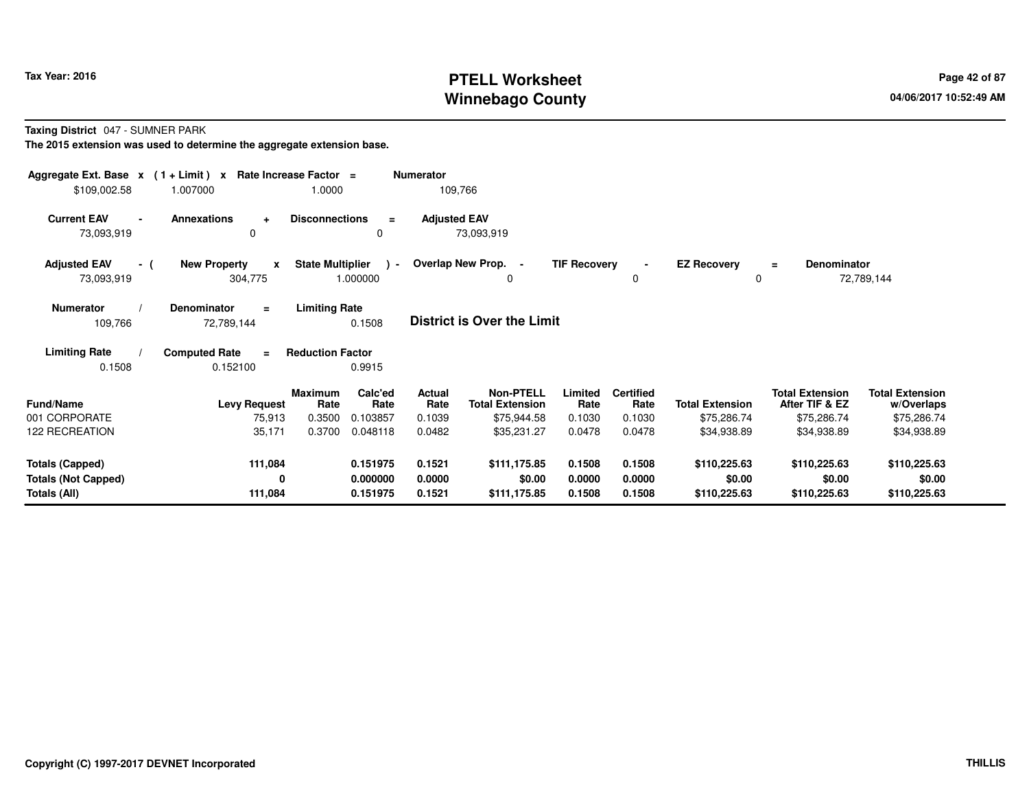Tax Year: 2016

# PTELL Worksheet
## Winnebago County

04/06/2017 10:52:49 AM

**Taxing District** 047 - SUMNER PARK

**The 2015 extension was used to determine the aggregate extension base.**

| Aggregate Ext. Base | x | (1 + Limit) | x | Rate Increase Factor | = | Numerator |
|---|---|---|---|---|---|---|
| $109,002.58 | | 1.007000 | | 1.0000 | | 109,766 |

| Current EAV | - | Annexations | + | Disconnections | = | Adjusted EAV |
|---|---|---|---|---|---|---|
| 73,093,919 | | 0 | | 0 | | 73,093,919 |

| Adjusted EAV | - ( | New Property | x | State Multiplier | ) - | Overlap New Prop. | - | TIF Recovery | - | EZ Recovery | = | Denominator |
|---|---|---|---|---|---|---|---|---|---|---|---|---|
| 73,093,919 | | 304,775 | | 1.000000 | | 0 | | 0 | | 0 | | 72,789,144 |

| Numerator | / | Denominator | = | Limiting Rate |
|---|---|---|---|---|
| 109,766 | | 72,789,144 | | 0.1508 |

**District is Over the Limit**

| Limiting Rate | / | Computed Rate | = | Reduction Factor |
|---|---|---|---|---|
| 0.1508 | | 0.152100 | | 0.9915 |

| Fund/Name | Levy Request | Maximum Rate | Calc'ed Rate | Actual Rate | Non-PTELL Total Extension | Limited Rate | Certified Rate | Total Extension | Total Extension After TIF & EZ | Total Extension w/Overlaps |
|---|---|---|---|---|---|---|---|---|---|---|
| 001 CORPORATE | 75,913 | 0.3500 | 0.103857 | 0.1039 | $75,944.58 | 0.1030 | 0.1030 | $75,286.74 | $75,286.74 | $75,286.74 |
| 122 RECREATION | 35,171 | 0.3700 | 0.048118 | 0.0482 | $35,231.27 | 0.0478 | 0.0478 | $34,938.89 | $34,938.89 | $34,938.89 |
| **Totals (Capped)** | **111,084** | | **0.151975** | **0.1521** | **$111,175.85** | **0.1508** | **0.1508** | **$110,225.63** | **$110,225.63** | **$110,225.63** |
| **Totals (Not Capped)** | **0** | | **0.000000** | **0.0000** | **$0.00** | **0.0000** | **0.0000** | **$0.00** | **$0.00** | **$0.00** |
| **Totals (All)** | **111,084** | | **0.151975** | **0.1521** | **$111,175.85** | **0.1508** | **0.1508** | **$110,225.63** | **$110,225.63** | **$110,225.63** |

Copyright (C) 1997-2017 DEVNET Incorporated

THILLIS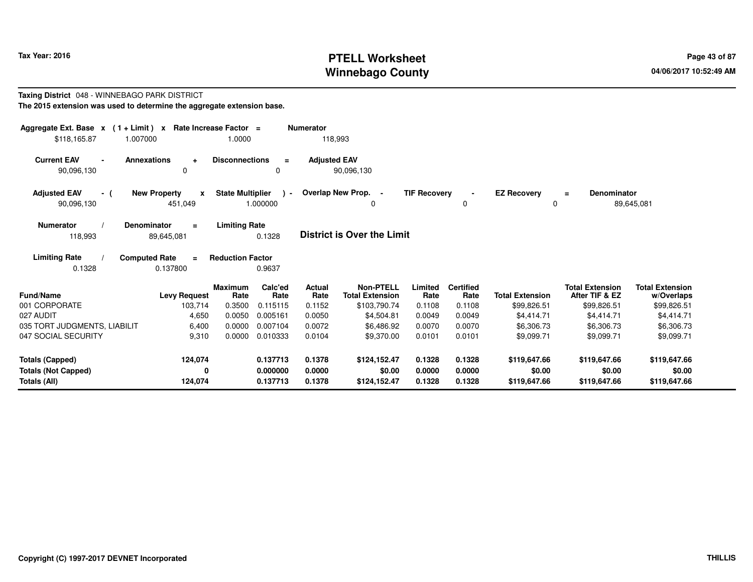# PTELL Worksheet
# Winnebago County

Tax Year: 2016

04/06/2017 10:52:49 AM

**Taxing District** 048 - WINNEBAGO PARK DISTRICT

**The 2015 extension was used to determine the aggregate extension base.**

| Aggregate Ext. Base | x | (1 + Limit) | x | Rate Increase Factor | = | Numerator |
|---|---|---|---|---|---|---|
| $118,165.87 | | 1.007000 | | 1.0000 | | 118,993 |

| Current EAV | - | Annexations | + | Disconnections | = | Adjusted EAV |
|---|---|---|---|---|---|---|
| 90,096,130 | | 0 | | 0 | | 90,096,130 |

| Adjusted EAV | - ( | New Property | x | State Multiplier | ) - | Overlap New Prop. | - | TIF Recovery | - | EZ Recovery | = | Denominator |
|---|---|---|---|---|---|---|---|---|---|---|---|---|
| 90,096,130 | | 451,049 | | 1.000000 | | 0 | | 0 | | 0 | | 89,645,081 |

| Numerator | / | Denominator | = | Limiting Rate |
|---|---|---|---|---|
| 118,993 | | 89,645,081 | | 0.1328 |

**District is Over the Limit**

| Limiting Rate | / | Computed Rate | = | Reduction Factor |
|---|---|---|---|---|
| 0.1328 | | 0.137800 | | 0.9637 |

| Fund/Name | Levy Request | Maximum Rate | Calc'ed Rate | Actual Rate | Non-PTELL Total Extension | Limited Rate | Certified Rate | Total Extension | Total Extension After TIF & EZ | Total Extension w/Overlaps |
|---|---|---|---|---|---|---|---|---|---|---|
| 001 CORPORATE | 103,714 | 0.3500 | 0.115115 | 0.1152 | $103,790.74 | 0.1108 | 0.1108 | $99,826.51 | $99,826.51 | $99,826.51 |
| 027 AUDIT | 4,650 | 0.0050 | 0.005161 | 0.0050 | $4,504.81 | 0.0049 | 0.0049 | $4,414.71 | $4,414.71 | $4,414.71 |
| 035 TORT JUDGMENTS, LIABILIT | 6,400 | 0.0000 | 0.007104 | 0.0072 | $6,486.92 | 0.0070 | 0.0070 | $6,306.73 | $6,306.73 | $6,306.73 |
| 047 SOCIAL SECURITY | 9,310 | 0.0000 | 0.010333 | 0.0104 | $9,370.00 | 0.0101 | 0.0101 | $9,099.71 | $9,099.71 | $9,099.71 |
| **Totals (Capped)** | **124,074** | | **0.137713** | **0.1378** | **$124,152.47** | **0.1328** | **0.1328** | **$119,647.66** | **$119,647.66** | **$119,647.66** |
| **Totals (Not Capped)** | **0** | | **0.000000** | **0.0000** | **$0.00** | **0.0000** | **0.0000** | **$0.00** | **$0.00** | **$0.00** |
| **Totals (All)** | **124,074** | | **0.137713** | **0.1378** | **$124,152.47** | **0.1328** | **0.1328** | **$119,647.66** | **$119,647.66** | **$119,647.66** |

Copyright (C) 1997-2017 DEVNET Incorporated

THILLIS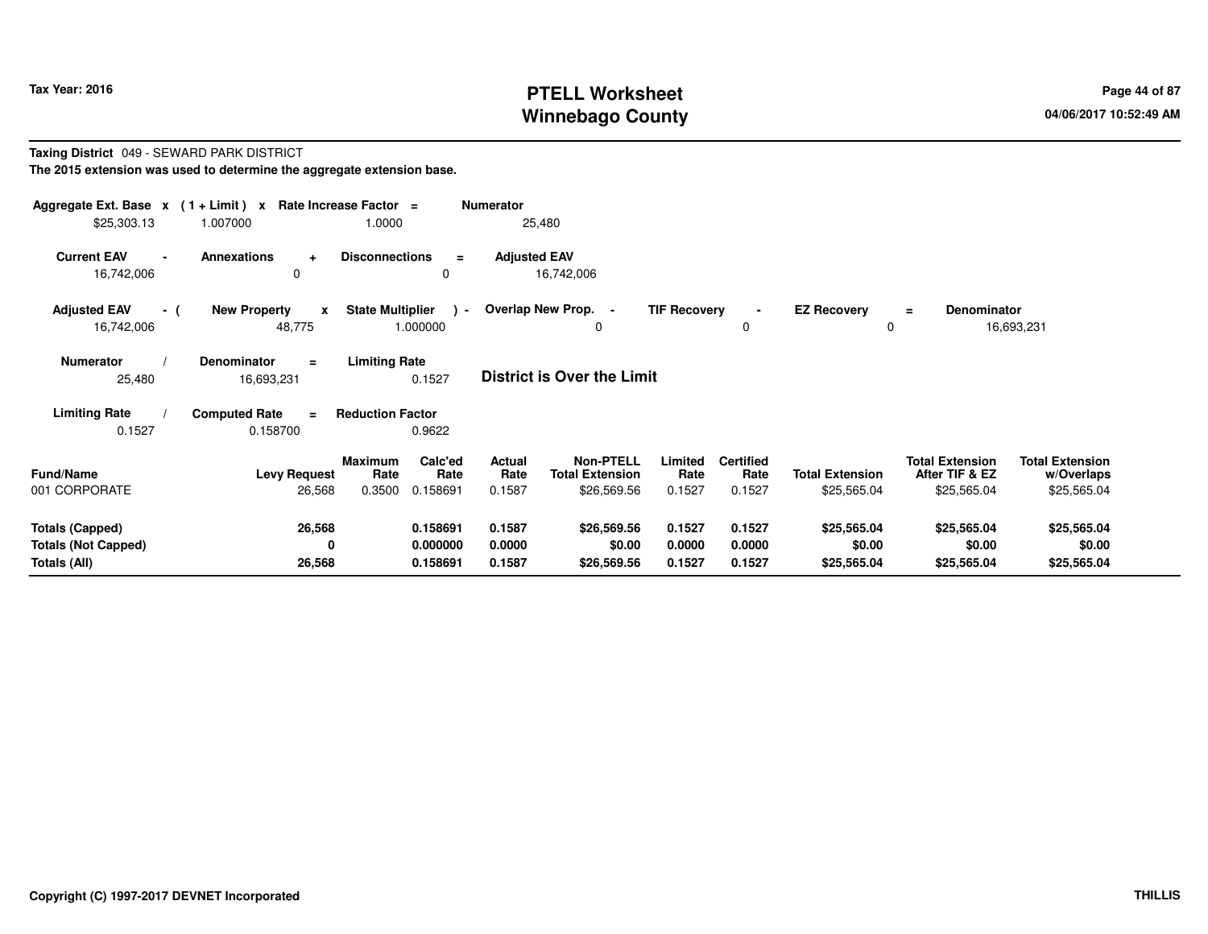Tax Year: 2016

# PTELL Worksheet
## Winnebago County

**Taxing District** 049 - SEWARD PARK DISTRICT
**The 2015 extension was used to determine the aggregate extension base.**

| Aggregate Ext. Base | x | ( 1 + Limit ) | x | Rate Increase Factor | = | Numerator |
|---|---|---|---|---|---|---|
| $25,303.13 | | 1.007000 | | 1.0000 | | 25,480 |

| Current EAV | - | Annexations | + | Disconnections | = | Adjusted EAV |
|---|---|---|---|---|---|---|
| 16,742,006 | | 0 | | 0 | | 16,742,006 |

| Adjusted EAV | - ( | New Property | x | State Multiplier | ) - | Overlap New Prop. | - | TIF Recovery | - | EZ Recovery | = | Denominator |
|---|---|---|---|---|---|---|---|---|---|---|---|---|
| 16,742,006 | | 48,775 | | 1.000000 | | 0 | | 0 | | 0 | | 16,693,231 |

| Numerator | / | Denominator | = | Limiting Rate |
|---|---|---|---|---|
| 25,480 | | 16,693,231 | | 0.1527 |

**District is Over the Limit**

| Limiting Rate | / | Computed Rate | = | Reduction Factor |
|---|---|---|---|---|
| 0.1527 | | 0.158700 | | 0.9622 |

| Fund/Name | Levy Request | Maximum Rate | Calc'ed Rate | Actual Rate | Non-PTELL Total Extension | Limited Rate | Certified Rate | Total Extension | Total Extension After TIF & EZ | Total Extension w/Overlaps |
|---|---|---|---|---|---|---|---|---|---|---|
| 001 CORPORATE | 26,568 | 0.3500 | 0.158691 | 0.1587 | $26,569.56 | 0.1527 | 0.1527 | $25,565.04 | $25,565.04 | $25,565.04 |
| **Totals (Capped)** | **26,568** | | **0.158691** | **0.1587** | **$26,569.56** | **0.1527** | **0.1527** | **$25,565.04** | **$25,565.04** | **$25,565.04** |
| **Totals (Not Capped)** | **0** | | **0.000000** | **0.0000** | **$0.00** | **0.0000** | **0.0000** | **$0.00** | **$0.00** | **$0.00** |
| **Totals (All)** | **26,568** | | **0.158691** | **0.1587** | **$26,569.56** | **0.1527** | **0.1527** | **$25,565.04** | **$25,565.04** | **$25,565.04** |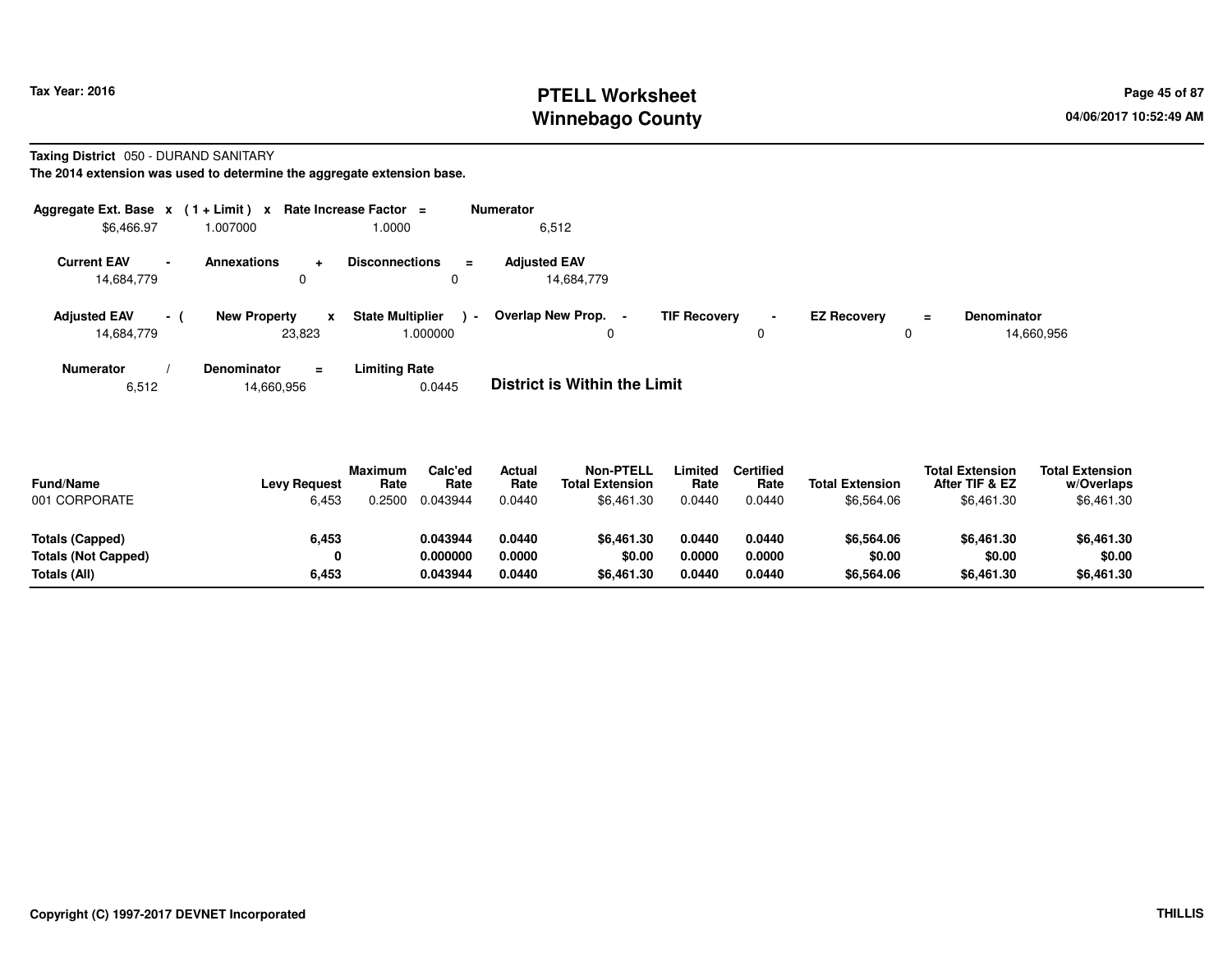**Tax Year: 2016**

# PTELL Worksheet
# Winnebago County

04/06/2017 10:52:49 AM

**Taxing District** 050 - DURAND SANITARY

**The 2014 extension was used to determine the aggregate extension base.**

| Aggregate Ext. Base | x | (1 + Limit) | x | Rate Increase Factor | = | Numerator |
|---|---|---|---|---|---|---|
| $6,466.97 | | 1.007000 | | 1.0000 | | 6,512 |

| Current EAV | - | Annexations | + | Disconnections | = | Adjusted EAV |
|---|---|---|---|---|---|---|
| 14,684,779 | | 0 | | 0 | | 14,684,779 |

| Adjusted EAV | - ( | New Property | x | State Multiplier | ) - | Overlap New Prop. | - | TIF Recovery | - | EZ Recovery | = | Denominator |
|---|---|---|---|---|---|---|---|---|---|---|---|---|
| 14,684,779 | | 23,823 | | 1.000000 | | 0 | | 0 | | 0 | | 14,660,956 |

| Numerator | / | Denominator | = | Limiting Rate |
|---|---|---|---|---|
| 6,512 | | 14,660,956 | | 0.0445 |

**District is Within the Limit**

| Fund/Name | Levy Request | Maximum Rate | Calc'ed Rate | Actual Rate | Non-PTELL Total Extension | Limited Rate | Certified Rate | Total Extension | Total Extension After TIF & EZ | Total Extension w/Overlaps |
|---|---|---|---|---|---|---|---|---|---|---|
| 001 CORPORATE | 6,453 | 0.2500 | 0.043944 | 0.0440 | $6,461.30 | 0.0440 | 0.0440 | $6,564.06 | $6,461.30 | $6,461.30 |
| **Totals (Capped)** | **6,453** | | **0.043944** | **0.0440** | **$6,461.30** | **0.0440** | **0.0440** | **$6,564.06** | **$6,461.30** | **$6,461.30** |
| **Totals (Not Capped)** | **0** | | **0.000000** | **0.0000** | **$0.00** | **0.0000** | **0.0000** | **$0.00** | **$0.00** | **$0.00** |
| **Totals (All)** | **6,453** | | **0.043944** | **0.0440** | **$6,461.30** | **0.0440** | **0.0440** | **$6,564.06** | **$6,461.30** | **$6,461.30** |

**Copyright (C) 1997-2017 DEVNET Incorporated** **THILLIS**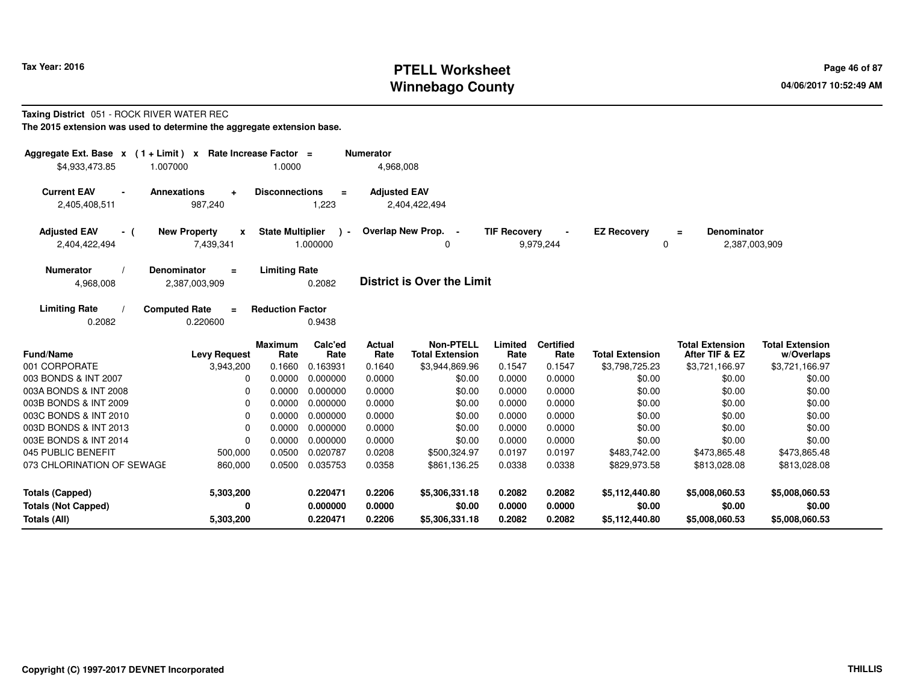Tax Year: 2016

# PTELL Worksheet
# Winnebago County

04/06/2017 10:52:49 AM

**Taxing District** 051 - ROCK RIVER WATER REC

**The 2015 extension was used to determine the aggregate extension base.**

| Aggregate Ext. Base x | (1 + Limit) x | Rate Increase Factor = | Numerator |
|---|---|---|---|
| $4,933,473.85 | 1.007000 | 1.0000 | 4,968,008 |

| Current EAV - | Annexations + | Disconnections = | Adjusted EAV |
|---|---|---|---|
| 2,405,408,511 | 987,240 | 1,223 | 2,404,422,494 |

| Adjusted EAV - ( | New Property x | State Multiplier ) - | Overlap New Prop. - | TIF Recovery - | EZ Recovery = | Denominator |
|---|---|---|---|---|---|---|
| 2,404,422,494 | 7,439,341 | 1.000000 | 0 | 9,979,244 | 0 | 2,387,003,909 |

| Numerator / | Denominator = | Limiting Rate |
|---|---|---|
| 4,968,008 | 2,387,003,909 | 0.2082 |

**District is Over the Limit**

| Limiting Rate / | Computed Rate = | Reduction Factor |
|---|---|---|
| 0.2082 | 0.220600 | 0.9438 |

| Fund/Name | Levy Request | Maximum Rate | Calc'ed Rate | Actual Rate | Non-PTELL Total Extension | Limited Rate | Certified Rate | Total Extension | Total Extension After TIF & EZ | Total Extension w/Overlaps |
|---|---|---|---|---|---|---|---|---|---|---|
| 001 CORPORATE | 3,943,200 | 0.1660 | 0.163931 | 0.1640 | $3,944,869.96 | 0.1547 | 0.1547 | $3,798,725.23 | $3,721,166.97 | $3,721,166.97 |
| 003 BONDS & INT 2007 | 0 | 0.0000 | 0.000000 | 0.0000 | $0.00 | 0.0000 | 0.0000 | $0.00 | $0.00 | $0.00 |
| 003A BONDS & INT 2008 | 0 | 0.0000 | 0.000000 | 0.0000 | $0.00 | 0.0000 | 0.0000 | $0.00 | $0.00 | $0.00 |
| 003B BONDS & INT 2009 | 0 | 0.0000 | 0.000000 | 0.0000 | $0.00 | 0.0000 | 0.0000 | $0.00 | $0.00 | $0.00 |
| 003C BONDS & INT 2010 | 0 | 0.0000 | 0.000000 | 0.0000 | $0.00 | 0.0000 | 0.0000 | $0.00 | $0.00 | $0.00 |
| 003D BONDS & INT 2013 | 0 | 0.0000 | 0.000000 | 0.0000 | $0.00 | 0.0000 | 0.0000 | $0.00 | $0.00 | $0.00 |
| 003E BONDS & INT 2014 | 0 | 0.0000 | 0.000000 | 0.0000 | $0.00 | 0.0000 | 0.0000 | $0.00 | $0.00 | $0.00 |
| 045 PUBLIC BENEFIT | 500,000 | 0.0500 | 0.020787 | 0.0208 | $500,324.97 | 0.0197 | 0.0197 | $483,742.00 | $473,865.48 | $473,865.48 |
| 073 CHLORINATION OF SEWAGE | 860,000 | 0.0500 | 0.035753 | 0.0358 | $861,136.25 | 0.0338 | 0.0338 | $829,973.58 | $813,028.08 | $813,028.08 |
| **Totals (Capped)** | **5,303,200** | | **0.220471** | **0.2206** | **$5,306,331.18** | **0.2082** | **0.2082** | **$5,112,440.80** | **$5,008,060.53** | **$5,008,060.53** |
| **Totals (Not Capped)** | **0** | | **0.000000** | **0.0000** | **$0.00** | **0.0000** | **0.0000** | **$0.00** | **$0.00** | **$0.00** |
| **Totals (All)** | **5,303,200** | | **0.220471** | **0.2206** | **$5,306,331.18** | **0.2082** | **0.2082** | **$5,112,440.80** | **$5,008,060.53** | **$5,008,060.53** |

Copyright (C) 1997-2017 DEVNET Incorporated — THILLIS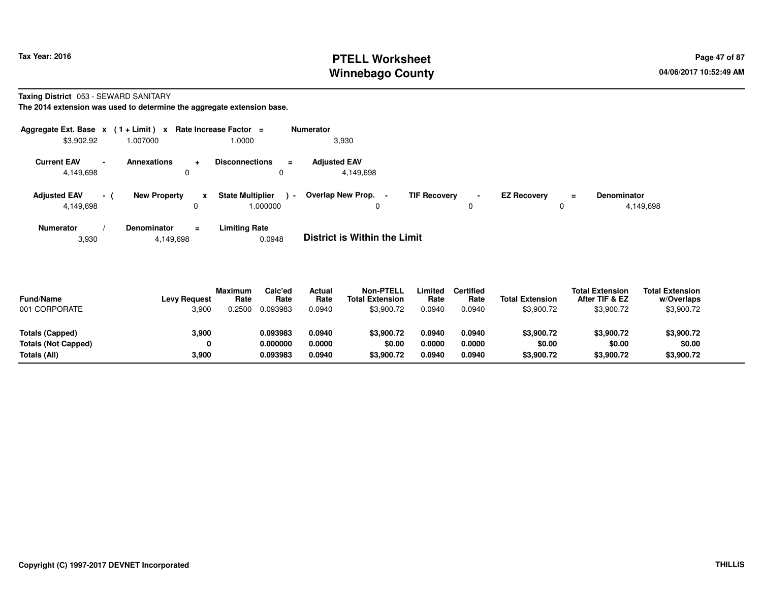**Taxing District** 053 - SEWARD SANITARY

**The 2014 extension was used to determine the aggregate extension base.**

| Aggregate Ext. Base | x | (1 + Limit) | x | Rate Increase Factor | = | Numerator |
|---|---|---|---|---|---|---|
| $3,902.92 | | 1.007000 | | 1.0000 | | 3,930 |

| Current EAV | - | Annexations | + | Disconnections | = | Adjusted EAV |
|---|---|---|---|---|---|---|
| 4,149,698 | | 0 | | 0 | | 4,149,698 |

| Adjusted EAV | - ( | New Property | x | State Multiplier | ) - | Overlap New Prop. | - | TIF Recovery | - | EZ Recovery | = | Denominator |
|---|---|---|---|---|---|---|---|---|---|---|---|---|
| 4,149,698 | | 0 | | 1.000000 | | 0 | | 0 | | 0 | | 4,149,698 |

| Numerator | / | Denominator | = | Limiting Rate |
|---|---|---|---|---|
| 3,930 | | 4,149,698 | | 0.0948 |

**District is Within the Limit**

| Fund/Name | Levy Request | Maximum Rate | Calc'ed Rate | Actual Rate | Non-PTELL Total Extension | Limited Rate | Certified Rate | Total Extension | Total Extension After TIF & EZ | Total Extension w/Overlaps |
|---|---|---|---|---|---|---|---|---|---|---|
| 001 CORPORATE | 3,900 | 0.2500 | 0.093983 | 0.0940 | $3,900.72 | 0.0940 | 0.0940 | $3,900.72 | $3,900.72 | $3,900.72 |
| **Totals (Capped)** | **3,900** | | **0.093983** | **0.0940** | **$3,900.72** | **0.0940** | **0.0940** | **$3,900.72** | **$3,900.72** | **$3,900.72** |
| **Totals (Not Capped)** | **0** | | **0.000000** | **0.0000** | **$0.00** | **0.0000** | **0.0000** | **$0.00** | **$0.00** | **$0.00** |
| **Totals (All)** | **3,900** | | **0.093983** | **0.0940** | **$3,900.72** | **0.0940** | **0.0940** | **$3,900.72** | **$3,900.72** | **$3,900.72** |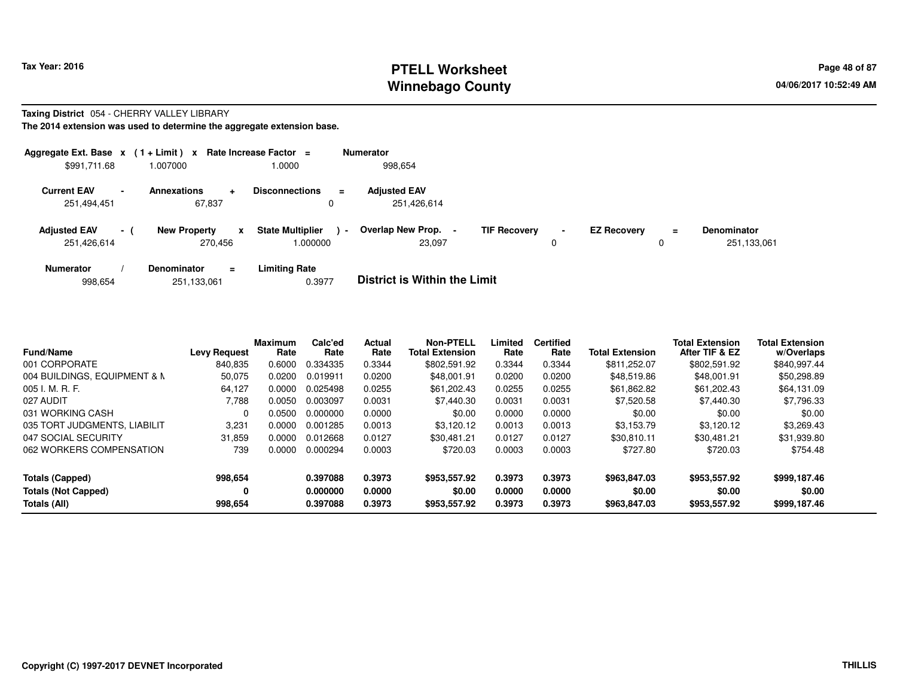Tax Year: 2016

# PTELL Worksheet
# Winnebago County

04/06/2017 10:52:49 AM

**Taxing District** 054 - CHERRY VALLEY LIBRARY

**The 2014 extension was used to determine the aggregate extension base.**

| Aggregate Ext. Base | x | (1 + Limit) | x | Rate Increase Factor | = | Numerator |
|---|---|---|---|---|---|---|
| $991,711.68 | | 1.007000 | | 1.0000 | | 998,654 |

| Current EAV | - | Annexations | + | Disconnections | = | Adjusted EAV |
|---|---|---|---|---|---|---|
| 251,494,451 | | 67,837 | | 0 | | 251,426,614 |

| Adjusted EAV | - ( | New Property | x | State Multiplier | ) - | Overlap New Prop. | - | TIF Recovery | - | EZ Recovery | = | Denominator |
|---|---|---|---|---|---|---|---|---|---|---|---|---|
| 251,426,614 | | 270,456 | | 1.000000 | | 23,097 | | 0 | | 0 | | 251,133,061 |

| Numerator | / | Denominator | = | Limiting Rate |
|---|---|---|---|---|
| 998,654 | | 251,133,061 | | 0.3977 |

**District is Within the Limit**

| Fund/Name | Levy Request | Maximum Rate | Calc'ed Rate | Actual Rate | Non-PTELL Total Extension | Limited Rate | Certified Rate | Total Extension | Total Extension After TIF & EZ | Total Extension w/Overlaps |
|---|---|---|---|---|---|---|---|---|---|---|
| 001 CORPORATE | 840,835 | 0.6000 | 0.334335 | 0.3344 | $802,591.92 | 0.3344 | 0.3344 | $811,252.07 | $802,591.92 | $840,997.44 |
| 004 BUILDINGS, EQUIPMENT & M | 50,075 | 0.0200 | 0.019911 | 0.0200 | $48,001.91 | 0.0200 | 0.0200 | $48,519.86 | $48,001.91 | $50,298.89 |
| 005 I. M. R. F. | 64,127 | 0.0000 | 0.025498 | 0.0255 | $61,202.43 | 0.0255 | 0.0255 | $61,862.82 | $61,202.43 | $64,131.09 |
| 027 AUDIT | 7,788 | 0.0050 | 0.003097 | 0.0031 | $7,440.30 | 0.0031 | 0.0031 | $7,520.58 | $7,440.30 | $7,796.33 |
| 031 WORKING CASH | 0 | 0.0500 | 0.000000 | 0.0000 | $0.00 | 0.0000 | 0.0000 | $0.00 | $0.00 | $0.00 |
| 035 TORT JUDGMENTS, LIABILIT | 3,231 | 0.0000 | 0.001285 | 0.0013 | $3,120.12 | 0.0013 | 0.0013 | $3,153.79 | $3,120.12 | $3,269.43 |
| 047 SOCIAL SECURITY | 31,859 | 0.0000 | 0.012668 | 0.0127 | $30,481.21 | 0.0127 | 0.0127 | $30,810.11 | $30,481.21 | $31,939.80 |
| 062 WORKERS COMPENSATION | 739 | 0.0000 | 0.000294 | 0.0003 | $720.03 | 0.0003 | 0.0003 | $727.80 | $720.03 | $754.48 |
| **Totals (Capped)** | **998,654** | | **0.397088** | **0.3973** | **$953,557.92** | **0.3973** | **0.3973** | **$963,847.03** | **$953,557.92** | **$999,187.46** |
| **Totals (Not Capped)** | **0** | | **0.000000** | **0.0000** | **$0.00** | **0.0000** | **0.0000** | **$0.00** | **$0.00** | **$0.00** |
| **Totals (All)** | **998,654** | | **0.397088** | **0.3973** | **$953,557.92** | **0.3973** | **0.3973** | **$963,847.03** | **$953,557.92** | **$999,187.46** |

Copyright (C) 1997-2017 DEVNET Incorporated

THILLIS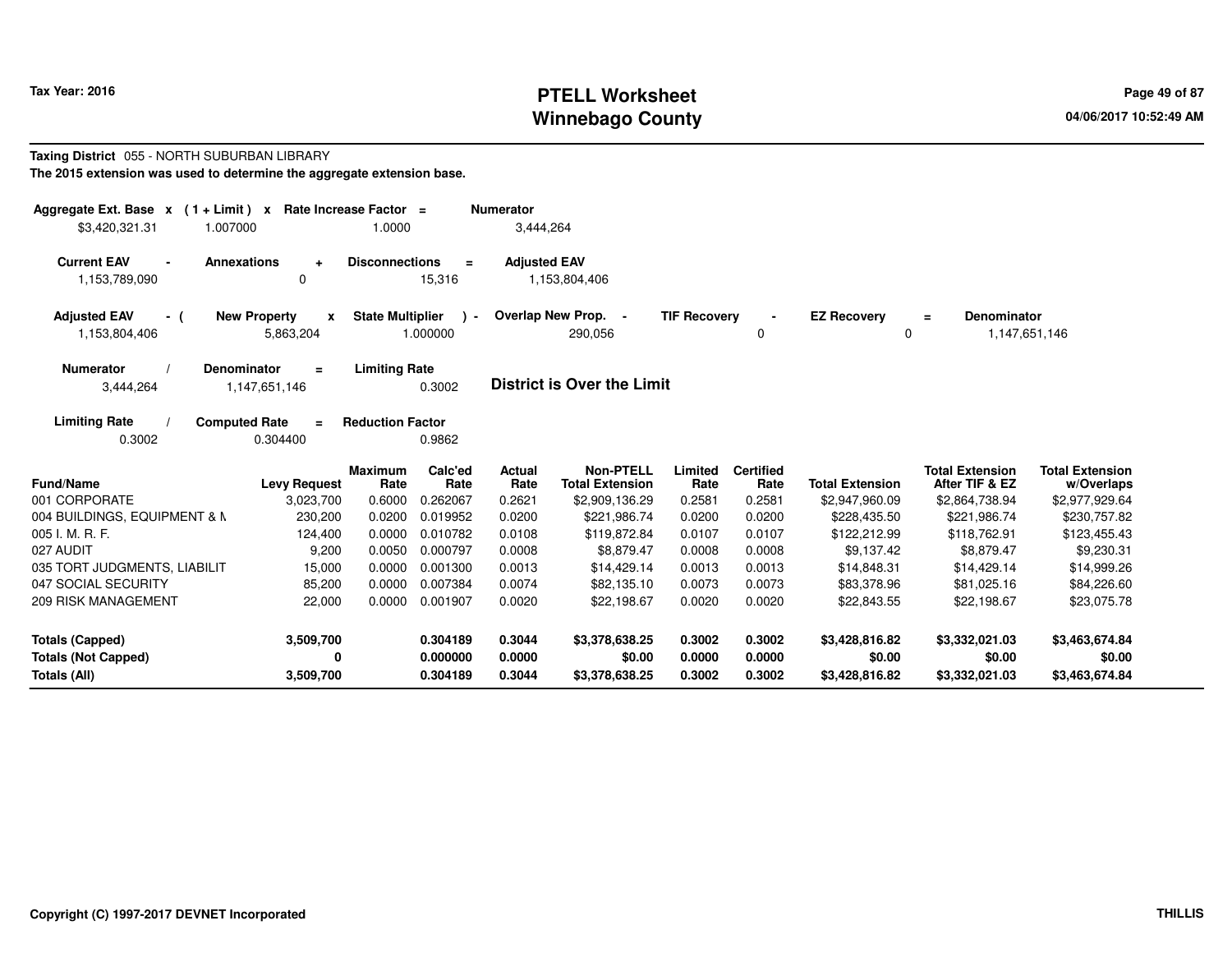# PTELL Worksheet
# Winnebago County

Tax Year: 2016

04/06/2017 10:52:49 AM

**Taxing District** 055 - NORTH SUBURBAN LIBRARY

**The 2015 extension was used to determine the aggregate extension base.**

| Aggregate Ext. Base | x | (1 + Limit) | x | Rate Increase Factor | = | Numerator |
|---|---|---|---|---|---|---|
| $3,420,321.31 | | 1.007000 | | 1.0000 | | 3,444,264 |

| Current EAV | - | Annexations | + | Disconnections | = | Adjusted EAV |
|---|---|---|---|---|---|---|
| 1,153,789,090 | | 0 | | 15,316 | | 1,153,804,406 |

| Adjusted EAV | - ( | New Property | x | State Multiplier | ) - | Overlap New Prop. | - | TIF Recovery | - | EZ Recovery | = | Denominator |
|---|---|---|---|---|---|---|---|---|---|---|---|---|
| 1,153,804,406 | | 5,863,204 | | 1.000000 | | 290,056 | | 0 | | 0 | | 1,147,651,146 |

| Numerator | / | Denominator | = | Limiting Rate |
|---|---|---|---|---|
| 3,444,264 | | 1,147,651,146 | | 0.3002 |

**District is Over the Limit**

| Limiting Rate | / | Computed Rate | = | Reduction Factor |
|---|---|---|---|---|
| 0.3002 | | 0.304400 | | 0.9862 |

| Fund/Name | Levy Request | Maximum Rate | Calc'ed Rate | Actual Rate | Non-PTELL Total Extension | Limited Rate | Certified Rate | Total Extension | Total Extension After TIF & EZ | Total Extension w/Overlaps |
|---|---|---|---|---|---|---|---|---|---|---|
| 001 CORPORATE | 3,023,700 | 0.6000 | 0.262067 | 0.2621 | $2,909,136.29 | 0.2581 | 0.2581 | $2,947,960.09 | $2,864,738.94 | $2,977,929.64 |
| 004 BUILDINGS, EQUIPMENT & M | 230,200 | 0.0200 | 0.019952 | 0.0200 | $221,986.74 | 0.0200 | 0.0200 | $228,435.50 | $221,986.74 | $230,757.82 |
| 005 I. M. R. F. | 124,400 | 0.0000 | 0.010782 | 0.0108 | $119,872.84 | 0.0107 | 0.0107 | $122,212.99 | $118,762.91 | $123,455.43 |
| 027 AUDIT | 9,200 | 0.0050 | 0.000797 | 0.0008 | $8,879.47 | 0.0008 | 0.0008 | $9,137.42 | $8,879.47 | $9,230.31 |
| 035 TORT JUDGMENTS, LIABILIT | 15,000 | 0.0000 | 0.001300 | 0.0013 | $14,429.14 | 0.0013 | 0.0013 | $14,848.31 | $14,429.14 | $14,999.26 |
| 047 SOCIAL SECURITY | 85,200 | 0.0000 | 0.007384 | 0.0074 | $82,135.10 | 0.0073 | 0.0073 | $83,378.96 | $81,025.16 | $84,226.60 |
| 209 RISK MANAGEMENT | 22,000 | 0.0000 | 0.001907 | 0.0020 | $22,198.67 | 0.0020 | 0.0020 | $22,843.55 | $22,198.67 | $23,075.78 |
| **Totals (Capped)** | **3,509,700** | | **0.304189** | **0.3044** | **$3,378,638.25** | **0.3002** | **0.3002** | **$3,428,816.82** | **$3,332,021.03** | **$3,463,674.84** |
| **Totals (Not Capped)** | **0** | | **0.000000** | **0.0000** | **$0.00** | **0.0000** | **0.0000** | **$0.00** | **$0.00** | **$0.00** |
| **Totals (All)** | **3,509,700** | | **0.304189** | **0.3044** | **$3,378,638.25** | **0.3002** | **0.3002** | **$3,428,816.82** | **$3,332,021.03** | **$3,463,674.84** |

**Copyright (C) 1997-2017 DEVNET Incorporated** THILLIS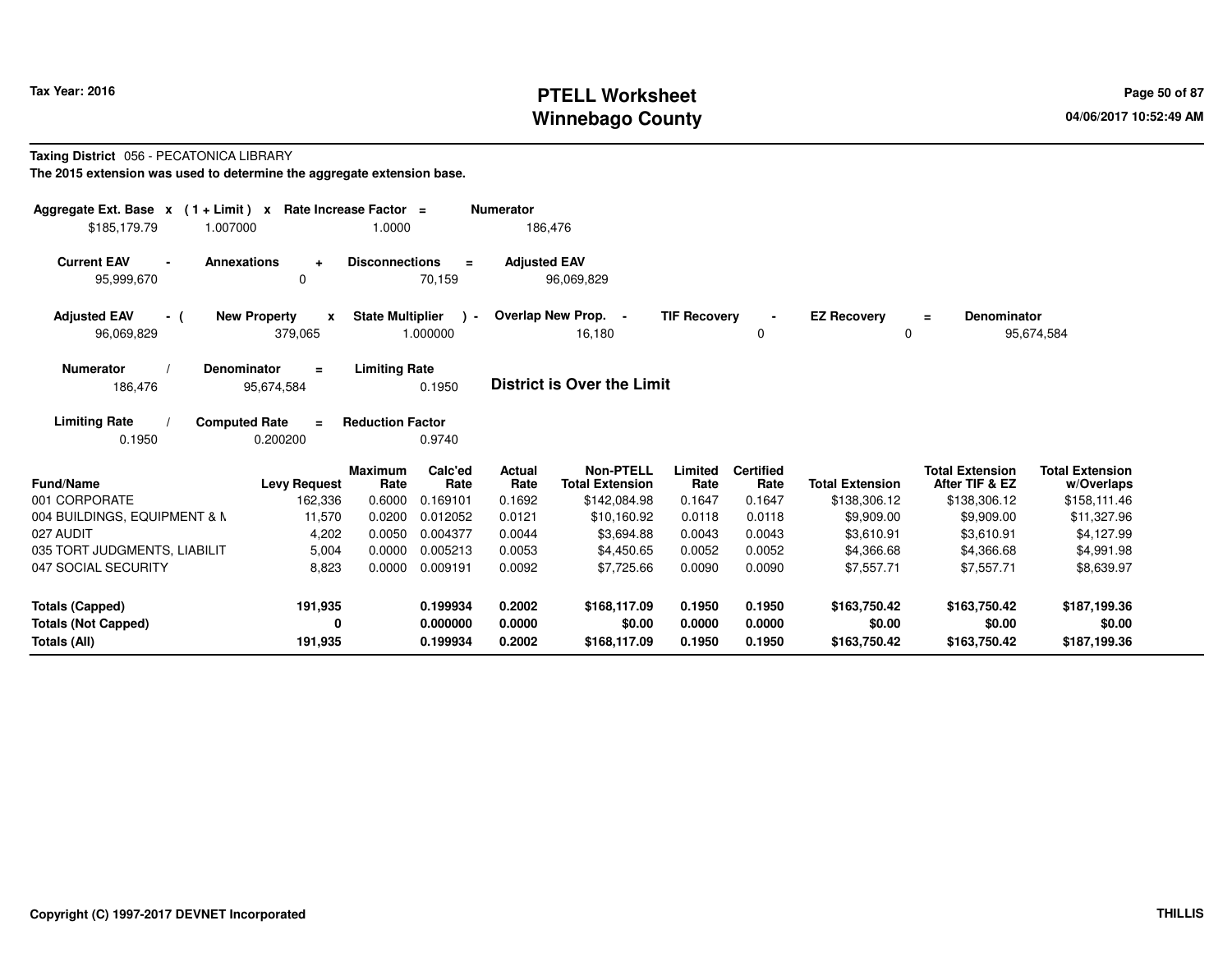# PTELL Worksheet
# Winnebago County

Tax Year: 2016

04/06/2017 10:52:49 AM

**Taxing District** 056 - PECATONICA LIBRARY

**The 2015 extension was used to determine the aggregate extension base.**

| Aggregate Ext. Base | x | (1 + Limit) | x | Rate Increase Factor | = | Numerator |
|---|---|---|---|---|---|---|
| $185,179.79 | | 1.007000 | | 1.0000 | | 186,476 |

| Current EAV | - | Annexations | + | Disconnections | = | Adjusted EAV |
|---|---|---|---|---|---|---|
| 95,999,670 | | 0 | | 70,159 | | 96,069,829 |

| Adjusted EAV | - ( | New Property | x | State Multiplier | ) - | Overlap New Prop. | - | TIF Recovery | - | EZ Recovery | = | Denominator |
|---|---|---|---|---|---|---|---|---|---|---|---|---|
| 96,069,829 | | 379,065 | | 1.000000 | | 16,180 | | 0 | | 0 | | 95,674,584 |

| Numerator | / | Denominator | = | Limiting Rate |
|---|---|---|---|---|
| 186,476 | | 95,674,584 | | 0.1950 |

**District is Over the Limit**

| Limiting Rate | / | Computed Rate | = | Reduction Factor |
|---|---|---|---|---|
| 0.1950 | | 0.200200 | | 0.9740 |

| Fund/Name | Levy Request | Maximum Rate | Calc'ed Rate | Actual Rate | Non-PTELL Total Extension | Limited Rate | Certified Rate | Total Extension | Total Extension After TIF & EZ | Total Extension w/Overlaps |
|---|---|---|---|---|---|---|---|---|---|---|
| 001 CORPORATE | 162,336 | 0.6000 | 0.169101 | 0.1692 | $142,084.98 | 0.1647 | 0.1647 | $138,306.12 | $138,306.12 | $158,111.46 |
| 004 BUILDINGS, EQUIPMENT & M | 11,570 | 0.0200 | 0.012052 | 0.0121 | $10,160.92 | 0.0118 | 0.0118 | $9,909.00 | $9,909.00 | $11,327.96 |
| 027 AUDIT | 4,202 | 0.0050 | 0.004377 | 0.0044 | $3,694.88 | 0.0043 | 0.0043 | $3,610.91 | $3,610.91 | $4,127.99 |
| 035 TORT JUDGMENTS, LIABILIT | 5,004 | 0.0000 | 0.005213 | 0.0053 | $4,450.65 | 0.0052 | 0.0052 | $4,366.68 | $4,366.68 | $4,991.98 |
| 047 SOCIAL SECURITY | 8,823 | 0.0000 | 0.009191 | 0.0092 | $7,725.66 | 0.0090 | 0.0090 | $7,557.71 | $7,557.71 | $8,639.97 |
| **Totals (Capped)** | **191,935** | | **0.199934** | **0.2002** | **$168,117.09** | **0.1950** | **0.1950** | **$163,750.42** | **$163,750.42** | **$187,199.36** |
| **Totals (Not Capped)** | **0** | | **0.000000** | **0.0000** | **$0.00** | **0.0000** | **0.0000** | **$0.00** | **$0.00** | **$0.00** |
| **Totals (All)** | **191,935** | | **0.199934** | **0.2002** | **$168,117.09** | **0.1950** | **0.1950** | **$163,750.42** | **$163,750.42** | **$187,199.36** |

Copyright (C) 1997-2017 DEVNET Incorporated

THILLIS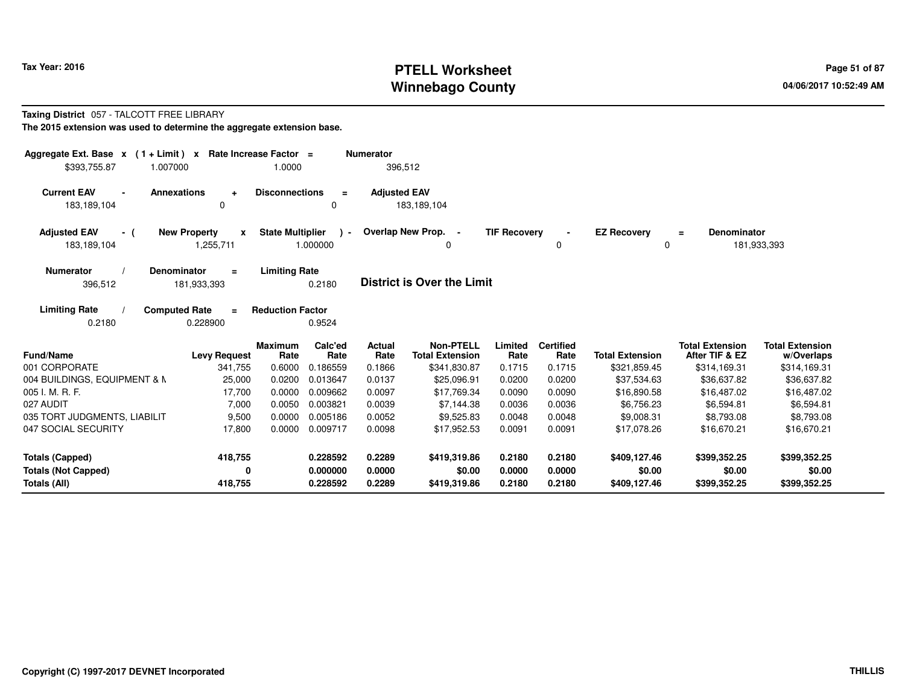# PTELL Worksheet
# Winnebago County

Tax Year: 2016

04/06/2017 10:52:49 AM

**Taxing District** 057 - TALCOTT FREE LIBRARY

**The 2015 extension was used to determine the aggregate extension base.**

| Aggregate Ext. Base | x | (1 + Limit) | x | Rate Increase Factor | = | Numerator |
|---|---|---|---|---|---|---|
| $393,755.87 | | 1.007000 | | 1.0000 | | 396,512 |

| Current EAV | - | Annexations | + | Disconnections | = | Adjusted EAV |
|---|---|---|---|---|---|---|
| 183,189,104 | | 0 | | 0 | | 183,189,104 |

| Adjusted EAV | - ( | New Property | x | State Multiplier | ) - | Overlap New Prop. | - | TIF Recovery | - | EZ Recovery | = | Denominator |
|---|---|---|---|---|---|---|---|---|---|---|---|---|
| 183,189,104 | | 1,255,711 | | 1.000000 | | 0 | | 0 | | 0 | | 181,933,393 |

| Numerator | / | Denominator | = | Limiting Rate |
|---|---|---|---|---|
| 396,512 | | 181,933,393 | | 0.2180 |

**District is Over the Limit**

| Limiting Rate | / | Computed Rate | = | Reduction Factor |
|---|---|---|---|---|
| 0.2180 | | 0.228900 | | 0.9524 |

| Fund/Name | Levy Request | Maximum Rate | Calc'ed Rate | Actual Rate | Non-PTELL Total Extension | Limited Rate | Certified Rate | Total Extension | Total Extension After TIF & EZ | Total Extension w/Overlaps |
|---|---|---|---|---|---|---|---|---|---|---|
| 001 CORPORATE | 341,755 | 0.6000 | 0.186559 | 0.1866 | $341,830.87 | 0.1715 | 0.1715 | $321,859.45 | $314,169.31 | $314,169.31 |
| 004 BUILDINGS, EQUIPMENT & M | 25,000 | 0.0200 | 0.013647 | 0.0137 | $25,096.91 | 0.0200 | 0.0200 | $37,534.63 | $36,637.82 | $36,637.82 |
| 005 I. M. R. F. | 17,700 | 0.0000 | 0.009662 | 0.0097 | $17,769.34 | 0.0090 | 0.0090 | $16,890.58 | $16,487.02 | $16,487.02 |
| 027 AUDIT | 7,000 | 0.0050 | 0.003821 | 0.0039 | $7,144.38 | 0.0036 | 0.0036 | $6,756.23 | $6,594.81 | $6,594.81 |
| 035 TORT JUDGMENTS, LIABILIT | 9,500 | 0.0000 | 0.005186 | 0.0052 | $9,525.83 | 0.0048 | 0.0048 | $9,008.31 | $8,793.08 | $8,793.08 |
| 047 SOCIAL SECURITY | 17,800 | 0.0000 | 0.009717 | 0.0098 | $17,952.53 | 0.0091 | 0.0091 | $17,078.26 | $16,670.21 | $16,670.21 |
| **Totals (Capped)** | **418,755** | | **0.228592** | **0.2289** | **$419,319.86** | **0.2180** | **0.2180** | **$409,127.46** | **$399,352.25** | **$399,352.25** |
| **Totals (Not Capped)** | **0** | | **0.000000** | **0.0000** | **$0.00** | **0.0000** | **0.0000** | **$0.00** | **$0.00** | **$0.00** |
| **Totals (All)** | **418,755** | | **0.228592** | **0.2289** | **$419,319.86** | **0.2180** | **0.2180** | **$409,127.46** | **$399,352.25** | **$399,352.25** |

Copyright (C) 1997-2017 DEVNET Incorporated

THILLIS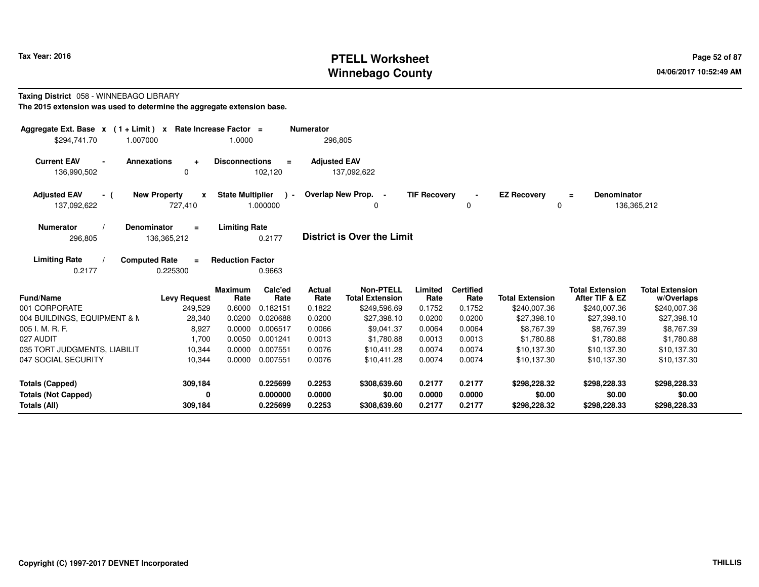**Tax Year: 2016**

# PTELL Worksheet
## Winnebago County

04/06/2017 10:52:49 AM

**Taxing District** 058 - WINNEBAGO LIBRARY

**The 2015 extension was used to determine the aggregate extension base.**

| Aggregate Ext. Base | x | (1 + Limit) | x | Rate Increase Factor | = | Numerator |
|---|---|---|---|---|---|---|
| $294,741.70 | | 1.007000 | | 1.0000 | | 296,805 |

| Current EAV | - | Annexations | + | Disconnections | = | Adjusted EAV |
|---|---|---|---|---|---|---|
| 136,990,502 | | 0 | | 102,120 | | 137,092,622 |

| Adjusted EAV | - ( | New Property | x | State Multiplier | ) - | Overlap New Prop. | - | TIF Recovery | - | EZ Recovery | = | Denominator |
|---|---|---|---|---|---|---|---|---|---|---|---|---|
| 137,092,622 | | 727,410 | | 1.000000 | | 0 | | 0 | | 0 | | 136,365,212 |

| Numerator | / | Denominator | = | Limiting Rate |
|---|---|---|---|---|
| 296,805 | | 136,365,212 | | 0.2177 |

**District is Over the Limit**

| Limiting Rate | / | Computed Rate | = | Reduction Factor |
|---|---|---|---|---|
| 0.2177 | | 0.225300 | | 0.9663 |

| Fund/Name | Levy Request | Maximum Rate | Calc'ed Rate | Actual Rate | Non-PTELL Total Extension | Limited Rate | Certified Rate | Total Extension | Total Extension After TIF & EZ | Total Extension w/Overlaps |
|---|---|---|---|---|---|---|---|---|---|---|
| 001 CORPORATE | 249,529 | 0.6000 | 0.182151 | 0.1822 | $249,596.69 | 0.1752 | 0.1752 | $240,007.36 | $240,007.36 | $240,007.36 |
| 004 BUILDINGS, EQUIPMENT & M | 28,340 | 0.0200 | 0.020688 | 0.0200 | $27,398.10 | 0.0200 | 0.0200 | $27,398.10 | $27,398.10 | $27,398.10 |
| 005 I. M. R. F. | 8,927 | 0.0000 | 0.006517 | 0.0066 | $9,041.37 | 0.0064 | 0.0064 | $8,767.39 | $8,767.39 | $8,767.39 |
| 027 AUDIT | 1,700 | 0.0050 | 0.001241 | 0.0013 | $1,780.88 | 0.0013 | 0.0013 | $1,780.88 | $1,780.88 | $1,780.88 |
| 035 TORT JUDGMENTS, LIABILIT | 10,344 | 0.0000 | 0.007551 | 0.0076 | $10,411.28 | 0.0074 | 0.0074 | $10,137.30 | $10,137.30 | $10,137.30 |
| 047 SOCIAL SECURITY | 10,344 | 0.0000 | 0.007551 | 0.0076 | $10,411.28 | 0.0074 | 0.0074 | $10,137.30 | $10,137.30 | $10,137.30 |
| **Totals (Capped)** | **309,184** | | **0.225699** | **0.2253** | **$308,639.60** | **0.2177** | **0.2177** | **$298,228.32** | **$298,228.33** | **$298,228.33** |
| **Totals (Not Capped)** | **0** | | **0.000000** | **0.0000** | **$0.00** | **0.0000** | **0.0000** | **$0.00** | **$0.00** | **$0.00** |
| **Totals (All)** | **309,184** | | **0.225699** | **0.2253** | **$308,639.60** | **0.2177** | **0.2177** | **$298,228.32** | **$298,228.33** | **$298,228.33** |

**Copyright (C) 1997-2017 DEVNET Incorporated** **THILLIS**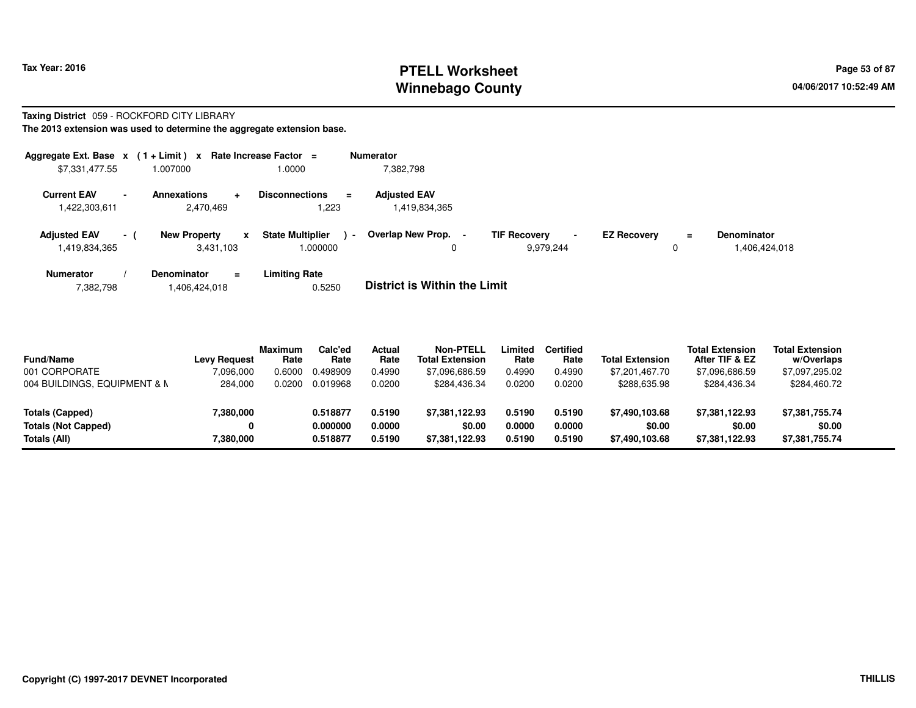**Tax Year: 2016**

# PTELL Worksheet
# Winnebago County

04/06/2017 10:52:49 AM

**Taxing District** 059 - ROCKFORD CITY LIBRARY

**The 2013 extension was used to determine the aggregate extension base.**

| Aggregate Ext. Base | x | (1 + Limit) | x | Rate Increase Factor | = | Numerator |
|---|---|---|---|---|---|---|
| $7,331,477.55 | | 1.007000 | | 1.0000 | | 7,382,798 |

| Current EAV | - | Annexations | + | Disconnections | = | Adjusted EAV |
|---|---|---|---|---|---|---|
| 1,422,303,611 | | 2,470,469 | | 1,223 | | 1,419,834,365 |

| Adjusted EAV | - ( | New Property | x | State Multiplier | ) - | Overlap New Prop. | - | TIF Recovery | - | EZ Recovery | = | Denominator |
|---|---|---|---|---|---|---|---|---|---|---|---|---|
| 1,419,834,365 | | 3,431,103 | | 1.000000 | | 0 | | 9,979,244 | | 0 | | 1,406,424,018 |

| Numerator | / | Denominator | = | Limiting Rate |
|---|---|---|---|---|
| 7,382,798 | | 1,406,424,018 | | 0.5250 |

**District is Within the Limit**

| Fund/Name | Levy Request | Maximum Rate | Calc'ed Rate | Actual Rate | Non-PTELL Total Extension | Limited Rate | Certified Rate | Total Extension | Total Extension After TIF & EZ | Total Extension w/Overlaps |
|---|---|---|---|---|---|---|---|---|---|---|
| 001 CORPORATE | 7,096,000 | 0.6000 | 0.498909 | 0.4990 | $7,096,686.59 | 0.4990 | 0.4990 | $7,201,467.70 | $7,096,686.59 | $7,097,295.02 |
| 004 BUILDINGS, EQUIPMENT & M | 284,000 | 0.0200 | 0.019968 | 0.0200 | $284,436.34 | 0.0200 | 0.0200 | $288,635.98 | $284,436.34 | $284,460.72 |
| **Totals (Capped)** | **7,380,000** | | **0.518877** | **0.5190** | **$7,381,122.93** | **0.5190** | **0.5190** | **$7,490,103.68** | **$7,381,122.93** | **$7,381,755.74** |
| **Totals (Not Capped)** | **0** | | **0.000000** | **0.0000** | **$0.00** | **0.0000** | **0.0000** | **$0.00** | **$0.00** | **$0.00** |
| **Totals (All)** | **7,380,000** | | **0.518877** | **0.5190** | **$7,381,122.93** | **0.5190** | **0.5190** | **$7,490,103.68** | **$7,381,122.93** | **$7,381,755.74** |

**Copyright (C) 1997-2017 DEVNET Incorporated** **THILLIS**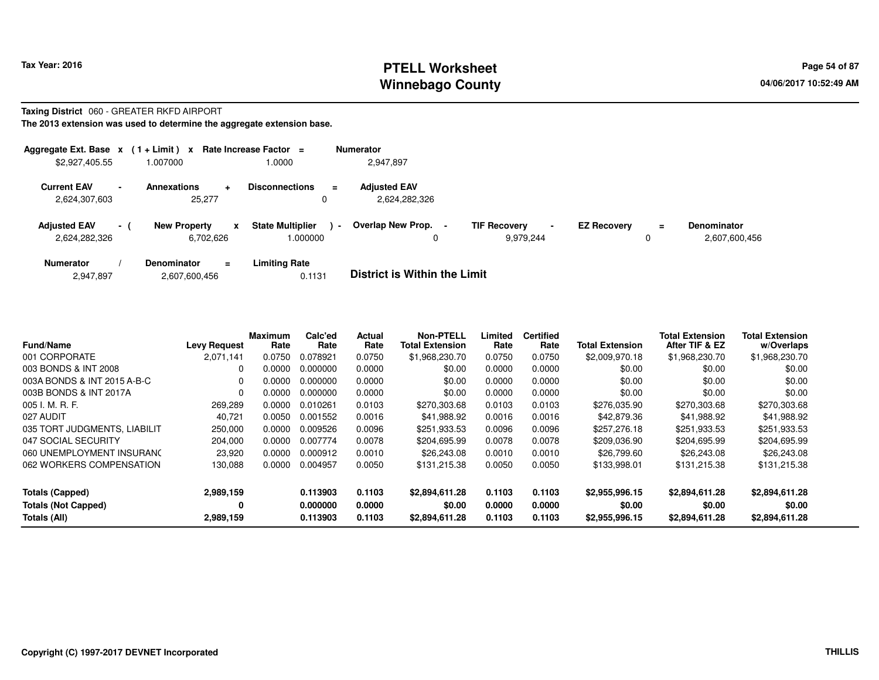# PTELL Worksheet
# Winnebago County

Tax Year: 2016

04/06/2017 10:52:49 AM

**Taxing District** 060 - GREATER RKFD AIRPORT

**The 2013 extension was used to determine the aggregate extension base.**

| Aggregate Ext. Base | x | (1 + Limit) | x | Rate Increase Factor | = | Numerator |
|---|---|---|---|---|---|---|
| $2,927,405.55 | | 1.007000 | | 1.0000 | | 2,947,897 |

| Current EAV | - | Annexations | + | Disconnections | = | Adjusted EAV |
|---|---|---|---|---|---|---|
| 2,624,307,603 | | 25,277 | | 0 | | 2,624,282,326 |

| Adjusted EAV | - ( | New Property | x | State Multiplier | ) - | Overlap New Prop. | - | TIF Recovery | - | EZ Recovery | = | Denominator |
|---|---|---|---|---|---|---|---|---|---|---|---|---|
| 2,624,282,326 | | 6,702,626 | | 1.000000 | | 0 | | 9,979,244 | | 0 | | 2,607,600,456 |

| Numerator | / | Denominator | = | Limiting Rate |
|---|---|---|---|---|
| 2,947,897 | | 2,607,600,456 | | 0.1131 |

**District is Within the Limit**

| Fund/Name | Levy Request | Maximum Rate | Calc'ed Rate | Actual Rate | Non-PTELL Total Extension | Limited Rate | Certified Rate | Total Extension | Total Extension After TIF & EZ | Total Extension w/Overlaps |
|---|---|---|---|---|---|---|---|---|---|---|
| 001 CORPORATE | 2,071,141 | 0.0750 | 0.078921 | 0.0750 | $1,968,230.70 | 0.0750 | 0.0750 | $2,009,970.18 | $1,968,230.70 | $1,968,230.70 |
| 003 BONDS & INT 2008 | 0 | 0.0000 | 0.000000 | 0.0000 | $0.00 | 0.0000 | 0.0000 | $0.00 | $0.00 | $0.00 |
| 003A BONDS & INT 2015 A-B-C | 0 | 0.0000 | 0.000000 | 0.0000 | $0.00 | 0.0000 | 0.0000 | $0.00 | $0.00 | $0.00 |
| 003B BONDS & INT 2017A | 0 | 0.0000 | 0.000000 | 0.0000 | $0.00 | 0.0000 | 0.0000 | $0.00 | $0.00 | $0.00 |
| 005 I. M. R. F. | 269,289 | 0.0000 | 0.010261 | 0.0103 | $270,303.68 | 0.0103 | 0.0103 | $276,035.90 | $270,303.68 | $270,303.68 |
| 027 AUDIT | 40,721 | 0.0050 | 0.001552 | 0.0016 | $41,988.92 | 0.0016 | 0.0016 | $42,879.36 | $41,988.92 | $41,988.92 |
| 035 TORT JUDGMENTS, LIABILIT | 250,000 | 0.0000 | 0.009526 | 0.0096 | $251,933.53 | 0.0096 | 0.0096 | $257,276.18 | $251,933.53 | $251,933.53 |
| 047 SOCIAL SECURITY | 204,000 | 0.0000 | 0.007774 | 0.0078 | $204,695.99 | 0.0078 | 0.0078 | $209,036.90 | $204,695.99 | $204,695.99 |
| 060 UNEMPLOYMENT INSURANC | 23,920 | 0.0000 | 0.000912 | 0.0010 | $26,243.08 | 0.0010 | 0.0010 | $26,799.60 | $26,243.08 | $26,243.08 |
| 062 WORKERS COMPENSATION | 130,088 | 0.0000 | 0.004957 | 0.0050 | $131,215.38 | 0.0050 | 0.0050 | $133,998.01 | $131,215.38 | $131,215.38 |
| **Totals (Capped)** | **2,989,159** | | **0.113903** | **0.1103** | **$2,894,611.28** | **0.1103** | **0.1103** | **$2,955,996.15** | **$2,894,611.28** | **$2,894,611.28** |
| **Totals (Not Capped)** | **0** | | **0.000000** | **0.0000** | **$0.00** | **0.0000** | **0.0000** | **$0.00** | **$0.00** | **$0.00** |
| **Totals (All)** | **2,989,159** | | **0.113903** | **0.1103** | **$2,894,611.28** | **0.1103** | **0.1103** | **$2,955,996.15** | **$2,894,611.28** | **$2,894,611.28** |

Copyright (C) 1997-2017 DEVNET Incorporated

THILLIS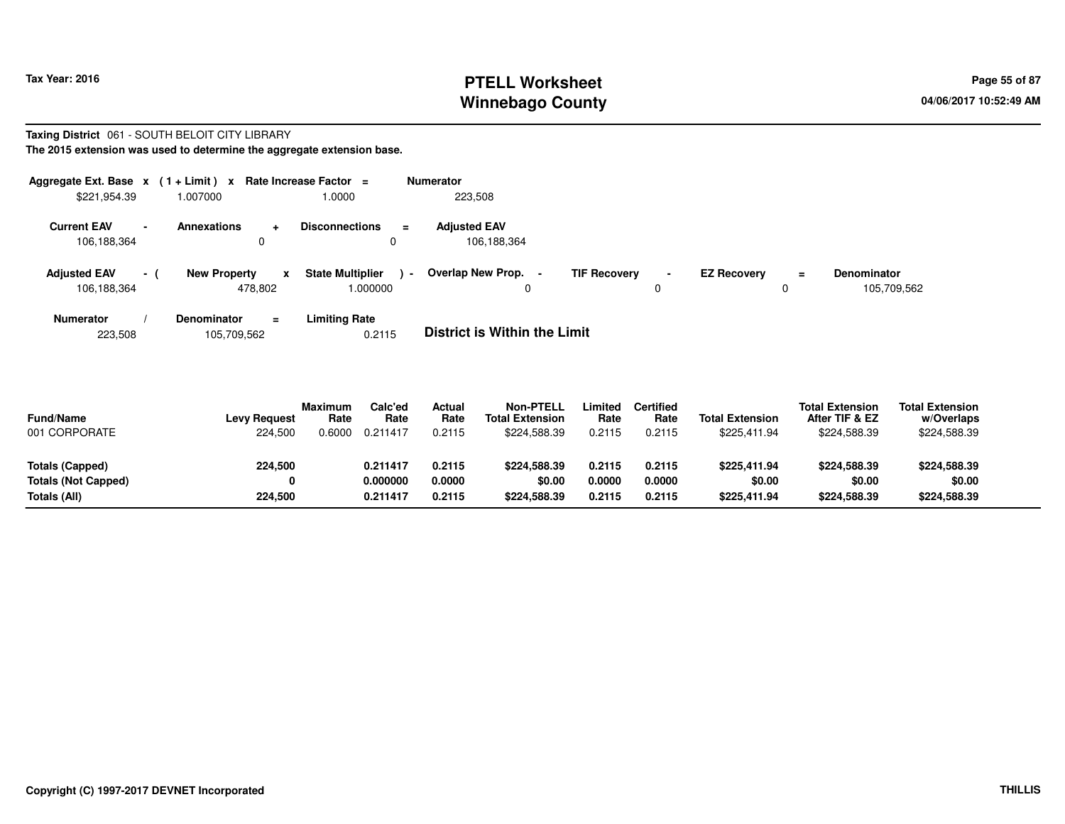# PTELL Worksheet
# Winnebago County

Tax Year: 2016

04/06/2017 10:52:49 AM

**Taxing District** 061 - SOUTH BELOIT CITY LIBRARY

**The 2015 extension was used to determine the aggregate extension base.**

| Aggregate Ext. Base | x | (1 + Limit) | x | Rate Increase Factor | = | Numerator |
|---|---|---|---|---|---|---|
| $221,954.39 | | 1.007000 | | 1.0000 | | 223,508 |

| Current EAV | - | Annexations | + | Disconnections | = | Adjusted EAV |
|---|---|---|---|---|---|---|
| 106,188,364 | | 0 | | 0 | | 106,188,364 |

| Adjusted EAV | - ( | New Property | x | State Multiplier | ) - | Overlap New Prop. | - | TIF Recovery | - | EZ Recovery | = | Denominator |
|---|---|---|---|---|---|---|---|---|---|---|---|---|
| 106,188,364 | | 478,802 | | 1.000000 | | 0 | | 0 | | 0 | | 105,709,562 |

| Numerator | / | Denominator | = | Limiting Rate |
|---|---|---|---|---|
| 223,508 | | 105,709,562 | | 0.2115 |

**District is Within the Limit**

| Fund/Name | Levy Request | Maximum Rate | Calc'ed Rate | Actual Rate | Non-PTELL Total Extension | Limited Rate | Certified Rate | Total Extension | Total Extension After TIF & EZ | Total Extension w/Overlaps |
|---|---|---|---|---|---|---|---|---|---|---|
| 001 CORPORATE | 224,500 | 0.6000 | 0.211417 | 0.2115 | $224,588.39 | 0.2115 | 0.2115 | $225,411.94 | $224,588.39 | $224,588.39 |
| **Totals (Capped)** | **224,500** | | **0.211417** | **0.2115** | **$224,588.39** | **0.2115** | **0.2115** | **$225,411.94** | **$224,588.39** | **$224,588.39** |
| **Totals (Not Capped)** | **0** | | **0.000000** | **0.0000** | **$0.00** | **0.0000** | **0.0000** | **$0.00** | **$0.00** | **$0.00** |
| **Totals (All)** | **224,500** | | **0.211417** | **0.2115** | **$224,588.39** | **0.2115** | **0.2115** | **$225,411.94** | **$224,588.39** | **$224,588.39** |

Copyright (C) 1997-2017 DEVNET Incorporated

THILLIS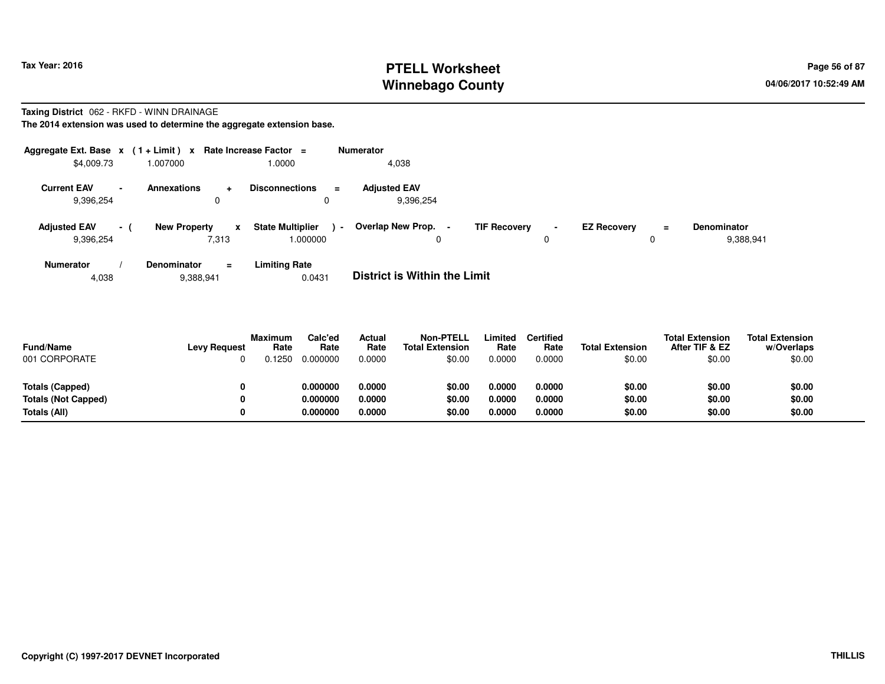**Tax Year: 2016**

# PTELL Worksheet
## Winnebago County

04/06/2017 10:52:49 AM

**Taxing District** 062 - RKFD - WINN DRAINAGE

**The 2014 extension was used to determine the aggregate extension base.**

| Aggregate Ext. Base | x | (1 + Limit) | x | Rate Increase Factor | = | Numerator |
|---|---|---|---|---|---|---|
| $4,009.73 | | 1.007000 | | 1.0000 | | 4,038 |

| Current EAV | - | Annexations | + | Disconnections | = | Adjusted EAV |
|---|---|---|---|---|---|---|
| 9,396,254 | | 0 | | 0 | | 9,396,254 |

| Adjusted EAV | - ( | New Property | x | State Multiplier | ) - | Overlap New Prop. | - | TIF Recovery | - | EZ Recovery | = | Denominator |
|---|---|---|---|---|---|---|---|---|---|---|---|---|
| 9,396,254 | | 7,313 | | 1.000000 | | 0 | | 0 | | 0 | | 9,388,941 |

| Numerator | / | Denominator | = | Limiting Rate |
|---|---|---|---|---|
| 4,038 | | 9,388,941 | | 0.0431 |

**District is Within the Limit**

| Fund/Name | Levy Request | Maximum Rate | Calc'ed Rate | Actual Rate | Non-PTELL Total Extension | Limited Rate | Certified Rate | Total Extension | Total Extension After TIF & EZ | Total Extension w/Overlaps |
|---|---|---|---|---|---|---|---|---|---|---|
| 001 CORPORATE | 0 | 0.1250 | 0.000000 | 0.0000 | $0.00 | 0.0000 | 0.0000 | $0.00 | $0.00 | $0.00 |
| **Totals (Capped)** | **0** | | **0.000000** | **0.0000** | **$0.00** | **0.0000** | **0.0000** | **$0.00** | **$0.00** | **$0.00** |
| **Totals (Not Capped)** | **0** | | **0.000000** | **0.0000** | **$0.00** | **0.0000** | **0.0000** | **$0.00** | **$0.00** | **$0.00** |
| **Totals (All)** | **0** | | **0.000000** | **0.0000** | **$0.00** | **0.0000** | **0.0000** | **$0.00** | **$0.00** | **$0.00** |

**Copyright (C) 1997-2017 DEVNET Incorporated** **THILLIS**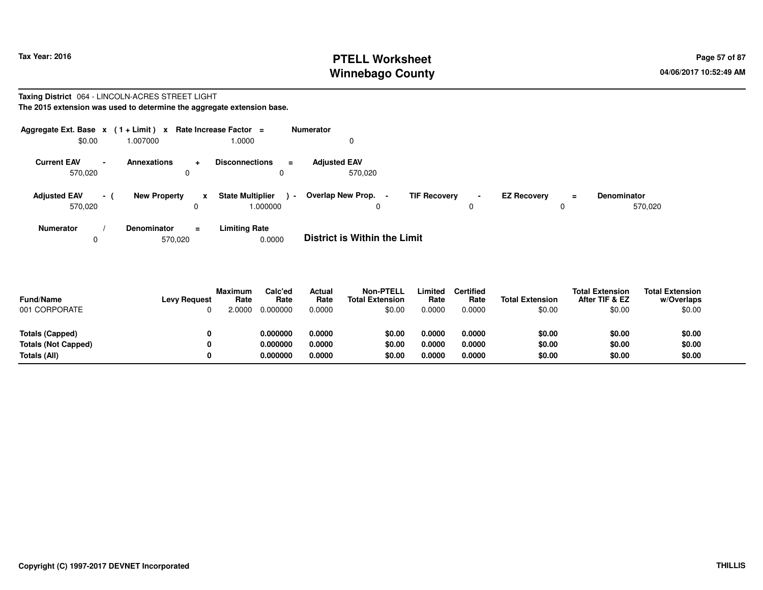**Taxing District** 064 - LINCOLN-ACRES STREET LIGHT

**The 2015 extension was used to determine the aggregate extension base.**

| Aggregate Ext. Base | x | (1 + Limit) | x | Rate Increase Factor | = | Numerator |
|---|---|---|---|---|---|---|
| $0.00 | | 1.007000 | | 1.0000 | | 0 |

| Current EAV | - | Annexations | + | Disconnections | = | Adjusted EAV |
|---|---|---|---|---|---|---|
| 570,020 | | 0 | | 0 | | 570,020 |

| Adjusted EAV | - ( | New Property | x | State Multiplier | ) - | Overlap New Prop. | - | TIF Recovery | - | EZ Recovery | = | Denominator |
|---|---|---|---|---|---|---|---|---|---|---|---|---|
| 570,020 | | 0 | | 1.000000 | | 0 | | 0 | | 0 | | 570,020 |

| Numerator | / | Denominator | = | Limiting Rate |
|---|---|---|---|---|
| 0 | | 570,020 | | 0.0000 |

**District is Within the Limit**

| Fund/Name | Levy Request | Maximum Rate | Calc'ed Rate | Actual Rate | Non-PTELL Total Extension | Limited Rate | Certified Rate | Total Extension | Total Extension After TIF & EZ | Total Extension w/Overlaps |
|---|---|---|---|---|---|---|---|---|---|---|
| 001 CORPORATE | 0 | 2.0000 | 0.000000 | 0.0000 | $0.00 | 0.0000 | 0.0000 | $0.00 | $0.00 | $0.00 |
| **Totals (Capped)** | **0** | | **0.000000** | **0.0000** | **$0.00** | **0.0000** | **0.0000** | **$0.00** | **$0.00** | **$0.00** |
| **Totals (Not Capped)** | **0** | | **0.000000** | **0.0000** | **$0.00** | **0.0000** | **0.0000** | **$0.00** | **$0.00** | **$0.00** |
| **Totals (All)** | **0** | | **0.000000** | **0.0000** | **$0.00** | **0.0000** | **0.0000** | **$0.00** | **$0.00** | **$0.00** |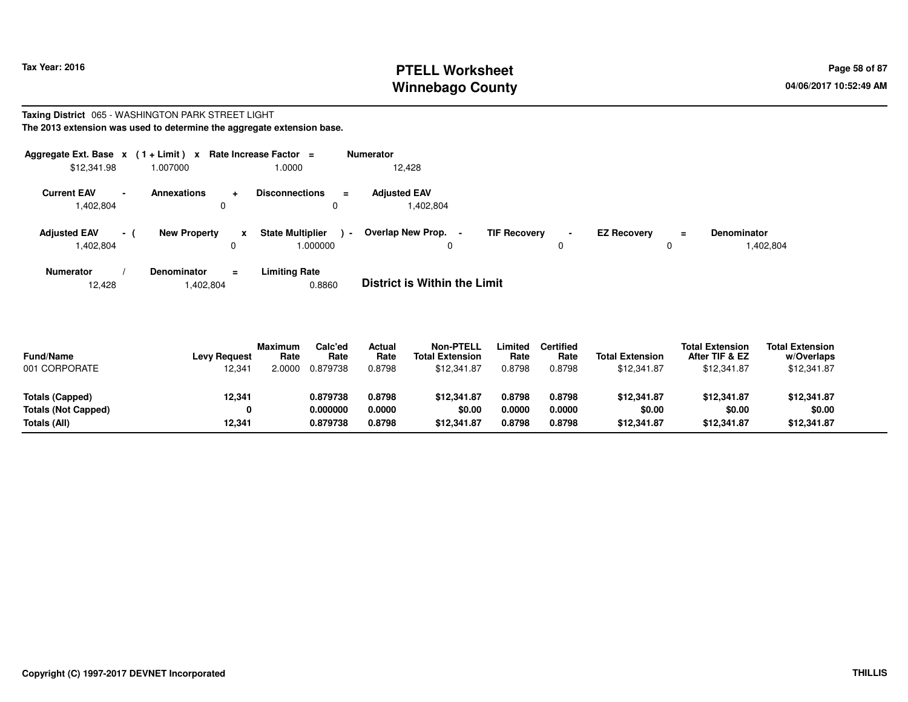**Tax Year: 2016**

# PTELL Worksheet
# Winnebago County

**Taxing District** 065 - WASHINGTON PARK STREET LIGHT
**The 2013 extension was used to determine the aggregate extension base.**

| Aggregate Ext. Base | x | (1 + Limit) | x | Rate Increase Factor | = | Numerator |
|---|---|---|---|---|---|---|
| $12,341.98 | | 1.007000 | | 1.0000 | | 12,428 |

| Current EAV | - | Annexations | + | Disconnections | = | Adjusted EAV |
|---|---|---|---|---|---|---|
| 1,402,804 | | 0 | | 0 | | 1,402,804 |

| Adjusted EAV | - ( | New Property | x | State Multiplier | ) - | Overlap New Prop. | - | TIF Recovery | - | EZ Recovery | = | Denominator |
|---|---|---|---|---|---|---|---|---|---|---|---|---|
| 1,402,804 | | 0 | | 1.000000 | | 0 | | 0 | | 0 | | 1,402,804 |

| Numerator | / | Denominator | = | Limiting Rate |
|---|---|---|---|---|
| 12,428 | | 1,402,804 | | 0.8860 |

**District is Within the Limit**

| Fund/Name | Levy Request | Maximum Rate | Calc'ed Rate | Actual Rate | Non-PTELL Total Extension | Limited Rate | Certified Rate | Total Extension | Total Extension After TIF & EZ | Total Extension w/Overlaps |
|---|---|---|---|---|---|---|---|---|---|---|
| 001 CORPORATE | 12,341 | 2.0000 | 0.879738 | 0.8798 | $12,341.87 | 0.8798 | 0.8798 | $12,341.87 | $12,341.87 | $12,341.87 |
| **Totals (Capped)** | **12,341** | | **0.879738** | **0.8798** | **$12,341.87** | **0.8798** | **0.8798** | **$12,341.87** | **$12,341.87** | **$12,341.87** |
| **Totals (Not Capped)** | **0** | | **0.000000** | **0.0000** | **$0.00** | **0.0000** | **0.0000** | **$0.00** | **$0.00** | **$0.00** |
| **Totals (All)** | **12,341** | | **0.879738** | **0.8798** | **$12,341.87** | **0.8798** | **0.8798** | **$12,341.87** | **$12,341.87** | **$12,341.87** |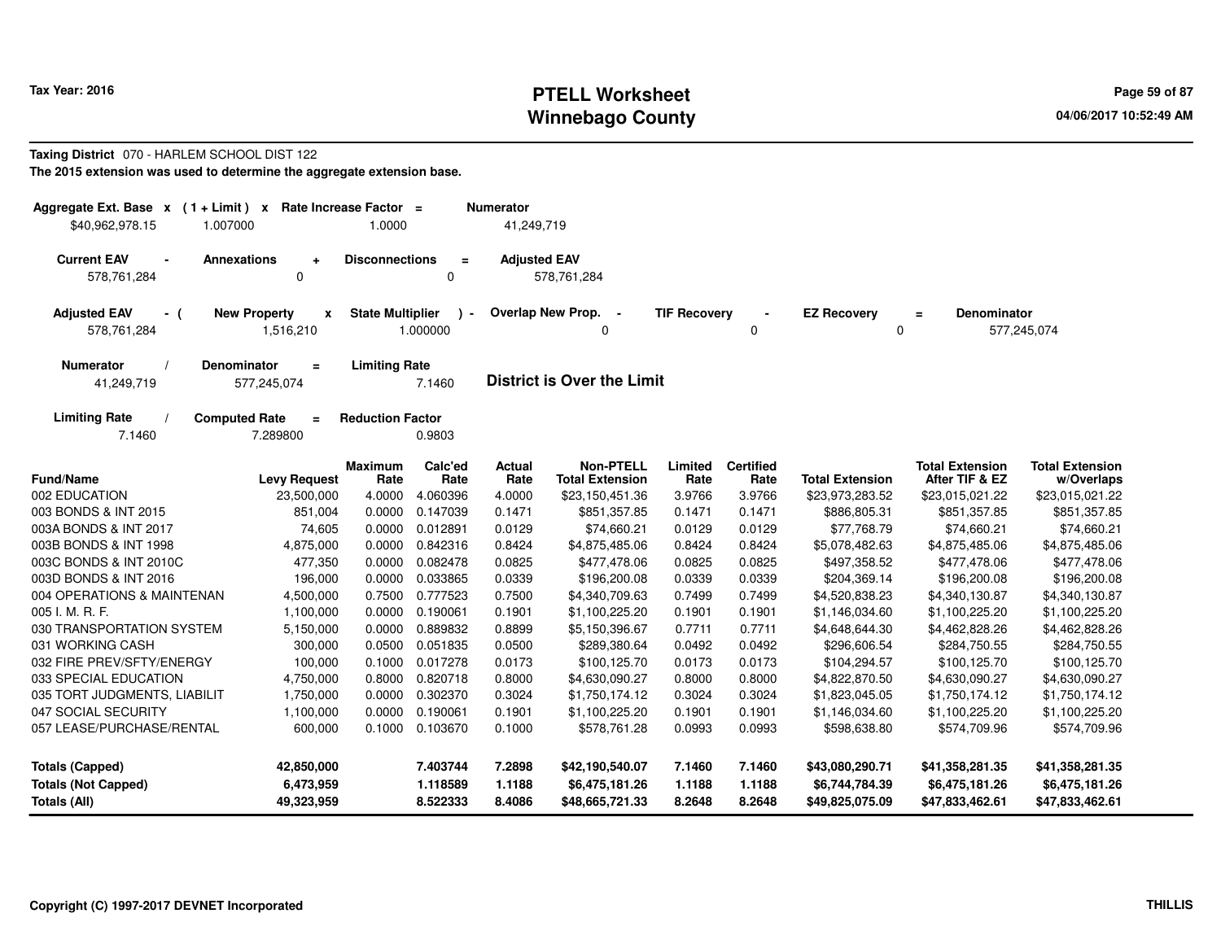# PTELL Worksheet
# Winnebago County

Tax Year: 2016

04/06/2017 10:52:49 AM

**Taxing District** 070 - HARLEM SCHOOL DIST 122

**The 2015 extension was used to determine the aggregate extension base.**

| Aggregate Ext. Base | x | ( 1 + Limit ) | x | Rate Increase Factor | = | Numerator |
|---|---|---|---|---|---|---|
| $40,962,978.15 | | 1.007000 | | 1.0000 | | 41,249,719 |

| Current EAV | - | Annexations | + | Disconnections | = | Adjusted EAV |
|---|---|---|---|---|---|---|
| 578,761,284 | | 0 | | 0 | | 578,761,284 |

| Adjusted EAV | - ( | New Property | x | State Multiplier | ) - | Overlap New Prop. | - | TIF Recovery | - | EZ Recovery | = | Denominator |
|---|---|---|---|---|---|---|---|---|---|---|---|---|
| 578,761,284 | | 1,516,210 | | 1.000000 | | 0 | | 0 | | 0 | | 577,245,074 |

| Numerator | / | Denominator | = | Limiting Rate |
|---|---|---|---|---|
| 41,249,719 | | 577,245,074 | | 7.1460 |

**District is Over the Limit**

| Limiting Rate | / | Computed Rate | = | Reduction Factor |
|---|---|---|---|---|
| 7.1460 | | 7.289800 | | 0.9803 |

| Fund/Name | Levy Request | Maximum Rate | Calc'ed Rate | Actual Rate | Non-PTELL Total Extension | Limited Rate | Certified Rate | Total Extension | Total Extension After TIF & EZ | Total Extension w/Overlaps |
|---|---|---|---|---|---|---|---|---|---|---|
| 002 EDUCATION | 23,500,000 | 4.0000 | 4.060396 | 4.0000 | $23,150,451.36 | 3.9766 | 3.9766 | $23,973,283.52 | $23,015,021.22 | $23,015,021.22 |
| 003 BONDS & INT 2015 | 851,004 | 0.0000 | 0.147039 | 0.1471 | $851,357.85 | 0.1471 | 0.1471 | $886,805.31 | $851,357.85 | $851,357.85 |
| 003A BONDS & INT 2017 | 74,605 | 0.0000 | 0.012891 | 0.0129 | $74,660.21 | 0.0129 | 0.0129 | $77,768.79 | $74,660.21 | $74,660.21 |
| 003B BONDS & INT 1998 | 4,875,000 | 0.0000 | 0.842316 | 0.8424 | $4,875,485.06 | 0.8424 | 0.8424 | $5,078,482.63 | $4,875,485.06 | $4,875,485.06 |
| 003C BONDS & INT 2010C | 477,350 | 0.0000 | 0.082478 | 0.0825 | $477,478.06 | 0.0825 | 0.0825 | $497,358.52 | $477,478.06 | $477,478.06 |
| 003D BONDS & INT 2016 | 196,000 | 0.0000 | 0.033865 | 0.0339 | $196,200.08 | 0.0339 | 0.0339 | $204,369.14 | $196,200.08 | $196,200.08 |
| 004 OPERATIONS & MAINTENAN | 4,500,000 | 0.7500 | 0.777523 | 0.7500 | $4,340,709.63 | 0.7499 | 0.7499 | $4,520,838.23 | $4,340,130.87 | $4,340,130.87 |
| 005 I. M. R. F. | 1,100,000 | 0.0000 | 0.190061 | 0.1901 | $1,100,225.20 | 0.1901 | 0.1901 | $1,146,034.60 | $1,100,225.20 | $1,100,225.20 |
| 030 TRANSPORTATION SYSTEM | 5,150,000 | 0.0000 | 0.889832 | 0.8899 | $5,150,396.67 | 0.7711 | 0.7711 | $4,648,644.30 | $4,462,828.26 | $4,462,828.26 |
| 031 WORKING CASH | 300,000 | 0.0500 | 0.051835 | 0.0500 | $289,380.64 | 0.0492 | 0.0492 | $296,606.54 | $284,750.55 | $284,750.55 |
| 032 FIRE PREV/SFTY/ENERGY | 100,000 | 0.1000 | 0.017278 | 0.0173 | $100,125.70 | 0.0173 | 0.0173 | $104,294.57 | $100,125.70 | $100,125.70 |
| 033 SPECIAL EDUCATION | 4,750,000 | 0.8000 | 0.820718 | 0.8000 | $4,630,090.27 | 0.8000 | 0.8000 | $4,822,870.50 | $4,630,090.27 | $4,630,090.27 |
| 035 TORT JUDGMENTS, LIABILIT | 1,750,000 | 0.0000 | 0.302370 | 0.3024 | $1,750,174.12 | 0.3024 | 0.3024 | $1,823,045.05 | $1,750,174.12 | $1,750,174.12 |
| 047 SOCIAL SECURITY | 1,100,000 | 0.0000 | 0.190061 | 0.1901 | $1,100,225.20 | 0.1901 | 0.1901 | $1,146,034.60 | $1,100,225.20 | $1,100,225.20 |
| 057 LEASE/PURCHASE/RENTAL | 600,000 | 0.1000 | 0.103670 | 0.1000 | $578,761.28 | 0.0993 | 0.0993 | $598,638.80 | $574,709.96 | $574,709.96 |
| **Totals (Capped)** | **42,850,000** | | **7.403744** | **7.2898** | **$42,190,540.07** | **7.1460** | **7.1460** | **$43,080,290.71** | **$41,358,281.35** | **$41,358,281.35** |
| **Totals (Not Capped)** | **6,473,959** | | **1.118589** | **1.1188** | **$6,475,181.26** | **1.1188** | **1.1188** | **$6,744,784.39** | **$6,475,181.26** | **$6,475,181.26** |
| **Totals (All)** | **49,323,959** | | **8.522333** | **8.4086** | **$48,665,721.33** | **8.2648** | **8.2648** | **$49,825,075.09** | **$47,833,462.61** | **$47,833,462.61** |

Copyright (C) 1997-2017 DEVNET Incorporated

THILLIS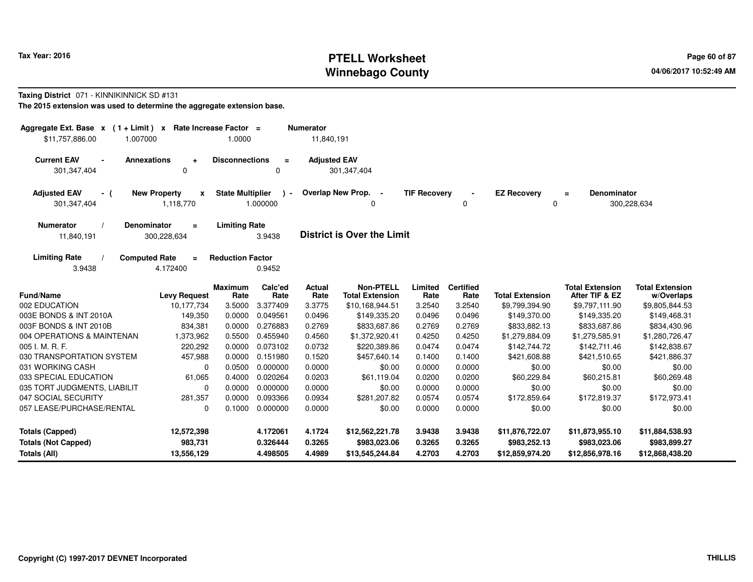**Tax Year: 2016**

# PTELL Worksheet
# Winnebago County

04/06/2017 10:52:49 AM

**Taxing District** 071 - KINNIKINNICK SD #131

**The 2015 extension was used to determine the aggregate extension base.**

| Aggregate Ext. Base | x | (1 + Limit) | x | Rate Increase Factor | = | Numerator |
|---|---|---|---|---|---|---|
| $11,757,886.00 | | 1.007000 | | 1.0000 | | 11,840,191 |

| Current EAV | - | Annexations | + | Disconnections | = | Adjusted EAV |
|---|---|---|---|---|---|---|
| 301,347,404 | | 0 | | 0 | | 301,347,404 |

| Adjusted EAV | - ( | New Property | x | State Multiplier | ) - | Overlap New Prop. | - | TIF Recovery | - | EZ Recovery | = | Denominator |
|---|---|---|---|---|---|---|---|---|---|---|---|---|
| 301,347,404 | | 1,118,770 | | 1.000000 | | 0 | | 0 | | 0 | | 300,228,634 |

| Numerator | / | Denominator | = | Limiting Rate |
|---|---|---|---|---|
| 11,840,191 | | 300,228,634 | | 3.9438 |

**District is Over the Limit**

| Limiting Rate | / | Computed Rate | = | Reduction Factor |
|---|---|---|---|---|
| 3.9438 | | 4.172400 | | 0.9452 |

| Fund/Name | Levy Request | Maximum Rate | Calc'ed Rate | Actual Rate | Non-PTELL Total Extension | Limited Rate | Certified Rate | Total Extension | Total Extension After TIF & EZ | Total Extension w/Overlaps |
|---|---|---|---|---|---|---|---|---|---|---|
| 002 EDUCATION | 10,177,734 | 3.5000 | 3.377409 | 3.3775 | $10,168,944.51 | 3.2540 | 3.2540 | $9,799,394.90 | $9,797,111.90 | $9,805,844.53 |
| 003E BONDS & INT 2010A | 149,350 | 0.0000 | 0.049561 | 0.0496 | $149,335.20 | 0.0496 | 0.0496 | $149,370.00 | $149,335.20 | $149,468.31 |
| 003F BONDS & INT 2010B | 834,381 | 0.0000 | 0.276883 | 0.2769 | $833,687.86 | 0.2769 | 0.2769 | $833,882.13 | $833,687.86 | $834,430.96 |
| 004 OPERATIONS & MAINTENAN | 1,373,962 | 0.5500 | 0.455940 | 0.4560 | $1,372,920.41 | 0.4250 | 0.4250 | $1,279,884.09 | $1,279,585.91 | $1,280,726.47 |
| 005 I. M. R. F. | 220,292 | 0.0000 | 0.073102 | 0.0732 | $220,389.86 | 0.0474 | 0.0474 | $142,744.72 | $142,711.46 | $142,838.67 |
| 030 TRANSPORTATION SYSTEM | 457,988 | 0.0000 | 0.151980 | 0.1520 | $457,640.14 | 0.1400 | 0.1400 | $421,608.88 | $421,510.65 | $421,886.37 |
| 031 WORKING CASH | 0 | 0.0500 | 0.000000 | 0.0000 | $0.00 | 0.0000 | 0.0000 | $0.00 | $0.00 | $0.00 |
| 033 SPECIAL EDUCATION | 61,065 | 0.4000 | 0.020264 | 0.0203 | $61,119.04 | 0.0200 | 0.0200 | $60,229.84 | $60,215.81 | $60,269.48 |
| 035 TORT JUDGMENTS, LIABILIT | 0 | 0.0000 | 0.000000 | 0.0000 | $0.00 | 0.0000 | 0.0000 | $0.00 | $0.00 | $0.00 |
| 047 SOCIAL SECURITY | 281,357 | 0.0000 | 0.093366 | 0.0934 | $281,207.82 | 0.0574 | 0.0574 | $172,859.64 | $172,819.37 | $172,973.41 |
| 057 LEASE/PURCHASE/RENTAL | 0 | 0.1000 | 0.000000 | 0.0000 | $0.00 | 0.0000 | 0.0000 | $0.00 | $0.00 | $0.00 |
| **Totals (Capped)** | **12,572,398** | | **4.172061** | **4.1724** | **$12,562,221.78** | **3.9438** | **3.9438** | **$11,876,722.07** | **$11,873,955.10** | **$11,884,538.93** |
| **Totals (Not Capped)** | **983,731** | | **0.326444** | **0.3265** | **$983,023.06** | **0.3265** | **0.3265** | **$983,252.13** | **$983,023.06** | **$983,899.27** |
| **Totals (All)** | **13,556,129** | | **4.498505** | **4.4989** | **$13,545,244.84** | **4.2703** | **4.2703** | **$12,859,974.20** | **$12,856,978.16** | **$12,868,438.20** |

Copyright (C) 1997-2017 DEVNET Incorporated

THILLIS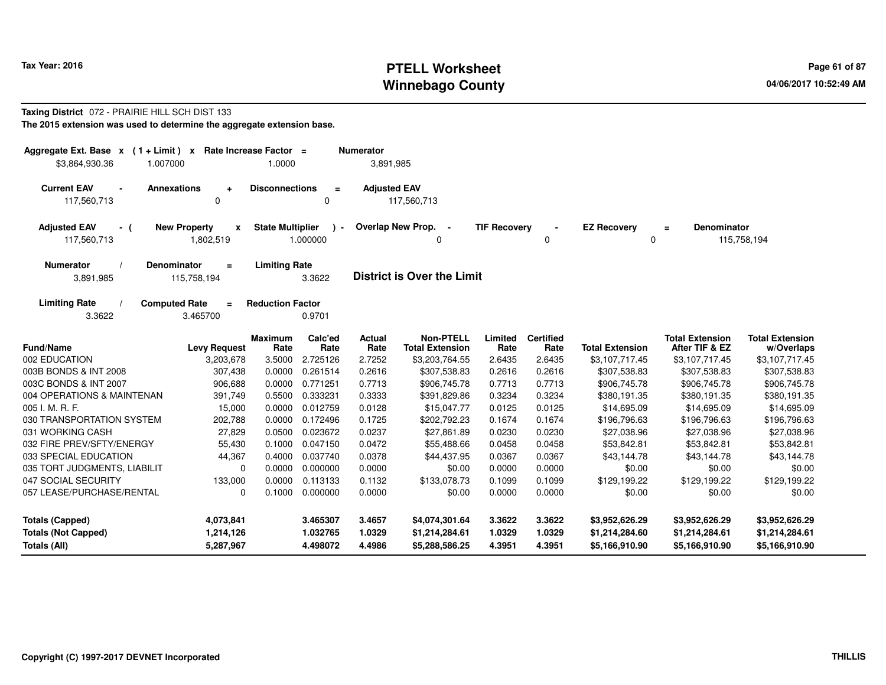# PTELL Worksheet
# Winnebago County

Tax Year: 2016

04/06/2017 10:52:49 AM

**Taxing District** 072 - PRAIRIE HILL SCH DIST 133

**The 2015 extension was used to determine the aggregate extension base.**

| Aggregate Ext. Base | x | (1 + Limit) | x | Rate Increase Factor | = | Numerator |
|---|---|---|---|---|---|---|
| $3,864,930.36 | | 1.007000 | | 1.0000 | | 3,891,985 |

| Current EAV | - | Annexations | + | Disconnections | = | Adjusted EAV |
|---|---|---|---|---|---|---|
| 117,560,713 | | 0 | | 0 | | 117,560,713 |

| Adjusted EAV | - ( | New Property | x | State Multiplier | ) - | Overlap New Prop. | - | TIF Recovery | - | EZ Recovery | = | Denominator |
|---|---|---|---|---|---|---|---|---|---|---|---|---|
| 117,560,713 | | 1,802,519 | | 1.000000 | | 0 | | 0 | | 0 | | 115,758,194 |

| Numerator | / | Denominator | = | Limiting Rate |
|---|---|---|---|---|
| 3,891,985 | | 115,758,194 | | 3.3622 |

**District is Over the Limit**

| Limiting Rate | / | Computed Rate | = | Reduction Factor |
|---|---|---|---|---|
| 3.3622 | | 3.465700 | | 0.9701 |

| Fund/Name | Levy Request | Maximum Rate | Calc'ed Rate | Actual Rate | Non-PTELL Total Extension | Limited Rate | Certified Rate | Total Extension | Total Extension After TIF & EZ | Total Extension w/Overlaps |
|---|---|---|---|---|---|---|---|---|---|---|
| 002 EDUCATION | 3,203,678 | 3.5000 | 2.725126 | 2.7252 | $3,203,764.55 | 2.6435 | 2.6435 | $3,107,717.45 | $3,107,717.45 | $3,107,717.45 |
| 003B BONDS & INT 2008 | 307,438 | 0.0000 | 0.261514 | 0.2616 | $307,538.83 | 0.2616 | 0.2616 | $307,538.83 | $307,538.83 | $307,538.83 |
| 003C BONDS & INT 2007 | 906,688 | 0.0000 | 0.771251 | 0.7713 | $906,745.78 | 0.7713 | 0.7713 | $906,745.78 | $906,745.78 | $906,745.78 |
| 004 OPERATIONS & MAINTENAN | 391,749 | 0.5500 | 0.333231 | 0.3333 | $391,829.86 | 0.3234 | 0.3234 | $380,191.35 | $380,191.35 | $380,191.35 |
| 005 I. M. R. F. | 15,000 | 0.0000 | 0.012759 | 0.0128 | $15,047.77 | 0.0125 | 0.0125 | $14,695.09 | $14,695.09 | $14,695.09 |
| 030 TRANSPORTATION SYSTEM | 202,788 | 0.0000 | 0.172496 | 0.1725 | $202,792.23 | 0.1674 | 0.1674 | $196,796.63 | $196,796.63 | $196,796.63 |
| 031 WORKING CASH | 27,829 | 0.0500 | 0.023672 | 0.0237 | $27,861.89 | 0.0230 | 0.0230 | $27,038.96 | $27,038.96 | $27,038.96 |
| 032 FIRE PREV/SFTY/ENERGY | 55,430 | 0.1000 | 0.047150 | 0.0472 | $55,488.66 | 0.0458 | 0.0458 | $53,842.81 | $53,842.81 | $53,842.81 |
| 033 SPECIAL EDUCATION | 44,367 | 0.4000 | 0.037740 | 0.0378 | $44,437.95 | 0.0367 | 0.0367 | $43,144.78 | $43,144.78 | $43,144.78 |
| 035 TORT JUDGMENTS, LIABILIT | 0 | 0.0000 | 0.000000 | 0.0000 | $0.00 | 0.0000 | 0.0000 | $0.00 | $0.00 | $0.00 |
| 047 SOCIAL SECURITY | 133,000 | 0.0000 | 0.113133 | 0.1132 | $133,078.73 | 0.1099 | 0.1099 | $129,199.22 | $129,199.22 | $129,199.22 |
| 057 LEASE/PURCHASE/RENTAL | 0 | 0.1000 | 0.000000 | 0.0000 | $0.00 | 0.0000 | 0.0000 | $0.00 | $0.00 | $0.00 |
| **Totals (Capped)** | **4,073,841** | | **3.465307** | **3.4657** | **$4,074,301.64** | **3.3622** | **3.3622** | **$3,952,626.29** | **$3,952,626.29** | **$3,952,626.29** |
| **Totals (Not Capped)** | **1,214,126** | | **1.032765** | **1.0329** | **$1,214,284.61** | **1.0329** | **1.0329** | **$1,214,284.60** | **$1,214,284.61** | **$1,214,284.61** |
| **Totals (All)** | **5,287,967** | | **4.498072** | **4.4986** | **$5,288,586.25** | **4.3951** | **4.3951** | **$5,166,910.90** | **$5,166,910.90** | **$5,166,910.90** |

Copyright (C) 1997-2017 DEVNET Incorporated

THILLIS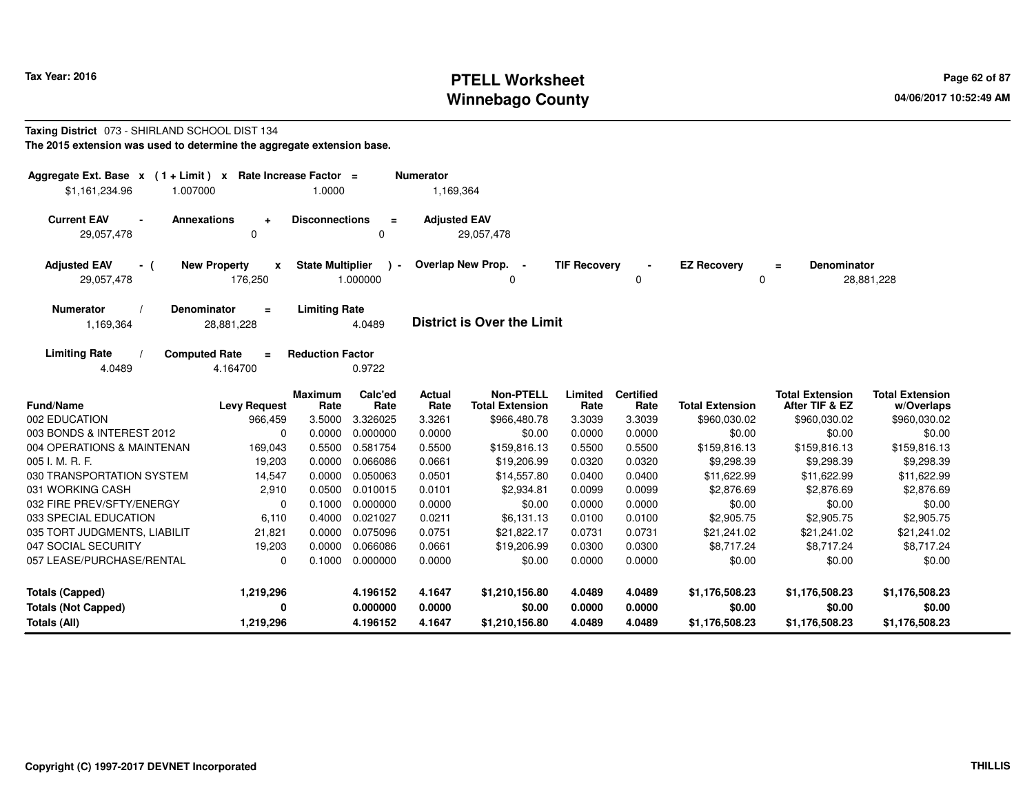**Taxing District** 073 - SHIRLAND SCHOOL DIST 134

**The 2015 extension was used to determine the aggregate extension base.**

| Aggregate Ext. Base | x | (1 + Limit) | x | Rate Increase Factor | = | Numerator |
|---|---|---|---|---|---|---|
| $1,161,234.96 | | 1.007000 | | 1.0000 | | 1,169,364 |

| Current EAV | - | Annexations | + | Disconnections | = | Adjusted EAV |
|---|---|---|---|---|---|---|
| 29,057,478 | | 0 | | 0 | | 29,057,478 |

| Adjusted EAV | - ( | New Property | x | State Multiplier | ) - | Overlap New Prop. | - | TIF Recovery | - | EZ Recovery | = | Denominator |
|---|---|---|---|---|---|---|---|---|---|---|---|---|
| 29,057,478 | | 176,250 | | 1.000000 | | 0 | | 0 | | 0 | | 28,881,228 |

| Numerator | / | Denominator | = | Limiting Rate |
|---|---|---|---|---|
| 1,169,364 | | 28,881,228 | | 4.0489 |

**District is Over the Limit**

| Limiting Rate | / | Computed Rate | = | Reduction Factor |
|---|---|---|---|---|
| 4.0489 | | 4.164700 | | 0.9722 |

| Fund/Name | Levy Request | Maximum Rate | Calc'ed Rate | Actual Rate | Non-PTELL Total Extension | Limited Rate | Certified Rate | Total Extension | Total Extension After TIF & EZ | Total Extension w/Overlaps |
|---|---|---|---|---|---|---|---|---|---|---|
| 002 EDUCATION | 966,459 | 3.5000 | 3.326025 | 3.3261 | $966,480.78 | 3.3039 | 3.3039 | $960,030.02 | $960,030.02 | $960,030.02 |
| 003 BONDS & INTEREST 2012 | 0 | 0.0000 | 0.000000 | 0.0000 | $0.00 | 0.0000 | 0.0000 | $0.00 | $0.00 | $0.00 |
| 004 OPERATIONS & MAINTENAN | 169,043 | 0.5500 | 0.581754 | 0.5500 | $159,816.13 | 0.5500 | 0.5500 | $159,816.13 | $159,816.13 | $159,816.13 |
| 005 I. M. R. F. | 19,203 | 0.0000 | 0.066086 | 0.0661 | $19,206.99 | 0.0320 | 0.0320 | $9,298.39 | $9,298.39 | $9,298.39 |
| 030 TRANSPORTATION SYSTEM | 14,547 | 0.0000 | 0.050063 | 0.0501 | $14,557.80 | 0.0400 | 0.0400 | $11,622.99 | $11,622.99 | $11,622.99 |
| 031 WORKING CASH | 2,910 | 0.0500 | 0.010015 | 0.0101 | $2,934.81 | 0.0099 | 0.0099 | $2,876.69 | $2,876.69 | $2,876.69 |
| 032 FIRE PREV/SFTY/ENERGY | 0 | 0.1000 | 0.000000 | 0.0000 | $0.00 | 0.0000 | 0.0000 | $0.00 | $0.00 | $0.00 |
| 033 SPECIAL EDUCATION | 6,110 | 0.4000 | 0.021027 | 0.0211 | $6,131.13 | 0.0100 | 0.0100 | $2,905.75 | $2,905.75 | $2,905.75 |
| 035 TORT JUDGMENTS, LIABILIT | 21,821 | 0.0000 | 0.075096 | 0.0751 | $21,822.17 | 0.0731 | 0.0731 | $21,241.02 | $21,241.02 | $21,241.02 |
| 047 SOCIAL SECURITY | 19,203 | 0.0000 | 0.066086 | 0.0661 | $19,206.99 | 0.0300 | 0.0300 | $8,717.24 | $8,717.24 | $8,717.24 |
| 057 LEASE/PURCHASE/RENTAL | 0 | 0.1000 | 0.000000 | 0.0000 | $0.00 | 0.0000 | 0.0000 | $0.00 | $0.00 | $0.00 |
| **Totals (Capped)** | **1,219,296** | | **4.196152** | **4.1647** | **$1,210,156.80** | **4.0489** | **4.0489** | **$1,176,508.23** | **$1,176,508.23** | **$1,176,508.23** |
| **Totals (Not Capped)** | **0** | | **0.000000** | **0.0000** | **$0.00** | **0.0000** | **0.0000** | **$0.00** | **$0.00** | **$0.00** |
| **Totals (All)** | **1,219,296** | | **4.196152** | **4.1647** | **$1,210,156.80** | **4.0489** | **4.0489** | **$1,176,508.23** | **$1,176,508.23** | **$1,176,508.23** |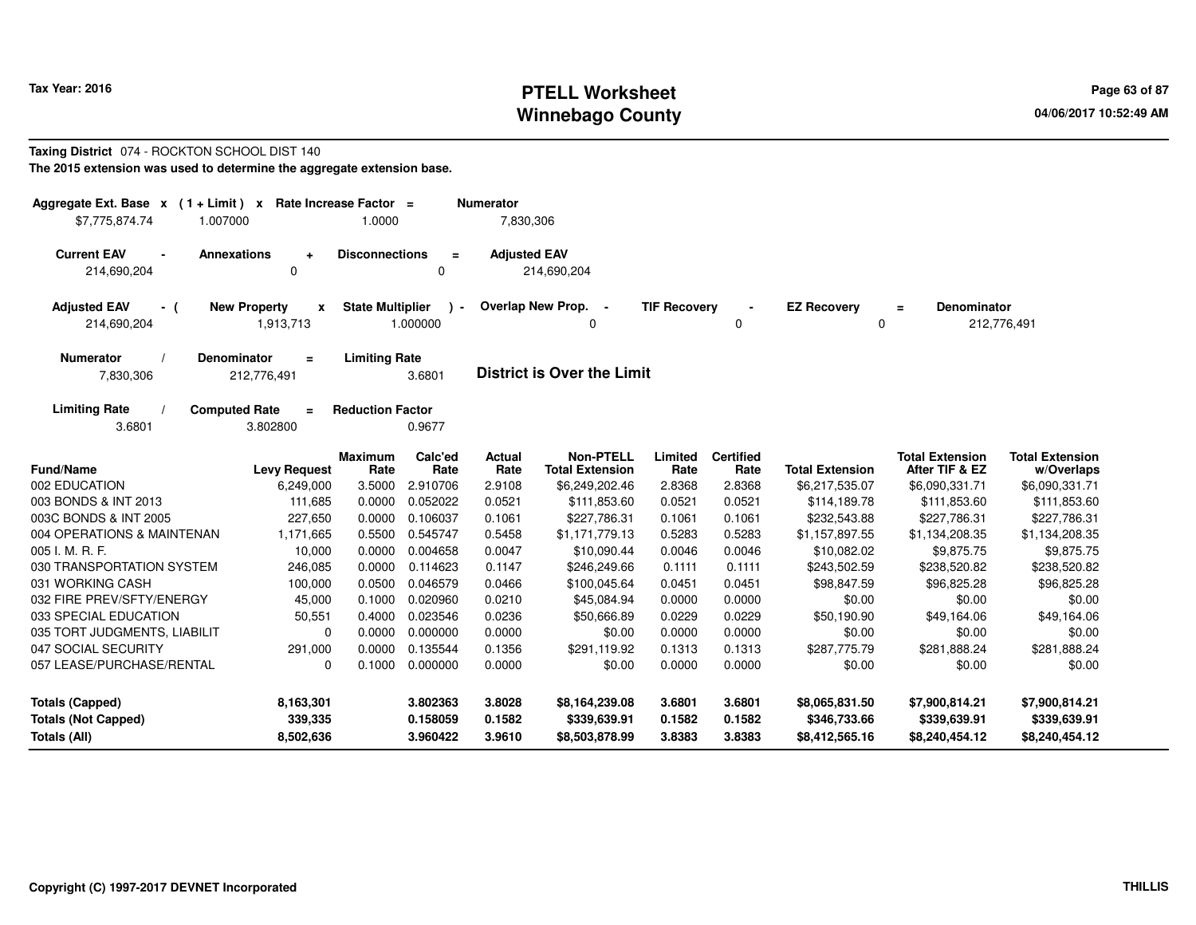# PTELL Worksheet
# Winnebago County

Tax Year: 2016

04/06/2017 10:52:49 AM

**Taxing District** 074 - ROCKTON SCHOOL DIST 140

**The 2015 extension was used to determine the aggregate extension base.**

| Aggregate Ext. Base | x | ( 1 + Limit ) | x | Rate Increase Factor | = | Numerator |
|---|---|---|---|---|---|---|
| $7,775,874.74 | | 1.007000 | | 1.0000 | | 7,830,306 |

| Current EAV | - | Annexations | + | Disconnections | = | Adjusted EAV |
|---|---|---|---|---|---|---|
| 214,690,204 | | 0 | | 0 | | 214,690,204 |

| Adjusted EAV | - ( | New Property | x | State Multiplier | ) - | Overlap New Prop. | - | TIF Recovery | - | EZ Recovery | = | Denominator |
|---|---|---|---|---|---|---|---|---|---|---|---|---|
| 214,690,204 | | 1,913,713 | | 1.000000 | | 0 | | 0 | | 0 | | 212,776,491 |

| Numerator | / | Denominator | = | Limiting Rate |
|---|---|---|---|---|
| 7,830,306 | | 212,776,491 | | 3.6801 |

**District is Over the Limit**

| Limiting Rate | / | Computed Rate | = | Reduction Factor |
|---|---|---|---|---|
| 3.6801 | | 3.802800 | | 0.9677 |

| Fund/Name | Levy Request | Maximum Rate | Calc'ed Rate | Actual Rate | Non-PTELL Total Extension | Limited Rate | Certified Rate | Total Extension | Total Extension After TIF & EZ | Total Extension w/Overlaps |
|---|---|---|---|---|---|---|---|---|---|---|
| 002 EDUCATION | 6,249,000 | 3.5000 | 2.910706 | 2.9108 | $6,249,202.46 | 2.8368 | 2.8368 | $6,217,535.07 | $6,090,331.71 | $6,090,331.71 |
| 003 BONDS & INT 2013 | 111,685 | 0.0000 | 0.052022 | 0.0521 | $111,853.60 | 0.0521 | 0.0521 | $114,189.78 | $111,853.60 | $111,853.60 |
| 003C BONDS & INT 2005 | 227,650 | 0.0000 | 0.106037 | 0.1061 | $227,786.31 | 0.1061 | 0.1061 | $232,543.88 | $227,786.31 | $227,786.31 |
| 004 OPERATIONS & MAINTENAN | 1,171,665 | 0.5500 | 0.545747 | 0.5458 | $1,171,779.13 | 0.5283 | 0.5283 | $1,157,897.55 | $1,134,208.35 | $1,134,208.35 |
| 005 I. M. R. F. | 10,000 | 0.0000 | 0.004658 | 0.0047 | $10,090.44 | 0.0046 | 0.0046 | $10,082.02 | $9,875.75 | $9,875.75 |
| 030 TRANSPORTATION SYSTEM | 246,085 | 0.0000 | 0.114623 | 0.1147 | $246,249.66 | 0.1111 | 0.1111 | $243,502.59 | $238,520.82 | $238,520.82 |
| 031 WORKING CASH | 100,000 | 0.0500 | 0.046579 | 0.0466 | $100,045.64 | 0.0451 | 0.0451 | $98,847.59 | $96,825.28 | $96,825.28 |
| 032 FIRE PREV/SFTY/ENERGY | 45,000 | 0.1000 | 0.020960 | 0.0210 | $45,084.94 | 0.0000 | 0.0000 | $0.00 | $0.00 | $0.00 |
| 033 SPECIAL EDUCATION | 50,551 | 0.4000 | 0.023546 | 0.0236 | $50,666.89 | 0.0229 | 0.0229 | $50,190.90 | $49,164.06 | $49,164.06 |
| 035 TORT JUDGMENTS, LIABILIT | 0 | 0.0000 | 0.000000 | 0.0000 | $0.00 | 0.0000 | 0.0000 | $0.00 | $0.00 | $0.00 |
| 047 SOCIAL SECURITY | 291,000 | 0.0000 | 0.135544 | 0.1356 | $291,119.92 | 0.1313 | 0.1313 | $287,775.79 | $281,888.24 | $281,888.24 |
| 057 LEASE/PURCHASE/RENTAL | 0 | 0.1000 | 0.000000 | 0.0000 | $0.00 | 0.0000 | 0.0000 | $0.00 | $0.00 | $0.00 |
| **Totals (Capped)** | **8,163,301** | | **3.802363** | **3.8028** | **$8,164,239.08** | **3.6801** | **3.6801** | **$8,065,831.50** | **$7,900,814.21** | **$7,900,814.21** |
| **Totals (Not Capped)** | **339,335** | | **0.158059** | **0.1582** | **$339,639.91** | **0.1582** | **0.1582** | **$346,733.66** | **$339,639.91** | **$339,639.91** |
| **Totals (All)** | **8,502,636** | | **3.960422** | **3.9610** | **$8,503,878.99** | **3.8383** | **3.8383** | **$8,412,565.16** | **$8,240,454.12** | **$8,240,454.12** |

Copyright (C) 1997-2017 DEVNET Incorporated

THILLIS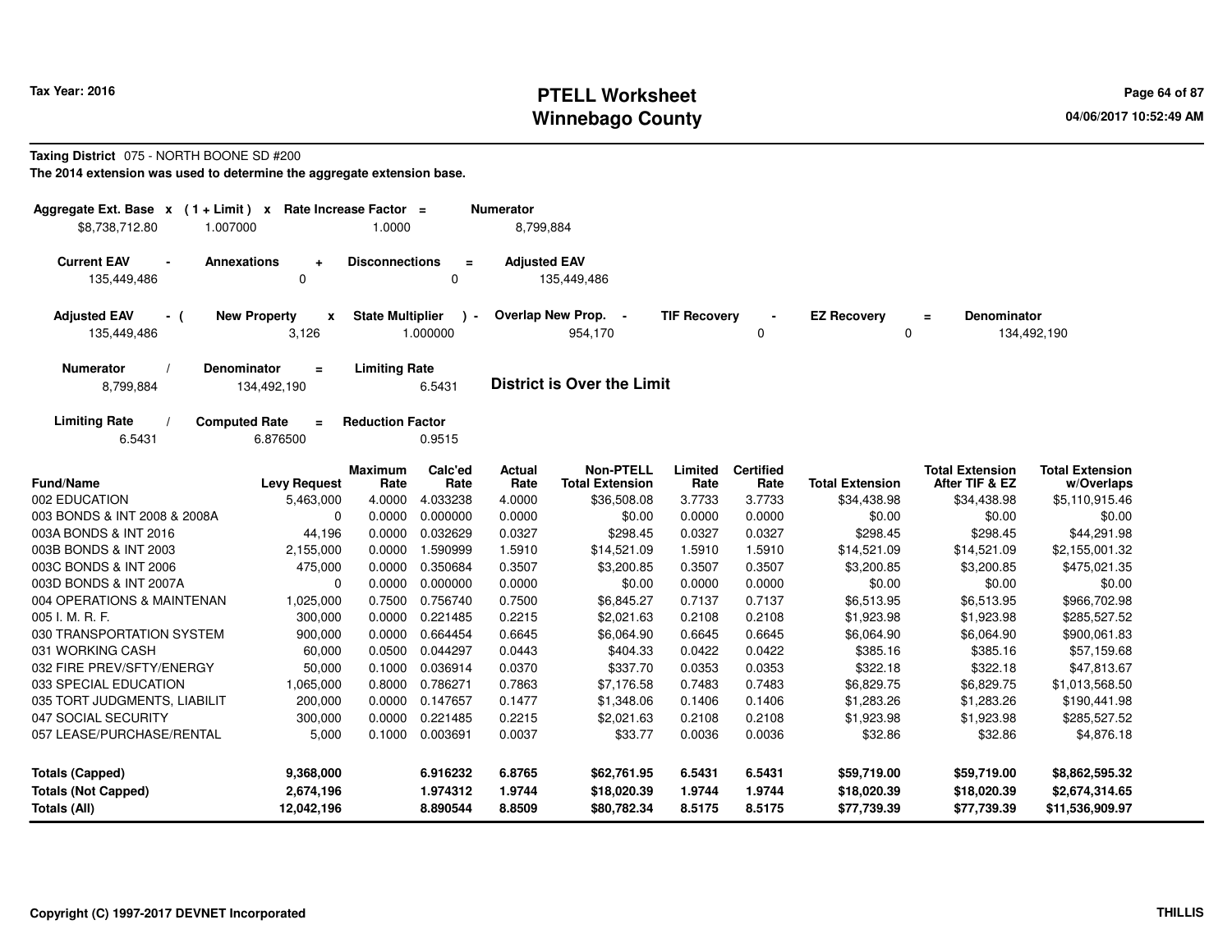# PTELL Worksheet
# Winnebago County

Tax Year: 2016

**Taxing District** 075 - NORTH BOONE SD #200

**The 2014 extension was used to determine the aggregate extension base.**

| Aggregate Ext. Base | x | (1 + Limit) | x | Rate Increase Factor | = | Numerator |
|---|---|---|---|---|---|---|
| $8,738,712.80 | | 1.007000 | | 1.0000 | | 8,799,884 |

| Current EAV | - | Annexations | + | Disconnections | = | Adjusted EAV |
|---|---|---|---|---|---|---|
| 135,449,486 | | 0 | | 0 | | 135,449,486 |

| Adjusted EAV | - ( | New Property | x | State Multiplier | ) - | Overlap New Prop. | - | TIF Recovery | - | EZ Recovery | = | Denominator |
|---|---|---|---|---|---|---|---|---|---|---|---|---|
| 135,449,486 | | 3,126 | | 1.000000 | | 954,170 | | 0 | | 0 | | 134,492,190 |

| Numerator | / | Denominator | = | Limiting Rate |
|---|---|---|---|---|
| 8,799,884 | | 134,492,190 | | 6.5431 |

**District is Over the Limit**

| Limiting Rate | / | Computed Rate | = | Reduction Factor |
|---|---|---|---|---|
| 6.5431 | | 6.876500 | | 0.9515 |

| Fund/Name | Levy Request | Maximum Rate | Calc'ed Rate | Actual Rate | Non-PTELL Total Extension | Limited Rate | Certified Rate | Total Extension | Total Extension After TIF & EZ | Total Extension w/Overlaps |
|---|---|---|---|---|---|---|---|---|---|---|
| 002 EDUCATION | 5,463,000 | 4.0000 | 4.033238 | 4.0000 | $36,508.08 | 3.7733 | 3.7733 | $34,438.98 | $34,438.98 | $5,110,915.46 |
| 003 BONDS & INT 2008 & 2008A | 0 | 0.0000 | 0.000000 | 0.0000 | $0.00 | 0.0000 | 0.0000 | $0.00 | $0.00 | $0.00 |
| 003A BONDS & INT 2016 | 44,196 | 0.0000 | 0.032629 | 0.0327 | $298.45 | 0.0327 | 0.0327 | $298.45 | $298.45 | $44,291.98 |
| 003B BONDS & INT 2003 | 2,155,000 | 0.0000 | 1.590999 | 1.5910 | $14,521.09 | 1.5910 | 1.5910 | $14,521.09 | $14,521.09 | $2,155,001.32 |
| 003C BONDS & INT 2006 | 475,000 | 0.0000 | 0.350684 | 0.3507 | $3,200.85 | 0.3507 | 0.3507 | $3,200.85 | $3,200.85 | $475,021.35 |
| 003D BONDS & INT 2007A | 0 | 0.0000 | 0.000000 | 0.0000 | $0.00 | 0.0000 | 0.0000 | $0.00 | $0.00 | $0.00 |
| 004 OPERATIONS & MAINTENAN | 1,025,000 | 0.7500 | 0.756740 | 0.7500 | $6,845.27 | 0.7137 | 0.7137 | $6,513.95 | $6,513.95 | $966,702.98 |
| 005 I. M. R. F. | 300,000 | 0.0000 | 0.221485 | 0.2215 | $2,021.63 | 0.2108 | 0.2108 | $1,923.98 | $1,923.98 | $285,527.52 |
| 030 TRANSPORTATION SYSTEM | 900,000 | 0.0000 | 0.664454 | 0.6645 | $6,064.90 | 0.6645 | 0.6645 | $6,064.90 | $6,064.90 | $900,061.83 |
| 031 WORKING CASH | 60,000 | 0.0500 | 0.044297 | 0.0443 | $404.33 | 0.0422 | 0.0422 | $385.16 | $385.16 | $57,159.68 |
| 032 FIRE PREV/SFTY/ENERGY | 50,000 | 0.1000 | 0.036914 | 0.0370 | $337.70 | 0.0353 | 0.0353 | $322.18 | $322.18 | $47,813.67 |
| 033 SPECIAL EDUCATION | 1,065,000 | 0.8000 | 0.786271 | 0.7863 | $7,176.58 | 0.7483 | 0.7483 | $6,829.75 | $6,829.75 | $1,013,568.50 |
| 035 TORT JUDGMENTS, LIABILIT | 200,000 | 0.0000 | 0.147657 | 0.1477 | $1,348.06 | 0.1406 | 0.1406 | $1,283.26 | $1,283.26 | $190,441.98 |
| 047 SOCIAL SECURITY | 300,000 | 0.0000 | 0.221485 | 0.2215 | $2,021.63 | 0.2108 | 0.2108 | $1,923.98 | $1,923.98 | $285,527.52 |
| 057 LEASE/PURCHASE/RENTAL | 5,000 | 0.1000 | 0.003691 | 0.0037 | $33.77 | 0.0036 | 0.0036 | $32.86 | $32.86 | $4,876.18 |
| **Totals (Capped)** | **9,368,000** | | **6.916232** | **6.8765** | **$62,761.95** | **6.5431** | **6.5431** | **$59,719.00** | **$59,719.00** | **$8,862,595.32** |
| **Totals (Not Capped)** | **2,674,196** | | **1.974312** | **1.9744** | **$18,020.39** | **1.9744** | **1.9744** | **$18,020.39** | **$18,020.39** | **$2,674,314.65** |
| **Totals (All)** | **12,042,196** | | **8.890544** | **8.8509** | **$80,782.34** | **8.5175** | **8.5175** | **$77,739.39** | **$77,739.39** | **$11,536,909.97** |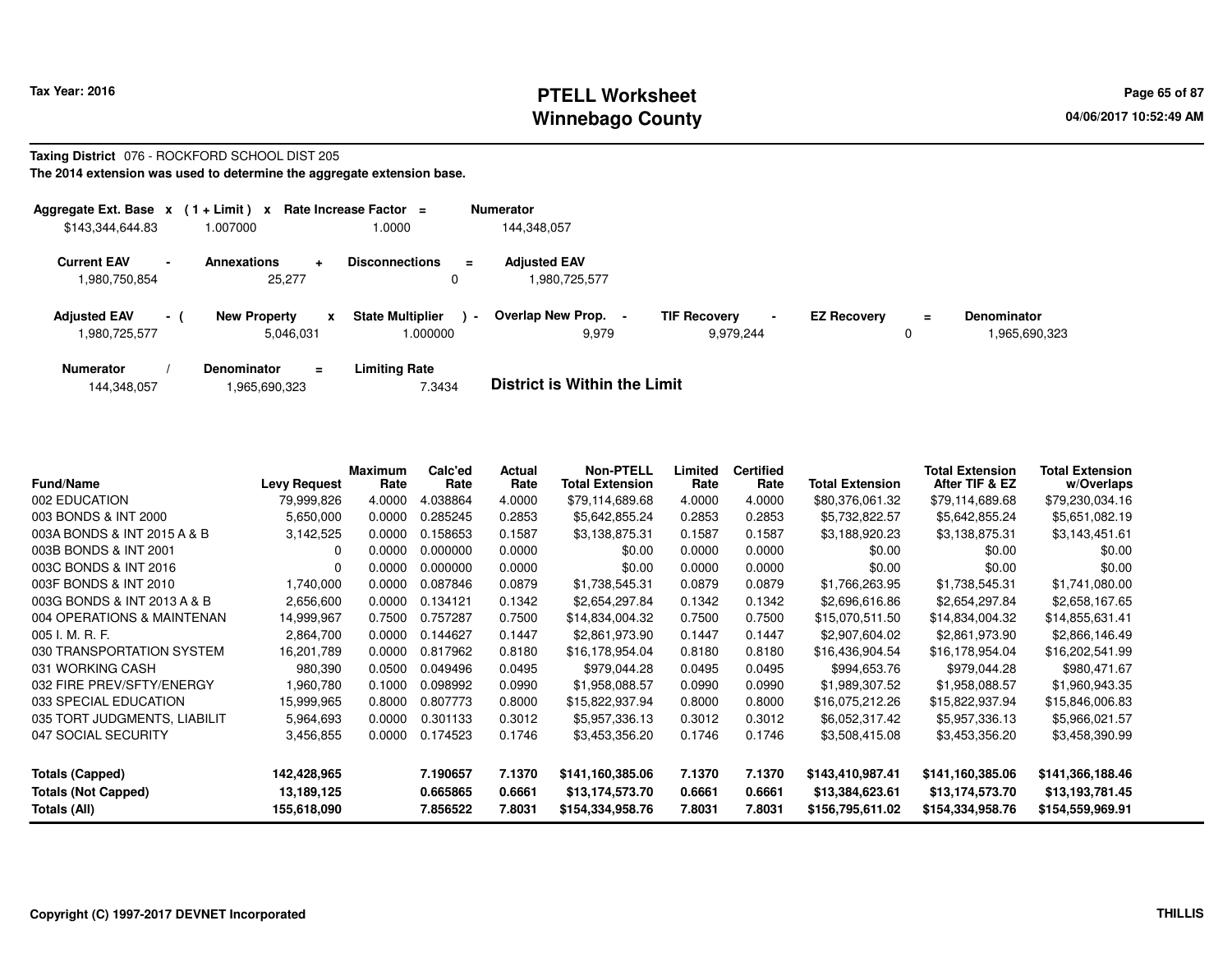**Tax Year: 2016**

# PTELL Worksheet
## Winnebago County

04/06/2017 10:52:49 AM

**Taxing District** 076 - ROCKFORD SCHOOL DIST 205

**The 2014 extension was used to determine the aggregate extension base.**

| Aggregate Ext. Base | x | (1 + Limit) | x | Rate Increase Factor | = | Numerator |
|---|---|---|---|---|---|---|
| $143,344,644.83 | | 1.007000 | | 1.0000 | | 144,348,057 |

| Current EAV | - | Annexations | + | Disconnections | = | Adjusted EAV |
|---|---|---|---|---|---|---|
| 1,980,750,854 | | 25,277 | | 0 | | 1,980,725,577 |

| Adjusted EAV | - ( | New Property | x | State Multiplier | ) - | Overlap New Prop. | - | TIF Recovery | - | EZ Recovery | = | Denominator |
|---|---|---|---|---|---|---|---|---|---|---|---|---|
| 1,980,725,577 | | 5,046,031 | | 1.000000 | | 9,979 | | 9,979,244 | | 0 | | 1,965,690,323 |

| Numerator | / | Denominator | = | Limiting Rate |
|---|---|---|---|---|
| 144,348,057 | | 1,965,690,323 | | 7.3434 |

**District is Within the Limit**

| Fund/Name | Levy Request | Maximum Rate | Calc'ed Rate | Actual Rate | Non-PTELL Total Extension | Limited Rate | Certified Rate | Total Extension | Total Extension After TIF & EZ | Total Extension w/Overlaps |
|---|---|---|---|---|---|---|---|---|---|---|
| 002 EDUCATION | 79,999,826 | 4.0000 | 4.038864 | 4.0000 | $79,114,689.68 | 4.0000 | 4.0000 | $80,376,061.32 | $79,114,689.68 | $79,230,034.16 |
| 003 BONDS & INT 2000 | 5,650,000 | 0.0000 | 0.285245 | 0.2853 | $5,642,855.24 | 0.2853 | 0.2853 | $5,732,822.57 | $5,642,855.24 | $5,651,082.19 |
| 003A BONDS & INT 2015 A & B | 3,142,525 | 0.0000 | 0.158653 | 0.1587 | $3,138,875.31 | 0.1587 | 0.1587 | $3,188,920.23 | $3,138,875.31 | $3,143,451.61 |
| 003B BONDS & INT 2001 | 0 | 0.0000 | 0.000000 | 0.0000 | $0.00 | 0.0000 | 0.0000 | $0.00 | $0.00 | $0.00 |
| 003C BONDS & INT 2016 | 0 | 0.0000 | 0.000000 | 0.0000 | $0.00 | 0.0000 | 0.0000 | $0.00 | $0.00 | $0.00 |
| 003F BONDS & INT 2010 | 1,740,000 | 0.0000 | 0.087846 | 0.0879 | $1,738,545.31 | 0.0879 | 0.0879 | $1,766,263.95 | $1,738,545.31 | $1,741,080.00 |
| 003G BONDS & INT 2013 A & B | 2,656,600 | 0.0000 | 0.134121 | 0.1342 | $2,654,297.84 | 0.1342 | 0.1342 | $2,696,616.86 | $2,654,297.84 | $2,658,167.65 |
| 004 OPERATIONS & MAINTENAN | 14,999,967 | 0.7500 | 0.757287 | 0.7500 | $14,834,004.32 | 0.7500 | 0.7500 | $15,070,511.50 | $14,834,004.32 | $14,855,631.41 |
| 005 I. M. R. F. | 2,864,700 | 0.0000 | 0.144627 | 0.1447 | $2,861,973.90 | 0.1447 | 0.1447 | $2,907,604.02 | $2,861,973.90 | $2,866,146.49 |
| 030 TRANSPORTATION SYSTEM | 16,201,789 | 0.0000 | 0.817962 | 0.8180 | $16,178,954.04 | 0.8180 | 0.8180 | $16,436,904.54 | $16,178,954.04 | $16,202,541.99 |
| 031 WORKING CASH | 980,390 | 0.0500 | 0.049496 | 0.0495 | $979,044.28 | 0.0495 | 0.0495 | $994,653.76 | $979,044.28 | $980,471.67 |
| 032 FIRE PREV/SFTY/ENERGY | 1,960,780 | 0.1000 | 0.098992 | 0.0990 | $1,958,088.57 | 0.0990 | 0.0990 | $1,989,307.52 | $1,958,088.57 | $1,960,943.35 |
| 033 SPECIAL EDUCATION | 15,999,965 | 0.8000 | 0.807773 | 0.8000 | $15,822,937.94 | 0.8000 | 0.8000 | $16,075,212.26 | $15,822,937.94 | $15,846,006.83 |
| 035 TORT JUDGMENTS, LIABILIT | 5,964,693 | 0.0000 | 0.301133 | 0.3012 | $5,957,336.13 | 0.3012 | 0.3012 | $6,052,317.42 | $5,957,336.13 | $5,966,021.57 |
| 047 SOCIAL SECURITY | 3,456,855 | 0.0000 | 0.174523 | 0.1746 | $3,453,356.20 | 0.1746 | 0.1746 | $3,508,415.08 | $3,453,356.20 | $3,458,390.99 |
| **Totals (Capped)** | **142,428,965** | | **7.190657** | **7.1370** | **$141,160,385.06** | **7.1370** | **7.1370** | **$143,410,987.41** | **$141,160,385.06** | **$141,366,188.46** |
| **Totals (Not Capped)** | **13,189,125** | | **0.665865** | **0.6661** | **$13,174,573.70** | **0.6661** | **0.6661** | **$13,384,623.61** | **$13,174,573.70** | **$13,193,781.45** |
| **Totals (All)** | **155,618,090** | | **7.856522** | **7.8031** | **$154,334,958.76** | **7.8031** | **7.8031** | **$156,795,611.02** | **$154,334,958.76** | **$154,559,969.91** |

**Copyright (C) 1997-2017 DEVNET Incorporated** **THILLIS**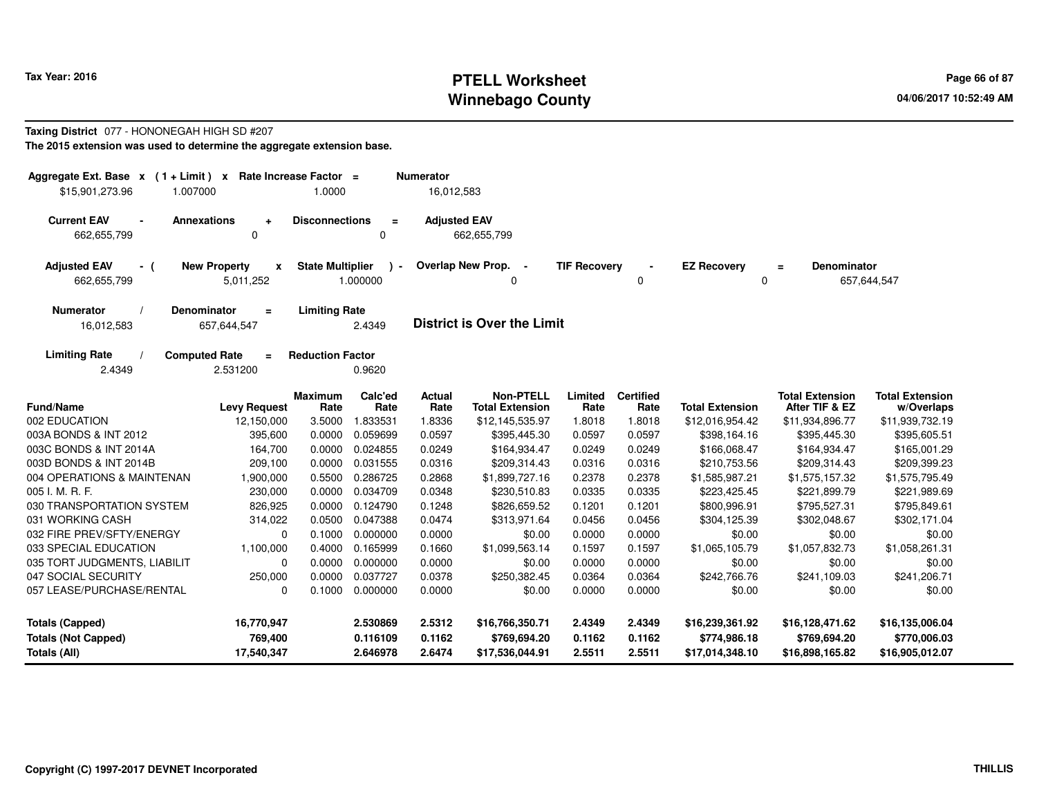# PTELL Worksheet
# Winnebago County

Tax Year: 2016

04/06/2017 10:52:49 AM

**Taxing District** 077 - HONONEGAH HIGH SD #207

**The 2015 extension was used to determine the aggregate extension base.**

| Aggregate Ext. Base x | (1 + Limit) x | Rate Increase Factor = | Numerator |
|---|---|---|---|
| $15,901,273.96 | 1.007000 | 1.0000 | 16,012,583 |

| Current EAV - | Annexations + | Disconnections = | Adjusted EAV |
|---|---|---|---|
| 662,655,799 | 0 | 0 | 662,655,799 |

| Adjusted EAV - ( | New Property x | State Multiplier ) - | Overlap New Prop. - | TIF Recovery - | EZ Recovery = | Denominator |
|---|---|---|---|---|---|---|
| 662,655,799 | 5,011,252 | 1.000000 | 0 | 0 | 0 | 657,644,547 |

| Numerator / | Denominator = | Limiting Rate |
|---|---|---|
| 16,012,583 | 657,644,547 | 2.4349 |

**District is Over the Limit**

| Limiting Rate / | Computed Rate = | Reduction Factor |
|---|---|---|
| 2.4349 | 2.531200 | 0.9620 |

| Fund/Name | Levy Request | Maximum Rate | Calc'ed Rate | Actual Rate | Non-PTELL Total Extension | Limited Rate | Certified Rate | Total Extension | Total Extension After TIF & EZ | Total Extension w/Overlaps |
|---|---|---|---|---|---|---|---|---|---|---|
| 002 EDUCATION | 12,150,000 | 3.5000 | 1.833531 | 1.8336 | $12,145,535.97 | 1.8018 | 1.8018 | $12,016,954.42 | $11,934,896.77 | $11,939,732.19 |
| 003A BONDS & INT 2012 | 395,600 | 0.0000 | 0.059699 | 0.0597 | $395,445.30 | 0.0597 | 0.0597 | $398,164.16 | $395,445.30 | $395,605.51 |
| 003C BONDS & INT 2014A | 164,700 | 0.0000 | 0.024855 | 0.0249 | $164,934.47 | 0.0249 | 0.0249 | $166,068.47 | $164,934.47 | $165,001.29 |
| 003D BONDS & INT 2014B | 209,100 | 0.0000 | 0.031555 | 0.0316 | $209,314.43 | 0.0316 | 0.0316 | $210,753.56 | $209,314.43 | $209,399.23 |
| 004 OPERATIONS & MAINTENAN | 1,900,000 | 0.5500 | 0.286725 | 0.2868 | $1,899,727.16 | 0.2378 | 0.2378 | $1,585,987.21 | $1,575,157.32 | $1,575,795.49 |
| 005 I. M. R. F. | 230,000 | 0.0000 | 0.034709 | 0.0348 | $230,510.83 | 0.0335 | 0.0335 | $223,425.45 | $221,899.79 | $221,989.69 |
| 030 TRANSPORTATION SYSTEM | 826,925 | 0.0000 | 0.124790 | 0.1248 | $826,659.52 | 0.1201 | 0.1201 | $800,996.91 | $795,527.31 | $795,849.61 |
| 031 WORKING CASH | 314,022 | 0.0500 | 0.047388 | 0.0474 | $313,971.64 | 0.0456 | 0.0456 | $304,125.39 | $302,048.67 | $302,171.04 |
| 032 FIRE PREV/SFTY/ENERGY | 0 | 0.1000 | 0.000000 | 0.0000 | $0.00 | 0.0000 | 0.0000 | $0.00 | $0.00 | $0.00 |
| 033 SPECIAL EDUCATION | 1,100,000 | 0.4000 | 0.165999 | 0.1660 | $1,099,563.14 | 0.1597 | 0.1597 | $1,065,105.79 | $1,057,832.73 | $1,058,261.31 |
| 035 TORT JUDGMENTS, LIABILIT | 0 | 0.0000 | 0.000000 | 0.0000 | $0.00 | 0.0000 | 0.0000 | $0.00 | $0.00 | $0.00 |
| 047 SOCIAL SECURITY | 250,000 | 0.0000 | 0.037727 | 0.0378 | $250,382.45 | 0.0364 | 0.0364 | $242,766.76 | $241,109.03 | $241,206.71 |
| 057 LEASE/PURCHASE/RENTAL | 0 | 0.1000 | 0.000000 | 0.0000 | $0.00 | 0.0000 | 0.0000 | $0.00 | $0.00 | $0.00 |
| **Totals (Capped)** | **16,770,947** | | **2.530869** | **2.5312** | **$16,766,350.71** | **2.4349** | **2.4349** | **$16,239,361.92** | **$16,128,471.62** | **$16,135,006.04** |
| **Totals (Not Capped)** | **769,400** | | **0.116109** | **0.1162** | **$769,694.20** | **0.1162** | **0.1162** | **$774,986.18** | **$769,694.20** | **$770,006.03** |
| **Totals (All)** | **17,540,347** | | **2.646978** | **2.6474** | **$17,536,044.91** | **2.5511** | **2.5511** | **$17,014,348.10** | **$16,898,165.82** | **$16,905,012.07** |

Copyright (C) 1997-2017 DEVNET Incorporated

THILLIS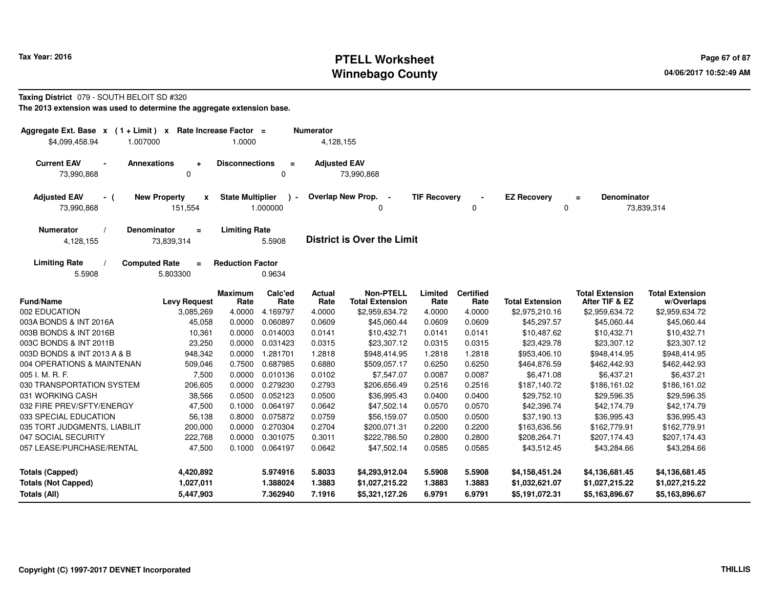**Tax Year: 2016**

# PTELL Worksheet
## Winnebago County

04/06/2017 10:52:49 AM

**Taxing District** 079 - SOUTH BELOIT SD #320

**The 2013 extension was used to determine the aggregate extension base.**

| Aggregate Ext. Base | x | (1 + Limit) | x | Rate Increase Factor | = | Numerator |
|---|---|---|---|---|---|---|
| $4,099,458.94 | | 1.007000 | | 1.0000 | | 4,128,155 |

| Current EAV | - | Annexations | + | Disconnections | = | Adjusted EAV |
|---|---|---|---|---|---|---|
| 73,990,868 | | 0 | | 0 | | 73,990,868 |

| Adjusted EAV | - ( | New Property | x | State Multiplier | ) - | Overlap New Prop. | - | TIF Recovery | - | EZ Recovery | = | Denominator |
|---|---|---|---|---|---|---|---|---|---|---|---|---|
| 73,990,868 | | 151,554 | | 1.000000 | | 0 | | 0 | | 0 | | 73,839,314 |

| Numerator | / | Denominator | = | Limiting Rate |
|---|---|---|---|---|
| 4,128,155 | | 73,839,314 | | 5.5908 |

**District is Over the Limit**

| Limiting Rate | / | Computed Rate | = | Reduction Factor |
|---|---|---|---|---|
| 5.5908 | | 5.803300 | | 0.9634 |

| Fund/Name | Levy Request | Maximum Rate | Calc'ed Rate | Actual Rate | Non-PTELL Total Extension | Limited Rate | Certified Rate | Total Extension | Total Extension After TIF & EZ | Total Extension w/Overlaps |
|---|---|---|---|---|---|---|---|---|---|---|
| 002 EDUCATION | 3,085,269 | 4.0000 | 4.169797 | 4.0000 | $2,959,634.72 | 4.0000 | 4.0000 | $2,975,210.16 | $2,959,634.72 | $2,959,634.72 |
| 003A BONDS & INT 2016A | 45,058 | 0.0000 | 0.060897 | 0.0609 | $45,060.44 | 0.0609 | 0.0609 | $45,297.57 | $45,060.44 | $45,060.44 |
| 003B BONDS & INT 2016B | 10,361 | 0.0000 | 0.014003 | 0.0141 | $10,432.71 | 0.0141 | 0.0141 | $10,487.62 | $10,432.71 | $10,432.71 |
| 003C BONDS & INT 2011B | 23,250 | 0.0000 | 0.031423 | 0.0315 | $23,307.12 | 0.0315 | 0.0315 | $23,429.78 | $23,307.12 | $23,307.12 |
| 003D BONDS & INT 2013 A & B | 948,342 | 0.0000 | 1.281701 | 1.2818 | $948,414.95 | 1.2818 | 1.2818 | $953,406.10 | $948,414.95 | $948,414.95 |
| 004 OPERATIONS & MAINTENAN | 509,046 | 0.7500 | 0.687985 | 0.6880 | $509,057.17 | 0.6250 | 0.6250 | $464,876.59 | $462,442.93 | $462,442.93 |
| 005 I. M. R. F. | 7,500 | 0.0000 | 0.010136 | 0.0102 | $7,547.07 | 0.0087 | 0.0087 | $6,471.08 | $6,437.21 | $6,437.21 |
| 030 TRANSPORTATION SYSTEM | 206,605 | 0.0000 | 0.279230 | 0.2793 | $206,656.49 | 0.2516 | 0.2516 | $187,140.72 | $186,161.02 | $186,161.02 |
| 031 WORKING CASH | 38,566 | 0.0500 | 0.052123 | 0.0500 | $36,995.43 | 0.0400 | 0.0400 | $29,752.10 | $29,596.35 | $29,596.35 |
| 032 FIRE PREV/SFTY/ENERGY | 47,500 | 0.1000 | 0.064197 | 0.0642 | $47,502.14 | 0.0570 | 0.0570 | $42,396.74 | $42,174.79 | $42,174.79 |
| 033 SPECIAL EDUCATION | 56,138 | 0.8000 | 0.075872 | 0.0759 | $56,159.07 | 0.0500 | 0.0500 | $37,190.13 | $36,995.43 | $36,995.43 |
| 035 TORT JUDGMENTS, LIABILIT | 200,000 | 0.0000 | 0.270304 | 0.2704 | $200,071.31 | 0.2200 | 0.2200 | $163,636.56 | $162,779.91 | $162,779.91 |
| 047 SOCIAL SECURITY | 222,768 | 0.0000 | 0.301075 | 0.3011 | $222,786.50 | 0.2800 | 0.2800 | $208,264.71 | $207,174.43 | $207,174.43 |
| 057 LEASE/PURCHASE/RENTAL | 47,500 | 0.1000 | 0.064197 | 0.0642 | $47,502.14 | 0.0585 | 0.0585 | $43,512.45 | $43,284.66 | $43,284.66 |
| **Totals (Capped)** | **4,420,892** | | **5.974916** | **5.8033** | **$4,293,912.04** | **5.5908** | **5.5908** | **$4,158,451.24** | **$4,136,681.45** | **$4,136,681.45** |
| **Totals (Not Capped)** | **1,027,011** | | **1.388024** | **1.3883** | **$1,027,215.22** | **1.3883** | **1.3883** | **$1,032,621.07** | **$1,027,215.22** | **$1,027,215.22** |
| **Totals (All)** | **5,447,903** | | **7.362940** | **7.1916** | **$5,321,127.26** | **6.9791** | **6.9791** | **$5,191,072.31** | **$5,163,896.67** | **$5,163,896.67** |

**Copyright (C) 1997-2017 DEVNET Incorporated** **THILLIS**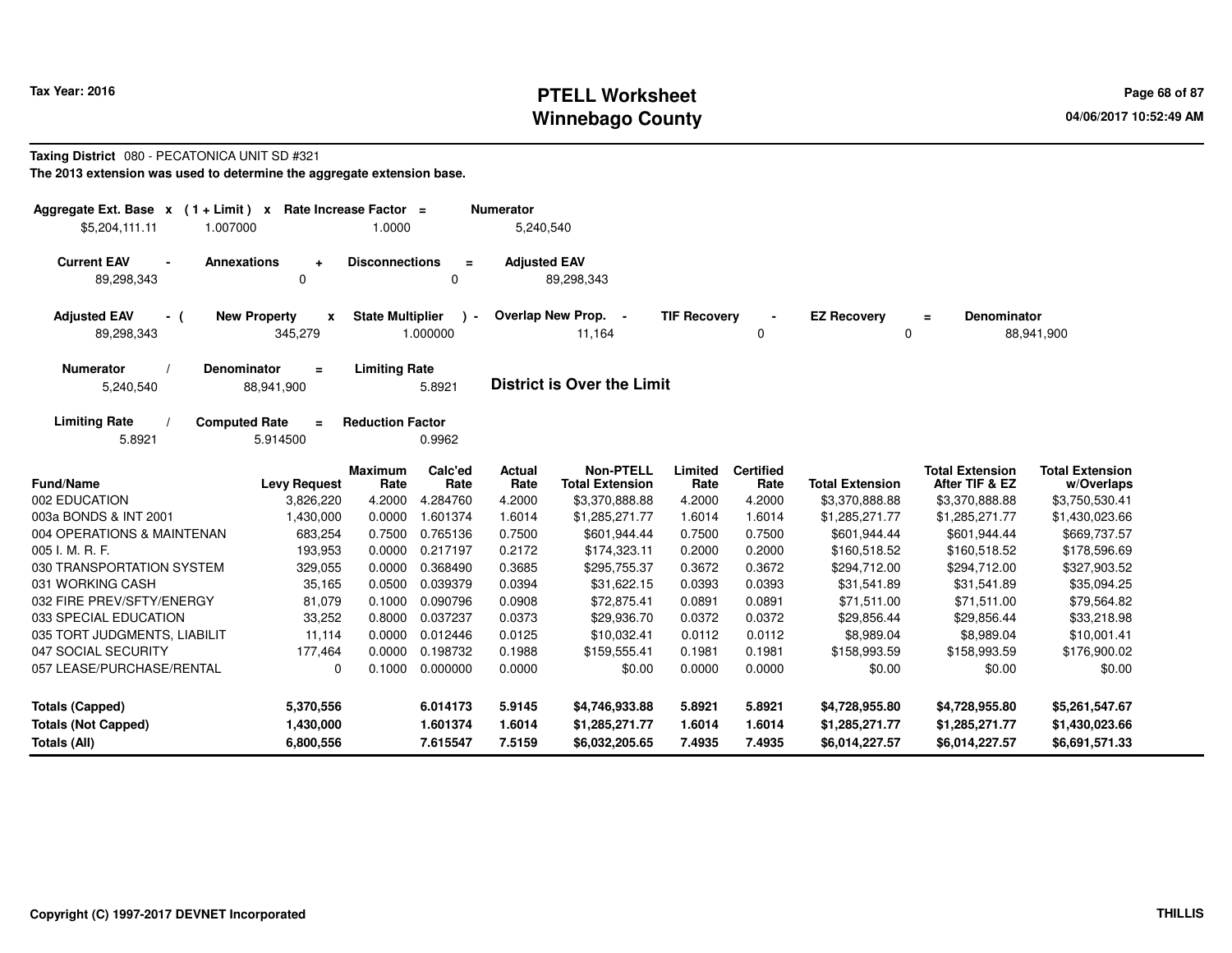**Tax Year: 2016**

# PTELL Worksheet
## Winnebago County

04/06/2017 10:52:49 AM

**Taxing District** 080 - PECATONICA UNIT SD #321

**The 2013 extension was used to determine the aggregate extension base.**

| Aggregate Ext. Base | x | (1 + Limit) | x | Rate Increase Factor | = | Numerator |
|---|---|---|---|---|---|---|
| $5,204,111.11 | | 1.007000 | | 1.0000 | | 5,240,540 |

| Current EAV | - | Annexations | + | Disconnections | = | Adjusted EAV |
|---|---|---|---|---|---|---|
| 89,298,343 | | 0 | | 0 | | 89,298,343 |

| Adjusted EAV | - ( | New Property | x | State Multiplier | ) - | Overlap New Prop. | - | TIF Recovery | - | EZ Recovery | = | Denominator |
|---|---|---|---|---|---|---|---|---|---|---|---|---|
| 89,298,343 | | 345,279 | | 1.000000 | | 11,164 | | 0 | | 0 | | 88,941,900 |

| Numerator | / | Denominator | = | Limiting Rate |
|---|---|---|---|---|
| 5,240,540 | | 88,941,900 | | 5.8921 |

**District is Over the Limit**

| Limiting Rate | / | Computed Rate | = | Reduction Factor |
|---|---|---|---|---|
| 5.8921 | | 5.914500 | | 0.9962 |

| Fund/Name | Levy Request | Maximum Rate | Calc'ed Rate | Actual Rate | Non-PTELL Total Extension | Limited Rate | Certified Rate | Total Extension | Total Extension After TIF & EZ | Total Extension w/Overlaps |
|---|---|---|---|---|---|---|---|---|---|---|
| 002 EDUCATION | 3,826,220 | 4.2000 | 4.284760 | 4.2000 | $3,370,888.88 | 4.2000 | 4.2000 | $3,370,888.88 | $3,370,888.88 | $3,750,530.41 |
| 003a BONDS & INT 2001 | 1,430,000 | 0.0000 | 1.601374 | 1.6014 | $1,285,271.77 | 1.6014 | 1.6014 | $1,285,271.77 | $1,285,271.77 | $1,430,023.66 |
| 004 OPERATIONS & MAINTENAN | 683,254 | 0.7500 | 0.765136 | 0.7500 | $601,944.44 | 0.7500 | 0.7500 | $601,944.44 | $601,944.44 | $669,737.57 |
| 005 I. M. R. F. | 193,953 | 0.0000 | 0.217197 | 0.2172 | $174,323.11 | 0.2000 | 0.2000 | $160,518.52 | $160,518.52 | $178,596.69 |
| 030 TRANSPORTATION SYSTEM | 329,055 | 0.0000 | 0.368490 | 0.3685 | $295,755.37 | 0.3672 | 0.3672 | $294,712.00 | $294,712.00 | $327,903.52 |
| 031 WORKING CASH | 35,165 | 0.0500 | 0.039379 | 0.0394 | $31,622.15 | 0.0393 | 0.0393 | $31,541.89 | $31,541.89 | $35,094.25 |
| 032 FIRE PREV/SFTY/ENERGY | 81,079 | 0.1000 | 0.090796 | 0.0908 | $72,875.41 | 0.0891 | 0.0891 | $71,511.00 | $71,511.00 | $79,564.82 |
| 033 SPECIAL EDUCATION | 33,252 | 0.8000 | 0.037237 | 0.0373 | $29,936.70 | 0.0372 | 0.0372 | $29,856.44 | $29,856.44 | $33,218.98 |
| 035 TORT JUDGMENTS, LIABILIT | 11,114 | 0.0000 | 0.012446 | 0.0125 | $10,032.41 | 0.0112 | 0.0112 | $8,989.04 | $8,989.04 | $10,001.41 |
| 047 SOCIAL SECURITY | 177,464 | 0.0000 | 0.198732 | 0.1988 | $159,555.41 | 0.1981 | 0.1981 | $158,993.59 | $158,993.59 | $176,900.02 |
| 057 LEASE/PURCHASE/RENTAL | 0 | 0.1000 | 0.000000 | 0.0000 | $0.00 | 0.0000 | 0.0000 | $0.00 | $0.00 | $0.00 |
| **Totals (Capped)** | **5,370,556** | | **6.014173** | **5.9145** | **$4,746,933.88** | **5.8921** | **5.8921** | **$4,728,955.80** | **$4,728,955.80** | **$5,261,547.67** |
| **Totals (Not Capped)** | **1,430,000** | | **1.601374** | **1.6014** | **$1,285,271.77** | **1.6014** | **1.6014** | **$1,285,271.77** | **$1,285,271.77** | **$1,430,023.66** |
| **Totals (All)** | **6,800,556** | | **7.615547** | **7.5159** | **$6,032,205.65** | **7.4935** | **7.4935** | **$6,014,227.57** | **$6,014,227.57** | **$6,691,571.33** |

**Copyright (C) 1997-2017 DEVNET Incorporated** **THILLIS**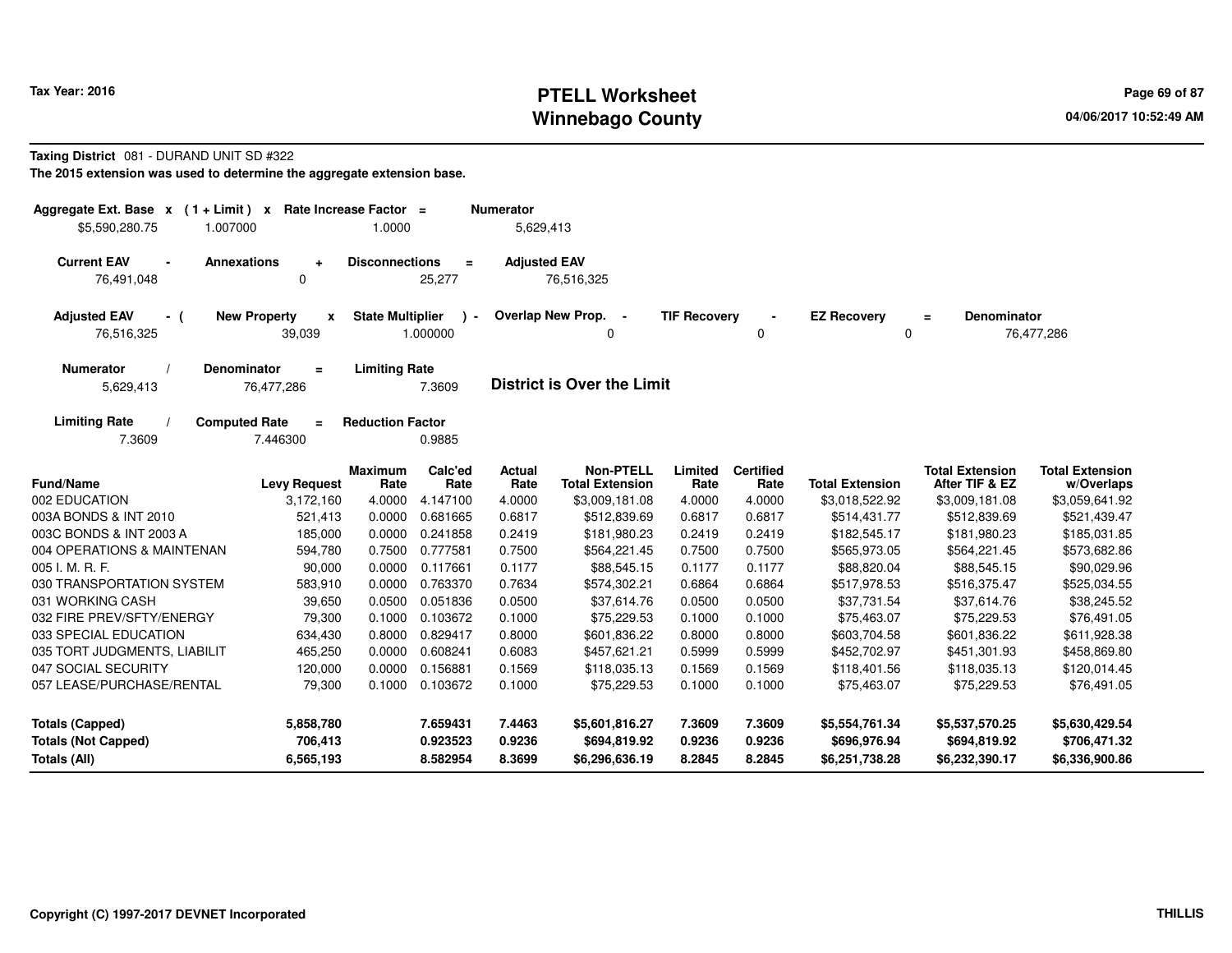**Tax Year: 2016**

# PTELL Worksheet
# Winnebago County

04/06/2017 10:52:49 AM

**Taxing District** 081 - DURAND UNIT SD #322

**The 2015 extension was used to determine the aggregate extension base.**

| Aggregate Ext. Base | x | (1 + Limit) | x | Rate Increase Factor | = | Numerator |
|---|---|---|---|---|---|---|
| $5,590,280.75 | | 1.007000 | | 1.0000 | | 5,629,413 |

| Current EAV | - | Annexations | + | Disconnections | = | Adjusted EAV |
|---|---|---|---|---|---|---|
| 76,491,048 | | 0 | | 25,277 | | 76,516,325 |

| Adjusted EAV | - ( | New Property | x | State Multiplier | ) - | Overlap New Prop. | - | TIF Recovery | - | EZ Recovery | = | Denominator |
|---|---|---|---|---|---|---|---|---|---|---|---|---|
| 76,516,325 | | 39,039 | | 1.000000 | | 0 | | 0 | | 0 | | 76,477,286 |

| Numerator | / | Denominator | = | Limiting Rate |
|---|---|---|---|---|
| 5,629,413 | | 76,477,286 | | 7.3609 |

**District is Over the Limit**

| Limiting Rate | / | Computed Rate | = | Reduction Factor |
|---|---|---|---|---|
| 7.3609 | | 7.446300 | | 0.9885 |

| Fund/Name | Levy Request | Maximum Rate | Calc'ed Rate | Actual Rate | Non-PTELL Total Extension | Limited Rate | Certified Rate | Total Extension | Total Extension After TIF & EZ | Total Extension w/Overlaps |
|---|---|---|---|---|---|---|---|---|---|---|
| 002 EDUCATION | 3,172,160 | 4.0000 | 4.147100 | 4.0000 | $3,009,181.08 | 4.0000 | 4.0000 | $3,018,522.92 | $3,009,181.08 | $3,059,641.92 |
| 003A BONDS & INT 2010 | 521,413 | 0.0000 | 0.681665 | 0.6817 | $512,839.69 | 0.6817 | 0.6817 | $514,431.77 | $512,839.69 | $521,439.47 |
| 003C BONDS & INT 2003 A | 185,000 | 0.0000 | 0.241858 | 0.2419 | $181,980.23 | 0.2419 | 0.2419 | $182,545.17 | $181,980.23 | $185,031.85 |
| 004 OPERATIONS & MAINTENAN | 594,780 | 0.7500 | 0.777581 | 0.7500 | $564,221.45 | 0.7500 | 0.7500 | $565,973.05 | $564,221.45 | $573,682.86 |
| 005 I. M. R. F. | 90,000 | 0.0000 | 0.117661 | 0.1177 | $88,545.15 | 0.1177 | 0.1177 | $88,820.04 | $88,545.15 | $90,029.96 |
| 030 TRANSPORTATION SYSTEM | 583,910 | 0.0000 | 0.763370 | 0.7634 | $574,302.21 | 0.6864 | 0.6864 | $517,978.53 | $516,375.47 | $525,034.55 |
| 031 WORKING CASH | 39,650 | 0.0500 | 0.051836 | 0.0500 | $37,614.76 | 0.0500 | 0.0500 | $37,731.54 | $37,614.76 | $38,245.52 |
| 032 FIRE PREV/SFTY/ENERGY | 79,300 | 0.1000 | 0.103672 | 0.1000 | $75,229.53 | 0.1000 | 0.1000 | $75,463.07 | $75,229.53 | $76,491.05 |
| 033 SPECIAL EDUCATION | 634,430 | 0.8000 | 0.829417 | 0.8000 | $601,836.22 | 0.8000 | 0.8000 | $603,704.58 | $601,836.22 | $611,928.38 |
| 035 TORT JUDGMENTS, LIABILIT | 465,250 | 0.0000 | 0.608241 | 0.6083 | $457,621.21 | 0.5999 | 0.5999 | $452,702.97 | $451,301.93 | $458,869.80 |
| 047 SOCIAL SECURITY | 120,000 | 0.0000 | 0.156881 | 0.1569 | $118,035.13 | 0.1569 | 0.1569 | $118,401.56 | $118,035.13 | $120,014.45 |
| 057 LEASE/PURCHASE/RENTAL | 79,300 | 0.1000 | 0.103672 | 0.1000 | $75,229.53 | 0.1000 | 0.1000 | $75,463.07 | $75,229.53 | $76,491.05 |
| **Totals (Capped)** | **5,858,780** | | **7.659431** | **7.4463** | **$5,601,816.27** | **7.3609** | **7.3609** | **$5,554,761.34** | **$5,537,570.25** | **$5,630,429.54** |
| **Totals (Not Capped)** | **706,413** | | **0.923523** | **0.9236** | **$694,819.92** | **0.9236** | **0.9236** | **$696,976.94** | **$694,819.92** | **$706,471.32** |
| **Totals (All)** | **6,565,193** | | **8.582954** | **8.3699** | **$6,296,636.19** | **8.2845** | **8.2845** | **$6,251,738.28** | **$6,232,390.17** | **$6,336,900.86** |

**Copyright (C) 1997-2017 DEVNET Incorporated** **THILLIS**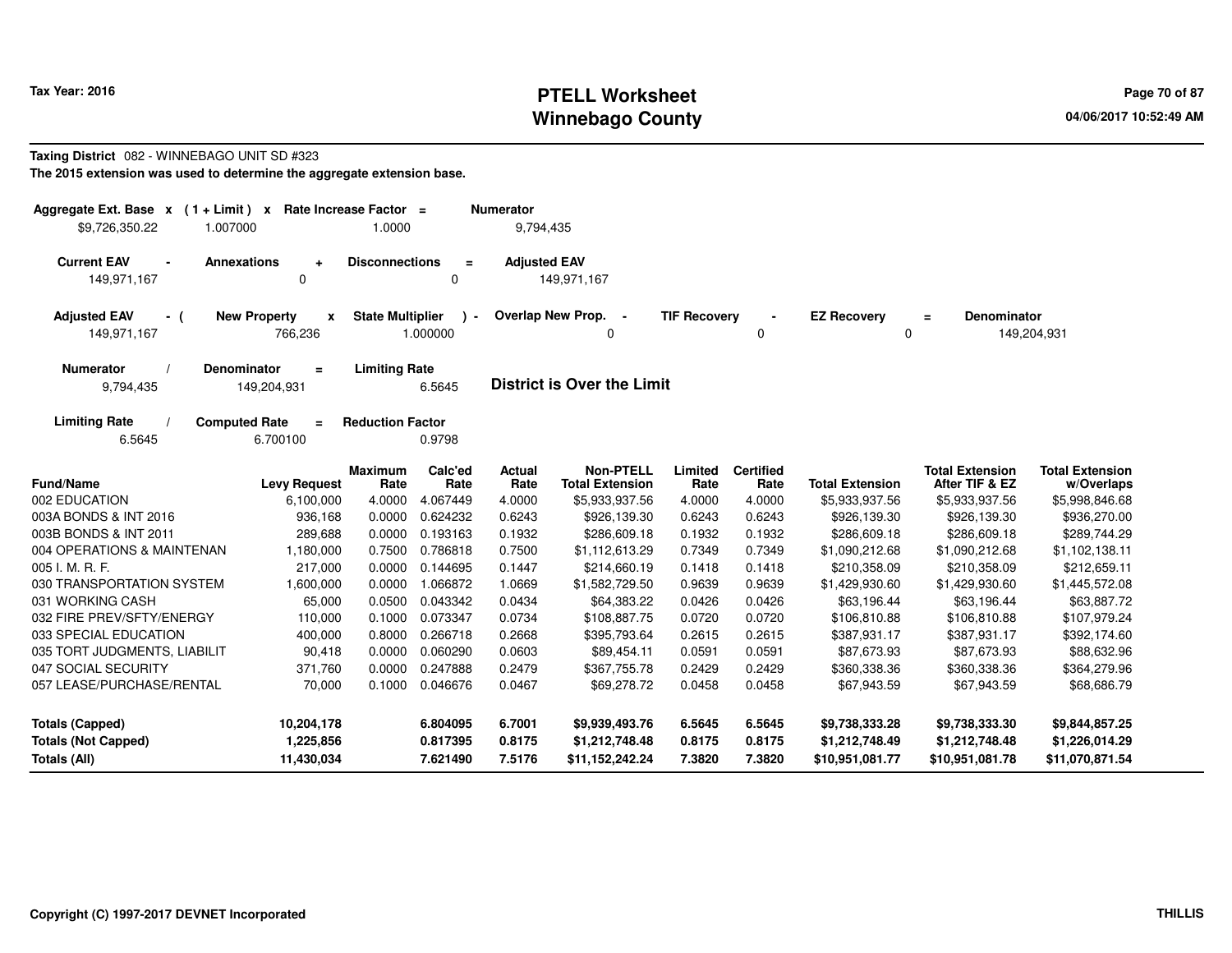# PTELL Worksheet
# Winnebago County

Tax Year: 2016

04/06/2017 10:52:49 AM

**Taxing District** 082 - WINNEBAGO UNIT SD #323

**The 2015 extension was used to determine the aggregate extension base.**

| Aggregate Ext. Base | x | (1 + Limit) | x | Rate Increase Factor | = | Numerator |
|---|---|---|---|---|---|---|
| $9,726,350.22 | | 1.007000 | | 1.0000 | | 9,794,435 |

| Current EAV | - | Annexations | + | Disconnections | = | Adjusted EAV |
|---|---|---|---|---|---|---|
| 149,971,167 | | 0 | | 0 | | 149,971,167 |

| Adjusted EAV | - ( | New Property | x | State Multiplier | ) - | Overlap New Prop. | - | TIF Recovery | - | EZ Recovery | = | Denominator |
|---|---|---|---|---|---|---|---|---|---|---|---|---|
| 149,971,167 | | 766,236 | | 1.000000 | | 0 | | 0 | | 0 | | 149,204,931 |

| Numerator | / | Denominator | = | Limiting Rate |
|---|---|---|---|---|
| 9,794,435 | | 149,204,931 | | 6.5645 |

**District is Over the Limit**

| Limiting Rate | / | Computed Rate | = | Reduction Factor |
|---|---|---|---|---|
| 6.5645 | | 6.700100 | | 0.9798 |

| Fund/Name | Levy Request | Maximum Rate | Calc'ed Rate | Actual Rate | Non-PTELL Total Extension | Limited Rate | Certified Rate | Total Extension | Total Extension After TIF & EZ | Total Extension w/Overlaps |
|---|---|---|---|---|---|---|---|---|---|---|
| 002 EDUCATION | 6,100,000 | 4.0000 | 4.067449 | 4.0000 | $5,933,937.56 | 4.0000 | 4.0000 | $5,933,937.56 | $5,933,937.56 | $5,998,846.68 |
| 003A BONDS & INT 2016 | 936,168 | 0.0000 | 0.624232 | 0.6243 | $926,139.30 | 0.6243 | 0.6243 | $926,139.30 | $926,139.30 | $936,270.00 |
| 003B BONDS & INT 2011 | 289,688 | 0.0000 | 0.193163 | 0.1932 | $286,609.18 | 0.1932 | 0.1932 | $286,609.18 | $286,609.18 | $289,744.29 |
| 004 OPERATIONS & MAINTENAN | 1,180,000 | 0.7500 | 0.786818 | 0.7500 | $1,112,613.29 | 0.7349 | 0.7349 | $1,090,212.68 | $1,090,212.68 | $1,102,138.11 |
| 005 I. M. R. F. | 217,000 | 0.0000 | 0.144695 | 0.1447 | $214,660.19 | 0.1418 | 0.1418 | $210,358.09 | $210,358.09 | $212,659.11 |
| 030 TRANSPORTATION SYSTEM | 1,600,000 | 0.0000 | 1.066872 | 1.0669 | $1,582,729.50 | 0.9639 | 0.9639 | $1,429,930.60 | $1,429,930.60 | $1,445,572.08 |
| 031 WORKING CASH | 65,000 | 0.0500 | 0.043342 | 0.0434 | $64,383.22 | 0.0426 | 0.0426 | $63,196.44 | $63,196.44 | $63,887.72 |
| 032 FIRE PREV/SFTY/ENERGY | 110,000 | 0.1000 | 0.073347 | 0.0734 | $108,887.75 | 0.0720 | 0.0720 | $106,810.88 | $106,810.88 | $107,979.24 |
| 033 SPECIAL EDUCATION | 400,000 | 0.8000 | 0.266718 | 0.2668 | $395,793.64 | 0.2615 | 0.2615 | $387,931.17 | $387,931.17 | $392,174.60 |
| 035 TORT JUDGMENTS, LIABILIT | 90,418 | 0.0000 | 0.060290 | 0.0603 | $89,454.11 | 0.0591 | 0.0591 | $87,673.93 | $87,673.93 | $88,632.96 |
| 047 SOCIAL SECURITY | 371,760 | 0.0000 | 0.247888 | 0.2479 | $367,755.78 | 0.2429 | 0.2429 | $360,338.36 | $360,338.36 | $364,279.96 |
| 057 LEASE/PURCHASE/RENTAL | 70,000 | 0.1000 | 0.046676 | 0.0467 | $69,278.72 | 0.0458 | 0.0458 | $67,943.59 | $67,943.59 | $68,686.79 |
| **Totals (Capped)** | **10,204,178** | | **6.804095** | **6.7001** | **$9,939,493.76** | **6.5645** | **6.5645** | **$9,738,333.28** | **$9,738,333.30** | **$9,844,857.25** |
| **Totals (Not Capped)** | **1,225,856** | | **0.817395** | **0.8175** | **$1,212,748.48** | **0.8175** | **0.8175** | **$1,212,748.49** | **$1,212,748.48** | **$1,226,014.29** |
| **Totals (All)** | **11,430,034** | | **7.621490** | **7.5176** | **$11,152,242.24** | **7.3820** | **7.3820** | **$10,951,081.77** | **$10,951,081.78** | **$11,070,871.54** |

Copyright (C) 1997-2017 DEVNET Incorporated

THILLIS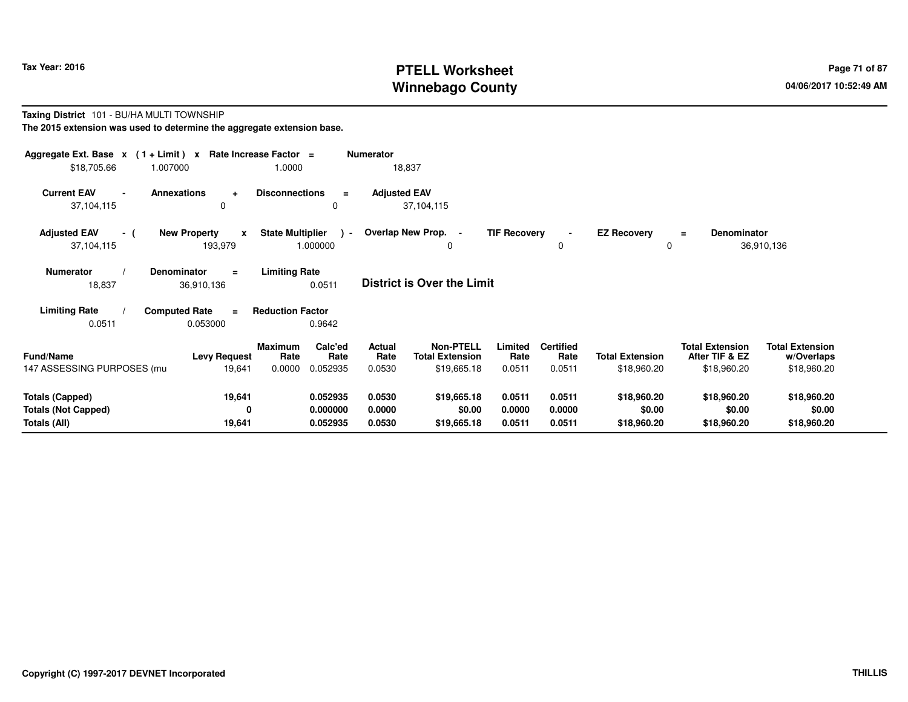**Tax Year: 2016**

# PTELL Worksheet
# Winnebago County

**Taxing District** 101 - BU/HA MULTI TOWNSHIP

**The 2015 extension was used to determine the aggregate extension base.**

| Aggregate Ext. Base | x | (1 + Limit) | x | Rate Increase Factor | = | Numerator |
|---|---|---|---|---|---|---|
| $18,705.66 | | 1.007000 | | 1.0000 | | 18,837 |

| Current EAV | - | Annexations | + | Disconnections | = | Adjusted EAV |
|---|---|---|---|---|---|---|
| 37,104,115 | | 0 | | 0 | | 37,104,115 |

| Adjusted EAV | - ( | New Property | x | State Multiplier | ) - | Overlap New Prop. | - | TIF Recovery | - | EZ Recovery | = | Denominator |
|---|---|---|---|---|---|---|---|---|---|---|---|---|
| 37,104,115 | | 193,979 | | 1.000000 | | 0 | | 0 | | 0 | | 36,910,136 |

| Numerator | / | Denominator | = | Limiting Rate |
|---|---|---|---|---|
| 18,837 | | 36,910,136 | | 0.0511 |

**District is Over the Limit**

| Limiting Rate | / | Computed Rate | = | Reduction Factor |
|---|---|---|---|---|
| 0.0511 | | 0.053000 | | 0.9642 |

| Fund/Name | Levy Request | Maximum Rate | Calc'ed Rate | Actual Rate | Non-PTELL Total Extension | Limited Rate | Certified Rate | Total Extension | Total Extension After TIF & EZ | Total Extension w/Overlaps |
|---|---|---|---|---|---|---|---|---|---|---|
| 147 ASSESSING PURPOSES (mu | 19,641 | 0.0000 | 0.052935 | 0.0530 | $19,665.18 | 0.0511 | 0.0511 | $18,960.20 | $18,960.20 | $18,960.20 |
| **Totals (Capped)** | **19,641** | | **0.052935** | **0.0530** | **$19,665.18** | **0.0511** | **0.0511** | **$18,960.20** | **$18,960.20** | **$18,960.20** |
| **Totals (Not Capped)** | **0** | | **0.000000** | **0.0000** | **$0.00** | **0.0000** | **0.0000** | **$0.00** | **$0.00** | **$0.00** |
| **Totals (All)** | **19,641** | | **0.052935** | **0.0530** | **$19,665.18** | **0.0511** | **0.0511** | **$18,960.20** | **$18,960.20** | **$18,960.20** |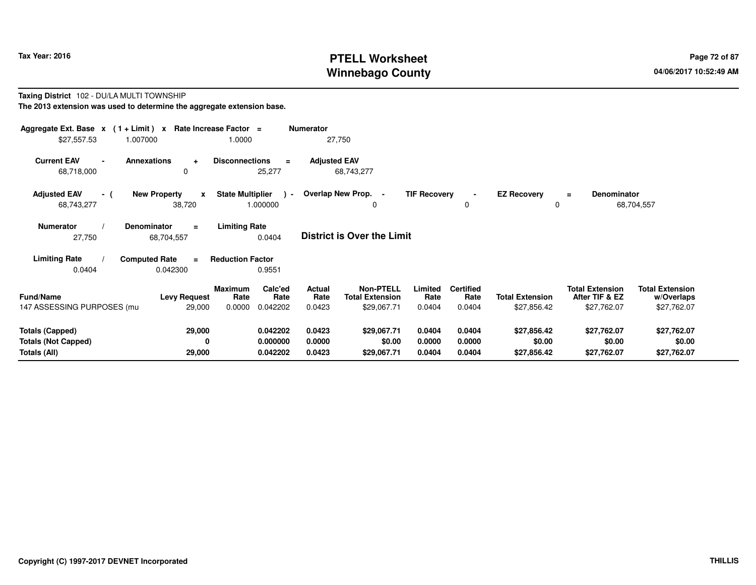# PTELL Worksheet
# Winnebago County

Tax Year: 2016

04/06/2017 10:52:49 AM

**Taxing District** 102 - DU/LA MULTI TOWNSHIP

**The 2013 extension was used to determine the aggregate extension base.**

| Aggregate Ext. Base x | (1 + Limit) x | Rate Increase Factor = | Numerator |
|---|---|---|---|
| $27,557.53 | 1.007000 | 1.0000 | 27,750 |

| Current EAV - | Annexations + | Disconnections = | Adjusted EAV |
|---|---|---|---|
| 68,718,000 | 0 | 25,277 | 68,743,277 |

| Adjusted EAV - ( | New Property x | State Multiplier ) - | Overlap New Prop. - | TIF Recovery - | EZ Recovery = | Denominator |
|---|---|---|---|---|---|---|
| 68,743,277 | 38,720 | 1.000000 | 0 | 0 | 0 | 68,704,557 |

| Numerator / | Denominator = | Limiting Rate |
|---|---|---|
| 27,750 | 68,704,557 | 0.0404 |

**District is Over the Limit**

| Limiting Rate / | Computed Rate = | Reduction Factor |
|---|---|---|
| 0.0404 | 0.042300 | 0.9551 |

| Fund/Name | Levy Request | Maximum Rate | Calc'ed Rate | Actual Rate | Non-PTELL Total Extension | Limited Rate | Certified Rate | Total Extension | Total Extension After TIF & EZ | Total Extension w/Overlaps |
|---|---|---|---|---|---|---|---|---|---|---|
| 147 ASSESSING PURPOSES (mu | 29,000 | 0.0000 | 0.042202 | 0.0423 | $29,067.71 | 0.0404 | 0.0404 | $27,856.42 | $27,762.07 | $27,762.07 |
| **Totals (Capped)** | **29,000** | | **0.042202** | **0.0423** | **$29,067.71** | **0.0404** | **0.0404** | **$27,856.42** | **$27,762.07** | **$27,762.07** |
| **Totals (Not Capped)** | **0** | | **0.000000** | **0.0000** | **$0.00** | **0.0000** | **0.0000** | **$0.00** | **$0.00** | **$0.00** |
| **Totals (All)** | **29,000** | | **0.042202** | **0.0423** | **$29,067.71** | **0.0404** | **0.0404** | **$27,856.42** | **$27,762.07** | **$27,762.07** |

Copyright (C) 1997-2017 DEVNET Incorporated

THILLIS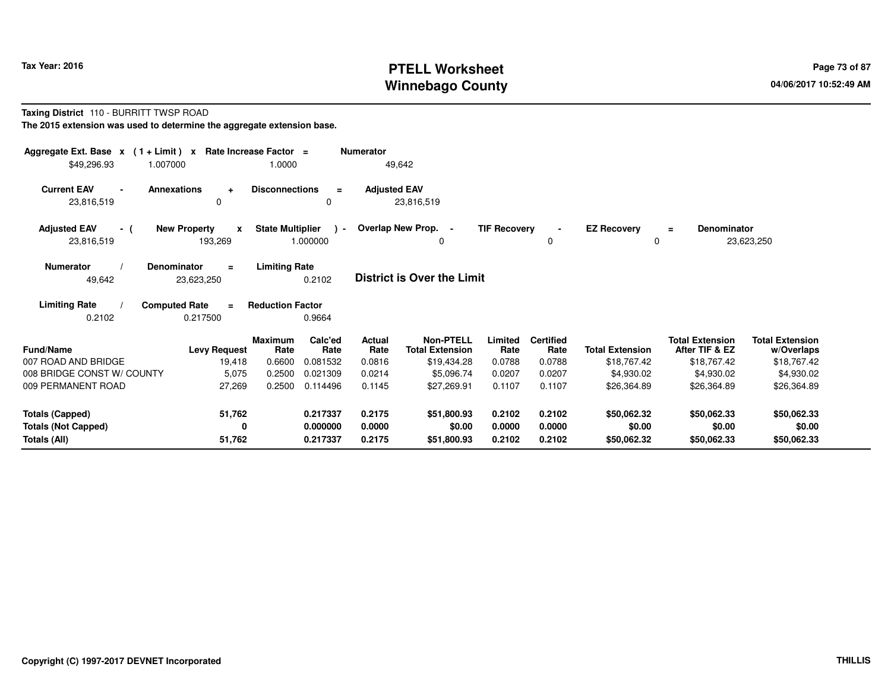**Tax Year: 2016**

# PTELL Worksheet
# Winnebago County

04/06/2017 10:52:49 AM

**Taxing District** 110 - BURRITT TWSP ROAD

**The 2015 extension was used to determine the aggregate extension base.**

| Aggregate Ext. Base x | (1 + Limit) x | Rate Increase Factor = | Numerator |
|---|---|---|---|
| $49,296.93 | 1.007000 | 1.0000 | 49,642 |

| Current EAV - | Annexations + | Disconnections = | Adjusted EAV |
|---|---|---|---|
| 23,816,519 | 0 | 0 | 23,816,519 |

| Adjusted EAV - ( | New Property x | State Multiplier ) - | Overlap New Prop. - | TIF Recovery - | EZ Recovery = | Denominator |
|---|---|---|---|---|---|---|
| 23,816,519 | 193,269 | 1.000000 | 0 | 0 | 0 | 23,623,250 |

| Numerator / | Denominator = | Limiting Rate |
|---|---|---|
| 49,642 | 23,623,250 | 0.2102 |

**District is Over the Limit**

| Limiting Rate / | Computed Rate = | Reduction Factor |
|---|---|---|
| 0.2102 | 0.217500 | 0.9664 |

| Fund/Name | Levy Request | Maximum Rate | Calc'ed Rate | Actual Rate | Non-PTELL Total Extension | Limited Rate | Certified Rate | Total Extension | Total Extension After TIF & EZ | Total Extension w/Overlaps |
|---|---|---|---|---|---|---|---|---|---|---|
| 007 ROAD AND BRIDGE | 19,418 | 0.6600 | 0.081532 | 0.0816 | $19,434.28 | 0.0788 | 0.0788 | $18,767.42 | $18,767.42 | $18,767.42 |
| 008 BRIDGE CONST W/ COUNTY | 5,075 | 0.2500 | 0.021309 | 0.0214 | $5,096.74 | 0.0207 | 0.0207 | $4,930.02 | $4,930.02 | $4,930.02 |
| 009 PERMANENT ROAD | 27,269 | 0.2500 | 0.114496 | 0.1145 | $27,269.91 | 0.1107 | 0.1107 | $26,364.89 | $26,364.89 | $26,364.89 |
| **Totals (Capped)** | **51,762** | | **0.217337** | **0.2175** | **$51,800.93** | **0.2102** | **0.2102** | **$50,062.32** | **$50,062.33** | **$50,062.33** |
| **Totals (Not Capped)** | **0** | | **0.000000** | **0.0000** | **$0.00** | **0.0000** | **0.0000** | **$0.00** | **$0.00** | **$0.00** |
| **Totals (All)** | **51,762** | | **0.217337** | **0.2175** | **$51,800.93** | **0.2102** | **0.2102** | **$50,062.32** | **$50,062.33** | **$50,062.33** |

**Copyright (C) 1997-2017 DEVNET Incorporated** **THILLIS**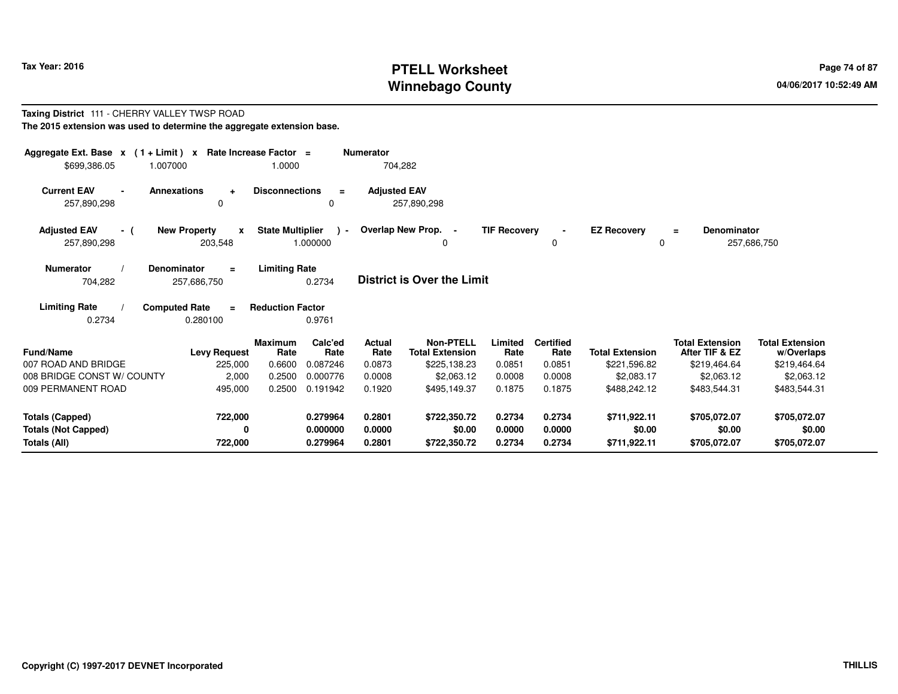Tax Year: 2016

# PTELL Worksheet
# Winnebago County

**Taxing District** 111 - CHERRY VALLEY TWSP ROAD

**The 2015 extension was used to determine the aggregate extension base.**

| Aggregate Ext. Base | x | (1 + Limit) | x | Rate Increase Factor | = | Numerator |
|---|---|---|---|---|---|---|
| $699,386.05 | | 1.007000 | | 1.0000 | | 704,282 |

| Current EAV | - | Annexations | + | Disconnections | = | Adjusted EAV |
|---|---|---|---|---|---|---|
| 257,890,298 | | 0 | | 0 | | 257,890,298 |

| Adjusted EAV | - ( | New Property | x | State Multiplier | ) - | Overlap New Prop. | - | TIF Recovery | - | EZ Recovery | = | Denominator |
|---|---|---|---|---|---|---|---|---|---|---|---|---|
| 257,890,298 | | 203,548 | | 1.000000 | | 0 | | 0 | | 0 | | 257,686,750 |

| Numerator | / | Denominator | = | Limiting Rate |
|---|---|---|---|---|
| 704,282 | | 257,686,750 | | 0.2734 |

**District is Over the Limit**

| Limiting Rate | / | Computed Rate | = | Reduction Factor |
|---|---|---|---|---|
| 0.2734 | | 0.280100 | | 0.9761 |

| Fund/Name | Levy Request | Maximum Rate | Calc'ed Rate | Actual Rate | Non-PTELL Total Extension | Limited Rate | Certified Rate | Total Extension | Total Extension After TIF & EZ | Total Extension w/Overlaps |
|---|---|---|---|---|---|---|---|---|---|---|
| 007 ROAD AND BRIDGE | 225,000 | 0.6600 | 0.087246 | 0.0873 | $225,138.23 | 0.0851 | 0.0851 | $221,596.82 | $219,464.64 | $219,464.64 |
| 008 BRIDGE CONST W/ COUNTY | 2,000 | 0.2500 | 0.000776 | 0.0008 | $2,063.12 | 0.0008 | 0.0008 | $2,083.17 | $2,063.12 | $2,063.12 |
| 009 PERMANENT ROAD | 495,000 | 0.2500 | 0.191942 | 0.1920 | $495,149.37 | 0.1875 | 0.1875 | $488,242.12 | $483,544.31 | $483,544.31 |
| **Totals (Capped)** | **722,000** | | **0.279964** | **0.2801** | **$722,350.72** | **0.2734** | **0.2734** | **$711,922.11** | **$705,072.07** | **$705,072.07** |
| **Totals (Not Capped)** | **0** | | **0.000000** | **0.0000** | **$0.00** | **0.0000** | **0.0000** | **$0.00** | **$0.00** | **$0.00** |
| **Totals (All)** | **722,000** | | **0.279964** | **0.2801** | **$722,350.72** | **0.2734** | **0.2734** | **$711,922.11** | **$705,072.07** | **$705,072.07** |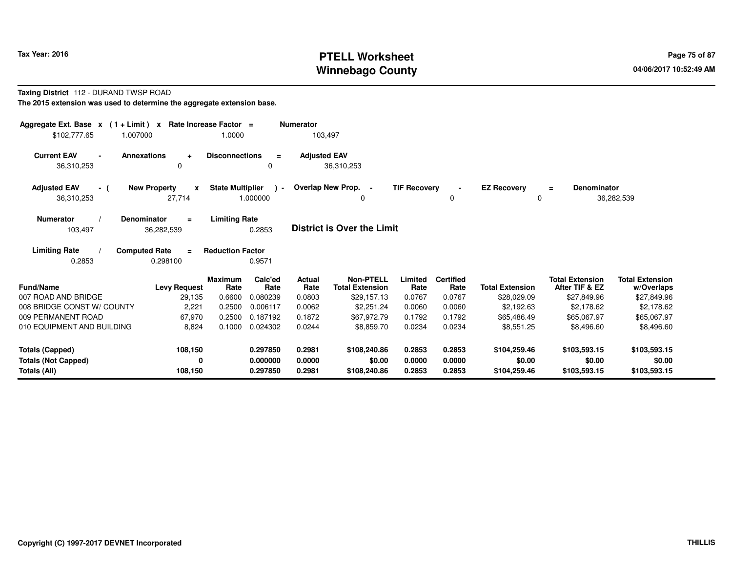# PTELL Worksheet
# Winnebago County

Tax Year: 2016

04/06/2017 10:52:49 AM

**Taxing District** 112 - DURAND TWSP ROAD

**The 2015 extension was used to determine the aggregate extension base.**

| Aggregate Ext. Base | x | (1 + Limit) | x | Rate Increase Factor | = | Numerator |
|---|---|---|---|---|---|---|
| $102,777.65 | | 1.007000 | | 1.0000 | | 103,497 |

| Current EAV | - | Annexations | + | Disconnections | = | Adjusted EAV |
|---|---|---|---|---|---|---|
| 36,310,253 | | 0 | | 0 | | 36,310,253 |

| Adjusted EAV | - ( | New Property | x | State Multiplier | ) - | Overlap New Prop. | - | TIF Recovery | - | EZ Recovery | = | Denominator |
|---|---|---|---|---|---|---|---|---|---|---|---|---|
| 36,310,253 | | 27,714 | | 1.000000 | | 0 | | 0 | | 0 | | 36,282,539 |

| Numerator | / | Denominator | = | Limiting Rate |
|---|---|---|---|---|
| 103,497 | | 36,282,539 | | 0.2853 |

**District is Over the Limit**

| Limiting Rate | / | Computed Rate | = | Reduction Factor |
|---|---|---|---|---|
| 0.2853 | | 0.298100 | | 0.9571 |

| Fund/Name | Levy Request | Maximum Rate | Calc'ed Rate | Actual Rate | Non-PTELL Total Extension | Limited Rate | Certified Rate | Total Extension | Total Extension After TIF & EZ | Total Extension w/Overlaps |
|---|---|---|---|---|---|---|---|---|---|---|
| 007 ROAD AND BRIDGE | 29,135 | 0.6600 | 0.080239 | 0.0803 | $29,157.13 | 0.0767 | 0.0767 | $28,029.09 | $27,849.96 | $27,849.96 |
| 008 BRIDGE CONST W/ COUNTY | 2,221 | 0.2500 | 0.006117 | 0.0062 | $2,251.24 | 0.0060 | 0.0060 | $2,192.63 | $2,178.62 | $2,178.62 |
| 009 PERMANENT ROAD | 67,970 | 0.2500 | 0.187192 | 0.1872 | $67,972.79 | 0.1792 | 0.1792 | $65,486.49 | $65,067.97 | $65,067.97 |
| 010 EQUIPMENT AND BUILDING | 8,824 | 0.1000 | 0.024302 | 0.0244 | $8,859.70 | 0.0234 | 0.0234 | $8,551.25 | $8,496.60 | $8,496.60 |
| **Totals (Capped)** | **108,150** | | **0.297850** | **0.2981** | **$108,240.86** | **0.2853** | **0.2853** | **$104,259.46** | **$103,593.15** | **$103,593.15** |
| **Totals (Not Capped)** | **0** | | **0.000000** | **0.0000** | **$0.00** | **0.0000** | **0.0000** | **$0.00** | **$0.00** | **$0.00** |
| **Totals (All)** | **108,150** | | **0.297850** | **0.2981** | **$108,240.86** | **0.2853** | **0.2853** | **$104,259.46** | **$103,593.15** | **$103,593.15** |

Copyright (C) 1997-2017 DEVNET Incorporated

THILLIS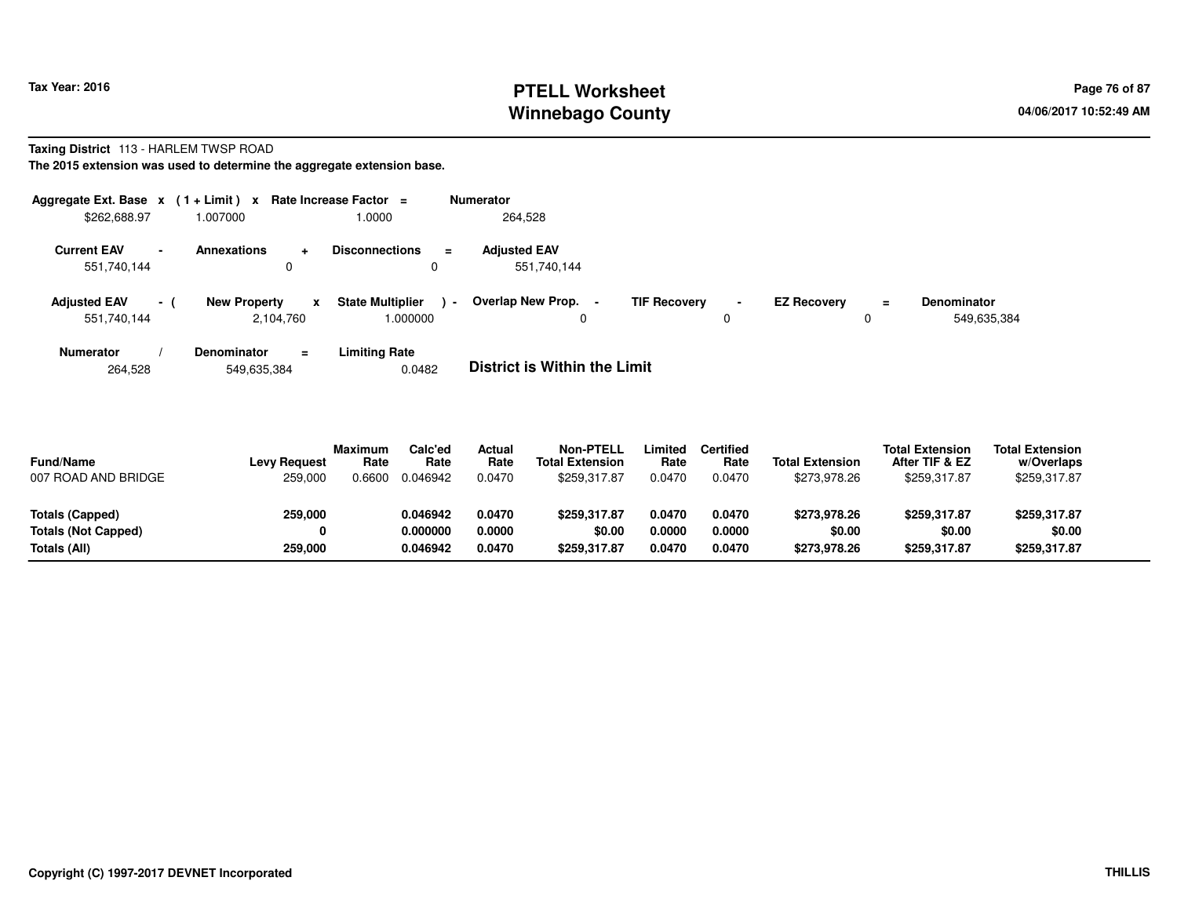# PTELL Worksheet
# Winnebago County

Tax Year: 2016

04/06/2017 10:52:49 AM

**Taxing District** 113 - HARLEM TWSP ROAD

**The 2015 extension was used to determine the aggregate extension base.**

| Aggregate Ext. Base | x | ( 1 + Limit ) | x | Rate Increase Factor | = | Numerator |
|---|---|---|---|---|---|---|
| $262,688.97 | | 1.007000 | | 1.0000 | | 264,528 |

| Current EAV | - | Annexations | + | Disconnections | = | Adjusted EAV |
|---|---|---|---|---|---|---|
| 551,740,144 | | 0 | | 0 | | 551,740,144 |

| Adjusted EAV | - ( | New Property | x | State Multiplier | ) - | Overlap New Prop. | - | TIF Recovery | - | EZ Recovery | = | Denominator |
|---|---|---|---|---|---|---|---|---|---|---|---|---|
| 551,740,144 | | 2,104,760 | | 1.000000 | | 0 | | 0 | | 0 | | 549,635,384 |

| Numerator | / | Denominator | = | Limiting Rate |
|---|---|---|---|---|
| 264,528 | | 549,635,384 | | 0.0482 |

**District is Within the Limit**

| Fund/Name | Levy Request | Maximum Rate | Calc'ed Rate | Actual Rate | Non-PTELL Total Extension | Limited Rate | Certified Rate | Total Extension | Total Extension After TIF & EZ | Total Extension w/Overlaps |
|---|---|---|---|---|---|---|---|---|---|---|
| 007 ROAD AND BRIDGE | 259,000 | 0.6600 | 0.046942 | 0.0470 | $259,317.87 | 0.0470 | 0.0470 | $273,978.26 | $259,317.87 | $259,317.87 |
| **Totals (Capped)** | **259,000** | | **0.046942** | **0.0470** | **$259,317.87** | **0.0470** | **0.0470** | **$273,978.26** | **$259,317.87** | **$259,317.87** |
| **Totals (Not Capped)** | **0** | | **0.000000** | **0.0000** | **$0.00** | **0.0000** | **0.0000** | **$0.00** | **$0.00** | **$0.00** |
| **Totals (All)** | **259,000** | | **0.046942** | **0.0470** | **$259,317.87** | **0.0470** | **0.0470** | **$273,978.26** | **$259,317.87** | **$259,317.87** |

Copyright (C) 1997-2017 DEVNET Incorporated

THILLIS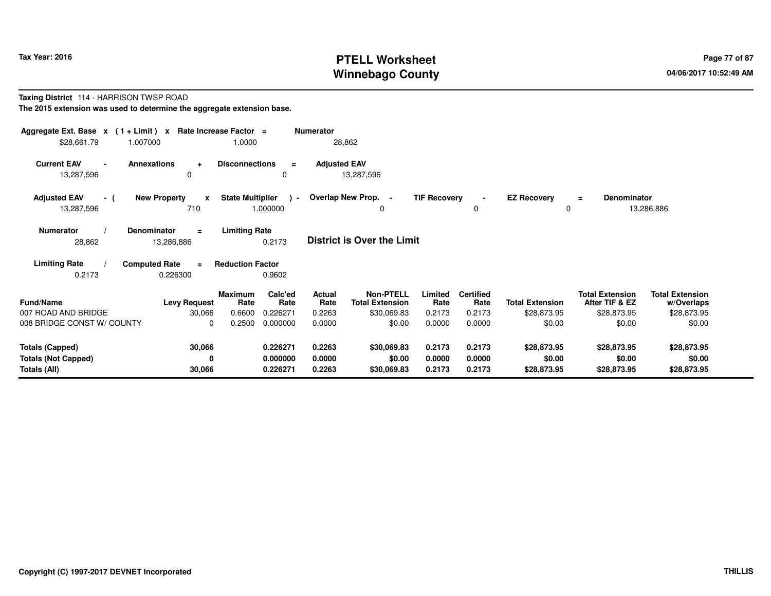**Tax Year: 2016**

# PTELL Worksheet
# Winnebago County

04/06/2017 10:52:49 AM

**Taxing District** 114 - HARRISON TWSP ROAD

**The 2015 extension was used to determine the aggregate extension base.**

| Aggregate Ext. Base | x | (1 + Limit) | x | Rate Increase Factor | = | Numerator |
|---|---|---|---|---|---|---|
| $28,661.79 | | 1.007000 | | 1.0000 | | 28,862 |

| Current EAV | - | Annexations | + | Disconnections | = | Adjusted EAV |
|---|---|---|---|---|---|---|
| 13,287,596 | | 0 | | 0 | | 13,287,596 |

| Adjusted EAV | - ( | New Property | x | State Multiplier | ) - | Overlap New Prop. | - | TIF Recovery | - | EZ Recovery | = | Denominator |
|---|---|---|---|---|---|---|---|---|---|---|---|---|
| 13,287,596 | | 710 | | 1.000000 | | 0 | | 0 | | 0 | | 13,286,886 |

| Numerator | / | Denominator | = | Limiting Rate |
|---|---|---|---|---|
| 28,862 | | 13,286,886 | | 0.2173 |

**District is Over the Limit**

| Limiting Rate | / | Computed Rate | = | Reduction Factor |
|---|---|---|---|---|
| 0.2173 | | 0.226300 | | 0.9602 |

| Fund/Name | Levy Request | Maximum Rate | Calc'ed Rate | Actual Rate | Non-PTELL Total Extension | Limited Rate | Certified Rate | Total Extension | Total Extension After TIF & EZ | Total Extension w/Overlaps |
|---|---|---|---|---|---|---|---|---|---|---|
| 007 ROAD AND BRIDGE | 30,066 | 0.6600 | 0.226271 | 0.2263 | $30,069.83 | 0.2173 | 0.2173 | $28,873.95 | $28,873.95 | $28,873.95 |
| 008 BRIDGE CONST W/ COUNTY | 0 | 0.2500 | 0.000000 | 0.0000 | $0.00 | 0.0000 | 0.0000 | $0.00 | $0.00 | $0.00 |
| **Totals (Capped)** | **30,066** | | **0.226271** | **0.2263** | **$30,069.83** | **0.2173** | **0.2173** | **$28,873.95** | **$28,873.95** | **$28,873.95** |
| **Totals (Not Capped)** | **0** | | **0.000000** | **0.0000** | **$0.00** | **0.0000** | **0.0000** | **$0.00** | **$0.00** | **$0.00** |
| **Totals (All)** | **30,066** | | **0.226271** | **0.2263** | **$30,069.83** | **0.2173** | **0.2173** | **$28,873.95** | **$28,873.95** | **$28,873.95** |

**Copyright (C) 1997-2017 DEVNET Incorporated** | **THILLIS**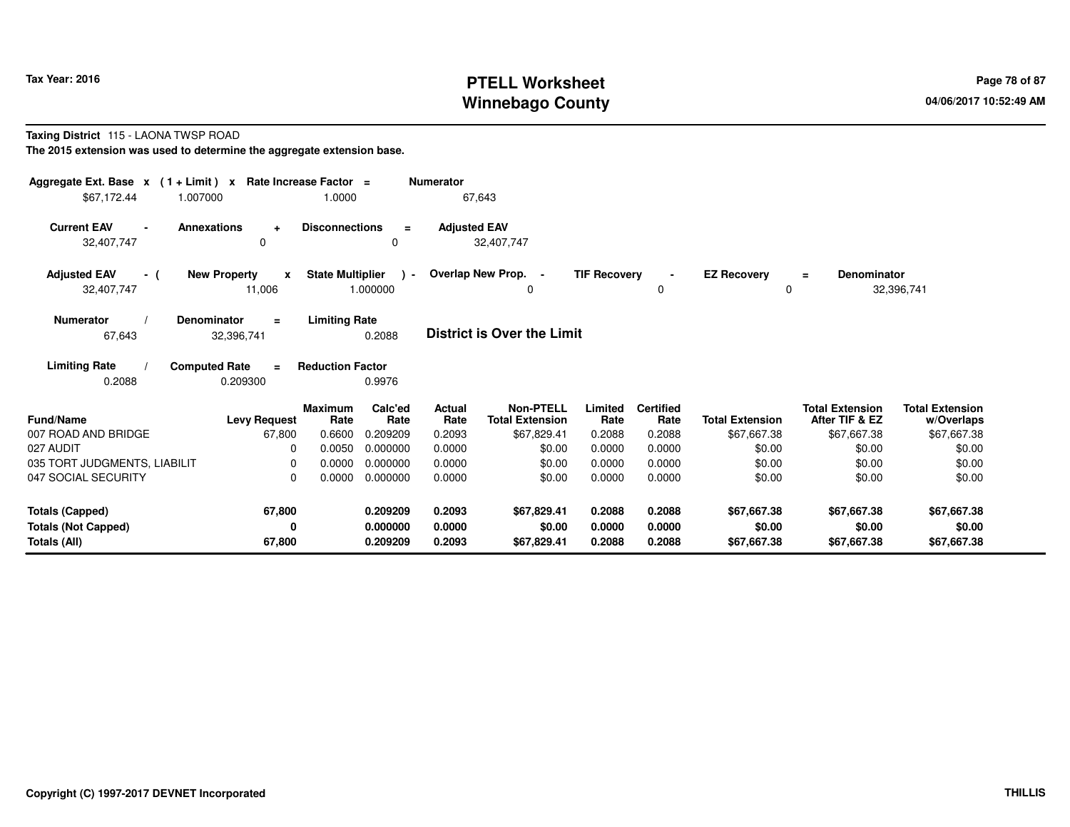**Taxing District** 115 - LAONA TWSP ROAD

**The 2015 extension was used to determine the aggregate extension base.**

| Aggregate Ext. Base | x | (1 + Limit) | x | Rate Increase Factor | = | Numerator |
|---|---|---|---|---|---|---|
| $67,172.44 | | 1.007000 | | 1.0000 | | 67,643 |

| Current EAV | - | Annexations | + | Disconnections | = | Adjusted EAV |
|---|---|---|---|---|---|---|
| 32,407,747 | | 0 | | 0 | | 32,407,747 |

| Adjusted EAV | - ( | New Property | x | State Multiplier | ) - | Overlap New Prop. | - | TIF Recovery | - | EZ Recovery | = | Denominator |
|---|---|---|---|---|---|---|---|---|---|---|---|---|
| 32,407,747 | | 11,006 | | 1.000000 | | 0 | | 0 | | 0 | | 32,396,741 |

| Numerator | / | Denominator | = | Limiting Rate |
|---|---|---|---|---|
| 67,643 | | 32,396,741 | | 0.2088 |

**District is Over the Limit**

| Limiting Rate | / | Computed Rate | = | Reduction Factor |
|---|---|---|---|---|
| 0.2088 | | 0.209300 | | 0.9976 |

| Fund/Name | Levy Request | Maximum Rate | Calc'ed Rate | Actual Rate | Non-PTELL Total Extension | Limited Rate | Certified Rate | Total Extension | Total Extension After TIF & EZ | Total Extension w/Overlaps |
|---|---|---|---|---|---|---|---|---|---|---|
| 007 ROAD AND BRIDGE | 67,800 | 0.6600 | 0.209209 | 0.2093 | $67,829.41 | 0.2088 | 0.2088 | $67,667.38 | $67,667.38 | $67,667.38 |
| 027 AUDIT | 0 | 0.0050 | 0.000000 | 0.0000 | $0.00 | 0.0000 | 0.0000 | $0.00 | $0.00 | $0.00 |
| 035 TORT JUDGMENTS, LIABILIT | 0 | 0.0000 | 0.000000 | 0.0000 | $0.00 | 0.0000 | 0.0000 | $0.00 | $0.00 | $0.00 |
| 047 SOCIAL SECURITY | 0 | 0.0000 | 0.000000 | 0.0000 | $0.00 | 0.0000 | 0.0000 | $0.00 | $0.00 | $0.00 |
| **Totals (Capped)** | **67,800** | | **0.209209** | **0.2093** | **$67,829.41** | **0.2088** | **0.2088** | **$67,667.38** | **$67,667.38** | **$67,667.38** |
| **Totals (Not Capped)** | **0** | | **0.000000** | **0.0000** | **$0.00** | **0.0000** | **0.0000** | **$0.00** | **$0.00** | **$0.00** |
| **Totals (All)** | **67,800** | | **0.209209** | **0.2093** | **$67,829.41** | **0.2088** | **0.2088** | **$67,667.38** | **$67,667.38** | **$67,667.38** |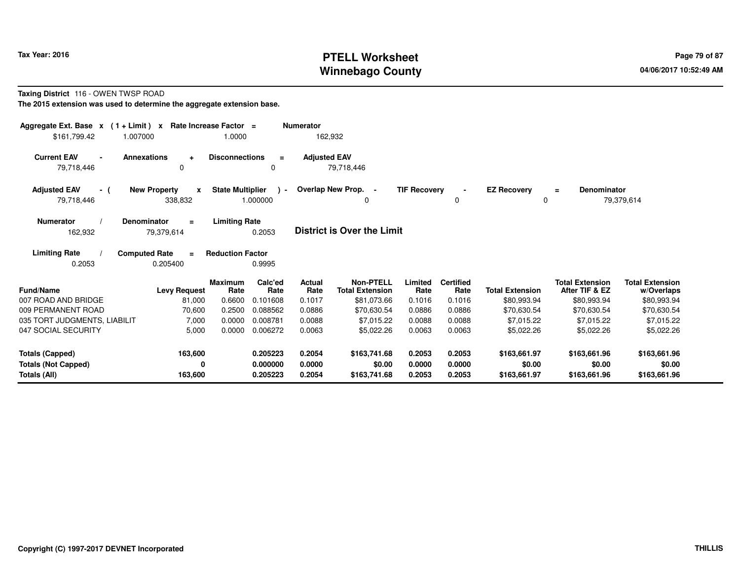# PTELL Worksheet
# Winnebago County

Tax Year: 2016

04/06/2017 10:52:49 AM

**Taxing District** 116 - OWEN TWSP ROAD

**The 2015 extension was used to determine the aggregate extension base.**

| Aggregate Ext. Base x | (1 + Limit) x | Rate Increase Factor = | Numerator |
|---|---|---|---|
| $161,799.42 | 1.007000 | 1.0000 | 162,932 |

| Current EAV - | Annexations + | Disconnections = | Adjusted EAV |
|---|---|---|---|
| 79,718,446 | 0 | 0 | 79,718,446 |

| Adjusted EAV - ( | New Property x | State Multiplier ) - | Overlap New Prop. - | TIF Recovery - | EZ Recovery = | Denominator |
|---|---|---|---|---|---|---|
| 79,718,446 | 338,832 | 1.000000 | 0 | 0 | 0 | 79,379,614 |

| Numerator / | Denominator = | Limiting Rate |
|---|---|---|
| 162,932 | 79,379,614 | 0.2053 |

**District is Over the Limit**

| Limiting Rate / | Computed Rate = | Reduction Factor |
|---|---|---|
| 0.2053 | 0.205400 | 0.9995 |

| Fund/Name | Levy Request | Maximum Rate | Calc'ed Rate | Actual Rate | Non-PTELL Total Extension | Limited Rate | Certified Rate | Total Extension | Total Extension After TIF & EZ | Total Extension w/Overlaps |
|---|---|---|---|---|---|---|---|---|---|---|
| 007 ROAD AND BRIDGE | 81,000 | 0.6600 | 0.101608 | 0.1017 | $81,073.66 | 0.1016 | 0.1016 | $80,993.94 | $80,993.94 | $80,993.94 |
| 009 PERMANENT ROAD | 70,600 | 0.2500 | 0.088562 | 0.0886 | $70,630.54 | 0.0886 | 0.0886 | $70,630.54 | $70,630.54 | $70,630.54 |
| 035 TORT JUDGMENTS, LIABILIT | 7,000 | 0.0000 | 0.008781 | 0.0088 | $7,015.22 | 0.0088 | 0.0088 | $7,015.22 | $7,015.22 | $7,015.22 |
| 047 SOCIAL SECURITY | 5,000 | 0.0000 | 0.006272 | 0.0063 | $5,022.26 | 0.0063 | 0.0063 | $5,022.26 | $5,022.26 | $5,022.26 |
| **Totals (Capped)** | **163,600** | | **0.205223** | **0.2054** | **$163,741.68** | **0.2053** | **0.2053** | **$163,661.97** | **$163,661.96** | **$163,661.96** |
| **Totals (Not Capped)** | **0** | | **0.000000** | **0.0000** | **$0.00** | **0.0000** | **0.0000** | **$0.00** | **$0.00** | **$0.00** |
| **Totals (All)** | **163,600** | | **0.205223** | **0.2054** | **$163,741.68** | **0.2053** | **0.2053** | **$163,661.97** | **$163,661.96** | **$163,661.96** |

Copyright (C) 1997-2017 DEVNET Incorporated

THILLIS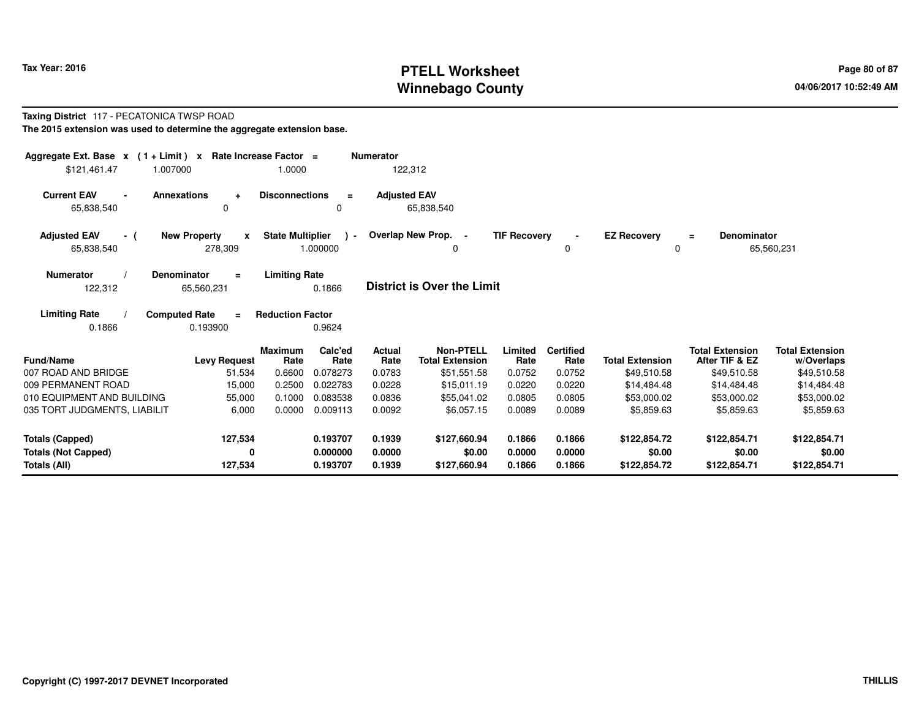**Tax Year: 2016**

# PTELL Worksheet
# Winnebago County

**Taxing District** 117 - PECATONICA TWSP ROAD

**The 2015 extension was used to determine the aggregate extension base.**

| Aggregate Ext. Base | x | (1 + Limit) | x | Rate Increase Factor | = | Numerator |
|---|---|---|---|---|---|---|
| $121,461.47 | | 1.007000 | | 1.0000 | | 122,312 |

| Current EAV | - | Annexations | + | Disconnections | = | Adjusted EAV |
|---|---|---|---|---|---|---|
| 65,838,540 | | 0 | | 0 | | 65,838,540 |

| Adjusted EAV | - ( | New Property | x | State Multiplier | ) - | Overlap New Prop. | - | TIF Recovery | - | EZ Recovery | = | Denominator |
|---|---|---|---|---|---|---|---|---|---|---|---|---|
| 65,838,540 | | 278,309 | | 1.000000 | | 0 | | 0 | | 0 | | 65,560,231 |

| Numerator | / | Denominator | = | Limiting Rate |
|---|---|---|---|---|
| 122,312 | | 65,560,231 | | 0.1866 |

**District is Over the Limit**

| Limiting Rate | / | Computed Rate | = | Reduction Factor |
|---|---|---|---|---|
| 0.1866 | | 0.193900 | | 0.9624 |

| Fund/Name | Levy Request | Maximum Rate | Calc'ed Rate | Actual Rate | Non-PTELL Total Extension | Limited Rate | Certified Rate | Total Extension | Total Extension After TIF & EZ | Total Extension w/Overlaps |
|---|---|---|---|---|---|---|---|---|---|---|
| 007 ROAD AND BRIDGE | 51,534 | 0.6600 | 0.078273 | 0.0783 | $51,551.58 | 0.0752 | 0.0752 | $49,510.58 | $49,510.58 | $49,510.58 |
| 009 PERMANENT ROAD | 15,000 | 0.2500 | 0.022783 | 0.0228 | $15,011.19 | 0.0220 | 0.0220 | $14,484.48 | $14,484.48 | $14,484.48 |
| 010 EQUIPMENT AND BUILDING | 55,000 | 0.1000 | 0.083538 | 0.0836 | $55,041.02 | 0.0805 | 0.0805 | $53,000.02 | $53,000.02 | $53,000.02 |
| 035 TORT JUDGMENTS, LIABILIT | 6,000 | 0.0000 | 0.009113 | 0.0092 | $6,057.15 | 0.0089 | 0.0089 | $5,859.63 | $5,859.63 | $5,859.63 |
| **Totals (Capped)** | **127,534** | | **0.193707** | **0.1939** | **$127,660.94** | **0.1866** | **0.1866** | **$122,854.72** | **$122,854.71** | **$122,854.71** |
| **Totals (Not Capped)** | **0** | | **0.000000** | **0.0000** | **$0.00** | **0.0000** | **0.0000** | **$0.00** | **$0.00** | **$0.00** |
| **Totals (All)** | **127,534** | | **0.193707** | **0.1939** | **$127,660.94** | **0.1866** | **0.1866** | **$122,854.72** | **$122,854.71** | **$122,854.71** |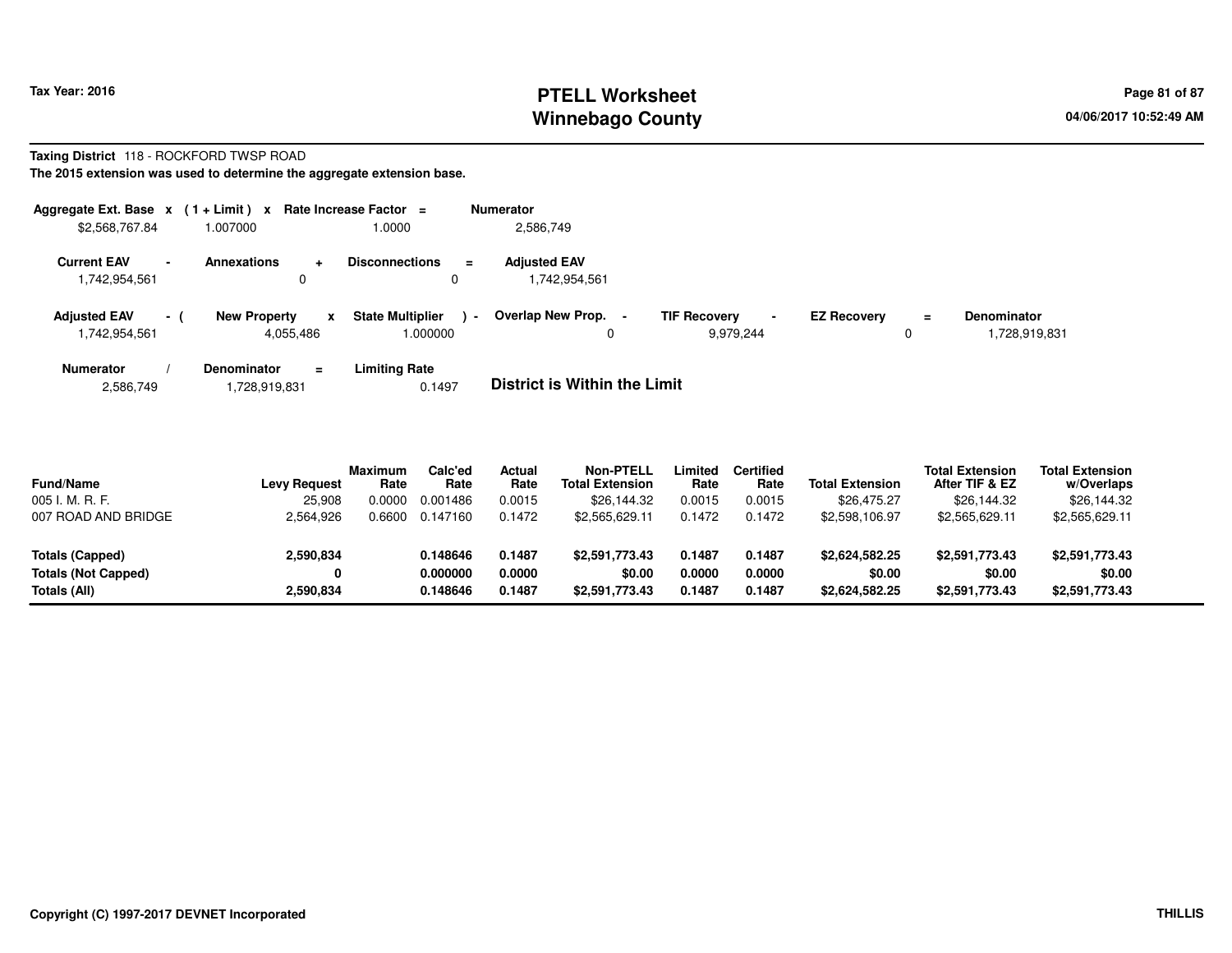**Tax Year: 2016**

# PTELL Worksheet
# Winnebago County

04/06/2017 10:52:49 AM

**Taxing District** 118 - ROCKFORD TWSP ROAD

**The 2015 extension was used to determine the aggregate extension base.**

| Aggregate Ext. Base | x | (1 + Limit) | x | Rate Increase Factor | = | Numerator |
|---|---|---|---|---|---|---|
| $2,568,767.84 | | 1.007000 | | 1.0000 | | 2,586,749 |

| Current EAV | - | Annexations | + | Disconnections | = | Adjusted EAV |
|---|---|---|---|---|---|---|
| 1,742,954,561 | | 0 | | 0 | | 1,742,954,561 |

| Adjusted EAV | - ( | New Property | x | State Multiplier | ) - | Overlap New Prop. | - | TIF Recovery | - | EZ Recovery | = | Denominator |
|---|---|---|---|---|---|---|---|---|---|---|---|---|
| 1,742,954,561 | | 4,055,486 | | 1.000000 | | 0 | | 9,979,244 | | 0 | | 1,728,919,831 |

| Numerator | / | Denominator | = | Limiting Rate |
|---|---|---|---|---|
| 2,586,749 | | 1,728,919,831 | | 0.1497 |

**District is Within the Limit**

| Fund/Name | Levy Request | Maximum Rate | Calc'ed Rate | Actual Rate | Non-PTELL Total Extension | Limited Rate | Certified Rate | Total Extension | Total Extension After TIF & EZ | Total Extension w/Overlaps |
|---|---|---|---|---|---|---|---|---|---|---|
| 005 I. M. R. F. | 25,908 | 0.0000 | 0.001486 | 0.0015 | $26,144.32 | 0.0015 | 0.0015 | $26,475.27 | $26,144.32 | $26,144.32 |
| 007 ROAD AND BRIDGE | 2,564,926 | 0.6600 | 0.147160 | 0.1472 | $2,565,629.11 | 0.1472 | 0.1472 | $2,598,106.97 | $2,565,629.11 | $2,565,629.11 |
| **Totals (Capped)** | **2,590,834** | | **0.148646** | **0.1487** | **$2,591,773.43** | **0.1487** | **0.1487** | **$2,624,582.25** | **$2,591,773.43** | **$2,591,773.43** |
| **Totals (Not Capped)** | **0** | | **0.000000** | **0.0000** | **$0.00** | **0.0000** | **0.0000** | **$0.00** | **$0.00** | **$0.00** |
| **Totals (All)** | **2,590,834** | | **0.148646** | **0.1487** | **$2,591,773.43** | **0.1487** | **0.1487** | **$2,624,582.25** | **$2,591,773.43** | **$2,591,773.43** |

**Copyright (C) 1997-2017 DEVNET Incorporated** **THILLIS**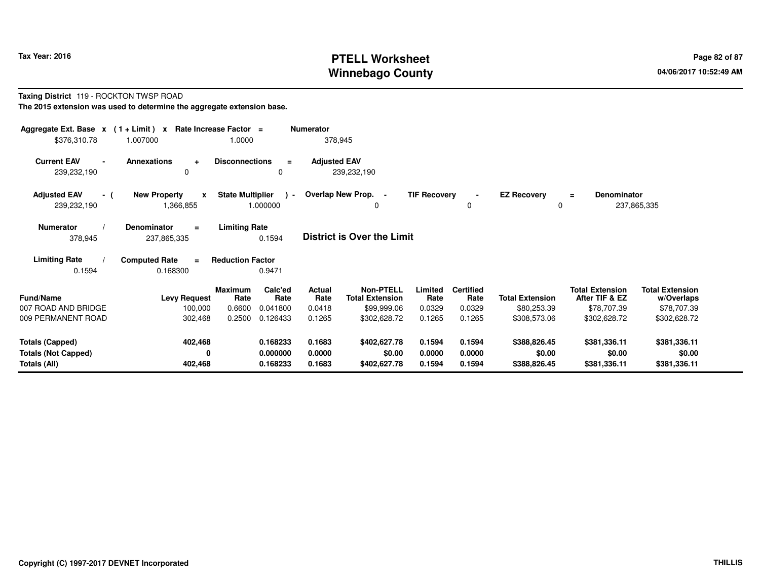Tax Year: 2016

# PTELL Worksheet
# Winnebago County

**Taxing District** 119 - ROCKTON TWSP ROAD

**The 2015 extension was used to determine the aggregate extension base.**

| Aggregate Ext. Base | x | (1 + Limit) | x | Rate Increase Factor | = | Numerator |
|---|---|---|---|---|---|---|
| $376,310.78 | | 1.007000 | | 1.0000 | | 378,945 |

| Current EAV | - | Annexations | + | Disconnections | = | Adjusted EAV |
|---|---|---|---|---|---|---|
| 239,232,190 | | 0 | | 0 | | 239,232,190 |

| Adjusted EAV | - ( | New Property | x | State Multiplier | ) - | Overlap New Prop. | - | TIF Recovery | - | EZ Recovery | = | Denominator |
|---|---|---|---|---|---|---|---|---|---|---|---|---|
| 239,232,190 | | 1,366,855 | | 1.000000 | | 0 | | 0 | | 0 | | 237,865,335 |

| Numerator | / | Denominator | = | Limiting Rate |
|---|---|---|---|---|
| 378,945 | | 237,865,335 | | 0.1594 |

**District is Over the Limit**

| Limiting Rate | / | Computed Rate | = | Reduction Factor |
|---|---|---|---|---|
| 0.1594 | | 0.168300 | | 0.9471 |

| Fund/Name | Levy Request | Maximum Rate | Calc'ed Rate | Actual Rate | Non-PTELL Total Extension | Limited Rate | Certified Rate | Total Extension | Total Extension After TIF & EZ | Total Extension w/Overlaps |
|---|---|---|---|---|---|---|---|---|---|---|
| 007 ROAD AND BRIDGE | 100,000 | 0.6600 | 0.041800 | 0.0418 | $99,999.06 | 0.0329 | 0.0329 | $80,253.39 | $78,707.39 | $78,707.39 |
| 009 PERMANENT ROAD | 302,468 | 0.2500 | 0.126433 | 0.1265 | $302,628.72 | 0.1265 | 0.1265 | $308,573.06 | $302,628.72 | $302,628.72 |
| **Totals (Capped)** | **402,468** | | **0.168233** | **0.1683** | **$402,627.78** | **0.1594** | **0.1594** | **$388,826.45** | **$381,336.11** | **$381,336.11** |
| **Totals (Not Capped)** | **0** | | **0.000000** | **0.0000** | **$0.00** | **0.0000** | **0.0000** | **$0.00** | **$0.00** | **$0.00** |
| **Totals (All)** | **402,468** | | **0.168233** | **0.1683** | **$402,627.78** | **0.1594** | **0.1594** | **$388,826.45** | **$381,336.11** | **$381,336.11** |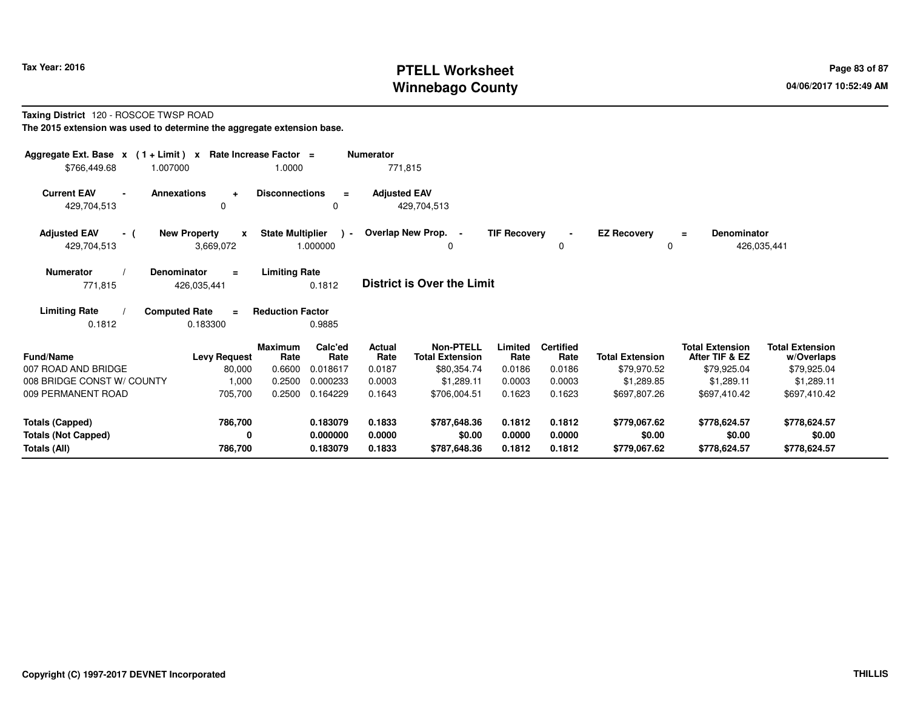# PTELL Worksheet
# Winnebago County

Tax Year: 2016

04/06/2017 10:52:49 AM

**Taxing District** 120 - ROSCOE TWSP ROAD

**The 2015 extension was used to determine the aggregate extension base.**

| Aggregate Ext. Base | x | (1 + Limit) | x | Rate Increase Factor | = | Numerator |
|---|---|---|---|---|---|---|
| $766,449.68 | | 1.007000 | | 1.0000 | | 771,815 |

| Current EAV | - | Annexations | + | Disconnections | = | Adjusted EAV |
|---|---|---|---|---|---|---|
| 429,704,513 | | 0 | | 0 | | 429,704,513 |

| Adjusted EAV | - ( | New Property | x | State Multiplier | ) - | Overlap New Prop. | - | TIF Recovery | - | EZ Recovery | = | Denominator |
|---|---|---|---|---|---|---|---|---|---|---|---|---|
| 429,704,513 | | 3,669,072 | | 1.000000 | | 0 | | 0 | | 0 | | 426,035,441 |

| Numerator | / | Denominator | = | Limiting Rate |
|---|---|---|---|---|
| 771,815 | | 426,035,441 | | 0.1812 |

**District is Over the Limit**

| Limiting Rate | / | Computed Rate | = | Reduction Factor |
|---|---|---|---|---|
| 0.1812 | | 0.183300 | | 0.9885 |

| Fund/Name | Levy Request | Maximum Rate | Calc'ed Rate | Actual Rate | Non-PTELL Total Extension | Limited Rate | Certified Rate | Total Extension | Total Extension After TIF & EZ | Total Extension w/Overlaps |
|---|---|---|---|---|---|---|---|---|---|---|
| 007 ROAD AND BRIDGE | 80,000 | 0.6600 | 0.018617 | 0.0187 | $80,354.74 | 0.0186 | 0.0186 | $79,970.52 | $79,925.04 | $79,925.04 |
| 008 BRIDGE CONST W/ COUNTY | 1,000 | 0.2500 | 0.000233 | 0.0003 | $1,289.11 | 0.0003 | 0.0003 | $1,289.85 | $1,289.11 | $1,289.11 |
| 009 PERMANENT ROAD | 705,700 | 0.2500 | 0.164229 | 0.1643 | $706,004.51 | 0.1623 | 0.1623 | $697,807.26 | $697,410.42 | $697,410.42 |
| **Totals (Capped)** | **786,700** | | **0.183079** | **0.1833** | **$787,648.36** | **0.1812** | **0.1812** | **$779,067.62** | **$778,624.57** | **$778,624.57** |
| **Totals (Not Capped)** | **0** | | **0.000000** | **0.0000** | **$0.00** | **0.0000** | **0.0000** | **$0.00** | **$0.00** | **$0.00** |
| **Totals (All)** | **786,700** | | **0.183079** | **0.1833** | **$787,648.36** | **0.1812** | **0.1812** | **$779,067.62** | **$778,624.57** | **$778,624.57** |

Copyright (C) 1997-2017 DEVNET Incorporated

THILLIS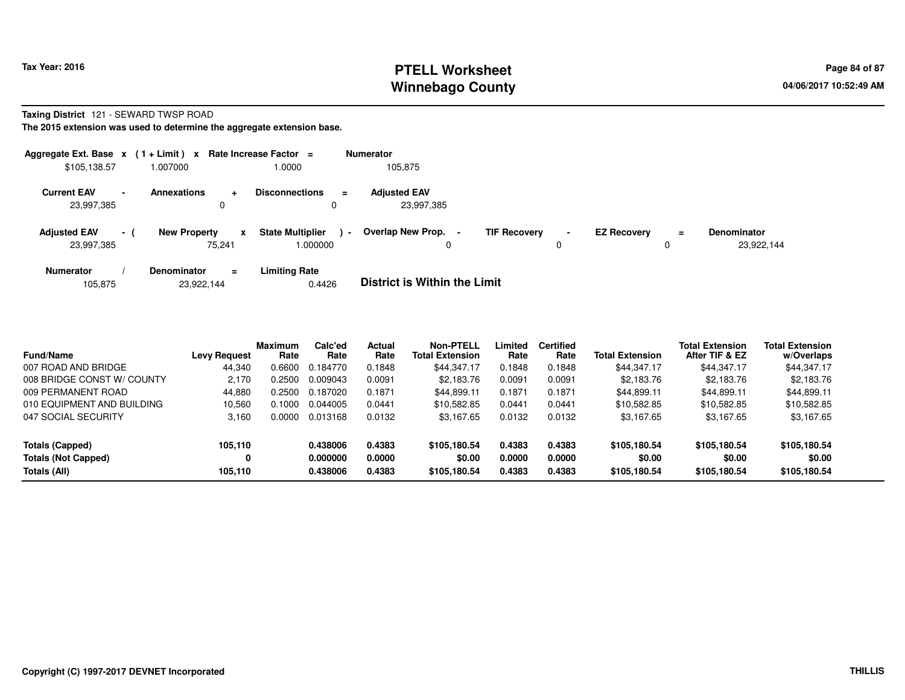**Tax Year: 2016**

# PTELL Worksheet
# Winnebago County

**Taxing District** 121 - SEWARD TWSP ROAD

**The 2015 extension was used to determine the aggregate extension base.**

| Aggregate Ext. Base | x | ( 1 + Limit ) | x | Rate Increase Factor | = | Numerator |
|---|---|---|---|---|---|---|
| $105,138.57 | | 1.007000 | | 1.0000 | | 105,875 |

| Current EAV | - | Annexations | + | Disconnections | = | Adjusted EAV |
|---|---|---|---|---|---|---|
| 23,997,385 | | 0 | | 0 | | 23,997,385 |

| Adjusted EAV | - ( | New Property | x | State Multiplier | ) - | Overlap New Prop. | - | TIF Recovery | - | EZ Recovery | = | Denominator |
|---|---|---|---|---|---|---|---|---|---|---|---|---|
| 23,997,385 | | 75,241 | | 1.000000 | | 0 | | 0 | | 0 | | 23,922,144 |

| Numerator | / | Denominator | = | Limiting Rate |
|---|---|---|---|---|
| 105,875 | | 23,922,144 | | 0.4426 |

**District is Within the Limit**

| Fund/Name | Levy Request | Maximum Rate | Calc'ed Rate | Actual Rate | Non-PTELL Total Extension | Limited Rate | Certified Rate | Total Extension | Total Extension After TIF & EZ | Total Extension w/Overlaps |
|---|---|---|---|---|---|---|---|---|---|---|
| 007 ROAD AND BRIDGE | 44,340 | 0.6600 | 0.184770 | 0.1848 | $44,347.17 | 0.1848 | 0.1848 | $44,347.17 | $44,347.17 | $44,347.17 |
| 008 BRIDGE CONST W/ COUNTY | 2,170 | 0.2500 | 0.009043 | 0.0091 | $2,183.76 | 0.0091 | 0.0091 | $2,183.76 | $2,183.76 | $2,183.76 |
| 009 PERMANENT ROAD | 44,880 | 0.2500 | 0.187020 | 0.1871 | $44,899.11 | 0.1871 | 0.1871 | $44,899.11 | $44,899.11 | $44,899.11 |
| 010 EQUIPMENT AND BUILDING | 10,560 | 0.1000 | 0.044005 | 0.0441 | $10,582.85 | 0.0441 | 0.0441 | $10,582.85 | $10,582.85 | $10,582.85 |
| 047 SOCIAL SECURITY | 3,160 | 0.0000 | 0.013168 | 0.0132 | $3,167.65 | 0.0132 | 0.0132 | $3,167.65 | $3,167.65 | $3,167.65 |
| **Totals (Capped)** | **105,110** | | **0.438006** | **0.4383** | **$105,180.54** | **0.4383** | **0.4383** | **$105,180.54** | **$105,180.54** | **$105,180.54** |
| **Totals (Not Capped)** | **0** | | **0.000000** | **0.0000** | **$0.00** | **0.0000** | **0.0000** | **$0.00** | **$0.00** | **$0.00** |
| **Totals (All)** | **105,110** | | **0.438006** | **0.4383** | **$105,180.54** | **0.4383** | **0.4383** | **$105,180.54** | **$105,180.54** | **$105,180.54** |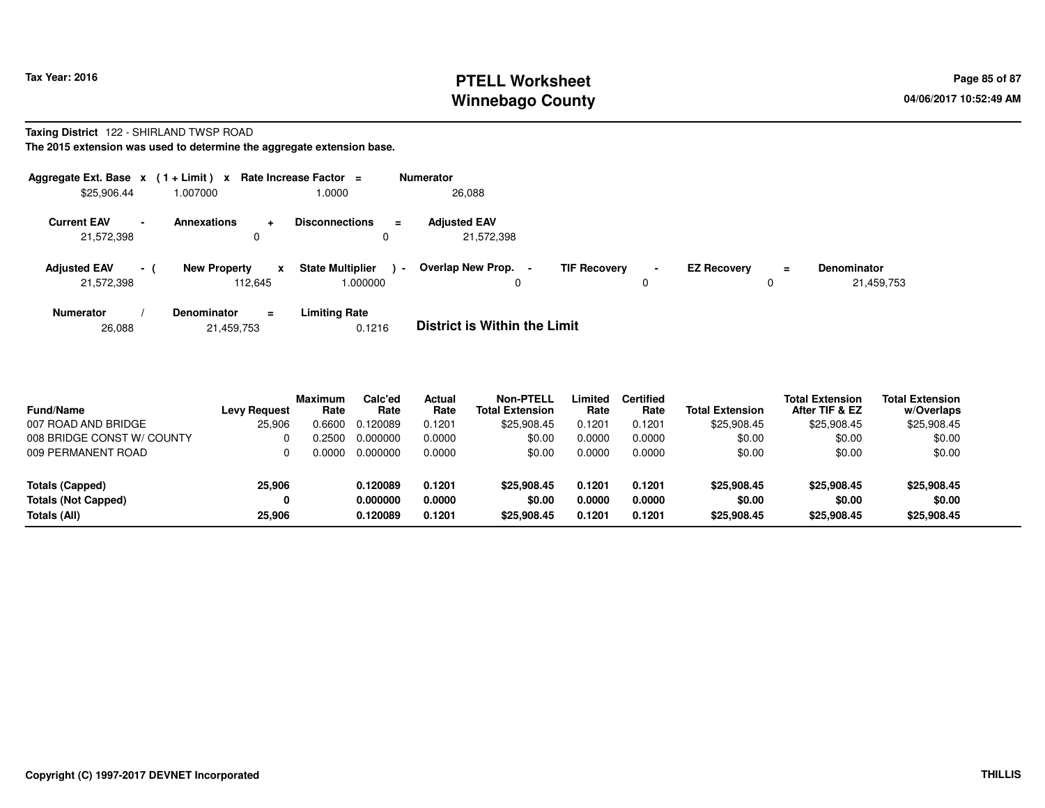**Taxing District** 122 - SHIRLAND TWSP ROAD

**The 2015 extension was used to determine the aggregate extension base.**

| Aggregate Ext. Base | x | (1 + Limit) | x | Rate Increase Factor | = | Numerator |
|---|---|---|---|---|---|---|
| $25,906.44 | | 1.007000 | | 1.0000 | | 26,088 |

| Current EAV | - | Annexations | + | Disconnections | = | Adjusted EAV |
|---|---|---|---|---|---|---|
| 21,572,398 | | 0 | | 0 | | 21,572,398 |

| Adjusted EAV | - ( | New Property | x | State Multiplier | ) - | Overlap New Prop. | - | TIF Recovery | - | EZ Recovery | = | Denominator |
|---|---|---|---|---|---|---|---|---|---|---|---|---|
| 21,572,398 | | 112,645 | | 1.000000 | | 0 | | 0 | | 0 | | 21,459,753 |

| Numerator | / | Denominator | = | Limiting Rate |
|---|---|---|---|---|
| 26,088 | | 21,459,753 | | 0.1216 |

**District is Within the Limit**

| Fund/Name | Levy Request | Maximum Rate | Calc'ed Rate | Actual Rate | Non-PTELL Total Extension | Limited Rate | Certified Rate | Total Extension | Total Extension After TIF & EZ | Total Extension w/Overlaps |
|---|---|---|---|---|---|---|---|---|---|---|
| 007 ROAD AND BRIDGE | 25,906 | 0.6600 | 0.120089 | 0.1201 | $25,908.45 | 0.1201 | 0.1201 | $25,908.45 | $25,908.45 | $25,908.45 |
| 008 BRIDGE CONST W/ COUNTY | 0 | 0.2500 | 0.000000 | 0.0000 | $0.00 | 0.0000 | 0.0000 | $0.00 | $0.00 | $0.00 |
| 009 PERMANENT ROAD | 0 | 0.0000 | 0.000000 | 0.0000 | $0.00 | 0.0000 | 0.0000 | $0.00 | $0.00 | $0.00 |
| **Totals (Capped)** | **25,906** | | **0.120089** | **0.1201** | **$25,908.45** | **0.1201** | **0.1201** | **$25,908.45** | **$25,908.45** | **$25,908.45** |
| **Totals (Not Capped)** | **0** | | **0.000000** | **0.0000** | **$0.00** | **0.0000** | **0.0000** | **$0.00** | **$0.00** | **$0.00** |
| **Totals (All)** | **25,906** | | **0.120089** | **0.1201** | **$25,908.45** | **0.1201** | **0.1201** | **$25,908.45** | **$25,908.45** | **$25,908.45** |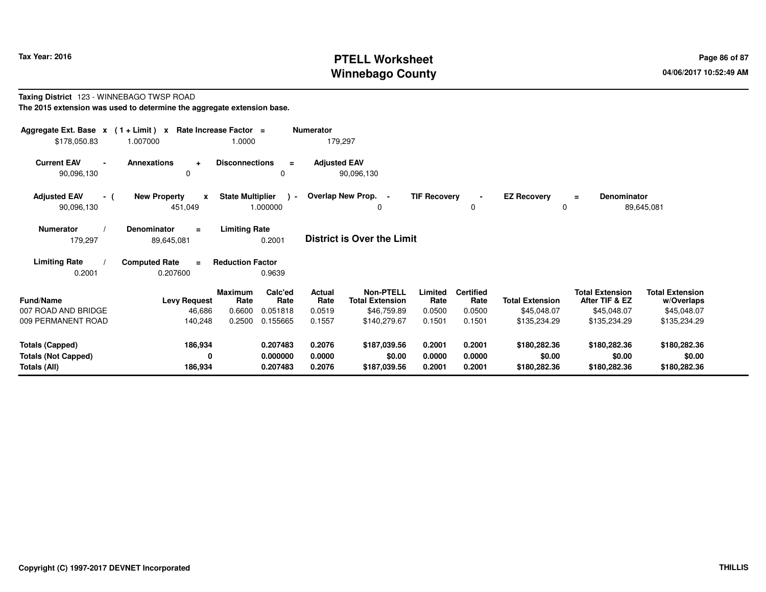**Taxing District** 123 - WINNEBAGO TWSP ROAD

**The 2015 extension was used to determine the aggregate extension base.**

| Aggregate Ext. Base | x | (1 + Limit) | x | Rate Increase Factor | = | Numerator |
|---|---|---|---|---|---|---|
| $178,050.83 | | 1.007000 | | 1.0000 | | 179,297 |

| Current EAV | - | Annexations | + | Disconnections | = | Adjusted EAV |
|---|---|---|---|---|---|---|
| 90,096,130 | | 0 | | 0 | | 90,096,130 |

| Adjusted EAV | - ( | New Property | x | State Multiplier | ) - | Overlap New Prop. | - | TIF Recovery | - | EZ Recovery | = | Denominator |
|---|---|---|---|---|---|---|---|---|---|---|---|---|
| 90,096,130 | | 451,049 | | 1.000000 | | 0 | | 0 | | 0 | | 89,645,081 |

| Numerator | / | Denominator | = | Limiting Rate |
|---|---|---|---|---|
| 179,297 | | 89,645,081 | | 0.2001 |

**District is Over the Limit**

| Limiting Rate | / | Computed Rate | = | Reduction Factor |
|---|---|---|---|---|
| 0.2001 | | 0.207600 | | 0.9639 |

| Fund/Name | Levy Request | Maximum Rate | Calc'ed Rate | Actual Rate | Non-PTELL Total Extension | Limited Rate | Certified Rate | Total Extension | Total Extension After TIF & EZ | Total Extension w/Overlaps |
|---|---|---|---|---|---|---|---|---|---|---|
| 007 ROAD AND BRIDGE | 46,686 | 0.6600 | 0.051818 | 0.0519 | $46,759.89 | 0.0500 | 0.0500 | $45,048.07 | $45,048.07 | $45,048.07 |
| 009 PERMANENT ROAD | 140,248 | 0.2500 | 0.155665 | 0.1557 | $140,279.67 | 0.1501 | 0.1501 | $135,234.29 | $135,234.29 | $135,234.29 |
| **Totals (Capped)** | **186,934** | | **0.207483** | **0.2076** | **$187,039.56** | **0.2001** | **0.2001** | **$180,282.36** | **$180,282.36** | **$180,282.36** |
| **Totals (Not Capped)** | **0** | | **0.000000** | **0.0000** | **$0.00** | **0.0000** | **0.0000** | **$0.00** | **$0.00** | **$0.00** |
| **Totals (All)** | **186,934** | | **0.207483** | **0.2076** | **$187,039.56** | **0.2001** | **0.2001** | **$180,282.36** | **$180,282.36** | **$180,282.36** |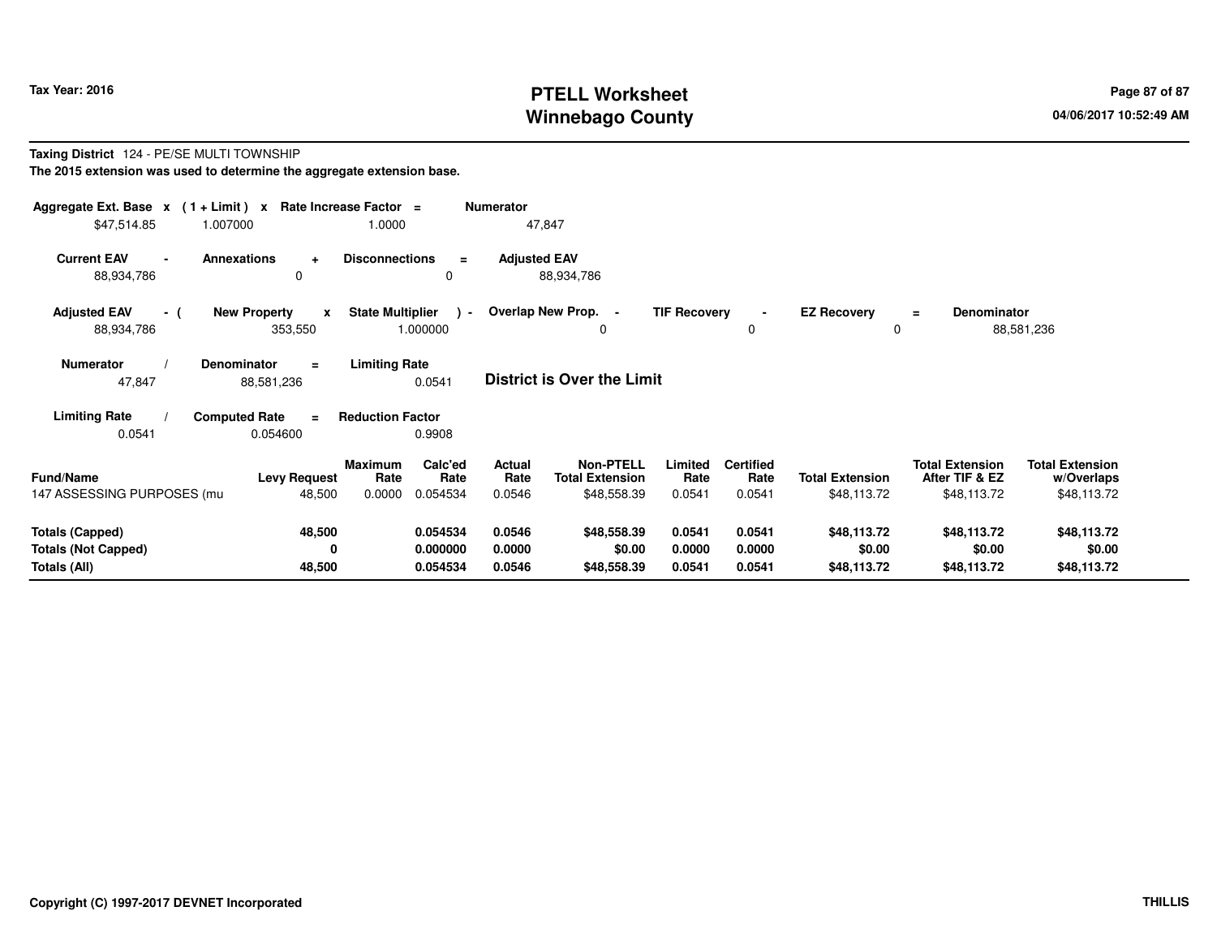# PTELL Worksheet
# Winnebago County

Tax Year: 2016

04/06/2017 10:52:49 AM

**Taxing District** 124 - PE/SE MULTI TOWNSHIP

**The 2015 extension was used to determine the aggregate extension base.**

| Aggregate Ext. Base | x | (1 + Limit) | x | Rate Increase Factor | = | Numerator |
|---|---|---|---|---|---|---|
| $47,514.85 | | 1.007000 | | 1.0000 | | 47,847 |

| Current EAV | - | Annexations | + | Disconnections | = | Adjusted EAV |
|---|---|---|---|---|---|---|
| 88,934,786 | | 0 | | 0 | | 88,934,786 |

| Adjusted EAV | - ( | New Property | x | State Multiplier | ) - | Overlap New Prop. | - | TIF Recovery | - | EZ Recovery | = | Denominator |
|---|---|---|---|---|---|---|---|---|---|---|---|---|
| 88,934,786 | | 353,550 | | 1.000000 | | 0 | | 0 | | 0 | | 88,581,236 |

| Numerator | / | Denominator | = | Limiting Rate |
|---|---|---|---|---|
| 47,847 | | 88,581,236 | | 0.0541 |

**District is Over the Limit**

| Limiting Rate | / | Computed Rate | = | Reduction Factor |
|---|---|---|---|---|
| 0.0541 | | 0.054600 | | 0.9908 |

| Fund/Name | Levy Request | Maximum Rate | Calc'ed Rate | Actual Rate | Non-PTELL Total Extension | Limited Rate | Certified Rate | Total Extension | Total Extension After TIF & EZ | Total Extension w/Overlaps |
|---|---|---|---|---|---|---|---|---|---|---|
| 147 ASSESSING PURPOSES (mu | 48,500 | 0.0000 | 0.054534 | 0.0546 | $48,558.39 | 0.0541 | 0.0541 | $48,113.72 | $48,113.72 | $48,113.72 |
| **Totals (Capped)** | **48,500** | | **0.054534** | **0.0546** | **$48,558.39** | **0.0541** | **0.0541** | **$48,113.72** | **$48,113.72** | **$48,113.72** |
| **Totals (Not Capped)** | **0** | | **0.000000** | **0.0000** | **$0.00** | **0.0000** | **0.0000** | **$0.00** | **$0.00** | **$0.00** |
| **Totals (All)** | **48,500** | | **0.054534** | **0.0546** | **$48,558.39** | **0.0541** | **0.0541** | **$48,113.72** | **$48,113.72** | **$48,113.72** |

Copyright (C) 1997-2017 DEVNET Incorporated

THILLIS